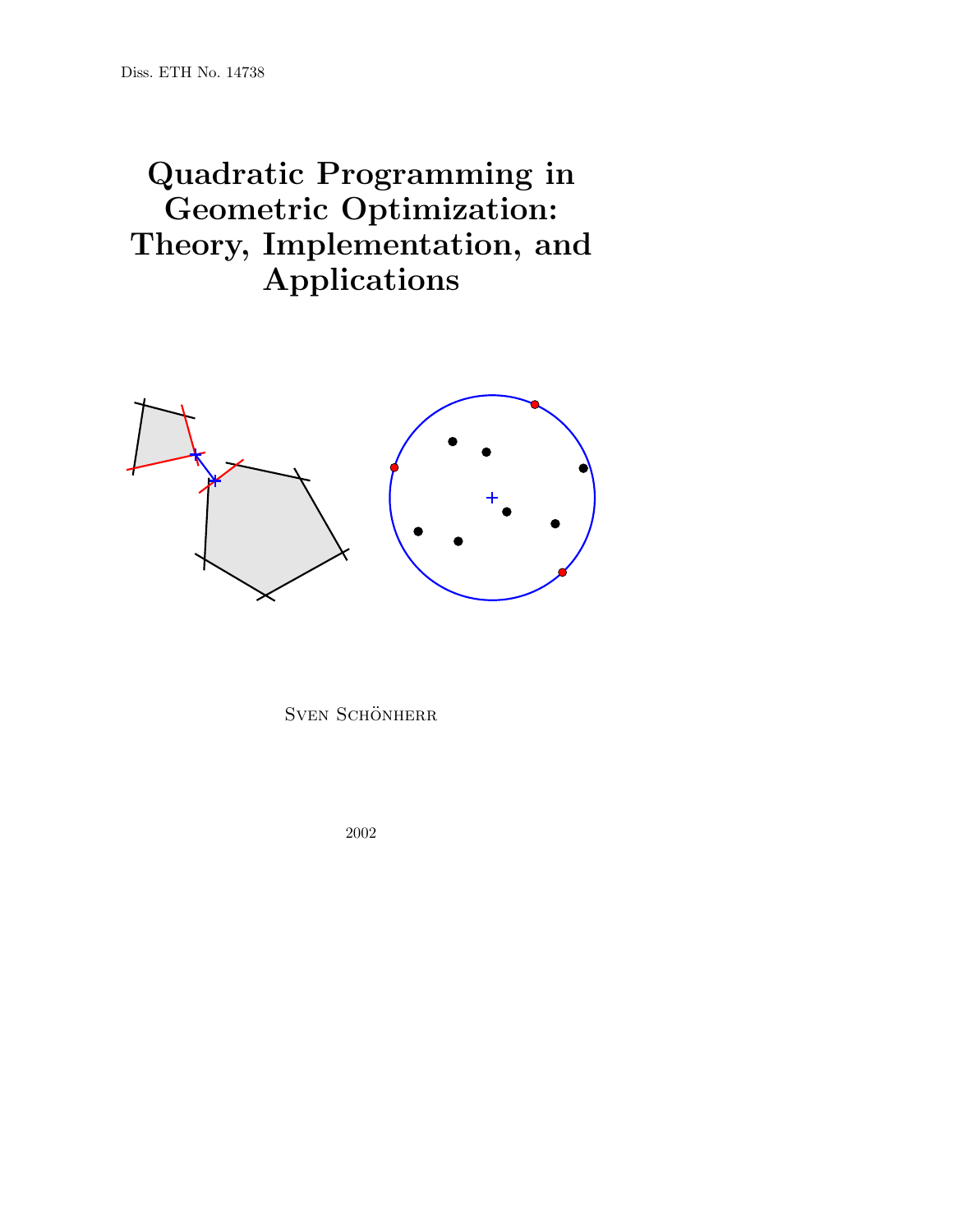Diss. ETH No. 14738

# Quadratic Programming in Geometric Optimization: Theory, Implementation, and Applications

Sven Schönherr

2002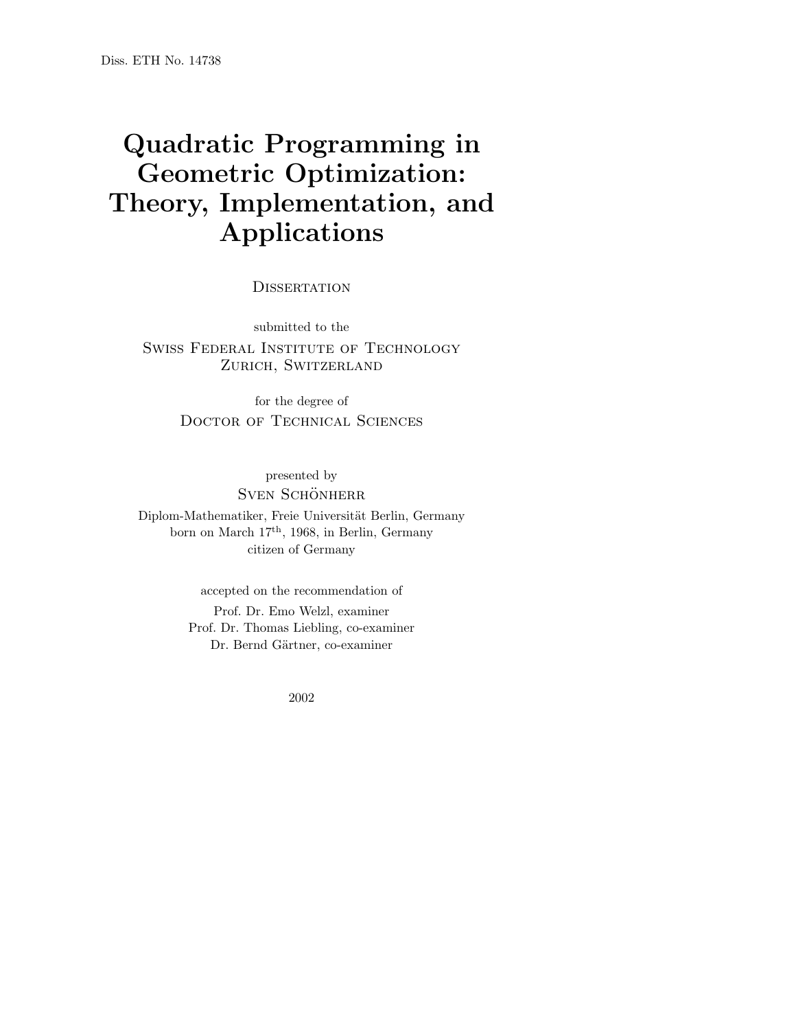Diss. ETH No. 14738

# Quadratic Programming in Geometric Optimization: Theory, Implementation, and Applications

DISSERTATION

submitted to the

SWISS FEDERAL INSTITUTE OF TECHNOLOGY
ZURICH, SWITZERLAND

for the degree of

DOCTOR OF TECHNICAL SCIENCES

presented by

SVEN SCHÖNHERR

Diplom-Mathematiker, Freie Universität Berlin, Germany
born on March 17th, 1968, in Berlin, Germany
citizen of Germany

accepted on the recommendation of

Prof. Dr. Emo Welzl, examiner
Prof. Dr. Thomas Liebling, co-examiner
Dr. Bernd Gärtner, co-examiner

2002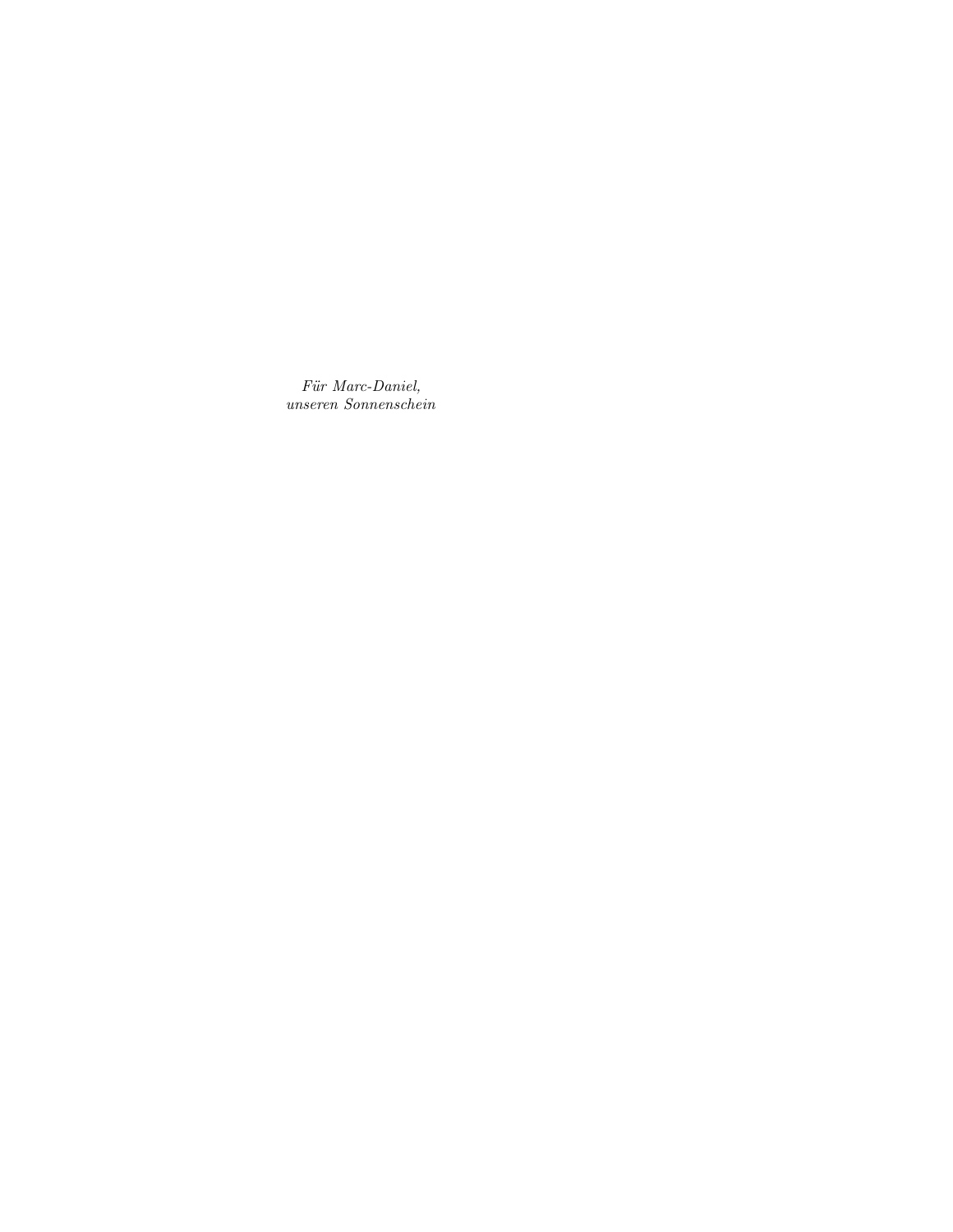*Für Marc-Daniel,*
*unseren Sonnenschein*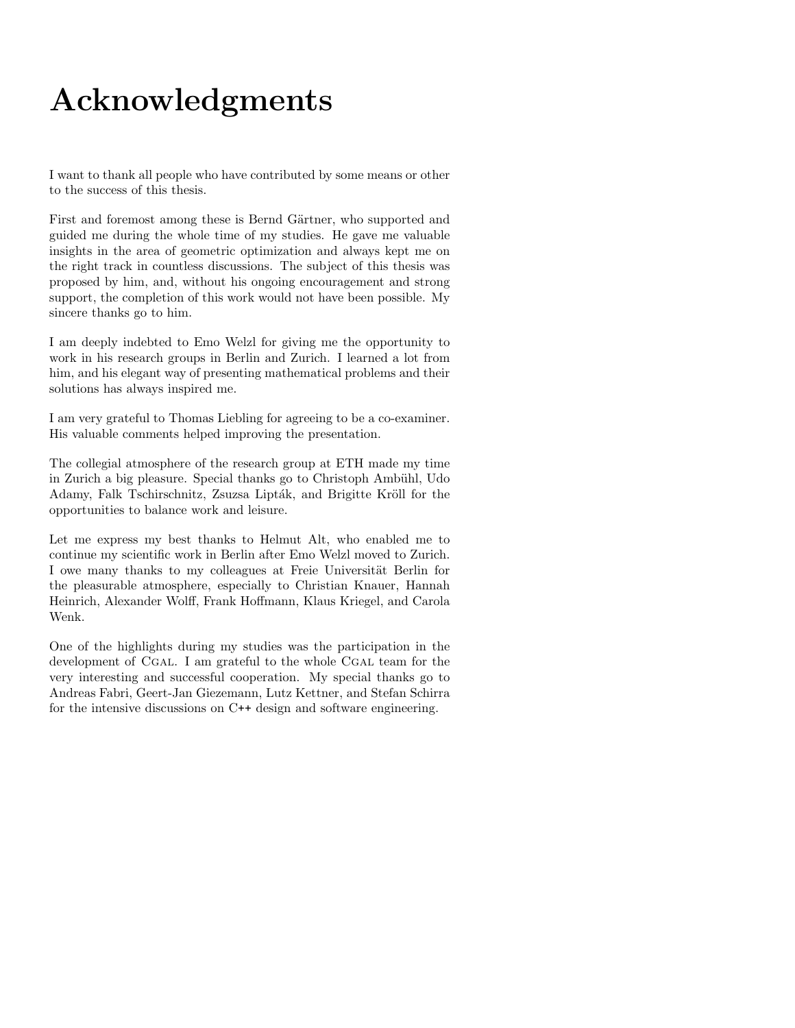# Acknowledgments

I want to thank all people who have contributed by some means or other to the success of this thesis.

First and foremost among these is Bernd Gärtner, who supported and guided me during the whole time of my studies. He gave me valuable insights in the area of geometric optimization and always kept me on the right track in countless discussions. The subject of this thesis was proposed by him, and, without his ongoing encouragement and strong support, the completion of this work would not have been possible. My sincere thanks go to him.

I am deeply indebted to Emo Welzl for giving me the opportunity to work in his research groups in Berlin and Zurich. I learned a lot from him, and his elegant way of presenting mathematical problems and their solutions has always inspired me.

I am very grateful to Thomas Liebling for agreeing to be a co-examiner. His valuable comments helped improving the presentation.

The collegial atmosphere of the research group at ETH made my time in Zurich a big pleasure. Special thanks go to Christoph Ambühl, Udo Adamy, Falk Tschirschnitz, Zsuzsa Lipták, and Brigitte Kröll for the opportunities to balance work and leisure.

Let me express my best thanks to Helmut Alt, who enabled me to continue my scientific work in Berlin after Emo Welzl moved to Zurich. I owe many thanks to my colleagues at Freie Universität Berlin for the pleasurable atmosphere, especially to Christian Knauer, Hannah Heinrich, Alexander Wolff, Frank Hoffmann, Klaus Kriegel, and Carola Wenk.

One of the highlights during my studies was the participation in the development of CGAL. I am grateful to the whole CGAL team for the very interesting and successful cooperation. My special thanks go to Andreas Fabri, Geert-Jan Giezemann, Lutz Kettner, and Stefan Schirra for the intensive discussions on C++ design and software engineering.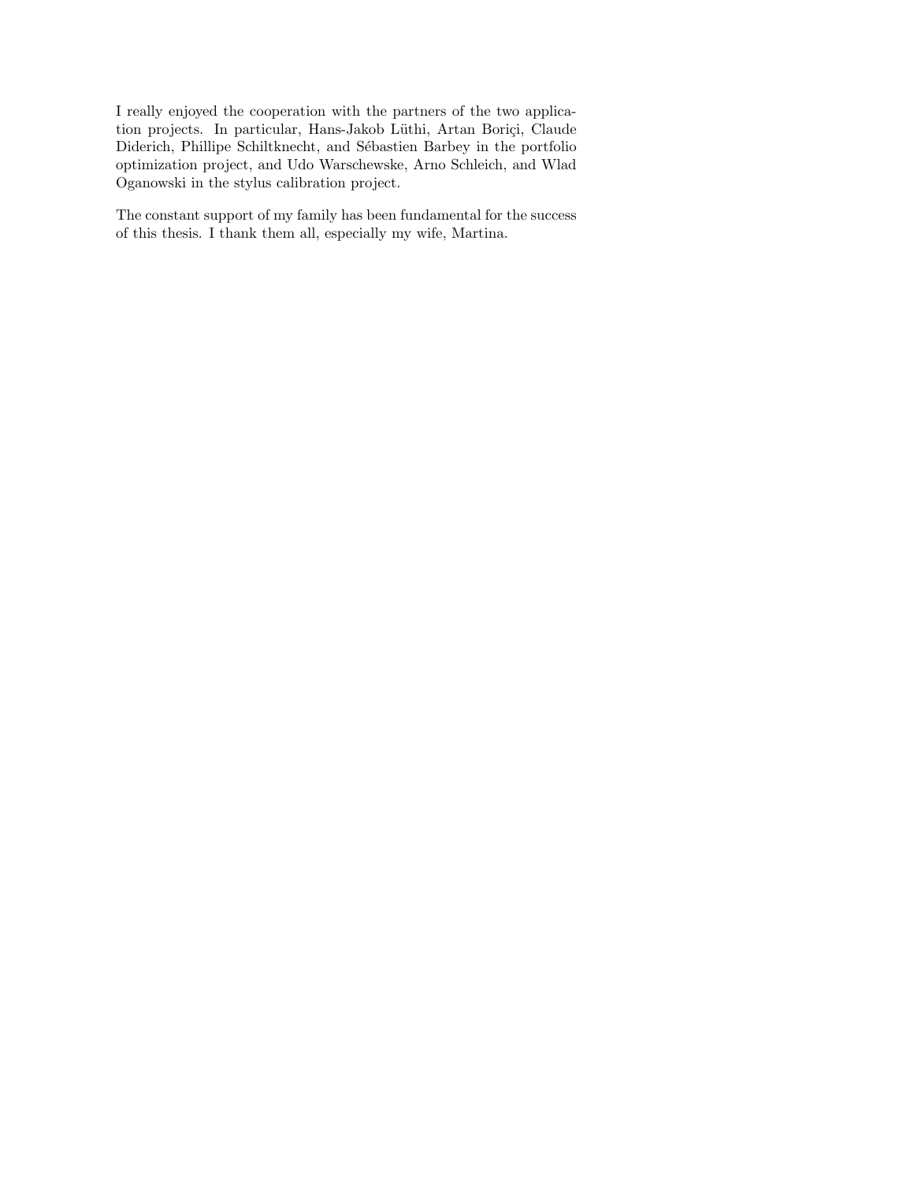I really enjoyed the cooperation with the partners of the two application projects. In particular, Hans-Jakob Lüthi, Artan Boriçi, Claude Diderich, Phillipe Schiltknecht, and Sébastien Barbey in the portfolio optimization project, and Udo Warschewske, Arno Schleich, and Wlad Oganowski in the stylus calibration project.

The constant support of my family has been fundamental for the success of this thesis. I thank them all, especially my wife, Martina.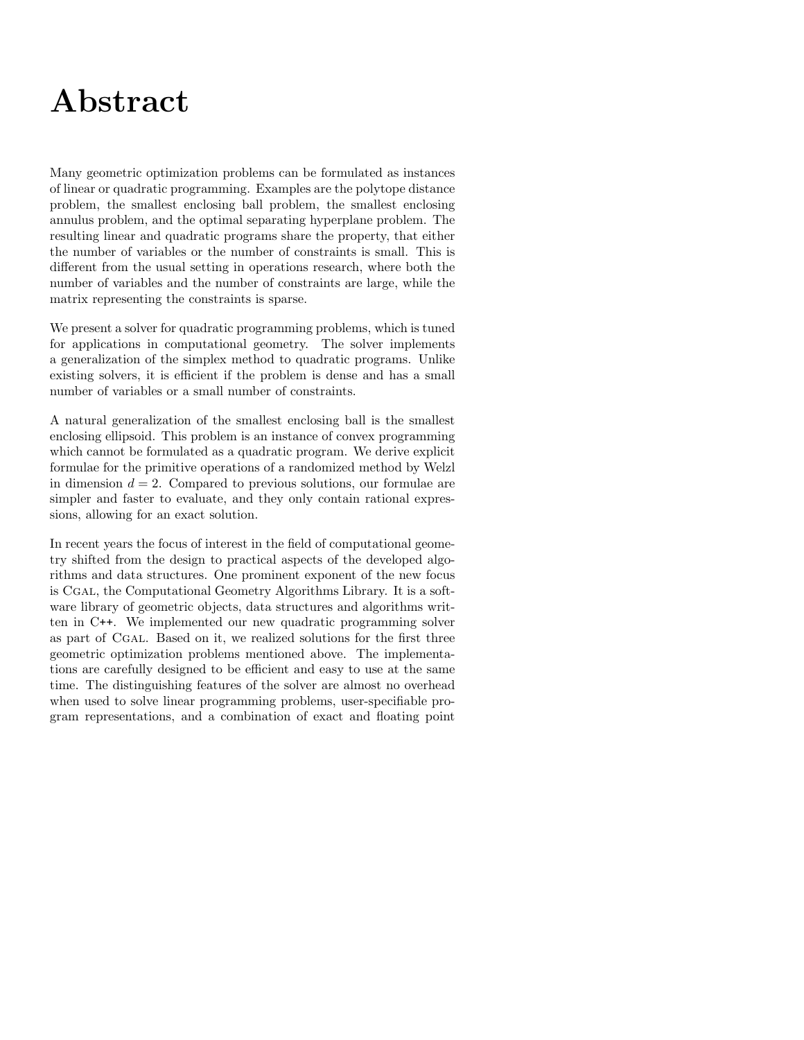# Abstract

Many geometric optimization problems can be formulated as instances of linear or quadratic programming. Examples are the polytope distance problem, the smallest enclosing ball problem, the smallest enclosing annulus problem, and the optimal separating hyperplane problem. The resulting linear and quadratic programs share the property, that either the number of variables or the number of constraints is small. This is different from the usual setting in operations research, where both the number of variables and the number of constraints are large, while the matrix representing the constraints is sparse.

We present a solver for quadratic programming problems, which is tuned for applications in computational geometry. The solver implements a generalization of the simplex method to quadratic programs. Unlike existing solvers, it is efficient if the problem is dense and has a small number of variables or a small number of constraints.

A natural generalization of the smallest enclosing ball is the smallest enclosing ellipsoid. This problem is an instance of convex programming which cannot be formulated as a quadratic program. We derive explicit formulae for the primitive operations of a randomized method by Welzl in dimension $d = 2$. Compared to previous solutions, our formulae are simpler and faster to evaluate, and they only contain rational expressions, allowing for an exact solution.

In recent years the focus of interest in the field of computational geometry shifted from the design to practical aspects of the developed algorithms and data structures. One prominent exponent of the new focus is CGAL, the Computational Geometry Algorithms Library. It is a software library of geometric objects, data structures and algorithms written in C++. We implemented our new quadratic programming solver as part of CGAL. Based on it, we realized solutions for the first three geometric optimization problems mentioned above. The implementations are carefully designed to be efficient and easy to use at the same time. The distinguishing features of the solver are almost no overhead when used to solve linear programming problems, user-specifiable program representations, and a combination of exact and floating point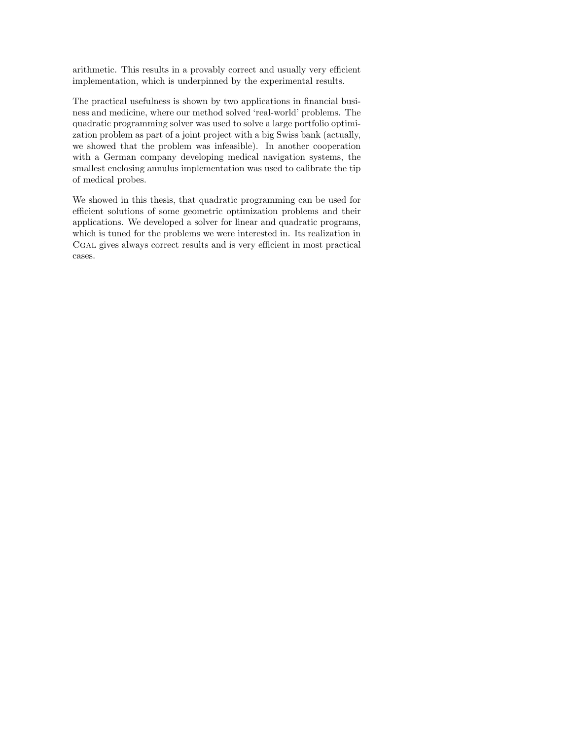arithmetic. This results in a provably correct and usually very efficient implementation, which is underpinned by the experimental results.

The practical usefulness is shown by two applications in financial business and medicine, where our method solved 'real-world' problems. The quadratic programming solver was used to solve a large portfolio optimization problem as part of a joint project with a big Swiss bank (actually, we showed that the problem was infeasible). In another cooperation with a German company developing medical navigation systems, the smallest enclosing annulus implementation was used to calibrate the tip of medical probes.

We showed in this thesis, that quadratic programming can be used for efficient solutions of some geometric optimization problems and their applications. We developed a solver for linear and quadratic programs, which is tuned for the problems we were interested in. Its realization in CGAL gives always correct results and is very efficient in most practical cases.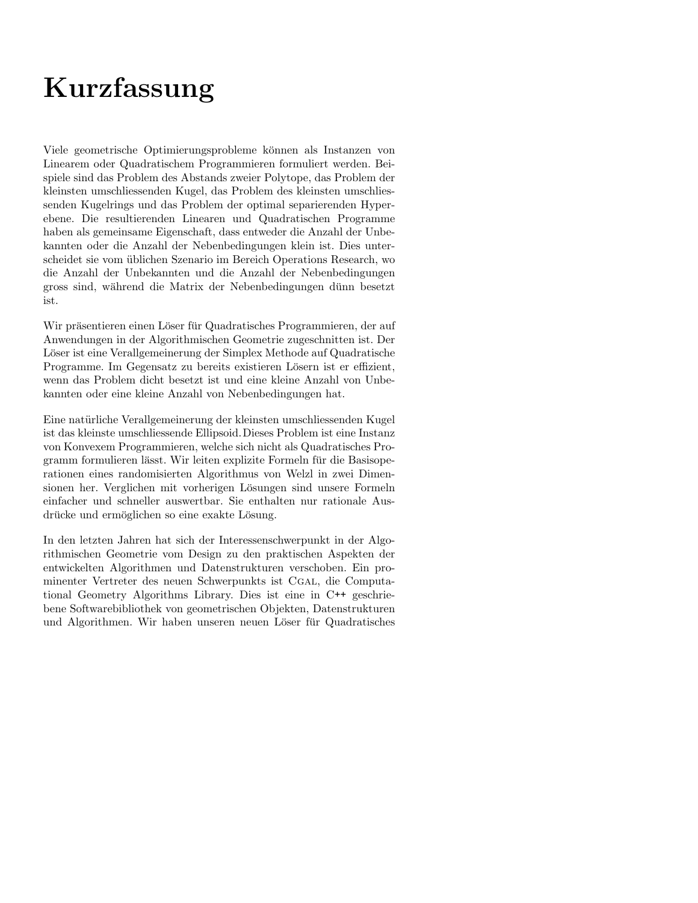# Kurzfassung

Viele geometrische Optimierungsprobleme können als Instanzen von Linearem oder Quadratischem Programmieren formuliert werden. Beispiele sind das Problem des Abstands zweier Polytope, das Problem der kleinsten umschliessenden Kugel, das Problem des kleinsten umschliessenden Kugelrings und das Problem der optimal separierenden Hyperebene. Die resultierenden Linearen und Quadratischen Programme haben als gemeinsame Eigenschaft, dass entweder die Anzahl der Unbekannten oder die Anzahl der Nebenbedingungen klein ist. Dies unterscheidet sie vom üblichen Szenario im Bereich Operations Research, wo die Anzahl der Unbekannten und die Anzahl der Nebenbedingungen gross sind, während die Matrix der Nebenbedingungen dünn besetzt ist.

Wir präsentieren einen Löser für Quadratisches Programmieren, der auf Anwendungen in der Algorithmischen Geometrie zugeschnitten ist. Der Löser ist eine Verallgemeinerung der Simplex Methode auf Quadratische Programme. Im Gegensatz zu bereits existieren Lösern ist er effizient, wenn das Problem dicht besetzt ist und eine kleine Anzahl von Unbekannten oder eine kleine Anzahl von Nebenbedingungen hat.

Eine natürliche Verallgemeinerung der kleinsten umschliessenden Kugel ist das kleinste umschliessende Ellipsoid. Dieses Problem ist eine Instanz von Konvexem Programmieren, welche sich nicht als Quadratisches Programm formulieren lässt. Wir leiten explizite Formeln für die Basisoperationen eines randomisierten Algorithmus von Welzl in zwei Dimensionen her. Verglichen mit vorherigen Lösungen sind unsere Formeln einfacher und schneller auswertbar. Sie enthalten nur rationale Ausdrücke und ermöglichen so eine exakte Lösung.

In den letzten Jahren hat sich der Interessenschwerpunkt in der Algorithmischen Geometrie vom Design zu den praktischen Aspekten der entwickelten Algorithmen und Datenstrukturen verschoben. Ein prominenter Vertreter des neuen Schwerpunkts ist CGAL, die Computational Geometry Algorithms Library. Dies ist eine in C++ geschriebene Softwarebibliothek von geometrischen Objekten, Datenstrukturen und Algorithmen. Wir haben unseren neuen Löser für Quadratisches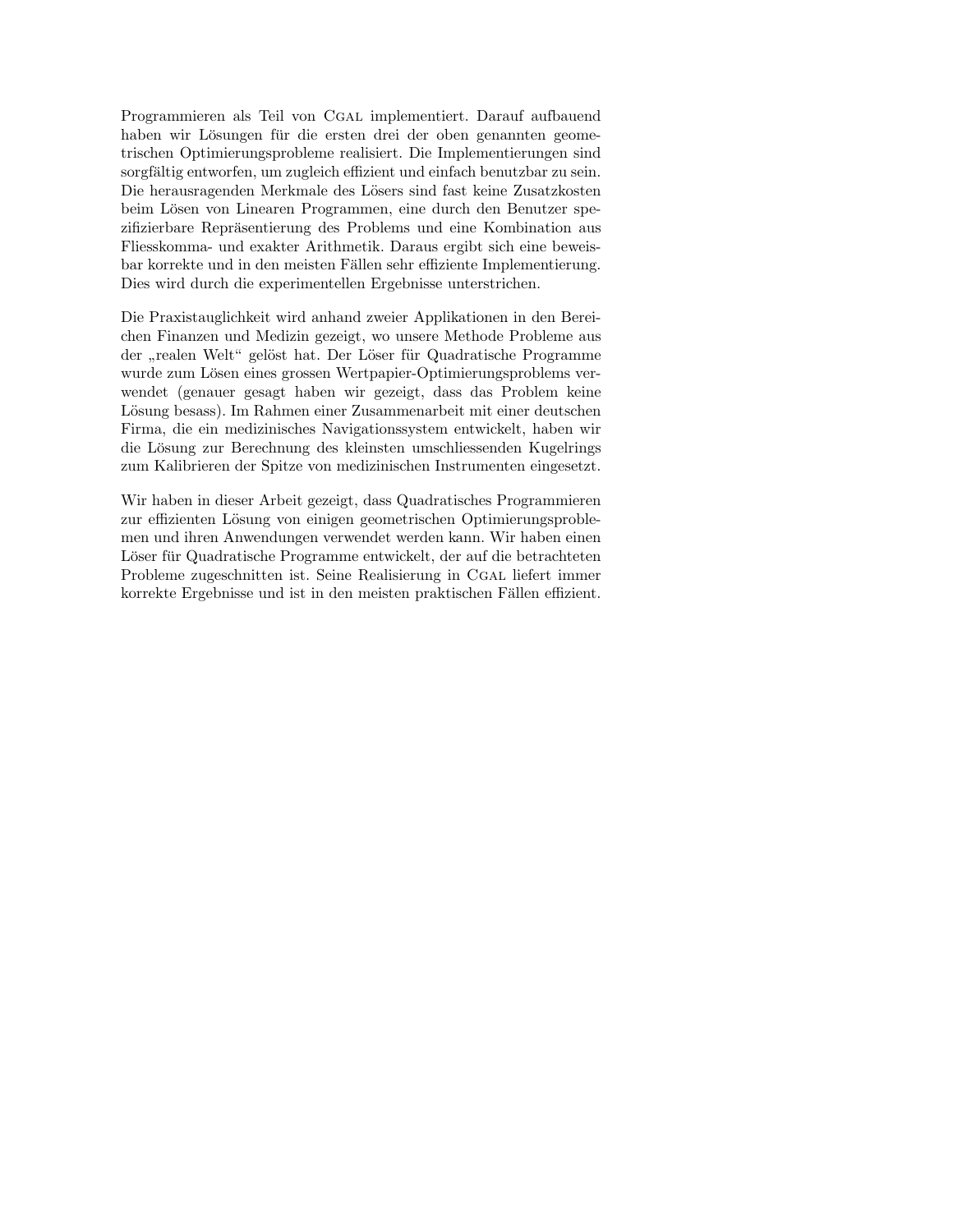Programmieren als Teil von Cgal implementiert. Darauf aufbauend haben wir Lösungen für die ersten drei der oben genannten geometrischen Optimierungsprobleme realisiert. Die Implementierungen sind sorgfältig entworfen, um zugleich effizient und einfach benutzbar zu sein. Die herausragenden Merkmale des Lösers sind fast keine Zusatzkosten beim Lösen von Linearen Programmen, eine durch den Benutzer spezifizierbare Repräsentierung des Problems und eine Kombination aus Fliesskomma- und exakter Arithmetik. Daraus ergibt sich eine beweisbar korrekte und in den meisten Fällen sehr effiziente Implementierung. Dies wird durch die experimentellen Ergebnisse unterstrichen.

Die Praxistauglichkeit wird anhand zweier Applikationen in den Bereichen Finanzen und Medizin gezeigt, wo unsere Methode Probleme aus der „realen Welt" gelöst hat. Der Löser für Quadratische Programme wurde zum Lösen eines grossen Wertpapier-Optimierungsproblems verwendet (genauer gesagt haben wir gezeigt, dass das Problem keine Lösung besass). Im Rahmen einer Zusammenarbeit mit einer deutschen Firma, die ein medizinisches Navigationssystem entwickelt, haben wir die Lösung zur Berechnung des kleinsten umschliessenden Kugelrings zum Kalibrieren der Spitze von medizinischen Instrumenten eingesetzt.

Wir haben in dieser Arbeit gezeigt, dass Quadratisches Programmieren zur effizienten Lösung von einigen geometrischen Optimierungsproblemen und ihren Anwendungen verwendet werden kann. Wir haben einen Löser für Quadratische Programme entwickelt, der auf die betrachteten Probleme zugeschnitten ist. Seine Realisierung in Cgal liefert immer korrekte Ergebnisse und ist in den meisten praktischen Fällen effizient.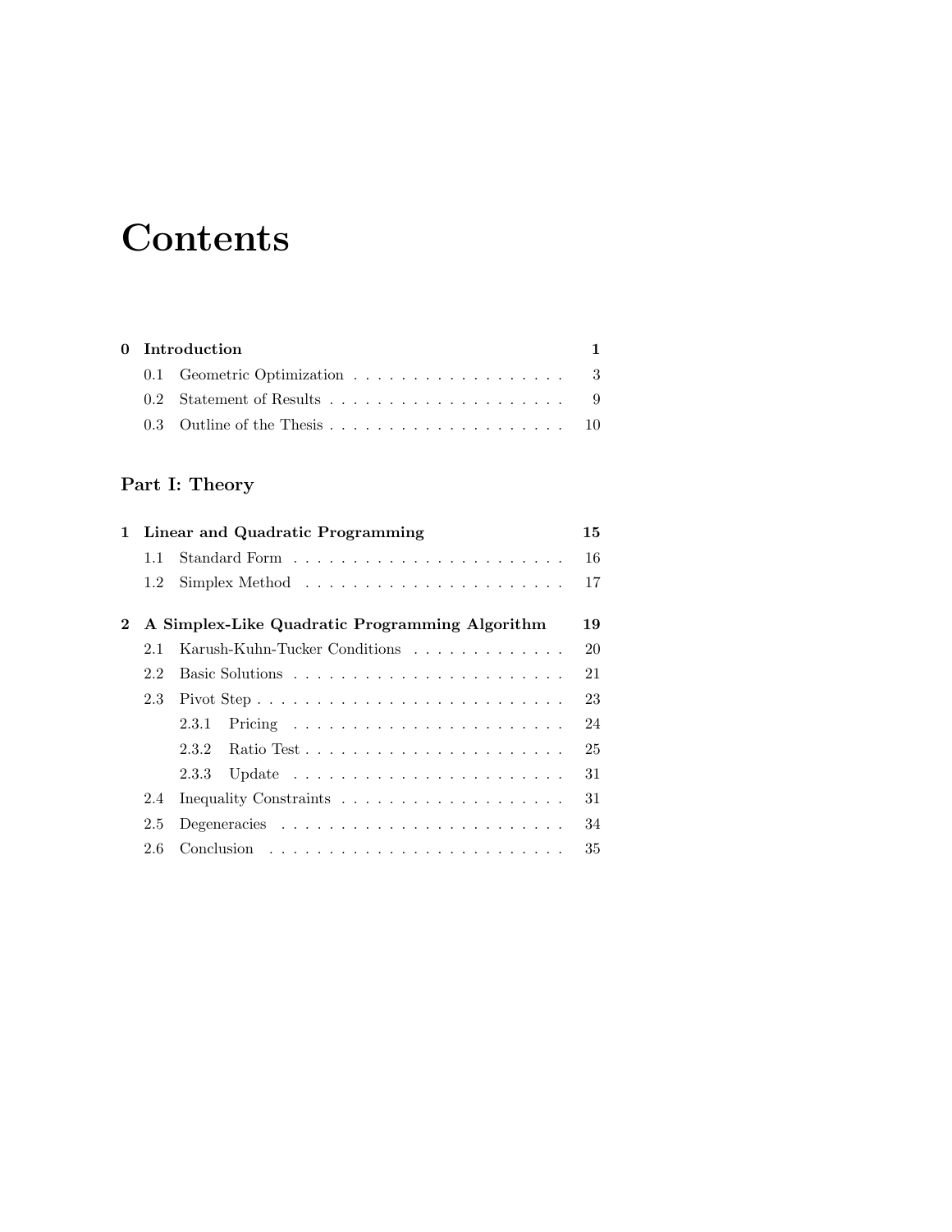# Contents

**0 Introduction** **1**

- 0.1 Geometric Optimization . . . . . . . . . . . . . . . . . . 3
- 0.2 Statement of Results . . . . . . . . . . . . . . . . . . . . 9
- 0.3 Outline of the Thesis . . . . . . . . . . . . . . . . . . . . 10

## Part I: Theory

**1 Linear and Quadratic Programming** **15**

- 1.1 Standard Form . . . . . . . . . . . . . . . . . . . . . . . 16
- 1.2 Simplex Method . . . . . . . . . . . . . . . . . . . . . . 17

**2 A Simplex-Like Quadratic Programming Algorithm** **19**

- 2.1 Karush-Kuhn-Tucker Conditions . . . . . . . . . . . . . 20
- 2.2 Basic Solutions . . . . . . . . . . . . . . . . . . . . . . . 21
- 2.3 Pivot Step . . . . . . . . . . . . . . . . . . . . . . . . . . 23
  - 2.3.1 Pricing . . . . . . . . . . . . . . . . . . . . . . . 24
  - 2.3.2 Ratio Test . . . . . . . . . . . . . . . . . . . . . . 25
  - 2.3.3 Update . . . . . . . . . . . . . . . . . . . . . . . 31
- 2.4 Inequality Constraints . . . . . . . . . . . . . . . . . . . 31
- 2.5 Degeneracies . . . . . . . . . . . . . . . . . . . . . . . . 34
- 2.6 Conclusion . . . . . . . . . . . . . . . . . . . . . . . . . 35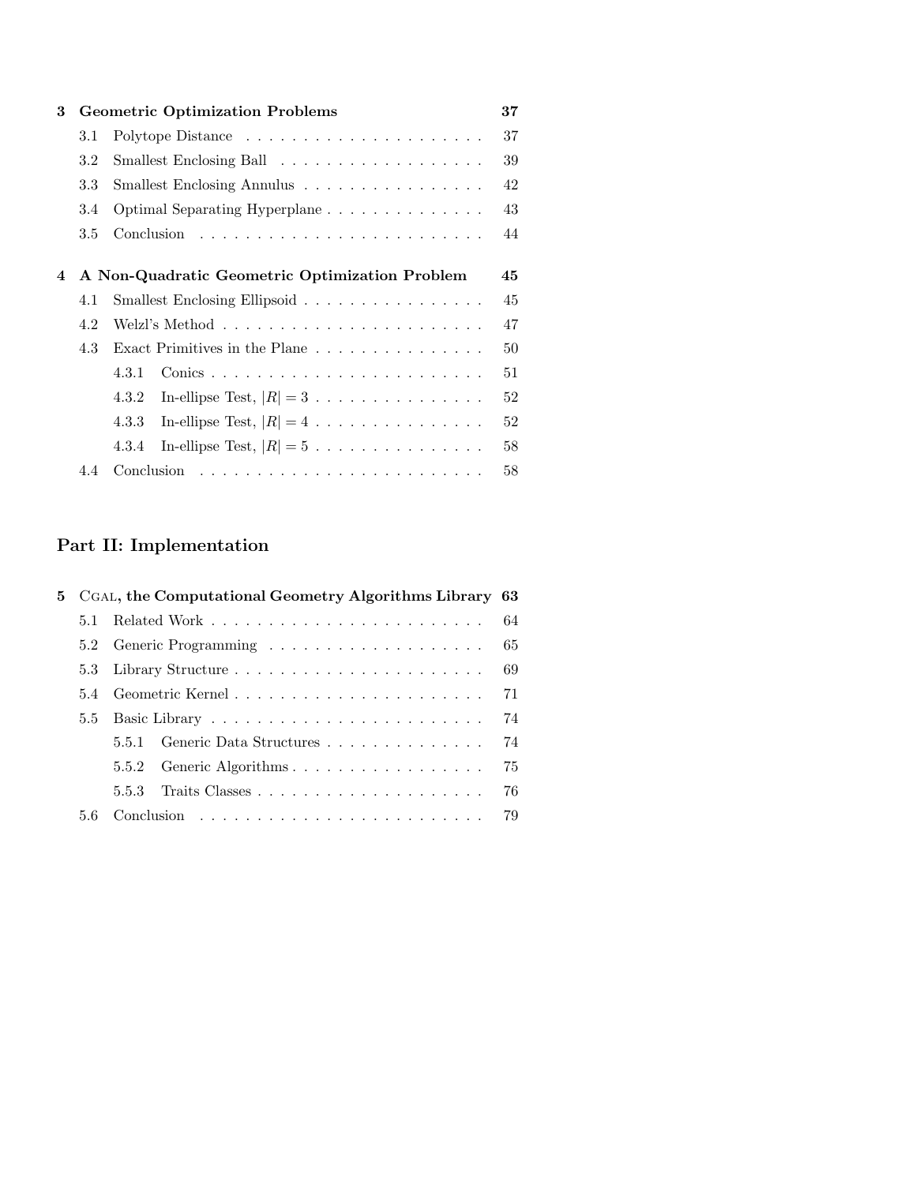**3 Geometric Optimization Problems** **37**

- 3.1 Polytope Distance . . . . . . . . . . . . . . . . . . . . . 37
- 3.2 Smallest Enclosing Ball . . . . . . . . . . . . . . . . . . 39
- 3.3 Smallest Enclosing Annulus . . . . . . . . . . . . . . . . 42
- 3.4 Optimal Separating Hyperplane . . . . . . . . . . . . . . 43
- 3.5 Conclusion . . . . . . . . . . . . . . . . . . . . . . . . 44

**4 A Non-Quadratic Geometric Optimization Problem** **45**

- 4.1 Smallest Enclosing Ellipsoid . . . . . . . . . . . . . . . . 45
- 4.2 Welzl's Method . . . . . . . . . . . . . . . . . . . . . . . 47
- 4.3 Exact Primitives in the Plane . . . . . . . . . . . . . . . 50
  - 4.3.1 Conics . . . . . . . . . . . . . . . . . . . . . . . . 51
  - 4.3.2 In-ellipse Test, $|R| = 3$ . . . . . . . . . . . . . . . 52
  - 4.3.3 In-ellipse Test, $|R| = 4$ . . . . . . . . . . . . . . . 52
  - 4.3.4 In-ellipse Test, $|R| = 5$ . . . . . . . . . . . . . . . 58
- 4.4 Conclusion . . . . . . . . . . . . . . . . . . . . . . . . 58

## Part II: Implementation

**5 CGAL, the Computational Geometry Algorithms Library** **63**

- 5.1 Related Work . . . . . . . . . . . . . . . . . . . . . . . 64
- 5.2 Generic Programming . . . . . . . . . . . . . . . . . . . 65
- 5.3 Library Structure . . . . . . . . . . . . . . . . . . . . . . 69
- 5.4 Geometric Kernel . . . . . . . . . . . . . . . . . . . . . . 71
- 5.5 Basic Library . . . . . . . . . . . . . . . . . . . . . . . . 74
  - 5.5.1 Generic Data Structures . . . . . . . . . . . . . . 74
  - 5.5.2 Generic Algorithms . . . . . . . . . . . . . . . . . 75
  - 5.5.3 Traits Classes . . . . . . . . . . . . . . . . . . . . 76
- 5.6 Conclusion . . . . . . . . . . . . . . . . . . . . . . . . 79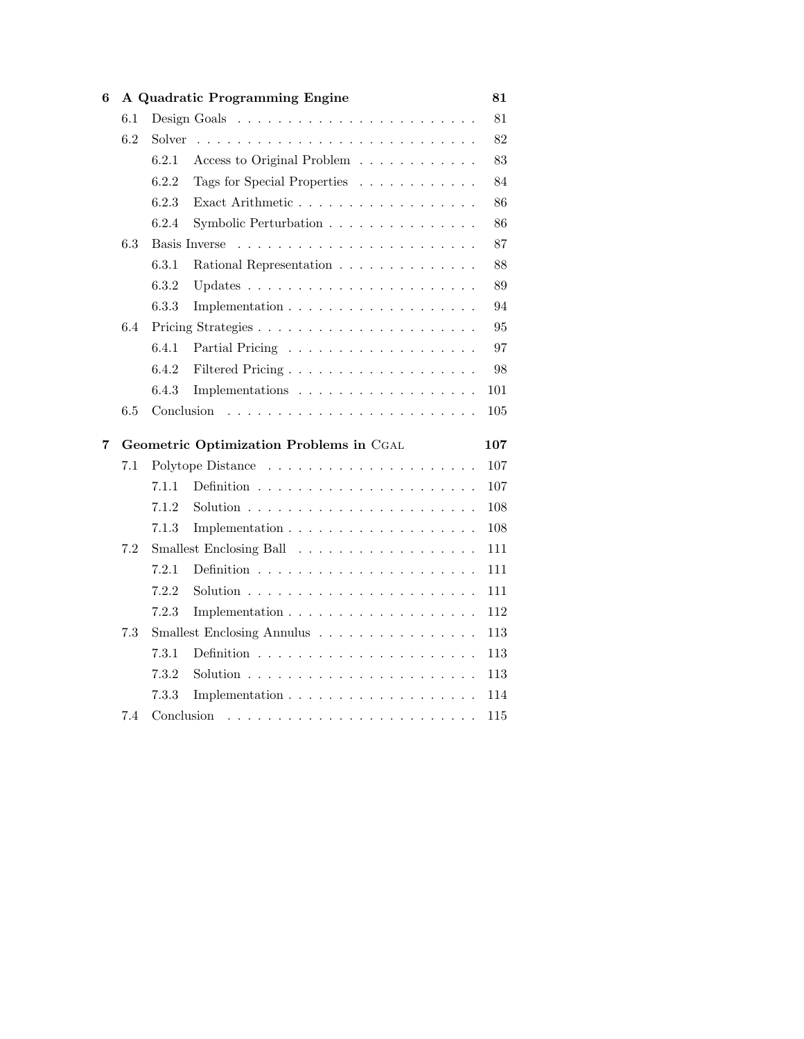**6 A Quadratic Programming Engine** **81**

- 6.1 Design Goals . . . . . . . . . . . . . . . . . . . . . . . . 81
- 6.2 Solver . . . . . . . . . . . . . . . . . . . . . . . . . . . . 82
  - 6.2.1 Access to Original Problem . . . . . . . . . . . . 83
  - 6.2.2 Tags for Special Properties . . . . . . . . . . . . 84
  - 6.2.3 Exact Arithmetic . . . . . . . . . . . . . . . . . . 86
  - 6.2.4 Symbolic Perturbation . . . . . . . . . . . . . . . 86
- 6.3 Basis Inverse . . . . . . . . . . . . . . . . . . . . . . . . 87
  - 6.3.1 Rational Representation . . . . . . . . . . . . . . 88
  - 6.3.2 Updates . . . . . . . . . . . . . . . . . . . . . . . 89
  - 6.3.3 Implementation . . . . . . . . . . . . . . . . . . . 94
- 6.4 Pricing Strategies . . . . . . . . . . . . . . . . . . . . . . 95
  - 6.4.1 Partial Pricing . . . . . . . . . . . . . . . . . . . 97
  - 6.4.2 Filtered Pricing . . . . . . . . . . . . . . . . . . . 98
  - 6.4.3 Implementations . . . . . . . . . . . . . . . . . . 101
- 6.5 Conclusion . . . . . . . . . . . . . . . . . . . . . . . . . 105

**7 Geometric Optimization Problems in CGAL** **107**

- 7.1 Polytope Distance . . . . . . . . . . . . . . . . . . . . . 107
  - 7.1.1 Definition . . . . . . . . . . . . . . . . . . . . . . 107
  - 7.1.2 Solution . . . . . . . . . . . . . . . . . . . . . . . 108
  - 7.1.3 Implementation . . . . . . . . . . . . . . . . . . . 108
- 7.2 Smallest Enclosing Ball . . . . . . . . . . . . . . . . . . 111
  - 7.2.1 Definition . . . . . . . . . . . . . . . . . . . . . . 111
  - 7.2.2 Solution . . . . . . . . . . . . . . . . . . . . . . . 111
  - 7.2.3 Implementation . . . . . . . . . . . . . . . . . . . 112
- 7.3 Smallest Enclosing Annulus . . . . . . . . . . . . . . . . 113
  - 7.3.1 Definition . . . . . . . . . . . . . . . . . . . . . . 113
  - 7.3.2 Solution . . . . . . . . . . . . . . . . . . . . . . . 113
  - 7.3.3 Implementation . . . . . . . . . . . . . . . . . . . 114
- 7.4 Conclusion . . . . . . . . . . . . . . . . . . . . . . . . . 115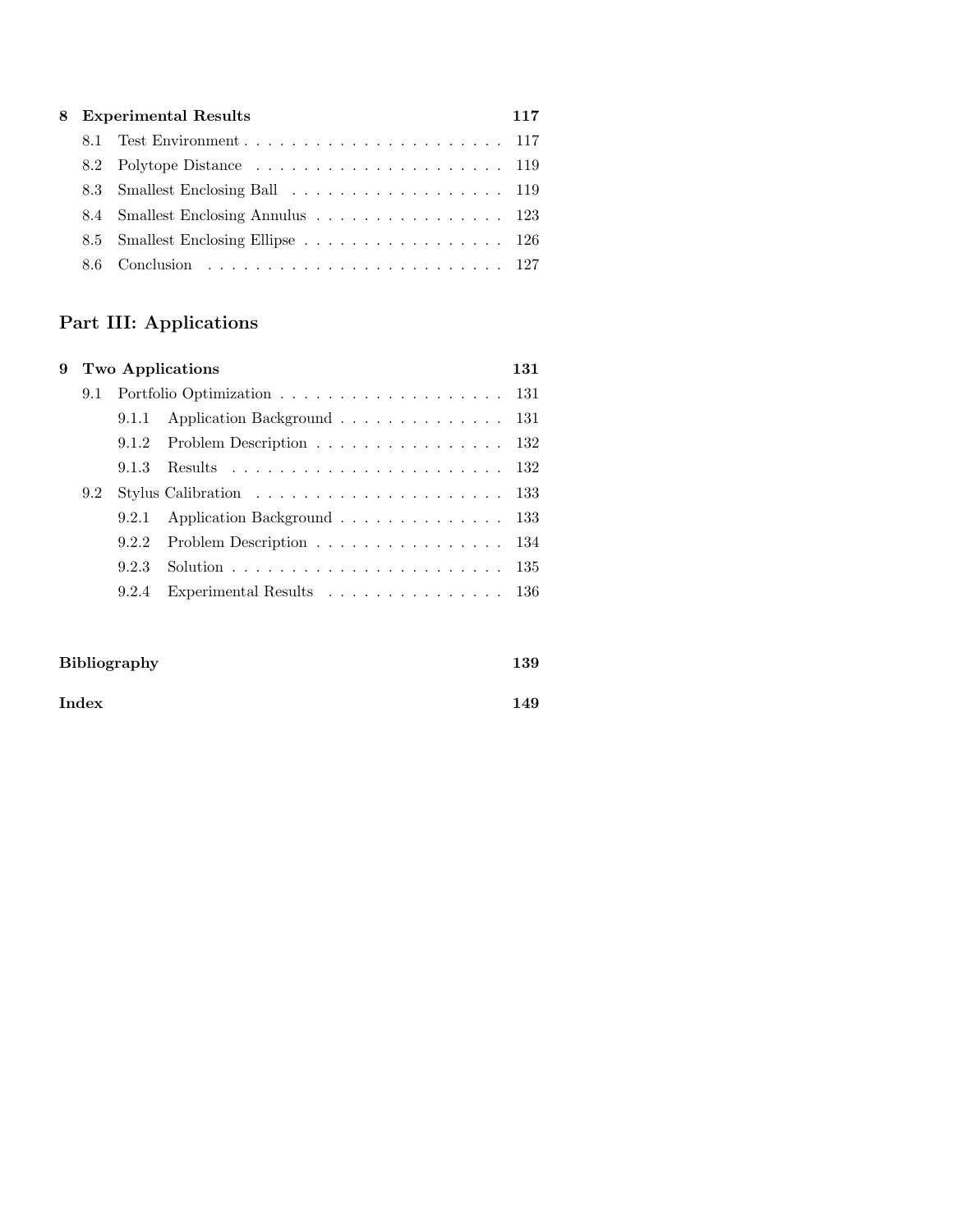**8 Experimental Results** — 117

- 8.1 Test Environment — 117
- 8.2 Polytope Distance — 119
- 8.3 Smallest Enclosing Ball — 119
- 8.4 Smallest Enclosing Annulus — 123
- 8.5 Smallest Enclosing Ellipse — 126
- 8.6 Conclusion — 127

## Part III: Applications

**9 Two Applications** — 131

- 9.1 Portfolio Optimization — 131
  - 9.1.1 Application Background — 131
  - 9.1.2 Problem Description — 132
  - 9.1.3 Results — 132
- 9.2 Stylus Calibration — 133
  - 9.2.1 Application Background — 133
  - 9.2.2 Problem Description — 134
  - 9.2.3 Solution — 135
  - 9.2.4 Experimental Results — 136

**Bibliography** — 139

**Index** — 149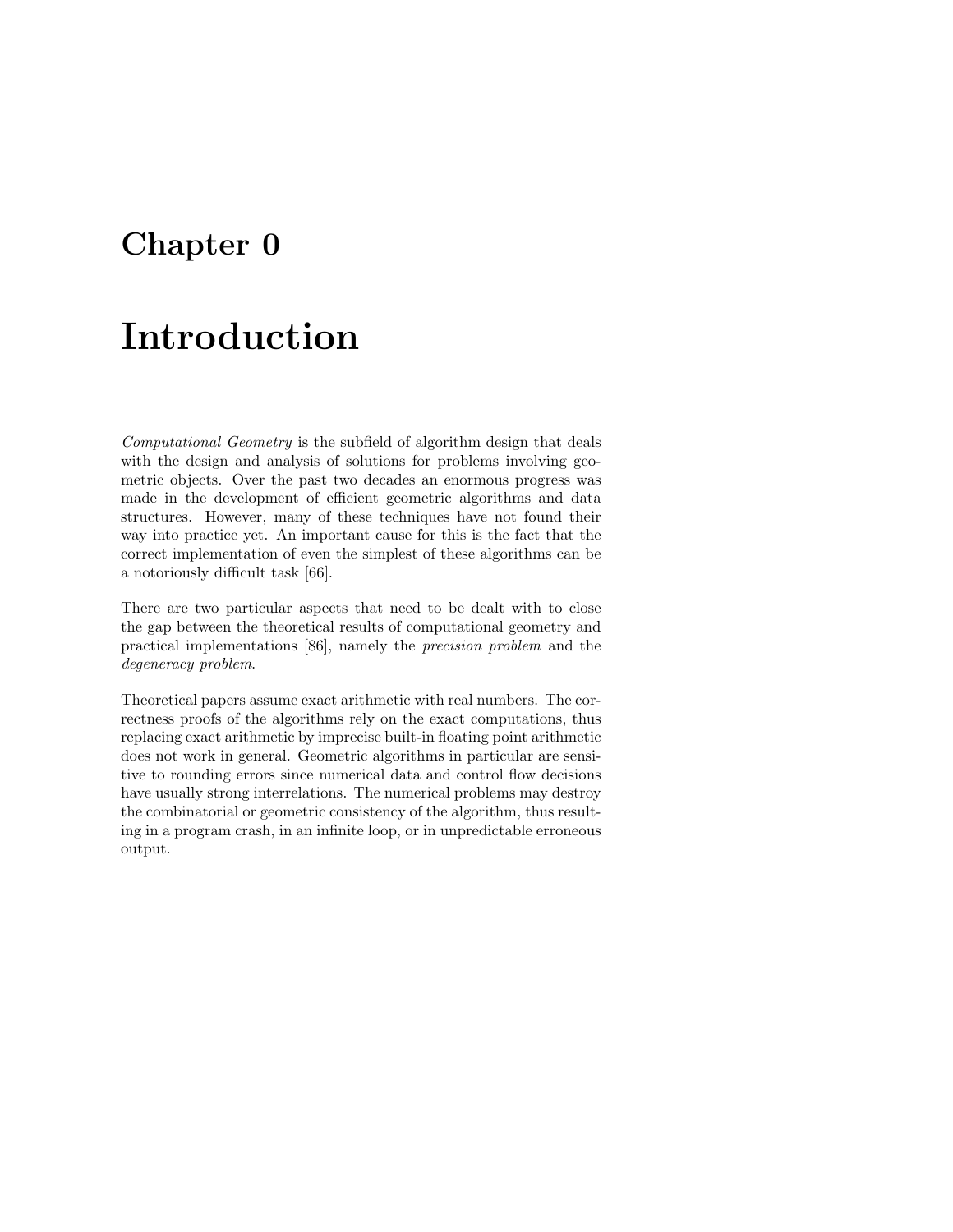# Chapter 0

# Introduction

*Computational Geometry* is the subfield of algorithm design that deals with the design and analysis of solutions for problems involving geometric objects. Over the past two decades an enormous progress was made in the development of efficient geometric algorithms and data structures. However, many of these techniques have not found their way into practice yet. An important cause for this is the fact that the correct implementation of even the simplest of these algorithms can be a notoriously difficult task [66].

There are two particular aspects that need to be dealt with to close the gap between the theoretical results of computational geometry and practical implementations [86], namely the *precision problem* and the *degeneracy problem*.

Theoretical papers assume exact arithmetic with real numbers. The correctness proofs of the algorithms rely on the exact computations, thus replacing exact arithmetic by imprecise built-in floating point arithmetic does not work in general. Geometric algorithms in particular are sensitive to rounding errors since numerical data and control flow decisions have usually strong interrelations. The numerical problems may destroy the combinatorial or geometric consistency of the algorithm, thus resulting in a program crash, in an infinite loop, or in unpredictable erroneous output.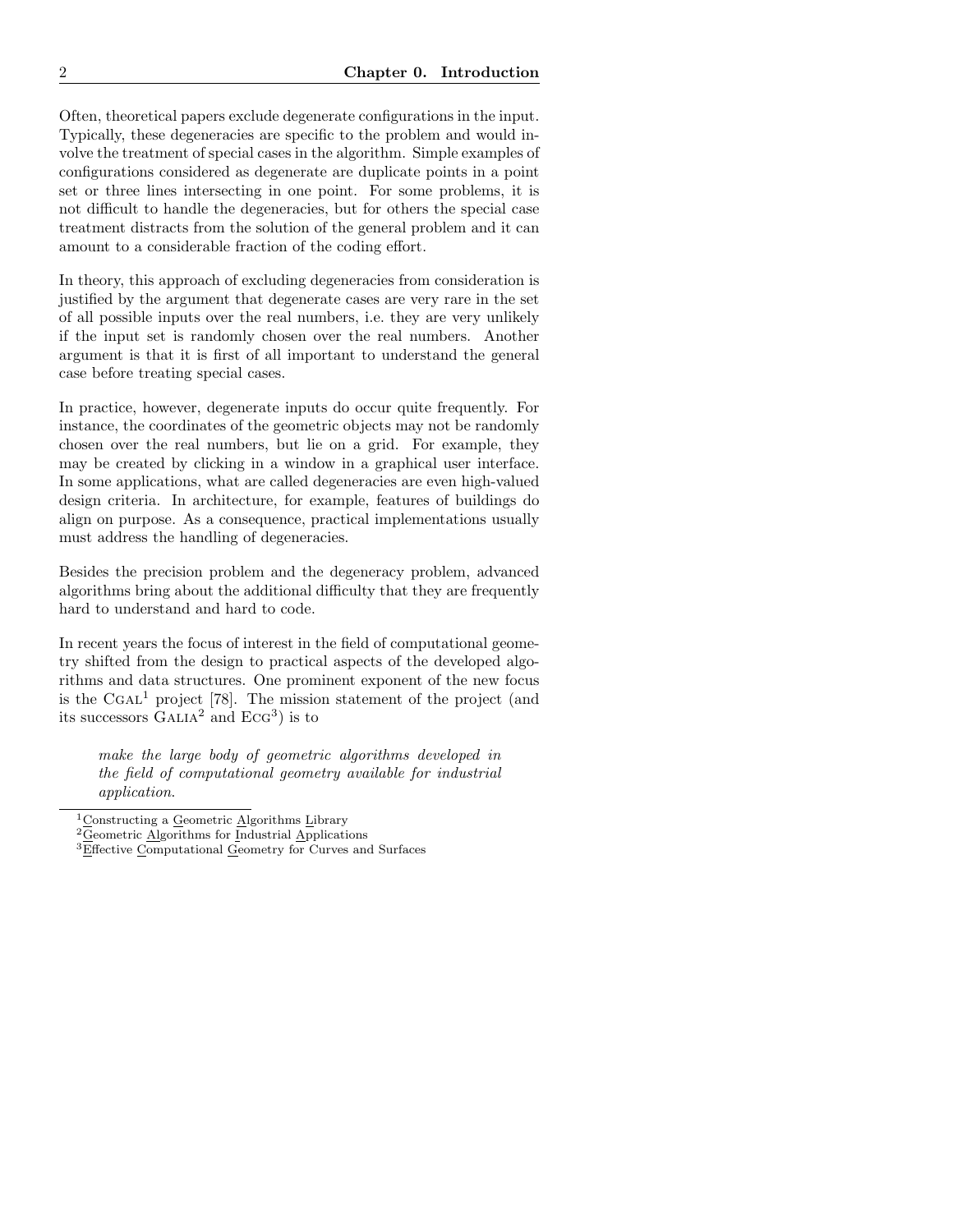Often, theoretical papers exclude degenerate configurations in the input. Typically, these degeneracies are specific to the problem and would involve the treatment of special cases in the algorithm. Simple examples of configurations considered as degenerate are duplicate points in a point set or three lines intersecting in one point. For some problems, it is not difficult to handle the degeneracies, but for others the special case treatment distracts from the solution of the general problem and it can amount to a considerable fraction of the coding effort.

In theory, this approach of excluding degeneracies from consideration is justified by the argument that degenerate cases are very rare in the set of all possible inputs over the real numbers, i.e. they are very unlikely if the input set is randomly chosen over the real numbers. Another argument is that it is first of all important to understand the general case before treating special cases.

In practice, however, degenerate inputs do occur quite frequently. For instance, the coordinates of the geometric objects may not be randomly chosen over the real numbers, but lie on a grid. For example, they may be created by clicking in a window in a graphical user interface. In some applications, what are called degeneracies are even high-valued design criteria. In architecture, for example, features of buildings do align on purpose. As a consequence, practical implementations usually must address the handling of degeneracies.

Besides the precision problem and the degeneracy problem, advanced algorithms bring about the additional difficulty that they are frequently hard to understand and hard to code.

In recent years the focus of interest in the field of computational geometry shifted from the design to practical aspects of the developed algorithms and data structures. One prominent exponent of the new focus is the CGAL[1] project [78]. The mission statement of the project (and its successors GALIA[2] and ECG[3]) is to

> *make the large body of geometric algorithms developed in the field of computational geometry available for industrial application.*

---

[1] Constructing a Geometric Algorithms Library

[2] Geometric Algorithms for Industrial Applications

[3] Effective Computational Geometry for Curves and Surfaces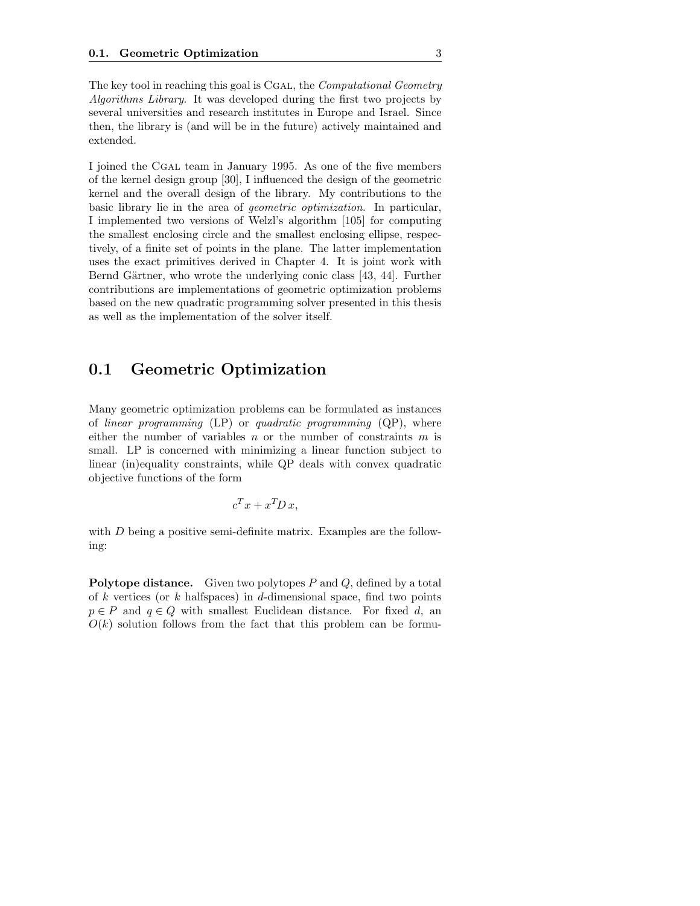The key tool in reaching this goal is CGAL, the *Computational Geometry Algorithms Library*. It was developed during the first two projects by several universities and research institutes in Europe and Israel. Since then, the library is (and will be in the future) actively maintained and extended.

I joined the CGAL team in January 1995. As one of the five members of the kernel design group [30], I influenced the design of the geometric kernel and the overall design of the library. My contributions to the basic library lie in the area of *geometric optimization*. In particular, I implemented two versions of Welzl's algorithm [105] for computing the smallest enclosing circle and the smallest enclosing ellipse, respectively, of a finite set of points in the plane. The latter implementation uses the exact primitives derived in Chapter 4. It is joint work with Bernd Gärtner, who wrote the underlying conic class [43, 44]. Further contributions are implementations of geometric optimization problems based on the new quadratic programming solver presented in this thesis as well as the implementation of the solver itself.

## 0.1 Geometric Optimization

Many geometric optimization problems can be formulated as instances of *linear programming* (LP) or *quadratic programming* (QP), where either the number of variables $n$ or the number of constraints $m$ is small. LP is concerned with minimizing a linear function subject to linear (in)equality constraints, while QP deals with convex quadratic objective functions of the form

$$c^T x + x^T D\, x,$$

with $D$ being a positive semi-definite matrix. Examples are the following:

**Polytope distance.** Given two polytopes $P$ and $Q$, defined by a total of $k$ vertices (or $k$ halfspaces) in $d$-dimensional space, find two points $p \in P$ and $q \in Q$ with smallest Euclidean distance. For fixed $d$, an $O(k)$ solution follows from the fact that this problem can be formu-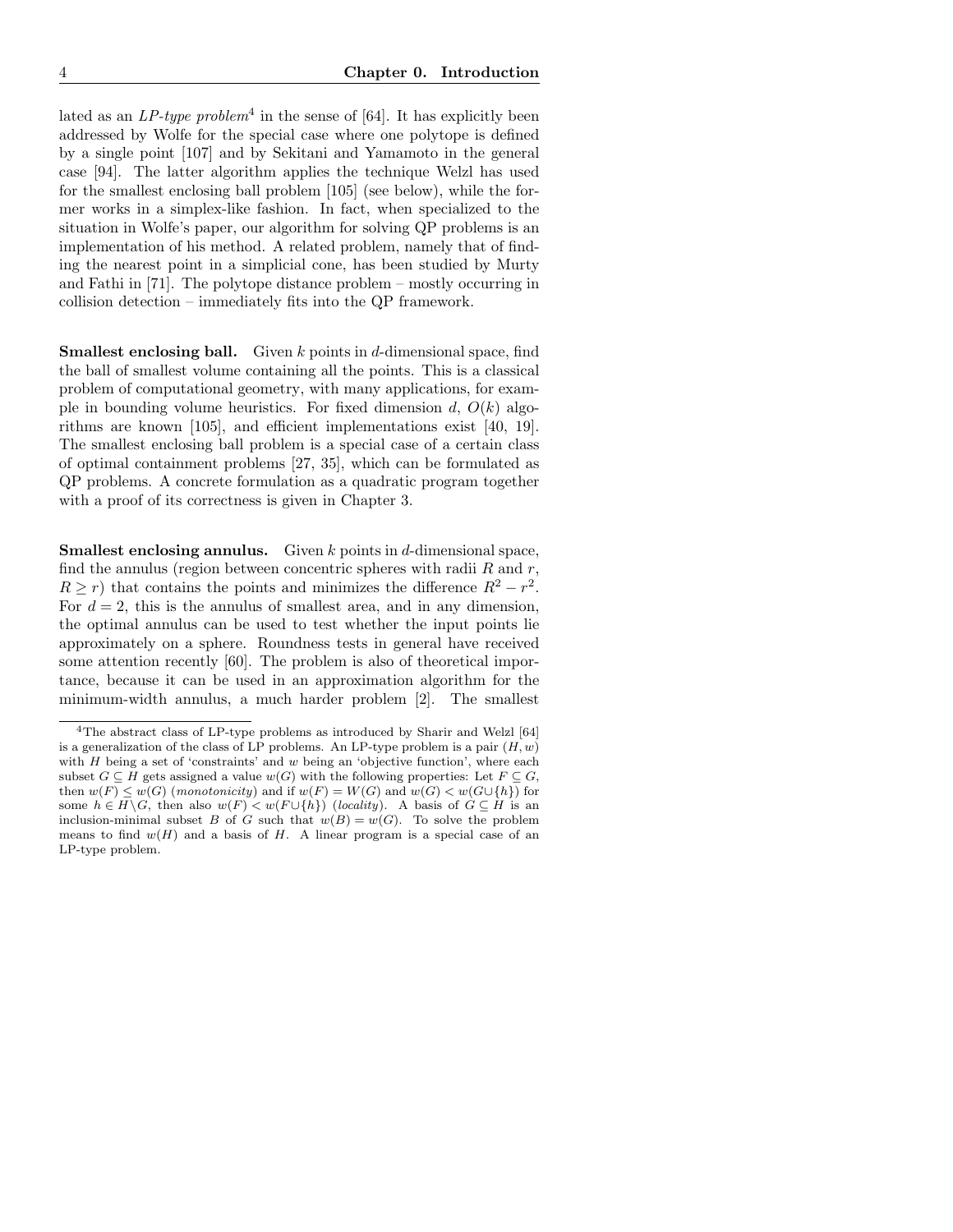lated as an *LP-type problem*[4] in the sense of [64]. It has explicitly been addressed by Wolfe for the special case where one polytope is defined by a single point [107] and by Sekitani and Yamamoto in the general case [94]. The latter algorithm applies the technique Welzl has used for the smallest enclosing ball problem [105] (see below), while the former works in a simplex-like fashion. In fact, when specialized to the situation in Wolfe's paper, our algorithm for solving QP problems is an implementation of his method. A related problem, namely that of finding the nearest point in a simplicial cone, has been studied by Murty and Fathi in [71]. The polytope distance problem – mostly occurring in collision detection – immediately fits into the QP framework.

**Smallest enclosing ball.** Given $k$ points in $d$-dimensional space, find the ball of smallest volume containing all the points. This is a classical problem of computational geometry, with many applications, for example in bounding volume heuristics. For fixed dimension $d$, $O(k)$ algorithms are known [105], and efficient implementations exist [40, 19]. The smallest enclosing ball problem is a special case of a certain class of optimal containment problems [27, 35], which can be formulated as QP problems. A concrete formulation as a quadratic program together with a proof of its correctness is given in Chapter 3.

**Smallest enclosing annulus.** Given $k$ points in $d$-dimensional space, find the annulus (region between concentric spheres with radii $R$ and $r$, $R \geq r$) that contains the points and minimizes the difference $R^2 - r^2$. For $d = 2$, this is the annulus of smallest area, and in any dimension, the optimal annulus can be used to test whether the input points lie approximately on a sphere. Roundness tests in general have received some attention recently [60]. The problem is also of theoretical importance, because it can be used in an approximation algorithm for the minimum-width annulus, a much harder problem [2]. The smallest

---

[4] The abstract class of LP-type problems as introduced by Sharir and Welzl [64] is a generalization of the class of LP problems. An LP-type problem is a pair $(H, w)$ with $H$ being a set of 'constraints' and $w$ being an 'objective function', where each subset $G \subseteq H$ gets assigned a value $w(G)$ with the following properties: Let $F \subseteq G$, then $w(F) \leq w(G)$ (*monotonicity*) and if $w(F) = W(G)$ and $w(G) < w(G \cup \{h\})$ for some $h \in H \setminus G$, then also $w(F) < w(F \cup \{h\})$ (*locality*). A basis of $G \subseteq H$ is an inclusion-minimal subset $B$ of $G$ such that $w(B) = w(G)$. To solve the problem means to find $w(H)$ and a basis of $H$. A linear program is a special case of an LP-type problem.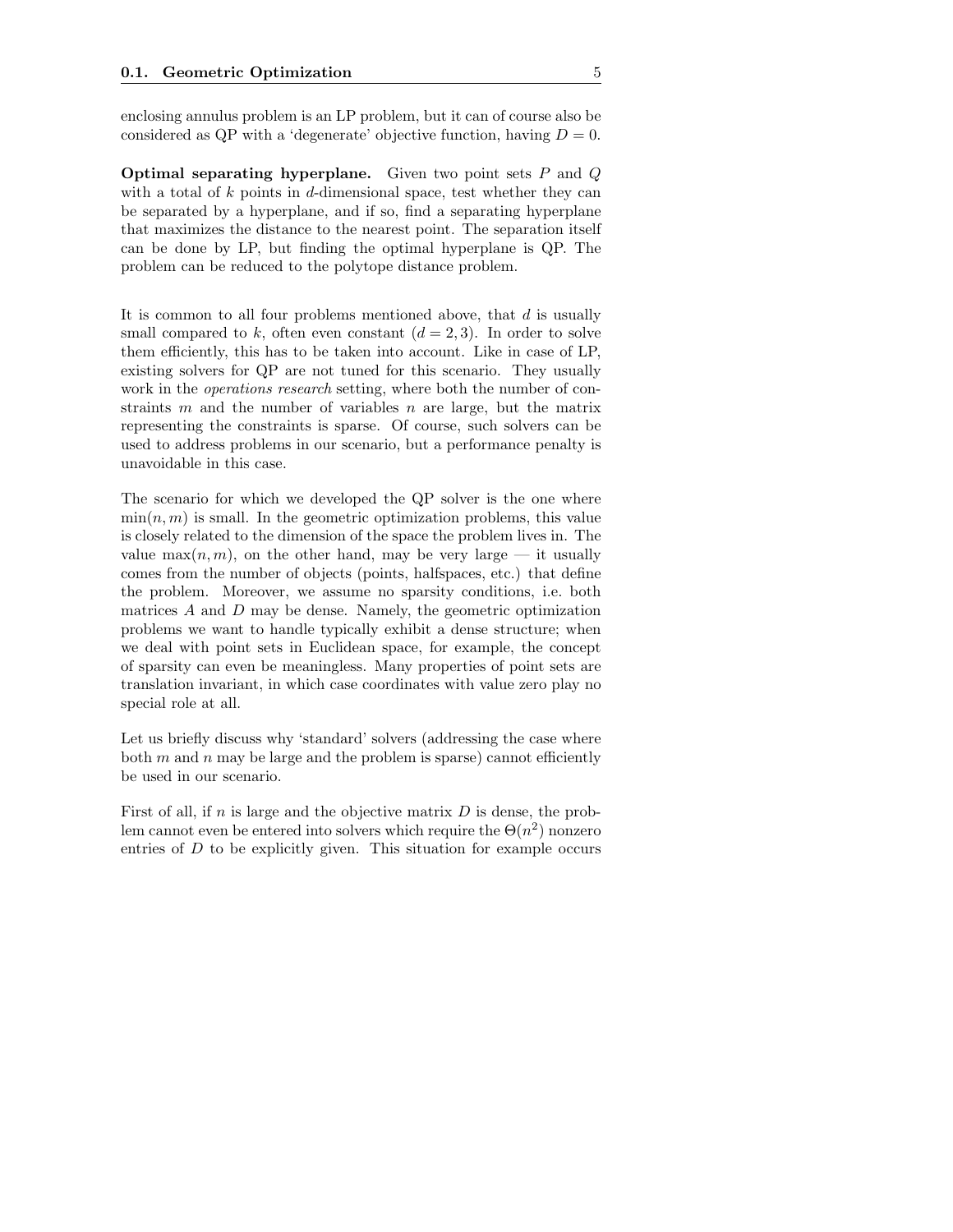enclosing annulus problem is an LP problem, but it can of course also be considered as QP with a 'degenerate' objective function, having $D = 0$.

**Optimal separating hyperplane.** Given two point sets $P$ and $Q$ with a total of $k$ points in $d$-dimensional space, test whether they can be separated by a hyperplane, and if so, find a separating hyperplane that maximizes the distance to the nearest point. The separation itself can be done by LP, but finding the optimal hyperplane is QP. The problem can be reduced to the polytope distance problem.

It is common to all four problems mentioned above, that $d$ is usually small compared to $k$, often even constant ($d = 2, 3$). In order to solve them efficiently, this has to be taken into account. Like in case of LP, existing solvers for QP are not tuned for this scenario. They usually work in the *operations research* setting, where both the number of constraints $m$ and the number of variables $n$ are large, but the matrix representing the constraints is sparse. Of course, such solvers can be used to address problems in our scenario, but a performance penalty is unavoidable in this case.

The scenario for which we developed the QP solver is the one where $\min(n, m)$ is small. In the geometric optimization problems, this value is closely related to the dimension of the space the problem lives in. The value $\max(n, m)$, on the other hand, may be very large — it usually comes from the number of objects (points, halfspaces, etc.) that define the problem. Moreover, we assume no sparsity conditions, i.e. both matrices $A$ and $D$ may be dense. Namely, the geometric optimization problems we want to handle typically exhibit a dense structure; when we deal with point sets in Euclidean space, for example, the concept of sparsity can even be meaningless. Many properties of point sets are translation invariant, in which case coordinates with value zero play no special role at all.

Let us briefly discuss why 'standard' solvers (addressing the case where both $m$ and $n$ may be large and the problem is sparse) cannot efficiently be used in our scenario.

First of all, if $n$ is large and the objective matrix $D$ is dense, the problem cannot even be entered into solvers which require the $\Theta(n^2)$ nonzero entries of $D$ to be explicitly given. This situation for example occurs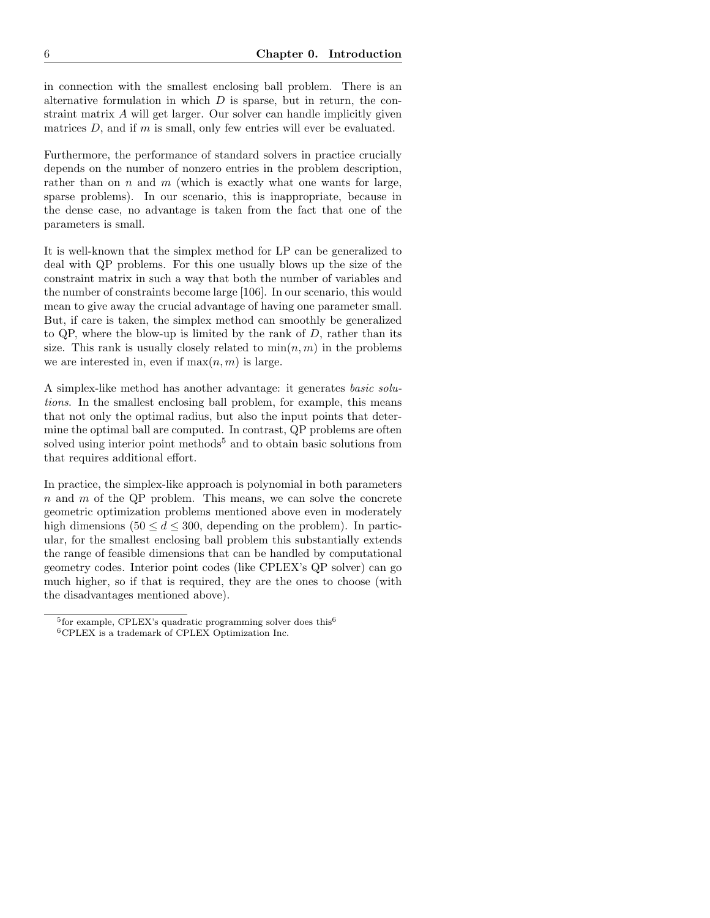in connection with the smallest enclosing ball problem. There is an alternative formulation in which $D$ is sparse, but in return, the constraint matrix $A$ will get larger. Our solver can handle implicitly given matrices $D$, and if $m$ is small, only few entries will ever be evaluated.

Furthermore, the performance of standard solvers in practice crucially depends on the number of nonzero entries in the problem description, rather than on $n$ and $m$ (which is exactly what one wants for large, sparse problems). In our scenario, this is inappropriate, because in the dense case, no advantage is taken from the fact that one of the parameters is small.

It is well-known that the simplex method for LP can be generalized to deal with QP problems. For this one usually blows up the size of the constraint matrix in such a way that both the number of variables and the number of constraints become large [106]. In our scenario, this would mean to give away the crucial advantage of having one parameter small. But, if care is taken, the simplex method can smoothly be generalized to QP, where the blow-up is limited by the rank of $D$, rather than its size. This rank is usually closely related to $\min(n, m)$ in the problems we are interested in, even if $\max(n, m)$ is large.

A simplex-like method has another advantage: it generates *basic solutions*. In the smallest enclosing ball problem, for example, this means that not only the optimal radius, but also the input points that determine the optimal ball are computed. In contrast, QP problems are often solved using interior point methods[5] and to obtain basic solutions from that requires additional effort.

In practice, the simplex-like approach is polynomial in both parameters $n$ and $m$ of the QP problem. This means, we can solve the concrete geometric optimization problems mentioned above even in moderately high dimensions ($50 \leq d \leq 300$, depending on the problem). In particular, for the smallest enclosing ball problem this substantially extends the range of feasible dimensions that can be handled by computational geometry codes. Interior point codes (like CPLEX's QP solver) can go much higher, so if that is required, they are the ones to choose (with the disadvantages mentioned above).

---

[5] for example, CPLEX's quadratic programming solver does this[6]

[6] CPLEX is a trademark of CPLEX Optimization Inc.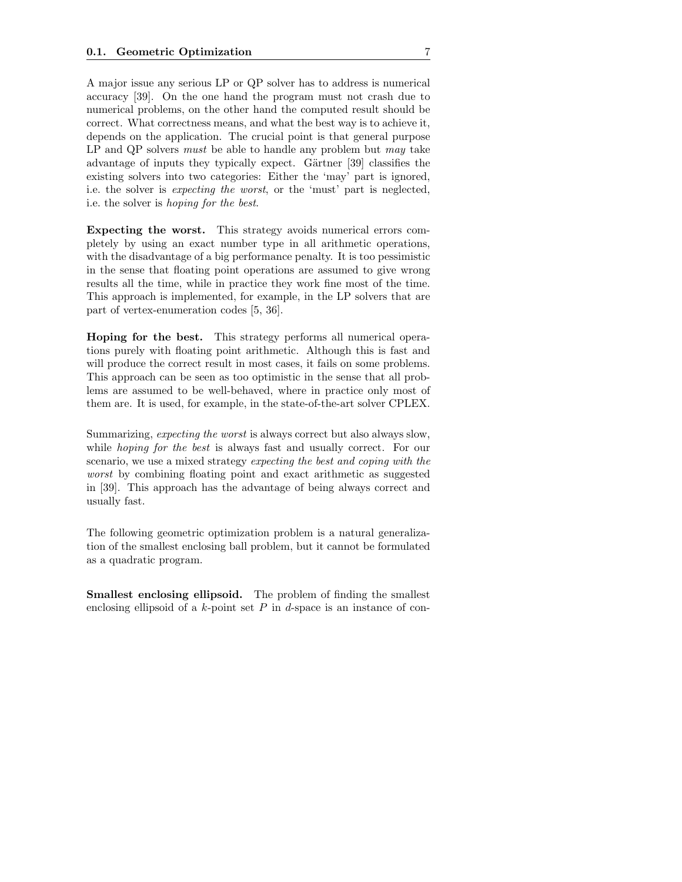A major issue any serious LP or QP solver has to address is numerical accuracy [39]. On the one hand the program must not crash due to numerical problems, on the other hand the computed result should be correct. What correctness means, and what the best way is to achieve it, depends on the application. The crucial point is that general purpose LP and QP solvers *must* be able to handle any problem but *may* take advantage of inputs they typically expect. Gärtner [39] classifies the existing solvers into two categories: Either the 'may' part is ignored, i.e. the solver is *expecting the worst*, or the 'must' part is neglected, i.e. the solver is *hoping for the best*.

**Expecting the worst.** This strategy avoids numerical errors completely by using an exact number type in all arithmetic operations, with the disadvantage of a big performance penalty. It is too pessimistic in the sense that floating point operations are assumed to give wrong results all the time, while in practice they work fine most of the time. This approach is implemented, for example, in the LP solvers that are part of vertex-enumeration codes [5, 36].

**Hoping for the best.** This strategy performs all numerical operations purely with floating point arithmetic. Although this is fast and will produce the correct result in most cases, it fails on some problems. This approach can be seen as too optimistic in the sense that all problems are assumed to be well-behaved, where in practice only most of them are. It is used, for example, in the state-of-the-art solver CPLEX.

Summarizing, *expecting the worst* is always correct but also always slow, while *hoping for the best* is always fast and usually correct. For our scenario, we use a mixed strategy *expecting the best and coping with the worst* by combining floating point and exact arithmetic as suggested in [39]. This approach has the advantage of being always correct and usually fast.

The following geometric optimization problem is a natural generalization of the smallest enclosing ball problem, but it cannot be formulated as a quadratic program.

**Smallest enclosing ellipsoid.** The problem of finding the smallest enclosing ellipsoid of a $k$-point set $P$ in $d$-space is an instance of con-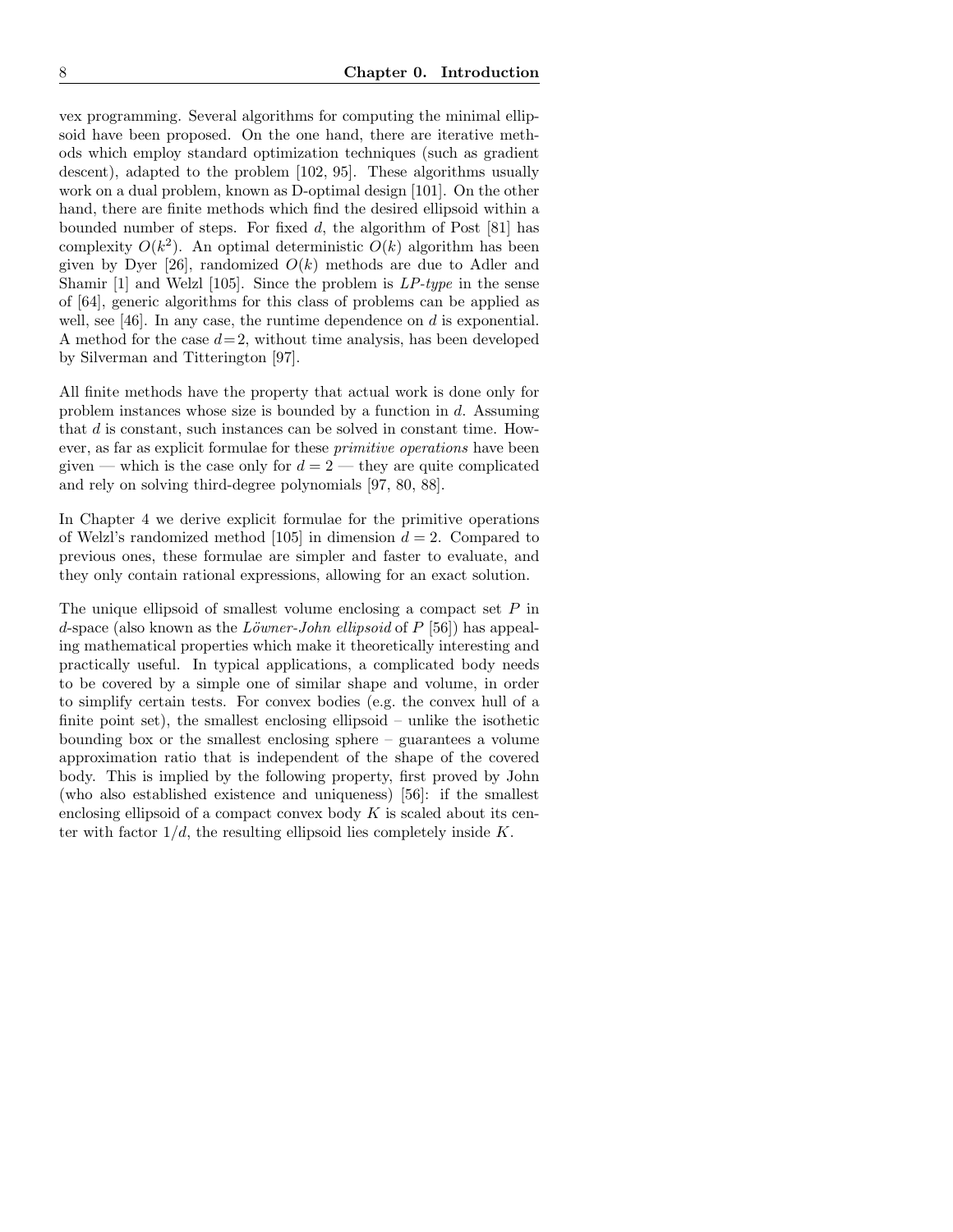vex programming. Several algorithms for computing the minimal ellipsoid have been proposed. On the one hand, there are iterative methods which employ standard optimization techniques (such as gradient descent), adapted to the problem [102, 95]. These algorithms usually work on a dual problem, known as D-optimal design [101]. On the other hand, there are finite methods which find the desired ellipsoid within a bounded number of steps. For fixed $d$, the algorithm of Post [81] has complexity $O(k^2)$. An optimal deterministic $O(k)$ algorithm has been given by Dyer [26], randomized $O(k)$ methods are due to Adler and Shamir [1] and Welzl [105]. Since the problem is *LP-type* in the sense of [64], generic algorithms for this class of problems can be applied as well, see [46]. In any case, the runtime dependence on $d$ is exponential. A method for the case $d=2$, without time analysis, has been developed by Silverman and Titterington [97].

All finite methods have the property that actual work is done only for problem instances whose size is bounded by a function in $d$. Assuming that $d$ is constant, such instances can be solved in constant time. However, as far as explicit formulae for these *primitive operations* have been given — which is the case only for $d = 2$ — they are quite complicated and rely on solving third-degree polynomials [97, 80, 88].

In Chapter 4 we derive explicit formulae for the primitive operations of Welzl's randomized method [105] in dimension $d = 2$. Compared to previous ones, these formulae are simpler and faster to evaluate, and they only contain rational expressions, allowing for an exact solution.

The unique ellipsoid of smallest volume enclosing a compact set $P$ in $d$-space (also known as the *Löwner-John ellipsoid* of $P$ [56]) has appealing mathematical properties which make it theoretically interesting and practically useful. In typical applications, a complicated body needs to be covered by a simple one of similar shape and volume, in order to simplify certain tests. For convex bodies (e.g. the convex hull of a finite point set), the smallest enclosing ellipsoid – unlike the isothetic bounding box or the smallest enclosing sphere – guarantees a volume approximation ratio that is independent of the shape of the covered body. This is implied by the following property, first proved by John (who also established existence and uniqueness) [56]: if the smallest enclosing ellipsoid of a compact convex body $K$ is scaled about its center with factor $1/d$, the resulting ellipsoid lies completely inside $K$.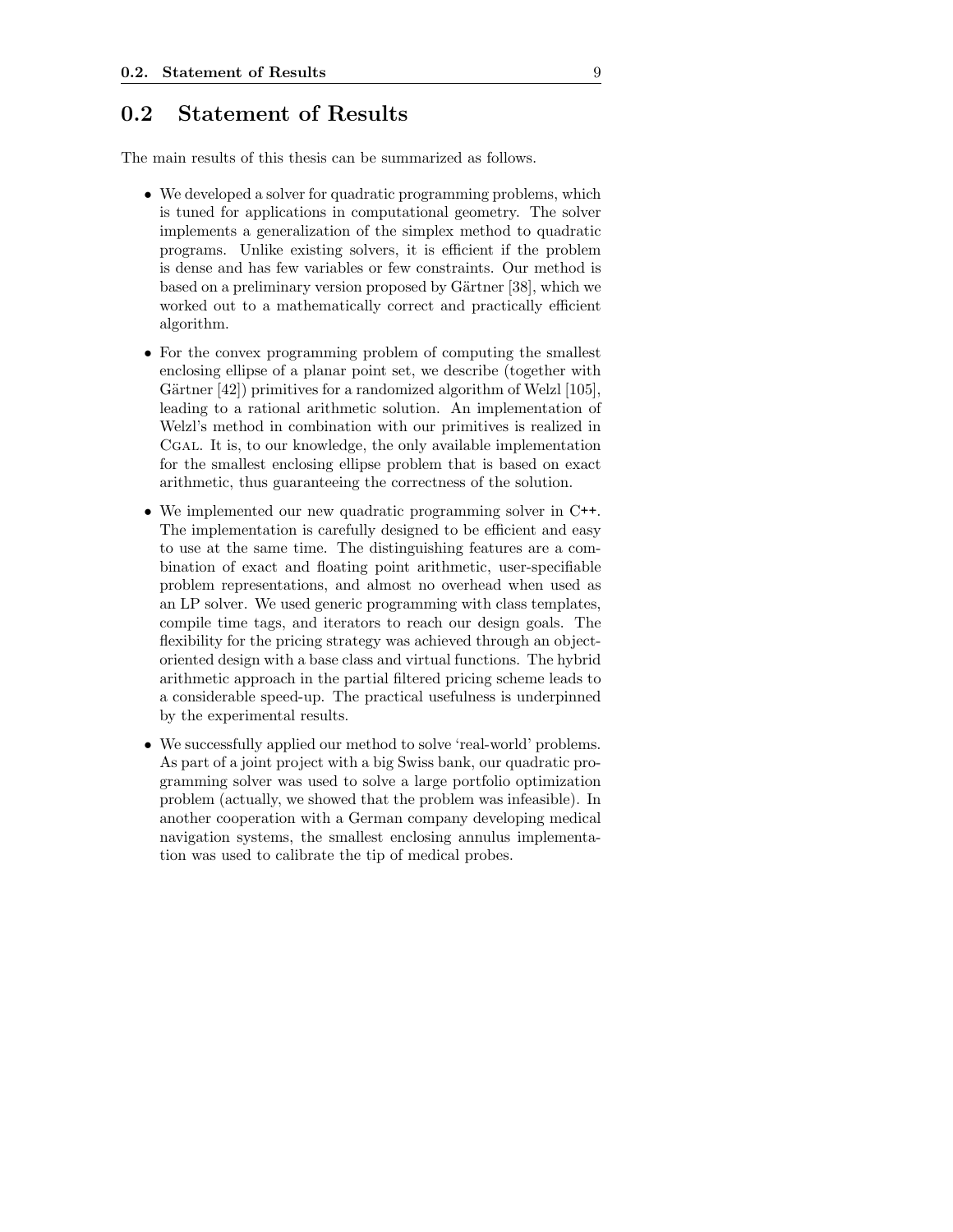## 0.2 Statement of Results

The main results of this thesis can be summarized as follows.

- We developed a solver for quadratic programming problems, which is tuned for applications in computational geometry. The solver implements a generalization of the simplex method to quadratic programs. Unlike existing solvers, it is efficient if the problem is dense and has few variables or few constraints. Our method is based on a preliminary version proposed by Gärtner [38], which we worked out to a mathematically correct and practically efficient algorithm.

- For the convex programming problem of computing the smallest enclosing ellipse of a planar point set, we describe (together with Gärtner [42]) primitives for a randomized algorithm of Welzl [105], leading to a rational arithmetic solution. An implementation of Welzl's method in combination with our primitives is realized in CGAL. It is, to our knowledge, the only available implementation for the smallest enclosing ellipse problem that is based on exact arithmetic, thus guaranteeing the correctness of the solution.

- We implemented our new quadratic programming solver in C++. The implementation is carefully designed to be efficient and easy to use at the same time. The distinguishing features are a combination of exact and floating point arithmetic, user-specifiable problem representations, and almost no overhead when used as an LP solver. We used generic programming with class templates, compile time tags, and iterators to reach our design goals. The flexibility for the pricing strategy was achieved through an object-oriented design with a base class and virtual functions. The hybrid arithmetic approach in the partial filtered pricing scheme leads to a considerable speed-up. The practical usefulness is underpinned by the experimental results.

- We successfully applied our method to solve 'real-world' problems. As part of a joint project with a big Swiss bank, our quadratic programming solver was used to solve a large portfolio optimization problem (actually, we showed that the problem was infeasible). In another cooperation with a German company developing medical navigation systems, the smallest enclosing annulus implementation was used to calibrate the tip of medical probes.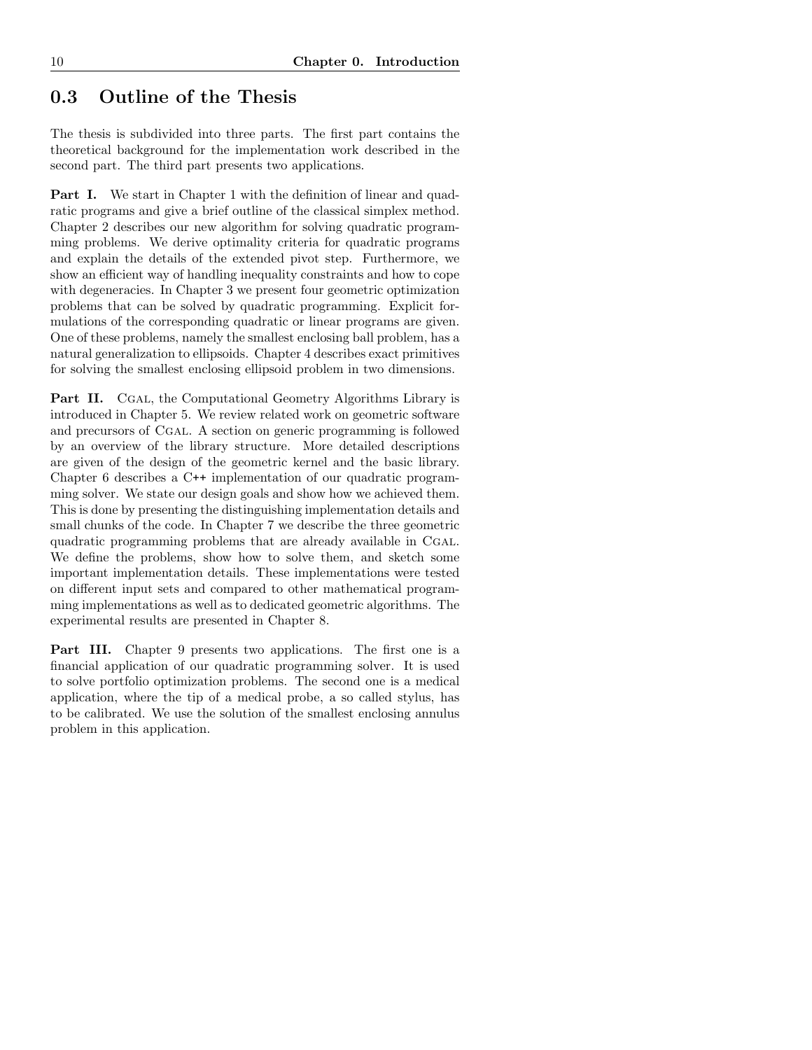## 0.3 Outline of the Thesis

The thesis is subdivided into three parts. The first part contains the theoretical background for the implementation work described in the second part. The third part presents two applications.

**Part I.** We start in Chapter 1 with the definition of linear and quadratic programs and give a brief outline of the classical simplex method. Chapter 2 describes our new algorithm for solving quadratic programming problems. We derive optimality criteria for quadratic programs and explain the details of the extended pivot step. Furthermore, we show an efficient way of handling inequality constraints and how to cope with degeneracies. In Chapter 3 we present four geometric optimization problems that can be solved by quadratic programming. Explicit formulations of the corresponding quadratic or linear programs are given. One of these problems, namely the smallest enclosing ball problem, has a natural generalization to ellipsoids. Chapter 4 describes exact primitives for solving the smallest enclosing ellipsoid problem in two dimensions.

**Part II.** CGAL, the Computational Geometry Algorithms Library is introduced in Chapter 5. We review related work on geometric software and precursors of CGAL. A section on generic programming is followed by an overview of the library structure. More detailed descriptions are given of the design of the geometric kernel and the basic library. Chapter 6 describes a C++ implementation of our quadratic programming solver. We state our design goals and show how we achieved them. This is done by presenting the distinguishing implementation details and small chunks of the code. In Chapter 7 we describe the three geometric quadratic programming problems that are already available in CGAL. We define the problems, show how to solve them, and sketch some important implementation details. These implementations were tested on different input sets and compared to other mathematical programming implementations as well as to dedicated geometric algorithms. The experimental results are presented in Chapter 8.

**Part III.** Chapter 9 presents two applications. The first one is a financial application of our quadratic programming solver. It is used to solve portfolio optimization problems. The second one is a medical application, where the tip of a medical probe, a so called stylus, has to be calibrated. We use the solution of the smallest enclosing annulus problem in this application.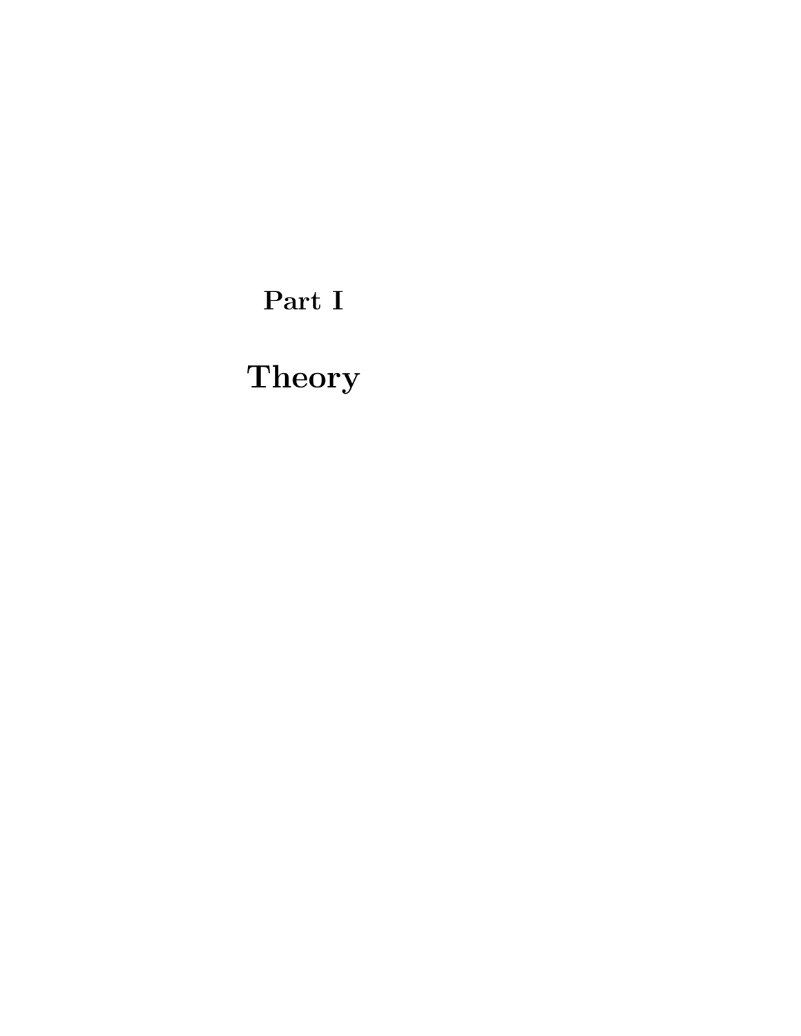# Part I

# Theory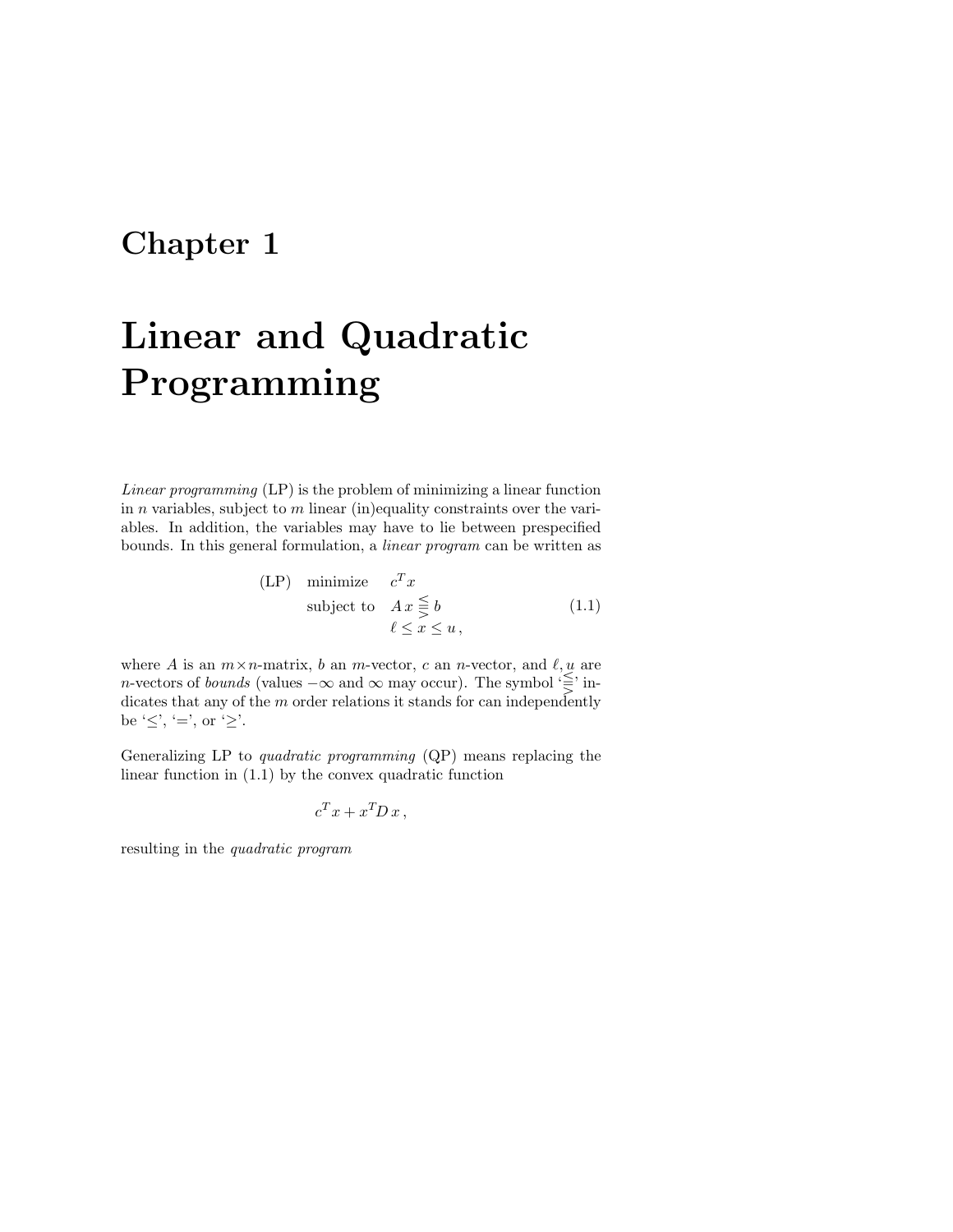# Chapter 1

# Linear and Quadratic Programming

*Linear programming* (LP) is the problem of minimizing a linear function in $n$ variables, subject to $m$ linear (in)equality constraints over the variables. In addition, the variables may have to lie between prespecified bounds. In this general formulation, a *linear program* can be written as

$$
\begin{array}{lll}
\text{(LP)} & \text{minimize} & c^T x \\
 & \text{subject to} & A\,x \lesseqqgtr b \\
 & & \ell \leq x \leq u\,,
\end{array}
\tag{1.1}
$$

where $A$ is an $m \times n$-matrix, $b$ an $m$-vector, $c$ an $n$-vector, and $\ell, u$ are $n$-vectors of *bounds* (values $-\infty$ and $\infty$ may occur). The symbol '$\lesseqqgtr$' indicates that any of the $m$ order relations it stands for can independently be '$\leq$', '$=$', or '$\geq$'.

Generalizing LP to *quadratic programming* (QP) means replacing the linear function in (1.1) by the convex quadratic function

$$
c^T x + x^T D\, x\,,
$$

resulting in the *quadratic program*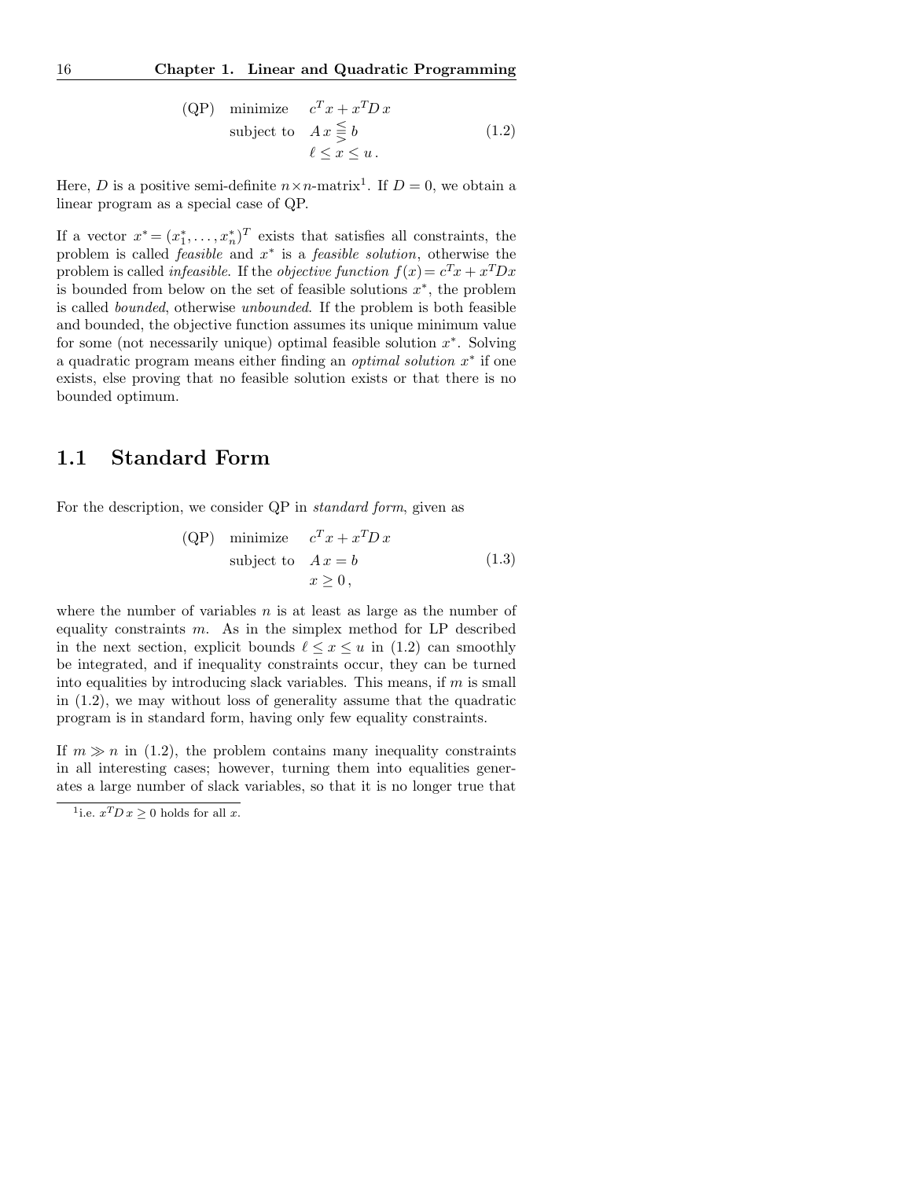$$
\begin{array}{lll}
\text{(QP)} & \text{minimize} & c^T x + x^T D\, x \\
& \text{subject to} & A\, x \lesseqqgtr b \\
& & \ell \leq x \leq u\,.
\end{array}
\tag{1.2}
$$

Here, $D$ is a positive semi-definite $n \times n$-matrix[1]. If $D = 0$, we obtain a linear program as a special case of QP.

If a vector $x^* = (x_1^*, \ldots, x_n^*)^T$ exists that satisfies all constraints, the problem is called *feasible* and $x^*$ is a *feasible solution*, otherwise the problem is called *infeasible*. If the *objective function* $f(x) = c^T x + x^T D x$ is bounded from below on the set of feasible solutions $x^*$, the problem is called *bounded*, otherwise *unbounded*. If the problem is both feasible and bounded, the objective function assumes its unique minimum value for some (not necessarily unique) optimal feasible solution $x^*$. Solving a quadratic program means either finding an *optimal solution* $x^*$ if one exists, else proving that no feasible solution exists or that there is no bounded optimum.

## 1.1 Standard Form

For the description, we consider QP in *standard form*, given as

$$
\begin{array}{lll}
\text{(QP)} & \text{minimize} & c^T x + x^T D\, x \\
& \text{subject to} & A\, x = b \\
& & x \geq 0\,,
\end{array}
\tag{1.3}
$$

where the number of variables $n$ is at least as large as the number of equality constraints $m$. As in the simplex method for LP described in the next section, explicit bounds $\ell \leq x \leq u$ in (1.2) can smoothly be integrated, and if inequality constraints occur, they can be turned into equalities by introducing slack variables. This means, if $m$ is small in (1.2), we may without loss of generality assume that the quadratic program is in standard form, having only few equality constraints.

If $m \gg n$ in (1.2), the problem contains many inequality constraints in all interesting cases; however, turning them into equalities generates a large number of slack variables, so that it is no longer true that

[1] i.e. $x^T D\, x \geq 0$ holds for all $x$.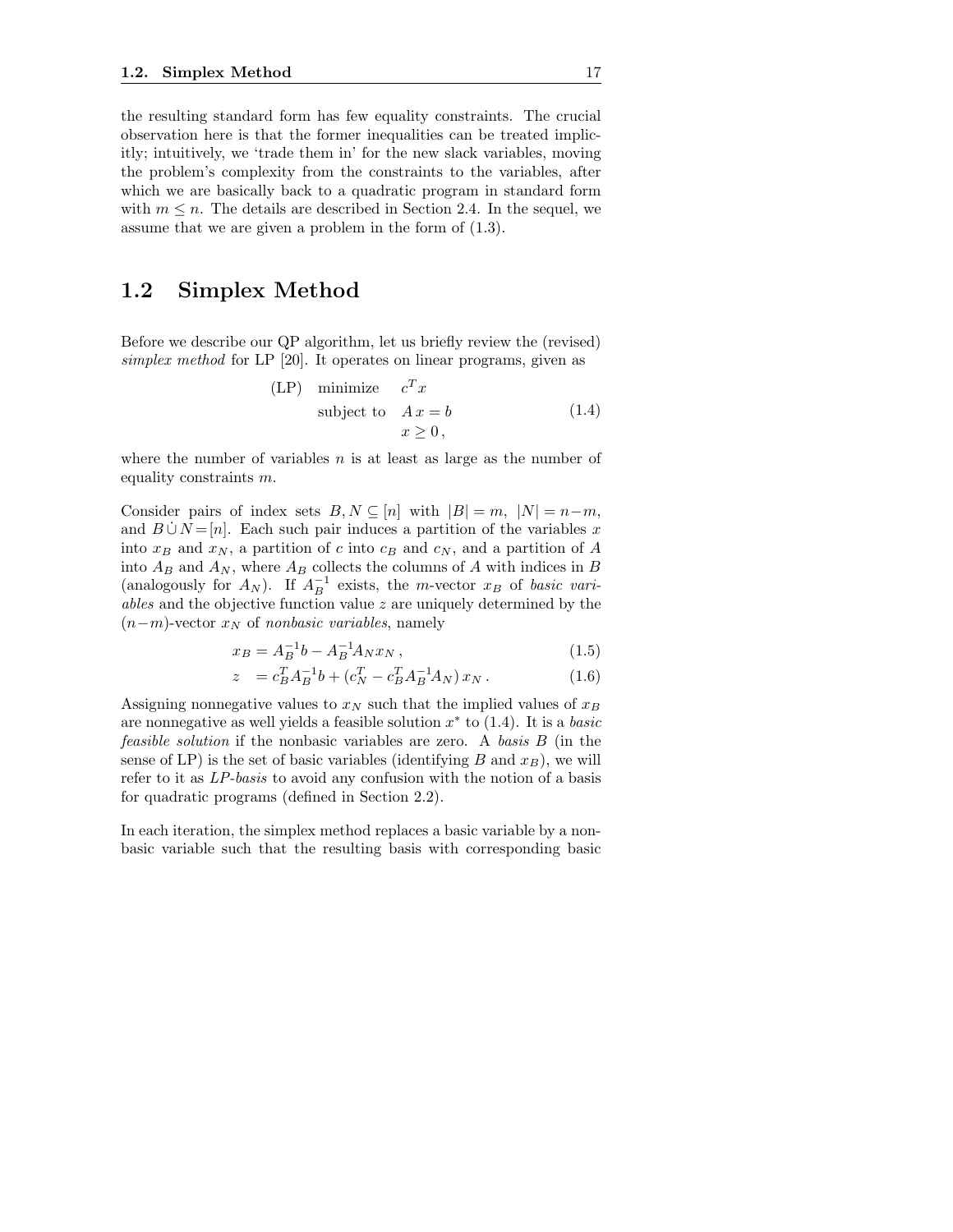the resulting standard form has few equality constraints. The crucial observation here is that the former inequalities can be treated implicitly; intuitively, we 'trade them in' for the new slack variables, moving the problem's complexity from the constraints to the variables, after which we are basically back to a quadratic program in standard form with $m \leq n$. The details are described in Section 2.4. In the sequel, we assume that we are given a problem in the form of (1.3).

## 1.2 Simplex Method

Before we describe our QP algorithm, let us briefly review the (revised) *simplex method* for LP [20]. It operates on linear programs, given as

$$\begin{array}{llr} \text{(LP)} & \text{minimize} & c^T x \\ & \text{subject to} & A\,x = b \\ & & x \geq 0\,, \end{array} \tag{1.4}$$

where the number of variables $n$ is at least as large as the number of equality constraints $m$.

Consider pairs of index sets $B, N \subseteq [n]$ with $|B| = m$, $|N| = n-m$, and $B \,\dot{\cup}\, N = [n]$. Each such pair induces a partition of the variables $x$ into $x_B$ and $x_N$, a partition of $c$ into $c_B$ and $c_N$, and a partition of $A$ into $A_B$ and $A_N$, where $A_B$ collects the columns of $A$ with indices in $B$ (analogously for $A_N$). If $A_B^{-1}$ exists, the $m$-vector $x_B$ of *basic variables* and the objective function value $z$ are uniquely determined by the $(n-m)$-vector $x_N$ of *nonbasic variables*, namely

$$x_B = A_B^{-1} b - A_B^{-1} A_N x_N\,, \tag{1.5}$$

$$z \;\; = c_B^T A_B^{-1} b + (c_N^T - c_B^T A_B^{-1} A_N)\, x_N\,. \tag{1.6}$$

Assigning nonnegative values to $x_N$ such that the implied values of $x_B$ are nonnegative as well yields a feasible solution $x^*$ to (1.4). It is a *basic feasible solution* if the nonbasic variables are zero. A *basis* $B$ (in the sense of LP) is the set of basic variables (identifying $B$ and $x_B$), we will refer to it as *LP-basis* to avoid any confusion with the notion of a basis for quadratic programs (defined in Section 2.2).

In each iteration, the simplex method replaces a basic variable by a nonbasic variable such that the resulting basis with corresponding basic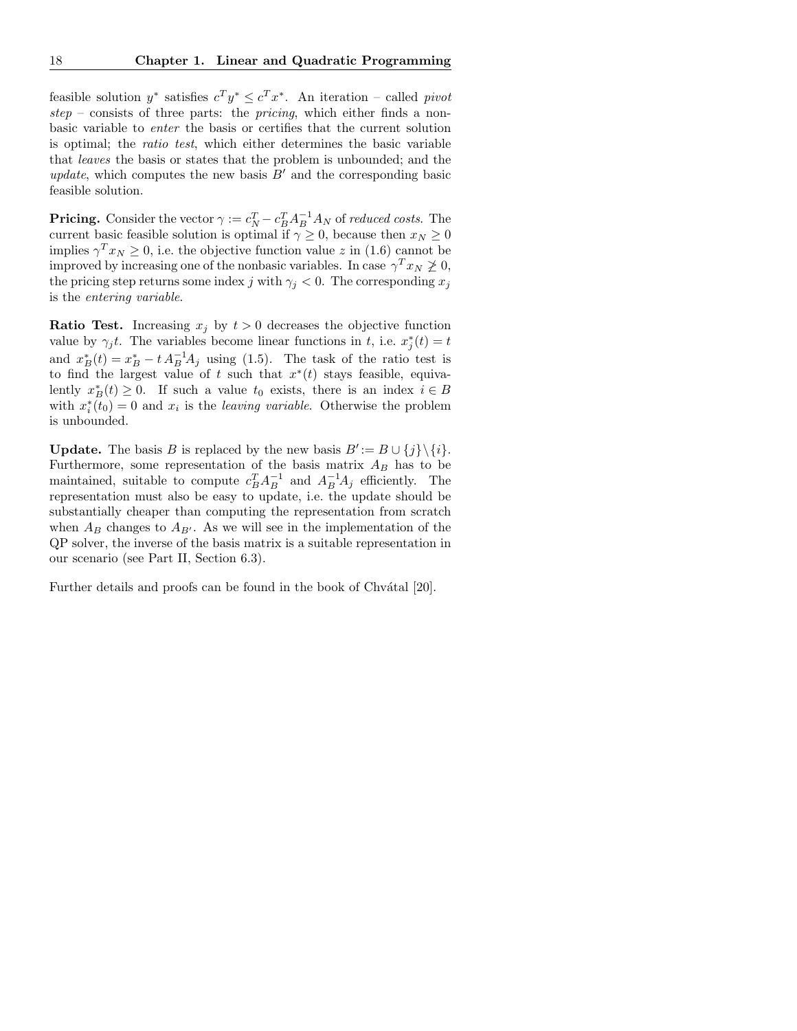feasible solution $y^*$ satisfies $c^T y^* \leq c^T x^*$. An iteration – called *pivot step* – consists of three parts: the *pricing*, which either finds a nonbasic variable to *enter* the basis or certifies that the current solution is optimal; the *ratio test*, which either determines the basic variable that *leaves* the basis or states that the problem is unbounded; and the *update*, which computes the new basis $B'$ and the corresponding basic feasible solution.

**Pricing.** Consider the vector $\gamma := c_N^T - c_B^T A_B^{-1} A_N$ of *reduced costs*. The current basic feasible solution is optimal if $\gamma \geq 0$, because then $x_N \geq 0$ implies $\gamma^T x_N \geq 0$, i.e. the objective function value $z$ in (1.6) cannot be improved by increasing one of the nonbasic variables. In case $\gamma^T x_N \ngeq 0$, the pricing step returns some index $j$ with $\gamma_j < 0$. The corresponding $x_j$ is the *entering variable*.

**Ratio Test.** Increasing $x_j$ by $t > 0$ decreases the objective function value by $\gamma_j t$. The variables become linear functions in $t$, i.e. $x_j^*(t) = t$ and $x_B^*(t) = x_B^* - t\, A_B^{-1} A_j$ using (1.5). The task of the ratio test is to find the largest value of $t$ such that $x^*(t)$ stays feasible, equivalently $x_B^*(t) \geq 0$. If such a value $t_0$ exists, there is an index $i \in B$ with $x_i^*(t_0) = 0$ and $x_i$ is the *leaving variable*. Otherwise the problem is unbounded.

**Update.** The basis $B$ is replaced by the new basis $B' := B \cup \{j\} \setminus \{i\}$. Furthermore, some representation of the basis matrix $A_B$ has to be maintained, suitable to compute $c_B^T A_B^{-1}$ and $A_B^{-1} A_j$ efficiently. The representation must also be easy to update, i.e. the update should be substantially cheaper than computing the representation from scratch when $A_B$ changes to $A_{B'}$. As we will see in the implementation of the QP solver, the inverse of the basis matrix is a suitable representation in our scenario (see Part II, Section 6.3).

Further details and proofs can be found in the book of Chvátal [20].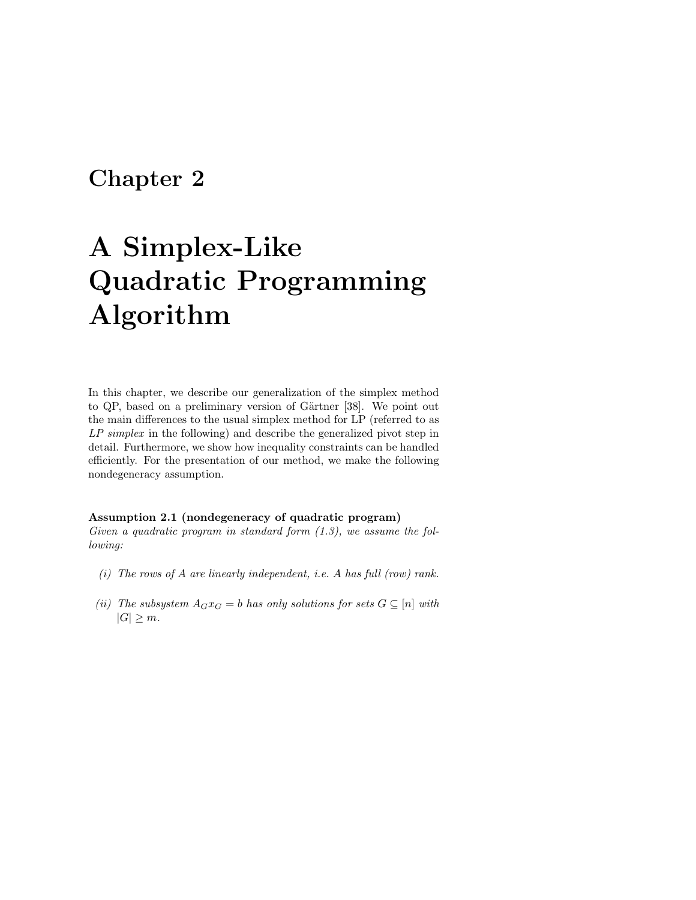# Chapter 2

# A Simplex-Like Quadratic Programming Algorithm

In this chapter, we describe our generalization of the simplex method to QP, based on a preliminary version of Gärtner [38]. We point out the main differences to the usual simplex method for LP (referred to as *LP simplex* in the following) and describe the generalized pivot step in detail. Furthermore, we show how inequality constraints can be handled efficiently. For the presentation of our method, we make the following nondegeneracy assumption.

**Assumption 2.1 (nondegeneracy of quadratic program)**
*Given a quadratic program in standard form (1.3), we assume the following:*

*(i) The rows of $A$ are linearly independent, i.e. $A$ has full (row) rank.*

*(ii) The subsystem $A_G x_G = b$ has only solutions for sets $G \subseteq [n]$ with $|G| \geq m$.*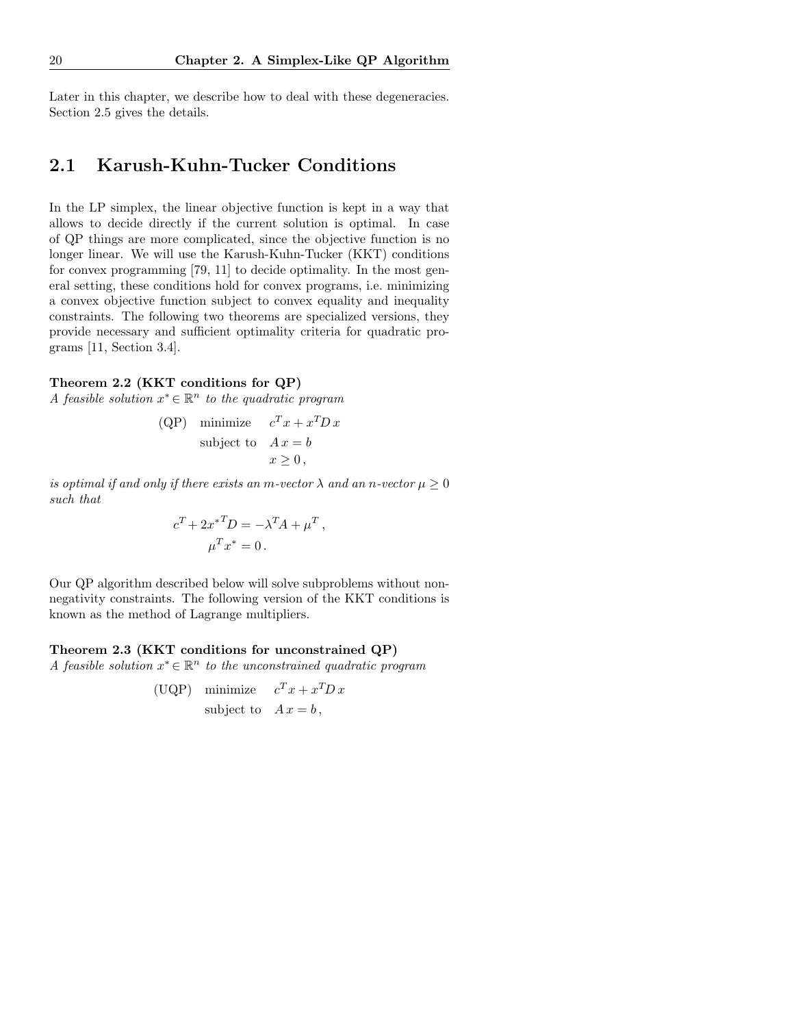Later in this chapter, we describe how to deal with these degeneracies. Section 2.5 gives the details.

## 2.1 Karush-Kuhn-Tucker Conditions

In the LP simplex, the linear objective function is kept in a way that allows to decide directly if the current solution is optimal. In case of QP things are more complicated, since the objective function is no longer linear. We will use the Karush-Kuhn-Tucker (KKT) conditions for convex programming [79, 11] to decide optimality. In the most general setting, these conditions hold for convex programs, i.e. minimizing a convex objective function subject to convex equality and inequality constraints. The following two theorems are specialized versions, they provide necessary and sufficient optimality criteria for quadratic programs [11, Section 3.4].

**Theorem 2.2 (KKT conditions for QP)**
*A feasible solution $x^* \in \mathbb{R}^n$ to the quadratic program*

$$
\begin{array}{lll}
\text{(QP)} & \text{minimize} & c^T x + x^T D\, x \\
& \text{subject to} & A\, x = b \\
& & x \geq 0\,,
\end{array}
$$

*is optimal if and only if there exists an $m$-vector $\lambda$ and an $n$-vector $\mu \geq 0$ such that*

$$
\begin{aligned}
c^T + 2{x^*}^T D &= -\lambda^T A + \mu^T\,, \\
\mu^T x^* &= 0\,.
\end{aligned}
$$

Our QP algorithm described below will solve subproblems without nonnegativity constraints. The following version of the KKT conditions is known as the method of Lagrange multipliers.

**Theorem 2.3 (KKT conditions for unconstrained QP)**
*A feasible solution $x^* \in \mathbb{R}^n$ to the unconstrained quadratic program*

$$
\begin{array}{lll}
\text{(UQP)} & \text{minimize} & c^T x + x^T D\, x \\
& \text{subject to} & A\, x = b\,,
\end{array}
$$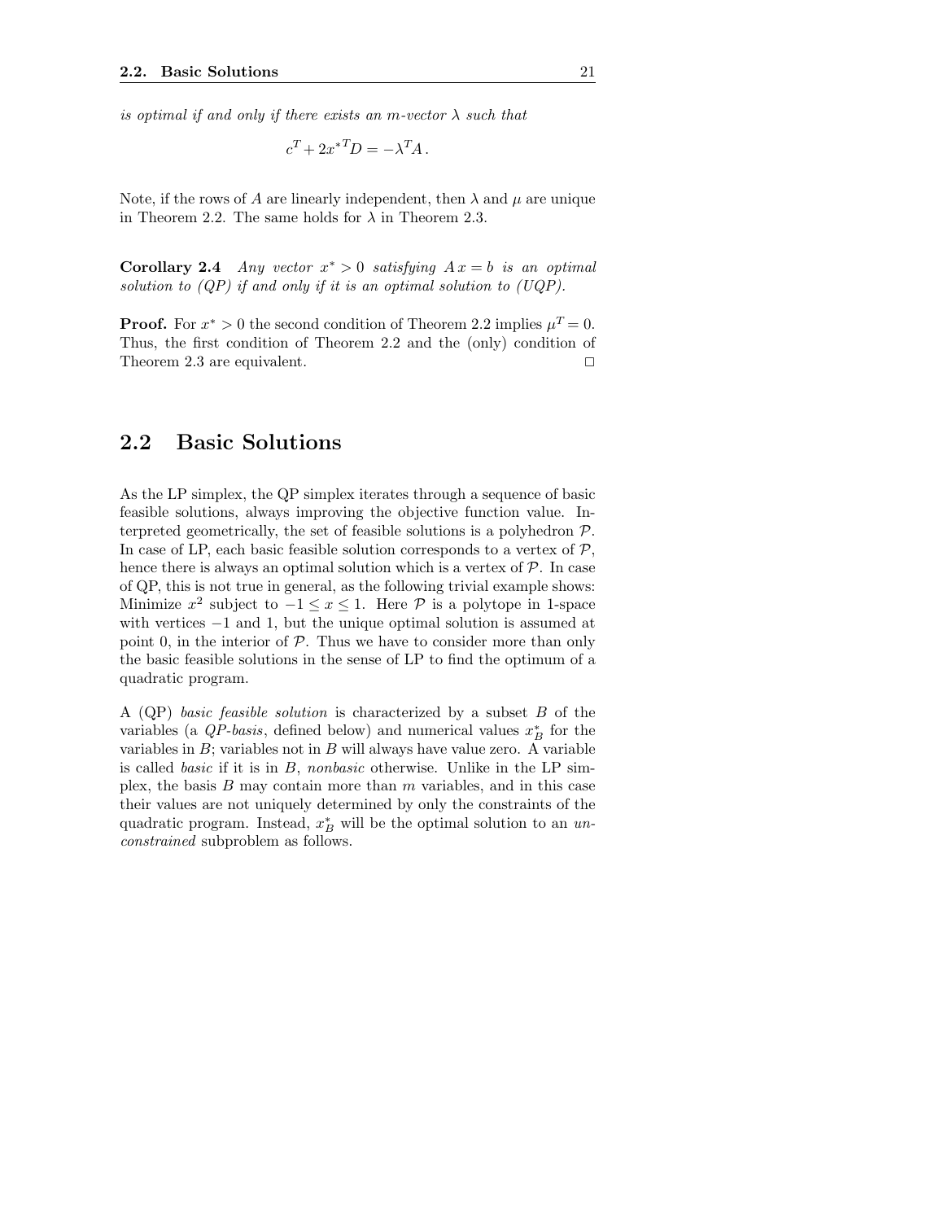*is optimal if and only if there exists an $m$-vector $\lambda$ such that*

$$c^T + 2x^{*T}D = -\lambda^T A\,.$$

Note, if the rows of $A$ are linearly independent, then $\lambda$ and $\mu$ are unique in Theorem 2.2. The same holds for $\lambda$ in Theorem 2.3.

**Corollary 2.4** *Any vector $x^* > 0$ satisfying $A\,x = b$ is an optimal solution to (QP) if and only if it is an optimal solution to (UQP).*

**Proof.** For $x^* > 0$ the second condition of Theorem 2.2 implies $\mu^T = 0$. Thus, the first condition of Theorem 2.2 and the (only) condition of Theorem 2.3 are equivalent. □

## 2.2 Basic Solutions

As the LP simplex, the QP simplex iterates through a sequence of basic feasible solutions, always improving the objective function value. Interpreted geometrically, the set of feasible solutions is a polyhedron $\mathcal{P}$. In case of LP, each basic feasible solution corresponds to a vertex of $\mathcal{P}$, hence there is always an optimal solution which is a vertex of $\mathcal{P}$. In case of QP, this is not true in general, as the following trivial example shows: Minimize $x^2$ subject to $-1 \leq x \leq 1$. Here $\mathcal{P}$ is a polytope in 1-space with vertices $-1$ and $1$, but the unique optimal solution is assumed at point $0$, in the interior of $\mathcal{P}$. Thus we have to consider more than only the basic feasible solutions in the sense of LP to find the optimum of a quadratic program.

A (QP) *basic feasible solution* is characterized by a subset $B$ of the variables (a *QP-basis*, defined below) and numerical values $x^*_B$ for the variables in $B$; variables not in $B$ will always have value zero. A variable is called *basic* if it is in $B$, *nonbasic* otherwise. Unlike in the LP simplex, the basis $B$ may contain more than $m$ variables, and in this case their values are not uniquely determined by only the constraints of the quadratic program. Instead, $x^*_B$ will be the optimal solution to an *unconstrained* subproblem as follows.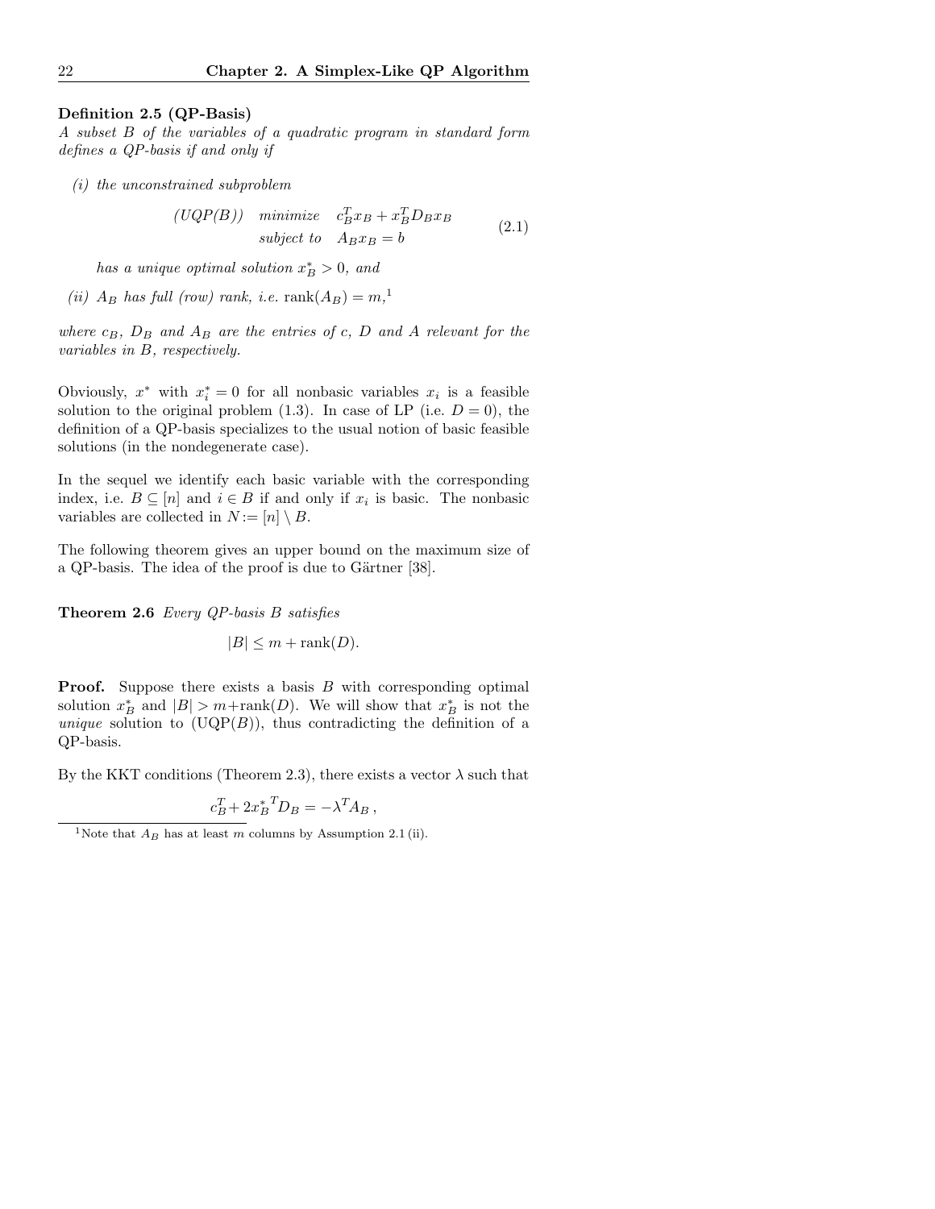**Definition 2.5 (QP-Basis)**
*A subset $B$ of the variables of a quadratic program in standard form defines a QP-basis if and only if*

*(i) the unconstrained subproblem*

$$\begin{array}{lll} (UQP(B)) & \textit{minimize} & c_B^T x_B + x_B^T D_B x_B \\ & \textit{subject to} & A_B x_B = b \end{array} \tag{2.1}$$

*has a unique optimal solution $x_B^* > 0$, and*

*(ii) $A_B$ has full (row) rank, i.e. $\operatorname{rank}(A_B) = m$,*[1]

*where $c_B$, $D_B$ and $A_B$ are the entries of $c$, $D$ and $A$ relevant for the variables in $B$, respectively.*

Obviously, $x^*$ with $x_i^* = 0$ for all nonbasic variables $x_i$ is a feasible solution to the original problem (1.3). In case of LP (i.e. $D = 0$), the definition of a QP-basis specializes to the usual notion of basic feasible solutions (in the nondegenerate case).

In the sequel we identify each basic variable with the corresponding index, i.e. $B \subseteq [n]$ and $i \in B$ if and only if $x_i$ is basic. The nonbasic variables are collected in $N := [n] \setminus B$.

The following theorem gives an upper bound on the maximum size of a QP-basis. The idea of the proof is due to Gärtner [38].

**Theorem 2.6** *Every QP-basis $B$ satisfies*

$$|B| \leq m + \operatorname{rank}(D).$$

**Proof.** Suppose there exists a basis $B$ with corresponding optimal solution $x_B^*$ and $|B| > m + \operatorname{rank}(D)$. We will show that $x_B^*$ is not the *unique* solution to (UQP($B$)), thus contradicting the definition of a QP-basis.

By the KKT conditions (Theorem 2.3), there exists a vector $\lambda$ such that

$$c_B^T + 2{x_B^*}^T D_B = -\lambda^T A_B \,,$$

[1] Note that $A_B$ has at least $m$ columns by Assumption 2.1 (ii).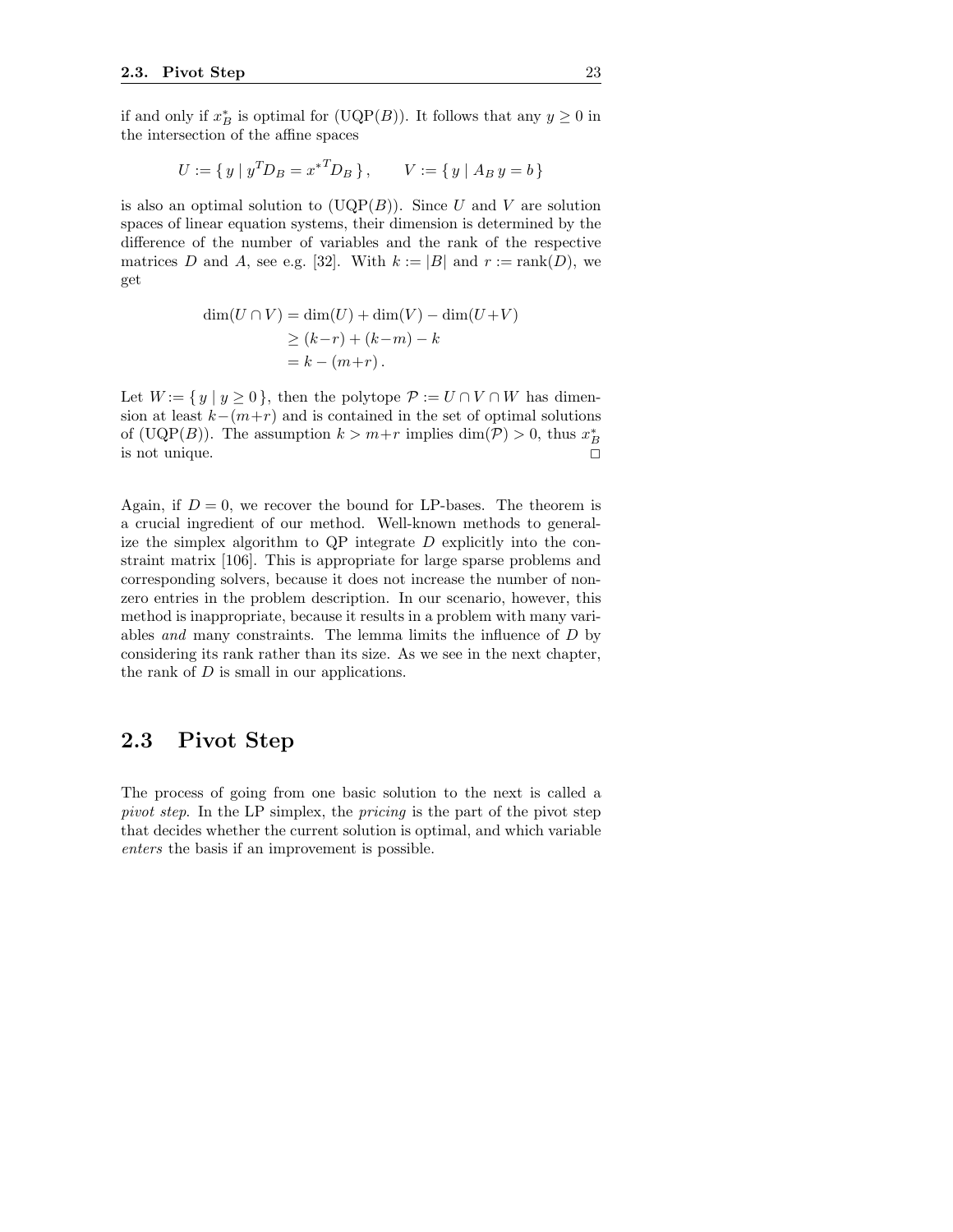if and only if $x^*_B$ is optimal for (UQP($B$)). It follows that any $y \geq 0$ in the intersection of the affine spaces

$$U := \{\, y \mid y^T D_B = {x^*}^T D_B \,\}\,, \qquad V := \{\, y \mid A_B\, y = b \,\}$$

is also an optimal solution to (UQP($B$)). Since $U$ and $V$ are solution spaces of linear equation systems, their dimension is determined by the difference of the number of variables and the rank of the respective matrices $D$ and $A$, see e.g. [32]. With $k := |B|$ and $r := \mathrm{rank}(D)$, we get

$$\begin{aligned}
\dim(U \cap V) &= \dim(U) + \dim(V) - \dim(U{+}V) \\
&\geq (k{-}r) + (k{-}m) - k \\
&= k - (m{+}r)\,.
\end{aligned}$$

Let $W := \{\, y \mid y \geq 0 \,\}$, then the polytope $\mathcal{P} := U \cap V \cap W$ has dimension at least $k{-}(m{+}r)$ and is contained in the set of optimal solutions of (UQP($B$)). The assumption $k > m{+}r$ implies $\dim(\mathcal{P}) > 0$, thus $x^*_B$ is not unique. □

Again, if $D = 0$, we recover the bound for LP-bases. The theorem is a crucial ingredient of our method. Well-known methods to generalize the simplex algorithm to QP integrate $D$ explicitly into the constraint matrix [106]. This is appropriate for large sparse problems and corresponding solvers, because it does not increase the number of nonzero entries in the problem description. In our scenario, however, this method is inappropriate, because it results in a problem with many variables *and* many constraints. The lemma limits the influence of $D$ by considering its rank rather than its size. As we see in the next chapter, the rank of $D$ is small in our applications.

## 2.3 Pivot Step

The process of going from one basic solution to the next is called a *pivot step*. In the LP simplex, the *pricing* is the part of the pivot step that decides whether the current solution is optimal, and which variable *enters* the basis if an improvement is possible.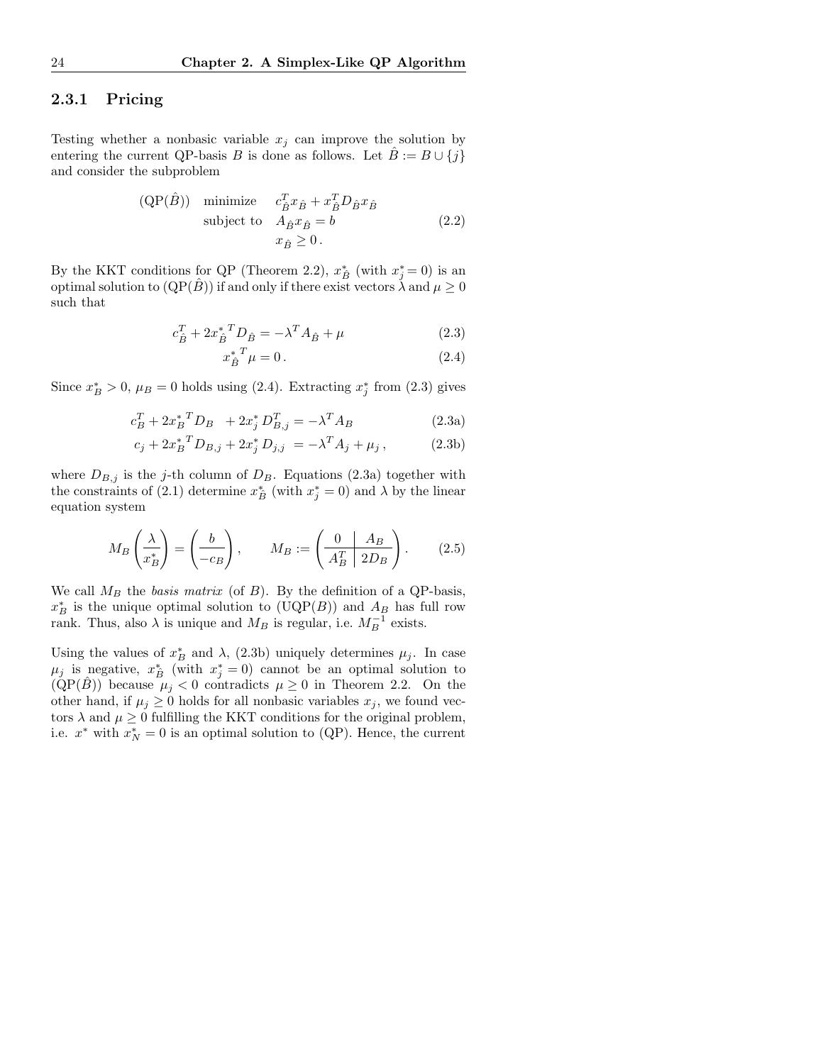### 2.3.1 Pricing

Testing whether a nonbasic variable $x_j$ can improve the solution by entering the current QP-basis $B$ is done as follows. Let $\hat{B} := B \cup \{j\}$ and consider the subproblem

$$
\begin{array}{lll}
(\mathrm{QP}(\hat{B})) & \text{minimize} & c_{\hat{B}}^T x_{\hat{B}} + x_{\hat{B}}^T D_{\hat{B}} x_{\hat{B}} \\
& \text{subject to} & A_{\hat{B}} x_{\hat{B}} = b \\
& & x_{\hat{B}} \geq 0\,.
\end{array}
\tag{2.2}
$$

By the KKT conditions for QP (Theorem 2.2), $x_{\hat{B}}^*$ (with $x_j^* = 0$) is an optimal solution to $(\mathrm{QP}(\hat{B}))$ if and only if there exist vectors $\lambda$ and $\mu \geq 0$ such that

$$
c_{\hat{B}}^T + 2{x_{\hat{B}}^*}^T D_{\hat{B}} = -\lambda^T A_{\hat{B}} + \mu \tag{2.3}
$$

$$
{x_{\hat{B}}^*}^T \mu = 0\,. \tag{2.4}
$$

Since $x_B^* > 0$, $\mu_B = 0$ holds using (2.4). Extracting $x_j^*$ from (2.3) gives

$$
c_B^T + 2{x_B^*}^T D_B \quad + 2x_j^* D_{B,j}^T = -\lambda^T A_B \tag{2.3a}
$$

$$
c_j + 2{x_B^*}^T D_{B,j} + 2x_j^* D_{j,j} \;= -\lambda^T A_j + \mu_j\,, \tag{2.3b}
$$

where $D_{B,j}$ is the $j$-th column of $D_B$. Equations (2.3a) together with the constraints of (2.1) determine $x_B^*$ (with $x_j^* = 0$) and $\lambda$ by the linear equation system

$$
M_B \left(\begin{array}{c} \lambda \\ \hline x_B^* \end{array}\right) = \left(\begin{array}{c} b \\ \hline -c_B \end{array}\right), \qquad M_B := \left(\begin{array}{c|c} 0 & A_B \\ \hline A_B^T & 2D_B \end{array}\right). \tag{2.5}
$$

We call $M_B$ the *basis matrix* (of $B$). By the definition of a QP-basis, $x_B^*$ is the unique optimal solution to $(\mathrm{UQP}(B))$ and $A_B$ has full row rank. Thus, also $\lambda$ is unique and $M_B$ is regular, i.e. $M_B^{-1}$ exists.

Using the values of $x_B^*$ and $\lambda$, (2.3b) uniquely determines $\mu_j$. In case $\mu_j$ is negative, $x_{\hat{B}}^*$ (with $x_j^* = 0$) cannot be an optimal solution to $(\mathrm{QP}(\hat{B}))$ because $\mu_j < 0$ contradicts $\mu \geq 0$ in Theorem 2.2. On the other hand, if $\mu_j \geq 0$ holds for all nonbasic variables $x_j$, we found vectors $\lambda$ and $\mu \geq 0$ fulfilling the KKT conditions for the original problem, i.e. $x^*$ with $x_N^* = 0$ is an optimal solution to (QP). Hence, the current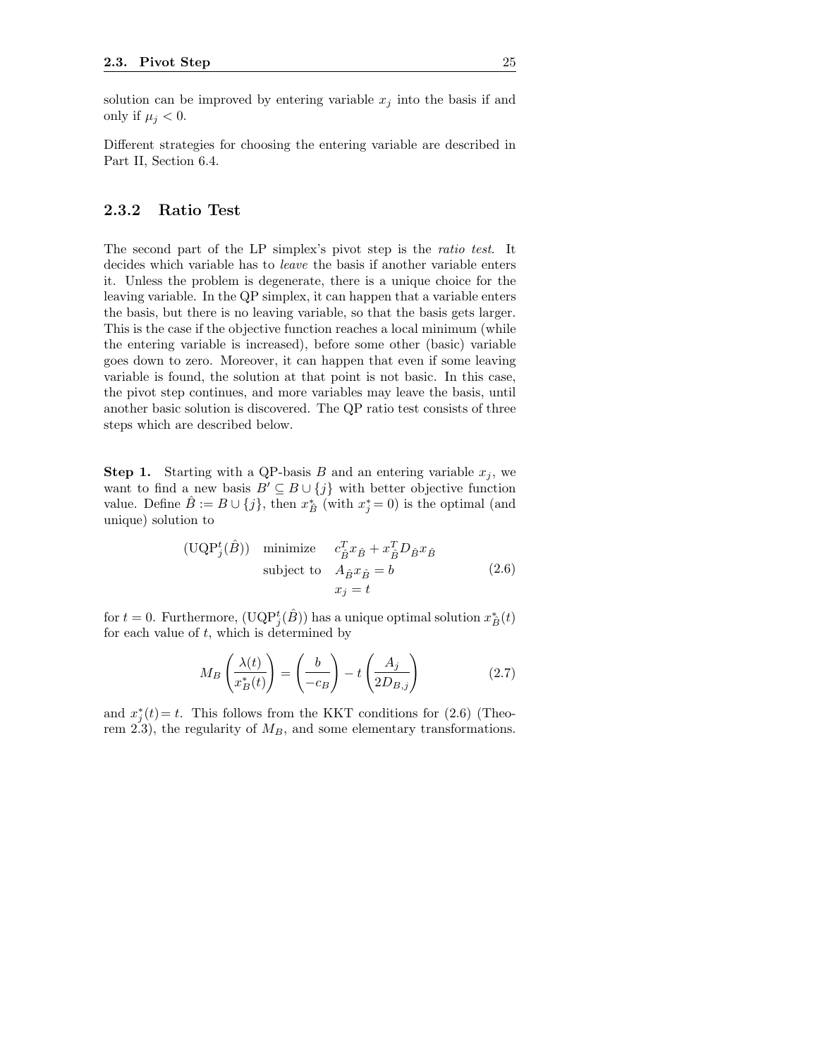solution can be improved by entering variable $x_j$ into the basis if and only if $\mu_j < 0$.

Different strategies for choosing the entering variable are described in Part II, Section 6.4.

### 2.3.2 Ratio Test

The second part of the LP simplex's pivot step is the *ratio test*. It decides which variable has to *leave* the basis if another variable enters it. Unless the problem is degenerate, there is a unique choice for the leaving variable. In the QP simplex, it can happen that a variable enters the basis, but there is no leaving variable, so that the basis gets larger. This is the case if the objective function reaches a local minimum (while the entering variable is increased), before some other (basic) variable goes down to zero. Moreover, it can happen that even if some leaving variable is found, the solution at that point is not basic. In this case, the pivot step continues, and more variables may leave the basis, until another basic solution is discovered. The QP ratio test consists of three steps which are described below.

**Step 1.** Starting with a QP-basis $B$ and an entering variable $x_j$, we want to find a new basis $B' \subseteq B \cup \{j\}$ with better objective function value. Define $\hat{B} := B \cup \{j\}$, then $x^*_{\hat{B}}$ (with $x^*_j = 0$) is the optimal (and unique) solution to

$$
\begin{array}{lll}
(\mathrm{UQP}^t_j(\hat{B})) & \text{minimize} & c^T_{\hat{B}} x_{\hat{B}} + x^T_{\hat{B}} D_{\hat{B}\hat{B}} x_{\hat{B}} \\
& \text{subject to} & A_{\hat{B}} x_{\hat{B}} = b \\
& & x_j = t
\end{array}
\tag{2.6}
$$

for $t = 0$. Furthermore, $(\mathrm{UQP}^t_j(\hat{B}))$ has a unique optimal solution $x^*_{\hat{B}}(t)$ for each value of $t$, which is determined by

$$
M_B \begin{pmatrix} \lambda(t) \\ \hline x^*_B(t) \end{pmatrix} = \begin{pmatrix} b \\ \hline -c_B \end{pmatrix} - t \begin{pmatrix} A_j \\ \hline 2D_{B,j} \end{pmatrix}
\tag{2.7}
$$

and $x^*_j(t) = t$. This follows from the KKT conditions for (2.6) (Theorem 2.3), the regularity of $M_B$, and some elementary transformations.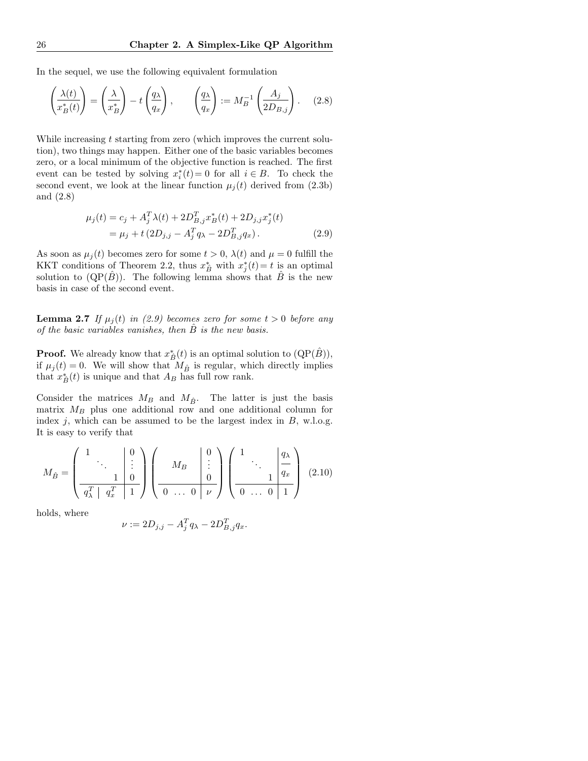In the sequel, we use the following equivalent formulation

$$\begin{pmatrix} \lambda(t) \\ \hline x^*_B(t) \end{pmatrix} = \begin{pmatrix} \lambda \\ \hline x^*_B \end{pmatrix} - t \begin{pmatrix} q_\lambda \\ \hline q_x \end{pmatrix}, \qquad \begin{pmatrix} q_\lambda \\ \hline q_x \end{pmatrix} := M_B^{-1} \begin{pmatrix} A_j \\ \hline 2D_{B,j} \end{pmatrix}. \tag{2.8}$$

While increasing $t$ starting from zero (which improves the current solution), two things may happen. Either one of the basic variables becomes zero, or a local minimum of the objective function is reached. The first event can be tested by solving $x^*_i(t) = 0$ for all $i \in B$. To check the second event, we look at the linear function $\mu_j(t)$ derived from (2.3b) and (2.8)

$$\begin{aligned} \mu_j(t) &= c_j + A_j^T \lambda(t) + 2D_{B,j}^T x^*_B(t) + 2D_{j,j} x^*_j(t) \\ &= \mu_j + t\,(2D_{j,j} - A_j^T q_\lambda - 2D_{B,j}^T q_x)\,. \end{aligned} \tag{2.9}$$

As soon as $\mu_j(t)$ becomes zero for some $t > 0$, $\lambda(t)$ and $\mu = 0$ fulfill the KKT conditions of Theorem 2.2, thus $x^*_{\hat{B}}$ with $x^*_j(t) = t$ is an optimal solution to $(\mathrm{QP}(\hat{B}))$. The following lemma shows that $\hat{B}$ is the new basis in case of the second event.

**Lemma 2.7** *If $\mu_j(t)$ in (2.9) becomes zero for some $t > 0$ before any of the basic variables vanishes, then $\hat{B}$ is the new basis.*

**Proof.** We already know that $x^*_{\hat{B}}(t)$ is an optimal solution to $(\mathrm{QP}(\hat{B}))$, if $\mu_j(t) = 0$. We will show that $M_{\hat{B}}$ is regular, which directly implies that $x^*_{\hat{B}}(t)$ is unique and that $A_B$ has full row rank.

Consider the matrices $M_B$ and $M_{\hat{B}}$. The latter is just the basis matrix $M_B$ plus one additional row and one additional column for index $j$, which can be assumed to be the largest index in $B$, w.l.o.g. It is easy to verify that

$$M_{\hat{B}} = \left(\begin{array}{ccc|c} 1 & & & 0 \\ & \ddots & & \vdots \\ & & 1 & 0 \\ \hline q_\lambda^T & | & q_x^T & 1 \end{array}\right) \left(\begin{array}{ccc|c} & & & 0 \\ & M_B & & \vdots \\ & & & 0 \\ \hline 0 & \dots & 0 & \nu \end{array}\right) \left(\begin{array}{ccc|c} 1 & & & q_\lambda \\ & \ddots & & \overline{\phantom{q}} \\ & & 1 & q_x \\ \hline 0 & \dots & 0 & 1 \end{array}\right) \tag{2.10}$$

holds, where

$$\nu := 2D_{j,j} - A_j^T q_\lambda - 2D_{B,j}^T q_x.$$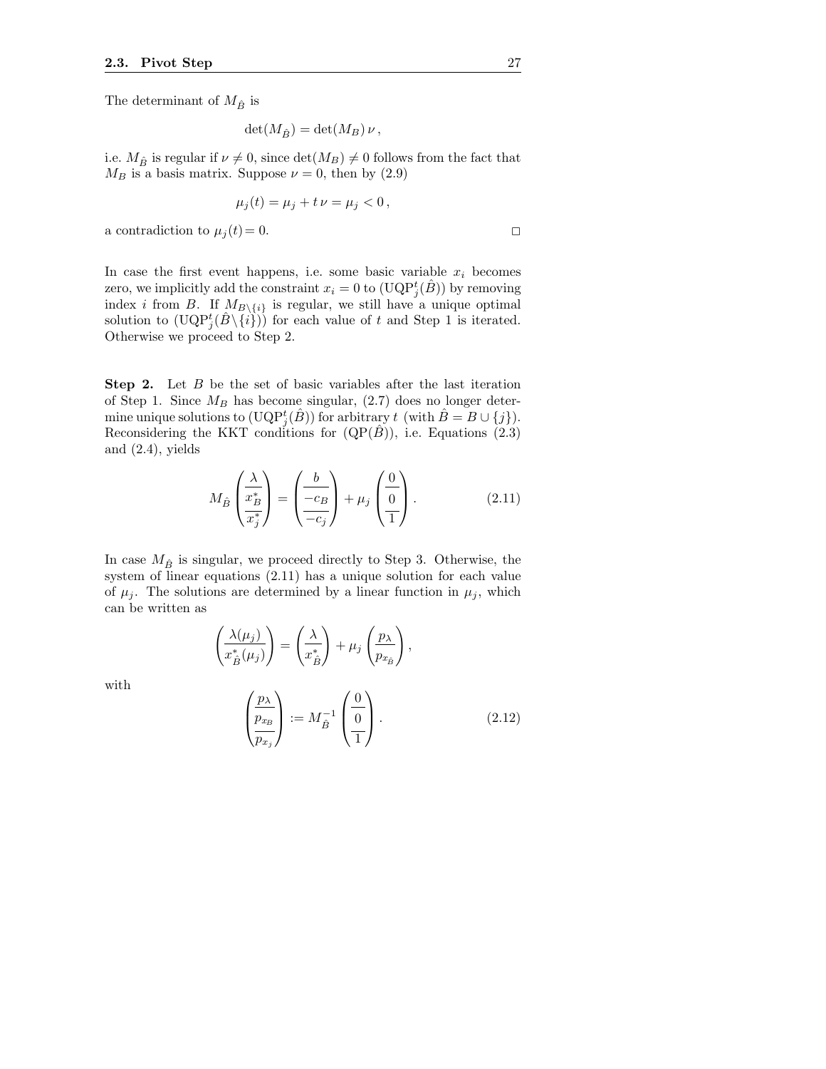The determinant of $M_{\hat{B}}$ is

$$\det(M_{\hat{B}}) = \det(M_B)\,\nu\,,$$

i.e. $M_{\hat{B}}$ is regular if $\nu \neq 0$, since $\det(M_B) \neq 0$ follows from the fact that $M_B$ is a basis matrix. Suppose $\nu = 0$, then by (2.9)

$$\mu_j(t) = \mu_j + t\,\nu = \mu_j < 0\,,$$

a contradiction to $\mu_j(t) = 0$. $\square$

In case the first event happens, i.e. some basic variable $x_i$ becomes zero, we implicitly add the constraint $x_i = 0$ to $(\mathrm{UQP}^t_j(\hat{B}))$ by removing index $i$ from $B$. If $M_{B\setminus\{i\}}$ is regular, we still have a unique optimal solution to $(\mathrm{UQP}^t_j(\hat{B}\setminus\{i\}))$ for each value of $t$ and Step 1 is iterated. Otherwise we proceed to Step 2.

**Step 2.** Let $B$ be the set of basic variables after the last iteration of Step 1. Since $M_B$ has become singular, (2.7) does no longer determine unique solutions to $(\mathrm{UQP}^t_j(\hat{B}))$ for arbitrary $t$ (with $\hat{B} = B \cup \{j\}$). Reconsidering the KKT conditions for $(\mathrm{QP}(\hat{B}))$, i.e. Equations (2.3) and (2.4), yields

$$M_{\hat{B}} \begin{pmatrix} \lambda \\ \hline x^*_B \\ \hline x^*_j \end{pmatrix} = \begin{pmatrix} b \\ \hline -c_B \\ \hline -c_j \end{pmatrix} + \mu_j \begin{pmatrix} 0 \\ \hline 0 \\ \hline 1 \end{pmatrix}. \tag{2.11}$$

In case $M_{\hat{B}}$ is singular, we proceed directly to Step 3. Otherwise, the system of linear equations (2.11) has a unique solution for each value of $\mu_j$. The solutions are determined by a linear function in $\mu_j$, which can be written as

$$\begin{pmatrix} \lambda(\mu_j) \\ \hline x^*_{\hat{B}}(\mu_j) \end{pmatrix} = \begin{pmatrix} \lambda \\ \hline x^*_{\hat{B}} \end{pmatrix} + \mu_j \begin{pmatrix} p_\lambda \\ \hline p_{x_{\hat{B}}} \end{pmatrix},$$

with

$$\begin{pmatrix} p_\lambda \\ \hline p_{x_B} \\ \hline p_{x_j} \end{pmatrix} := M_{\hat{B}}^{-1} \begin{pmatrix} 0 \\ \hline 0 \\ \hline 1 \end{pmatrix}. \tag{2.12}$$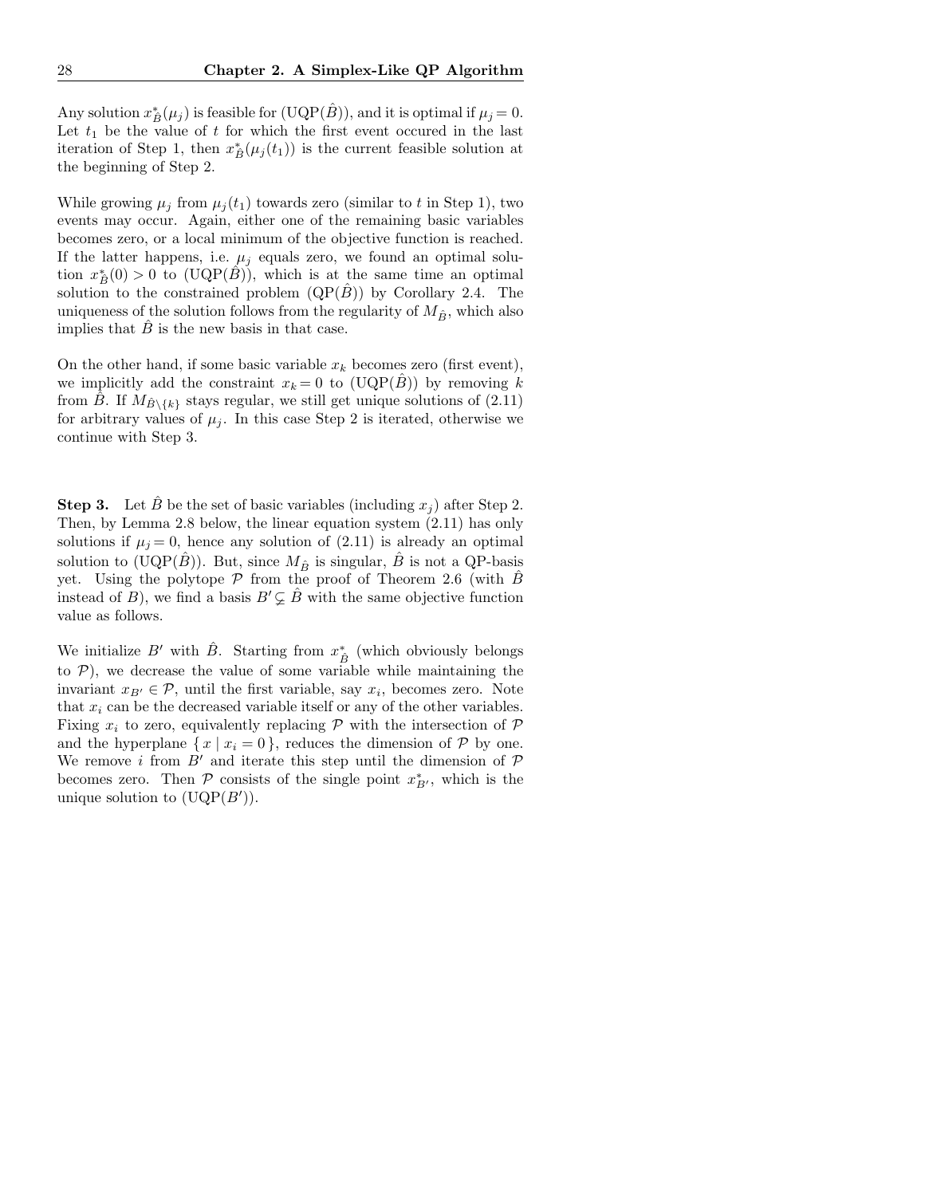Any solution $x^*_{\hat{B}}(\mu_j)$ is feasible for (UQP($\hat{B}$)), and it is optimal if $\mu_j = 0$. Let $t_1$ be the value of $t$ for which the first event occured in the last iteration of Step 1, then $x^*_{\hat{B}}(\mu_j(t_1))$ is the current feasible solution at the beginning of Step 2.

While growing $\mu_j$ from $\mu_j(t_1)$ towards zero (similar to $t$ in Step 1), two events may occur. Again, either one of the remaining basic variables becomes zero, or a local minimum of the objective function is reached. If the latter happens, i.e. $\mu_j$ equals zero, we found an optimal solution $x^*_{\hat{B}}(0) > 0$ to (UQP($\hat{B}$)), which is at the same time an optimal solution to the constrained problem (QP($\hat{B}$)) by Corollary 2.4. The uniqueness of the solution follows from the regularity of $M_{\hat{B}}$, which also implies that $\hat{B}$ is the new basis in that case.

On the other hand, if some basic variable $x_k$ becomes zero (first event), we implicitly add the constraint $x_k = 0$ to (UQP($\hat{B}$)) by removing $k$ from $\hat{B}$. If $M_{\hat{B}\setminus\{k\}}$ stays regular, we still get unique solutions of (2.11) for arbitrary values of $\mu_j$. In this case Step 2 is iterated, otherwise we continue with Step 3.

**Step 3.** Let $\hat{B}$ be the set of basic variables (including $x_j$) after Step 2. Then, by Lemma 2.8 below, the linear equation system (2.11) has only solutions if $\mu_j = 0$, hence any solution of (2.11) is already an optimal solution to (UQP($\hat{B}$)). But, since $M_{\hat{B}}$ is singular, $\hat{B}$ is not a QP-basis yet. Using the polytope $\mathcal{P}$ from the proof of Theorem 2.6 (with $\hat{B}$ instead of $B$), we find a basis $B' \subsetneq \hat{B}$ with the same objective function value as follows.

We initialize $B'$ with $\hat{B}$. Starting from $x^*_{\hat{B}}$ (which obviously belongs to $\mathcal{P}$), we decrease the value of some variable while maintaining the invariant $x_{B'} \in \mathcal{P}$, until the first variable, say $x_i$, becomes zero. Note that $x_i$ can be the decreased variable itself or any of the other variables. Fixing $x_i$ to zero, equivalently replacing $\mathcal{P}$ with the intersection of $\mathcal{P}$ and the hyperplane $\{\, x \mid x_i = 0 \,\}$, reduces the dimension of $\mathcal{P}$ by one. We remove $i$ from $B'$ and iterate this step until the dimension of $\mathcal{P}$ becomes zero. Then $\mathcal{P}$ consists of the single point $x^*_{B'}$, which is the unique solution to (UQP($B'$)).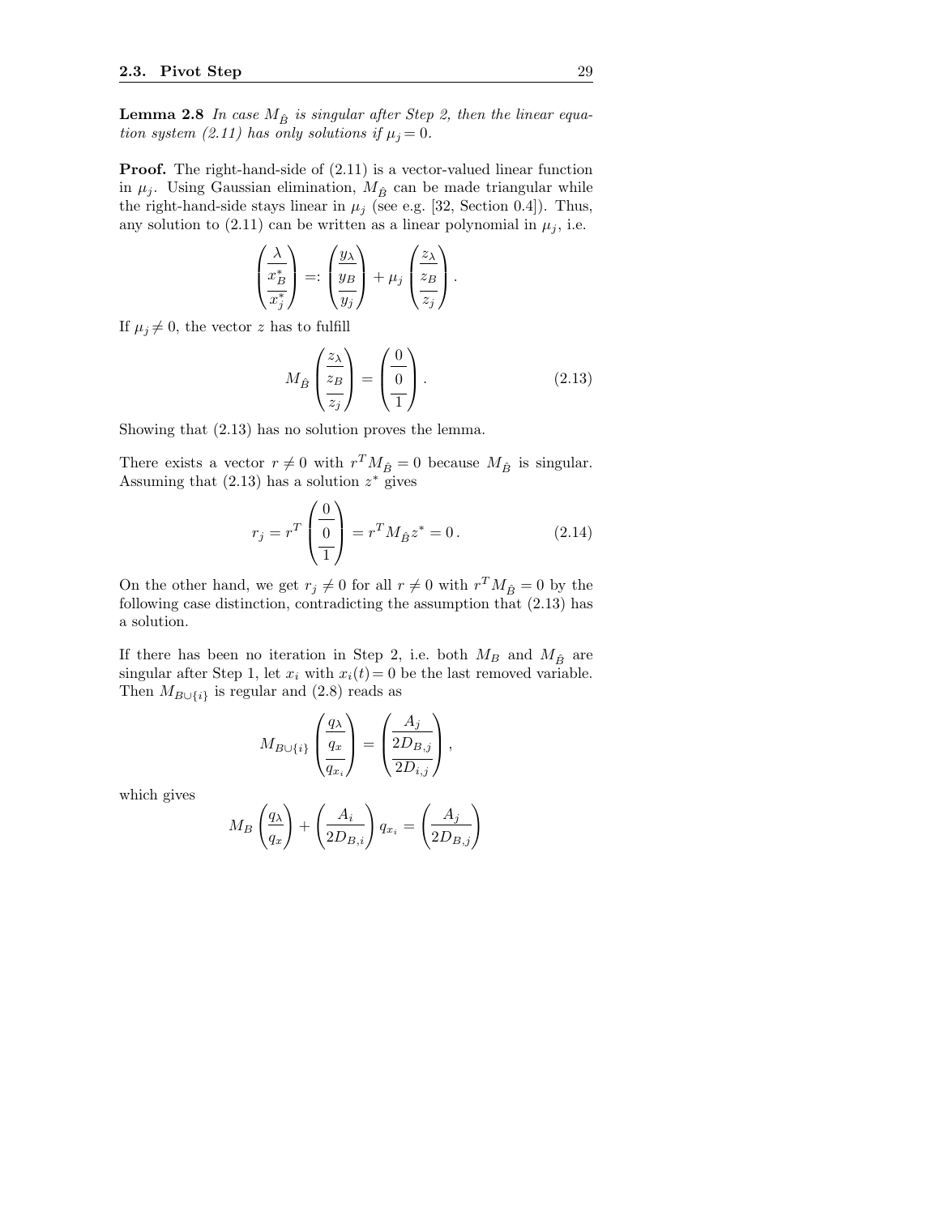**Lemma 2.8** *In case $M_{\hat{B}}$ is singular after Step 2, then the linear equation system (2.11) has only solutions if $\mu_j = 0$.*

**Proof.** The right-hand-side of (2.11) is a vector-valued linear function in $\mu_j$. Using Gaussian elimination, $M_{\hat{B}}$ can be made triangular while the right-hand-side stays linear in $\mu_j$ (see e.g. [32, Section 0.4]). Thus, any solution to (2.11) can be written as a linear polynomial in $\mu_j$, i.e.

$$\begin{pmatrix} \lambda \\ \hline x_B^* \\ \hline x_j^* \end{pmatrix} =: \begin{pmatrix} y_\lambda \\ \hline y_B \\ \hline y_j \end{pmatrix} + \mu_j \begin{pmatrix} z_\lambda \\ \hline z_B \\ \hline z_j \end{pmatrix}.$$

If $\mu_j \neq 0$, the vector $z$ has to fulfill

$$M_{\hat{B}} \begin{pmatrix} z_\lambda \\ \hline z_B \\ \hline z_j \end{pmatrix} = \begin{pmatrix} 0 \\ \hline 0 \\ \hline 1 \end{pmatrix}. \tag{2.13}$$

Showing that (2.13) has no solution proves the lemma.

There exists a vector $r \neq 0$ with $r^T M_{\hat{B}} = 0$ because $M_{\hat{B}}$ is singular. Assuming that (2.13) has a solution $z^*$ gives

$$r_j = r^T \begin{pmatrix} 0 \\ \hline 0 \\ \hline 1 \end{pmatrix} = r^T M_{\hat{B}} z^* = 0\,. \tag{2.14}$$

On the other hand, we get $r_j \neq 0$ for all $r \neq 0$ with $r^T M_{\hat{B}} = 0$ by the following case distinction, contradicting the assumption that (2.13) has a solution.

If there has been no iteration in Step 2, i.e. both $M_B$ and $M_{\hat{B}}$ are singular after Step 1, let $x_i$ with $x_i(t) = 0$ be the last removed variable. Then $M_{B\cup\{i\}}$ is regular and (2.8) reads as

$$M_{B\cup\{i\}} \begin{pmatrix} q_\lambda \\ \hline q_x \\ \hline q_{x_i} \end{pmatrix} = \begin{pmatrix} A_j \\ \hline 2D_{B,j} \\ \hline 2D_{i,j} \end{pmatrix},$$

which gives

$$M_B \begin{pmatrix} q_\lambda \\ \hline q_x \end{pmatrix} + \begin{pmatrix} A_i \\ \hline 2D_{B,i} \end{pmatrix} q_{x_i} = \begin{pmatrix} A_j \\ \hline 2D_{B,j} \end{pmatrix}$$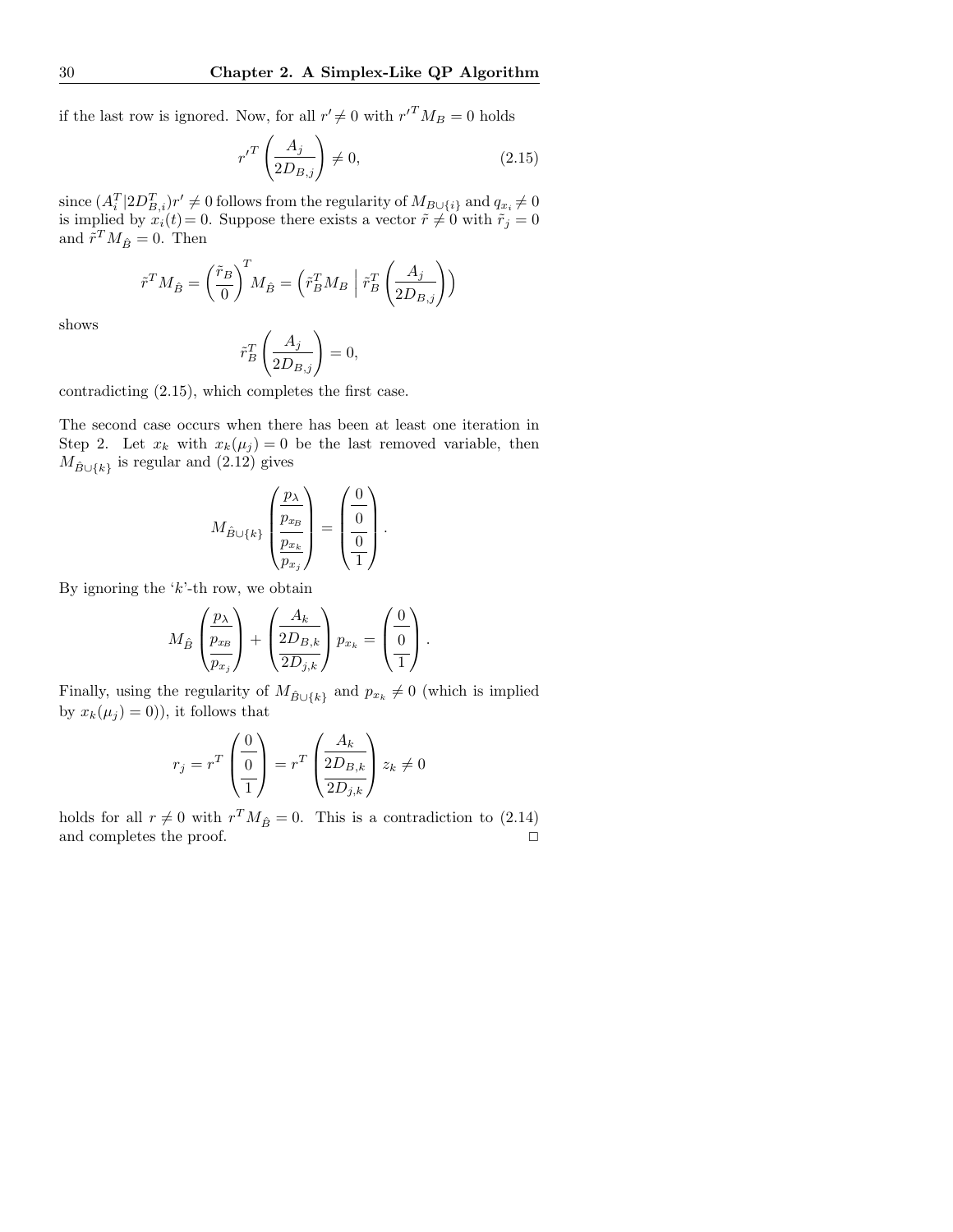if the last row is ignored. Now, for all $r' \neq 0$ with ${r'}^T M_B = 0$ holds

$$
{r'}^T \left( \frac{A_j}{2D_{B,j}} \right) \neq 0, \tag{2.15}
$$

since $(A_i^T | 2D_{B,i}^T) r' \neq 0$ follows from the regularity of $M_{B \cup \{i\}}$ and $q_{x_i} \neq 0$ is implied by $x_i(t) = 0$. Suppose there exists a vector $\tilde{r} \neq 0$ with $\tilde{r}_j = 0$ and $\tilde{r}^T M_{\hat{B}} = 0$. Then

$$
\tilde{r}^T M_{\hat{B}} = \left( \frac{\tilde{r}_B}{0} \right)^T M_{\hat{B}} = \left( \tilde{r}_B^T M_B \;\middle|\; \tilde{r}_B^T \left( \frac{A_j}{2D_{B,j}} \right) \right)
$$

shows

$$
\tilde{r}_B^T \left( \frac{A_j}{2D_{B,j}} \right) = 0,
$$

contradicting (2.15), which completes the first case.

The second case occurs when there has been at least one iteration in Step 2. Let $x_k$ with $x_k(\mu_j) = 0$ be the last removed variable, then $M_{\hat{B} \cup \{k\}}$ is regular and (2.12) gives

$$
M_{\hat{B} \cup \{k\}} \begin{pmatrix} p_\lambda \\ \hline p_{x_B} \\ \hline p_{x_k} \\ \hline p_{x_j} \end{pmatrix} = \begin{pmatrix} 0 \\ \hline 0 \\ \hline 0 \\ \hline 1 \end{pmatrix}.
$$

By ignoring the '$k$'-th row, we obtain

$$
M_{\hat{B}} \begin{pmatrix} p_\lambda \\ \hline p_{x_B} \\ \hline p_{x_j} \end{pmatrix} + \begin{pmatrix} A_k \\ \hline 2D_{B,k} \\ \hline 2D_{j,k} \end{pmatrix} p_{x_k} = \begin{pmatrix} 0 \\ \hline 0 \\ \hline 1 \end{pmatrix}.
$$

Finally, using the regularity of $M_{\hat{B} \cup \{k\}}$ and $p_{x_k} \neq 0$ (which is implied by $x_k(\mu_j) = 0$)), it follows that

$$
r_j = r^T \begin{pmatrix} 0 \\ \hline 0 \\ \hline 1 \end{pmatrix} = r^T \begin{pmatrix} A_k \\ \hline 2D_{B,k} \\ \hline 2D_{j,k} \end{pmatrix} z_k \neq 0
$$

holds for all $r \neq 0$ with $r^T M_{\hat{B}} = 0$. This is a contradiction to (2.14) and completes the proof. □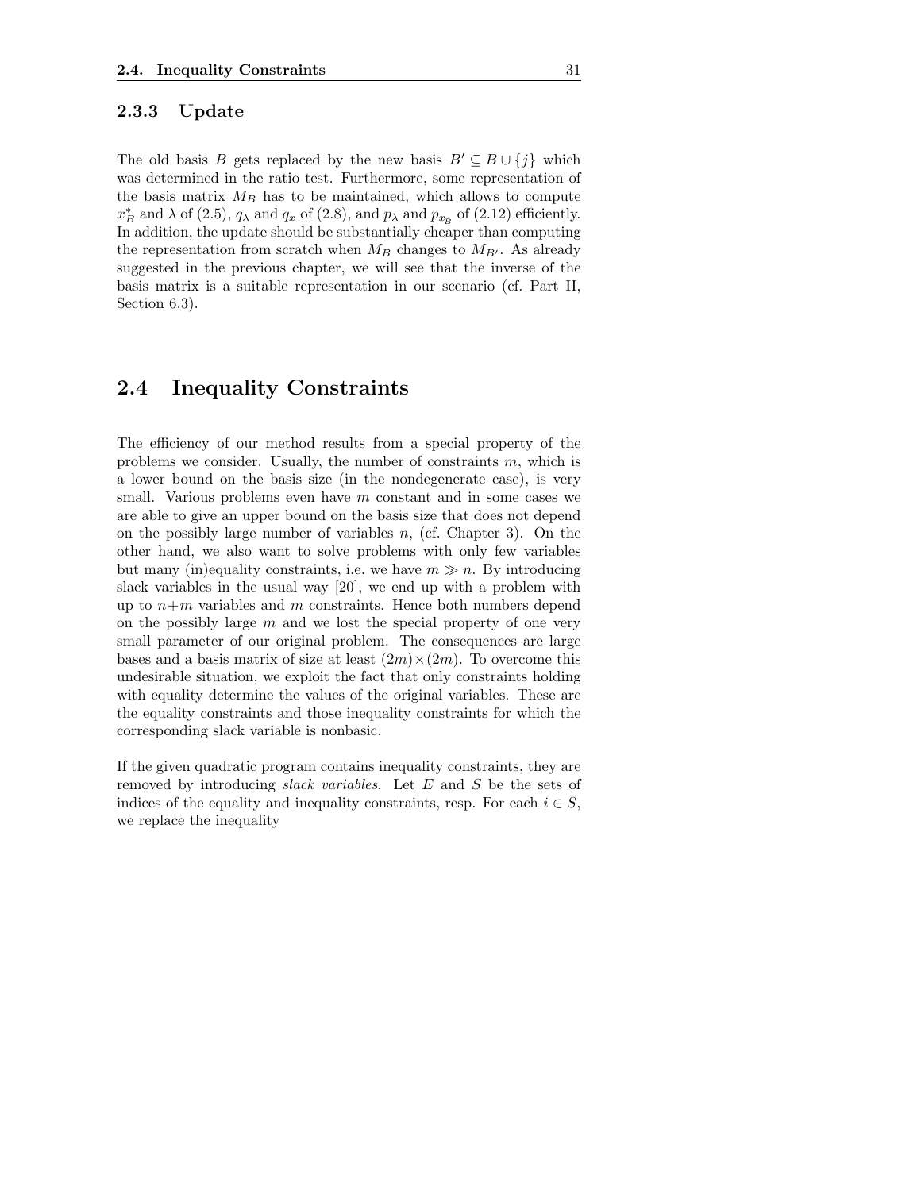### 2.3.3 Update

The old basis $B$ gets replaced by the new basis $B' \subseteq B \cup \{j\}$ which was determined in the ratio test. Furthermore, some representation of the basis matrix $M_B$ has to be maintained, which allows to compute $x^*_B$ and $\lambda$ of (2.5), $q_\lambda$ and $q_x$ of (2.8), and $p_\lambda$ and $p_{x_{B}}$ of (2.12) efficiently. In addition, the update should be substantially cheaper than computing the representation from scratch when $M_B$ changes to $M_{B'}$. As already suggested in the previous chapter, we will see that the inverse of the basis matrix is a suitable representation in our scenario (cf. Part II, Section 6.3).

## 2.4 Inequality Constraints

The efficiency of our method results from a special property of the problems we consider. Usually, the number of constraints $m$, which is a lower bound on the basis size (in the nondegenerate case), is very small. Various problems even have $m$ constant and in some cases we are able to give an upper bound on the basis size that does not depend on the possibly large number of variables $n$, (cf. Chapter 3). On the other hand, we also want to solve problems with only few variables but many (in)equality constraints, i.e. we have $m \gg n$. By introducing slack variables in the usual way [20], we end up with a problem with up to $n+m$ variables and $m$ constraints. Hence both numbers depend on the possibly large $m$ and we lost the special property of one very small parameter of our original problem. The consequences are large bases and a basis matrix of size at least $(2m)\times(2m)$. To overcome this undesirable situation, we exploit the fact that only constraints holding with equality determine the values of the original variables. These are the equality constraints and those inequality constraints for which the corresponding slack variable is nonbasic.

If the given quadratic program contains inequality constraints, they are removed by introducing *slack variables*. Let $E$ and $S$ be the sets of indices of the equality and inequality constraints, resp. For each $i \in S$, we replace the inequality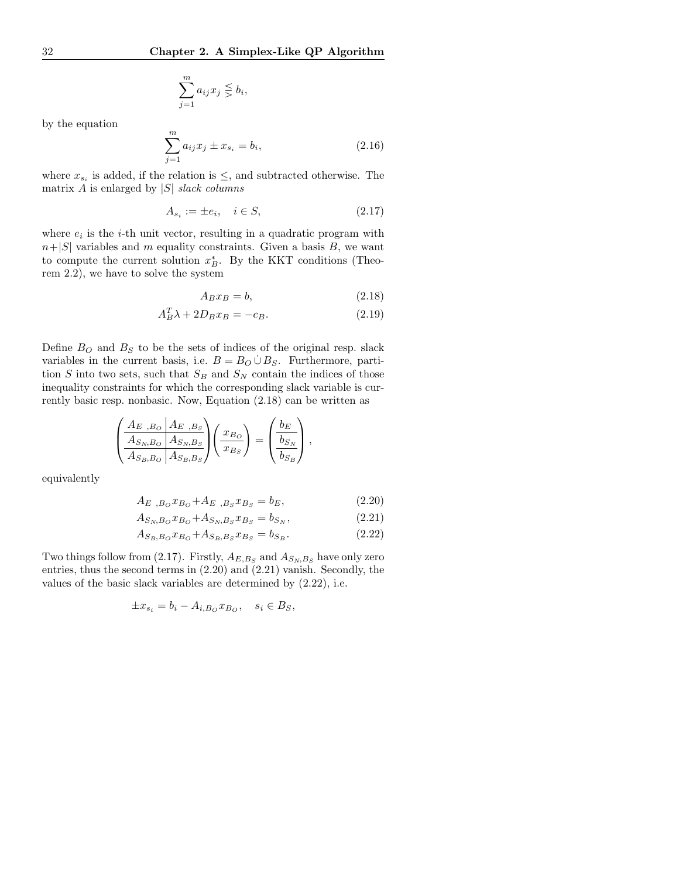$$\sum_{j=1}^{m} a_{ij} x_j \lesseqgtr b_i,$$

by the equation

$$\sum_{j=1}^{m} a_{ij} x_j \pm x_{s_i} = b_i, \tag{2.16}$$

where $x_{s_i}$ is added, if the relation is $\leq$, and subtracted otherwise. The matrix $A$ is enlarged by $|S|$ *slack columns*

$$A_{s_i} := \pm e_i, \quad i \in S, \tag{2.17}$$

where $e_i$ is the $i$-th unit vector, resulting in a quadratic program with $n+|S|$ variables and $m$ equality constraints. Given a basis $B$, we want to compute the current solution $x^*_B$. By the KKT conditions (Theorem 2.2), we have to solve the system

$$A_B x_B = b, \tag{2.18}$$

$$A_B^T \lambda + 2D_B x_B = -c_B. \tag{2.19}$$

Define $B_O$ and $B_S$ to be the sets of indices of the original resp. slack variables in the current basis, i.e. $B = B_O \mathbin{\dot\cup} B_S$. Furthermore, partition $S$ into two sets, such that $S_B$ and $S_N$ contain the indices of those inequality constraints for which the corresponding slack variable is currently basic resp. nonbasic. Now, Equation (2.18) can be written as

$$\left(\begin{array}{c|c} A_{E\ ,B_O} & A_{E\ ,B_S} \\ \hline A_{S_N,B_O} & A_{S_N,B_S} \\ \hline A_{S_B,B_O} & A_{S_B,B_S} \end{array}\right) \left(\begin{array}{c} x_{B_O} \\ \hline x_{B_S} \end{array}\right) = \left(\begin{array}{c} b_E \\ \hline b_{S_N} \\ \hline b_{S_B} \end{array}\right),$$

equivalently

$$A_{E\ ,B_O} x_{B_O} + A_{E\ ,B_S} x_{B_S} = b_E, \tag{2.20}$$

$$A_{S_N,B_O} x_{B_O} + A_{S_N,B_S} x_{B_S} = b_{S_N}, \tag{2.21}$$

$$A_{S_B,B_O} x_{B_O} + A_{S_B,B_S} x_{B_S} = b_{S_B}. \tag{2.22}$$

Two things follow from (2.17). Firstly, $A_{E,B_S}$ and $A_{S_N,B_S}$ have only zero entries, thus the second terms in (2.20) and (2.21) vanish. Secondly, the values of the basic slack variables are determined by (2.22), i.e.

$$\pm x_{s_i} = b_i - A_{i,B_O} x_{B_O}, \quad s_i \in B_S,$$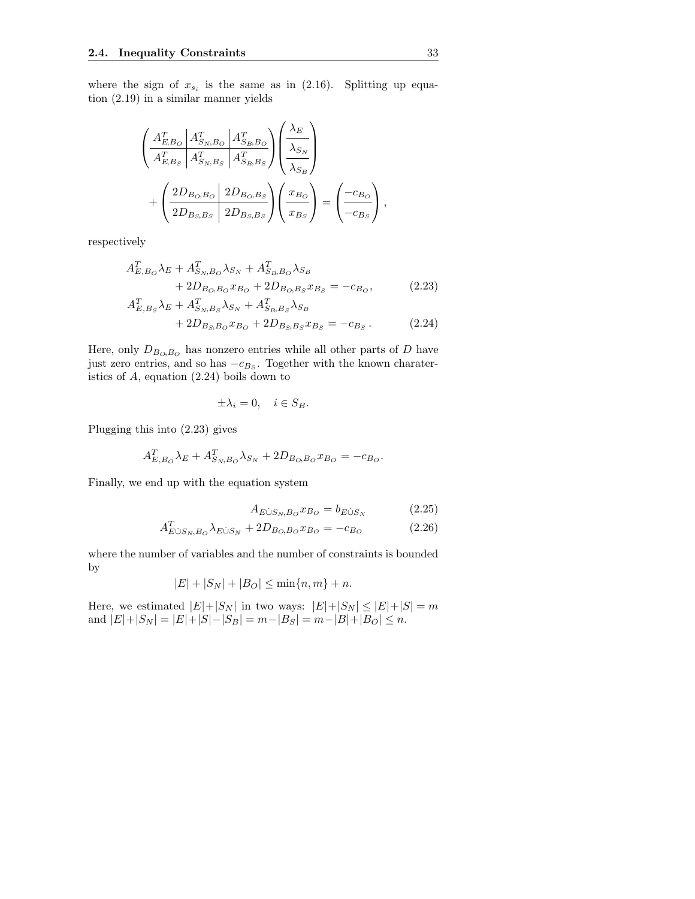where the sign of $x_{s_i}$ is the same as in (2.16). Splitting up equation (2.19) in a similar manner yields

$$
\left(\begin{array}{c|c|c} A_{E,B_O}^T & A_{S_N,B_O}^T & A_{S_B,B_O}^T \\ \hline A_{E,B_S}^T & A_{S_N,B_S}^T & A_{S_B,B_S}^T \end{array}\right) \left(\begin{array}{c} \lambda_E \\ \hline \lambda_{S_N} \\ \hline \lambda_{S_B} \end{array}\right)
$$

$$
+ \left(\begin{array}{c|c} 2D_{B_O,B_O} & 2D_{B_O,B_S} \\ \hline 2D_{B_S,B_S} & 2D_{B_S,B_S} \end{array}\right) \left(\begin{array}{c} x_{B_O} \\ \hline x_{B_S} \end{array}\right) = \left(\begin{array}{c} -c_{B_O} \\ \hline -c_{B_S} \end{array}\right),
$$

respectively

$$
\begin{aligned}
A_{E,B_O}^T \lambda_E + A_{S_N,B_O}^T \lambda_{S_N} + A_{S_B,B_O}^T \lambda_{S_B} & \\
+ 2D_{B_O,B_O} x_{B_O} + 2D_{B_O,B_S} x_{B_S} &= -c_{B_O}, \qquad (2.23) \\
A_{E,B_S}^T \lambda_E + A_{S_N,B_S}^T \lambda_{S_N} + A_{S_B,B_S}^T \lambda_{S_B} & \\
+ 2D_{B_S,B_O} x_{B_O} + 2D_{B_S,B_S} x_{B_S} &= -c_{B_S}. \qquad (2.24)
\end{aligned}
$$

Here, only $D_{B_O,B_O}$ has nonzero entries while all other parts of $D$ have just zero entries, and so has $-c_{B_S}$. Together with the known charateristics of $A$, equation (2.24) boils down to

$$
\pm \lambda_i = 0, \quad i \in S_B.
$$

Plugging this into (2.23) gives

$$
A_{E,B_O}^T \lambda_E + A_{S_N,B_O}^T \lambda_{S_N} + 2D_{B_O,B_O} x_{B_O} = -c_{B_O}.
$$

Finally, we end up with the equation system

$$
A_{E \dot{\cup} S_N, B_O} x_{B_O} = b_{E \dot{\cup} S_N} \qquad (2.25)
$$

$$
A_{E \dot{\cup} S_N, B_O}^T \lambda_{E \dot{\cup} S_N} + 2D_{B_O,B_O} x_{B_O} = -c_{B_O} \qquad (2.26)
$$

where the number of variables and the number of constraints is bounded by

$$
|E| + |S_N| + |B_O| \leq \min\{n, m\} + n.
$$

Here, we estimated $|E|+|S_N|$ in two ways: $|E|+|S_N| \leq |E|+|S| = m$ and $|E|+|S_N| = |E|+|S|-|S_B| = m-|B_S| = m-|B|+|B_O| \leq n$.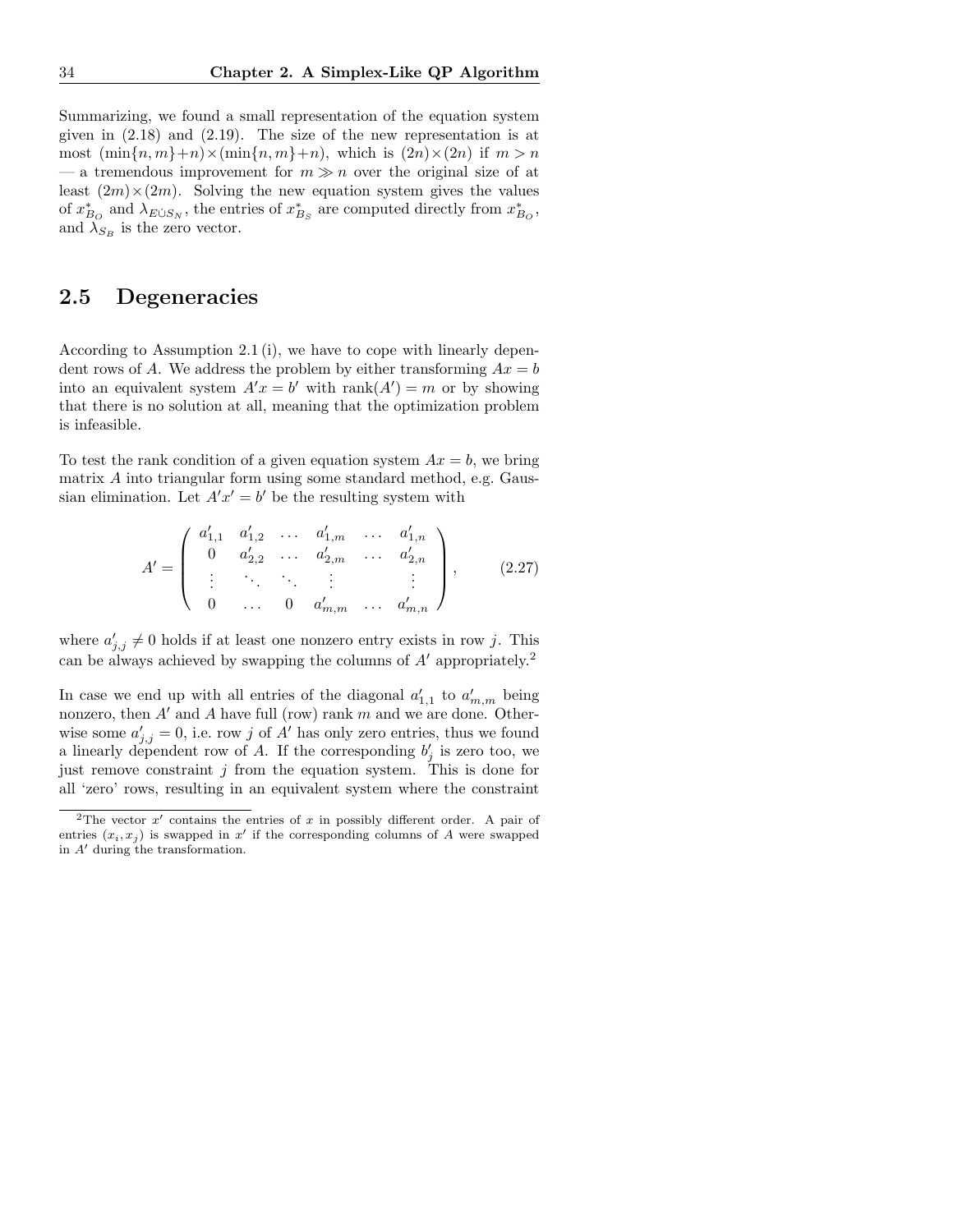Summarizing, we found a small representation of the equation system given in (2.18) and (2.19). The size of the new representation is at most $(\min\{n,m\}+n)\times(\min\{n,m\}+n)$, which is $(2n)\times(2n)$ if $m > n$ — a tremendous improvement for $m \gg n$ over the original size of at least $(2m)\times(2m)$. Solving the new equation system gives the values of $x^*_{B_O}$ and $\lambda_{E\dot{\cup}S_N}$, the entries of $x^*_{B_S}$ are computed directly from $x^*_{B_O}$, and $\lambda_{S_B}$ is the zero vector.

## 2.5 Degeneracies

According to Assumption 2.1 (i), we have to cope with linearly dependent rows of $A$. We address the problem by either transforming $Ax = b$ into an equivalent system $A'x = b'$ with $\text{rank}(A') = m$ or by showing that there is no solution at all, meaning that the optimization problem is infeasible.

To test the rank condition of a given equation system $Ax = b$, we bring matrix $A$ into triangular form using some standard method, e.g. Gaussian elimination. Let $A'x' = b'$ be the resulting system with

$$A' = \begin{pmatrix} a'_{1,1} & a'_{1,2} & \dots & a'_{1,m} & \dots & a'_{1,n} \\ 0 & a'_{2,2} & \dots & a'_{2,m} & \dots & a'_{2,n} \\ \vdots & \ddots & \ddots & \vdots & & \vdots \\ 0 & \dots & 0 & a'_{m,m} & \dots & a'_{m,n} \end{pmatrix}, \tag{2.27}$$

where $a'_{j,j} \neq 0$ holds if at least one nonzero entry exists in row $j$. This can be always achieved by swapping the columns of $A'$ appropriately.[2]

In case we end up with all entries of the diagonal $a'_{1,1}$ to $a'_{m,m}$ being nonzero, then $A'$ and $A$ have full (row) rank $m$ and we are done. Otherwise some $a'_{j,j} = 0$, i.e. row $j$ of $A'$ has only zero entries, thus we found a linearly dependent row of $A$. If the corresponding $b'_j$ is zero too, we just remove constraint $j$ from the equation system. This is done for all 'zero' rows, resulting in an equivalent system where the constraint

[2] The vector $x'$ contains the entries of $x$ in possibly different order. A pair of entries $(x_i, x_j)$ is swapped in $x'$ if the corresponding columns of $A$ were swapped in $A'$ during the transformation.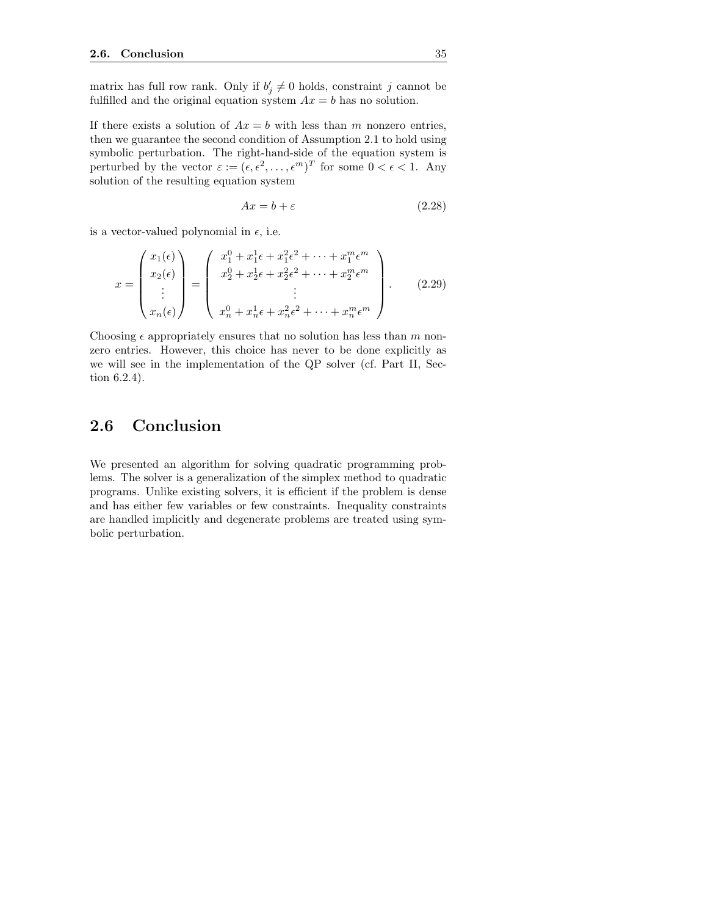matrix has full row rank. Only if $b'_j \neq 0$ holds, constraint $j$ cannot be fulfilled and the original equation system $Ax = b$ has no solution.

If there exists a solution of $Ax = b$ with less than $m$ nonzero entries, then we guarantee the second condition of Assumption 2.1 to hold using symbolic perturbation. The right-hand-side of the equation system is perturbed by the vector $\varepsilon := (\epsilon, \epsilon^2, \ldots, \epsilon^m)^T$ for some $0 < \epsilon < 1$. Any solution of the resulting equation system

$$Ax = b + \varepsilon \tag{2.28}$$

is a vector-valued polynomial in $\epsilon$, i.e.

$$x = \begin{pmatrix} x_1(\epsilon) \\ x_2(\epsilon) \\ \vdots \\ x_n(\epsilon) \end{pmatrix} = \begin{pmatrix} x_1^0 + x_1^1\epsilon + x_1^2\epsilon^2 + \cdots + x_1^m\epsilon^m \\ x_2^0 + x_2^1\epsilon + x_2^2\epsilon^2 + \cdots + x_2^m\epsilon^m \\ \vdots \\ x_n^0 + x_n^1\epsilon + x_n^2\epsilon^2 + \cdots + x_n^m\epsilon^m \end{pmatrix}. \tag{2.29}$$

Choosing $\epsilon$ appropriately ensures that no solution has less than $m$ nonzero entries. However, this choice has never to be done explicitly as we will see in the implementation of the QP solver (cf. Part II, Section 6.2.4).

## 2.6 Conclusion

We presented an algorithm for solving quadratic programming problems. The solver is a generalization of the simplex method to quadratic programs. Unlike existing solvers, it is efficient if the problem is dense and has either few variables or few constraints. Inequality constraints are handled implicitly and degenerate problems are treated using symbolic perturbation.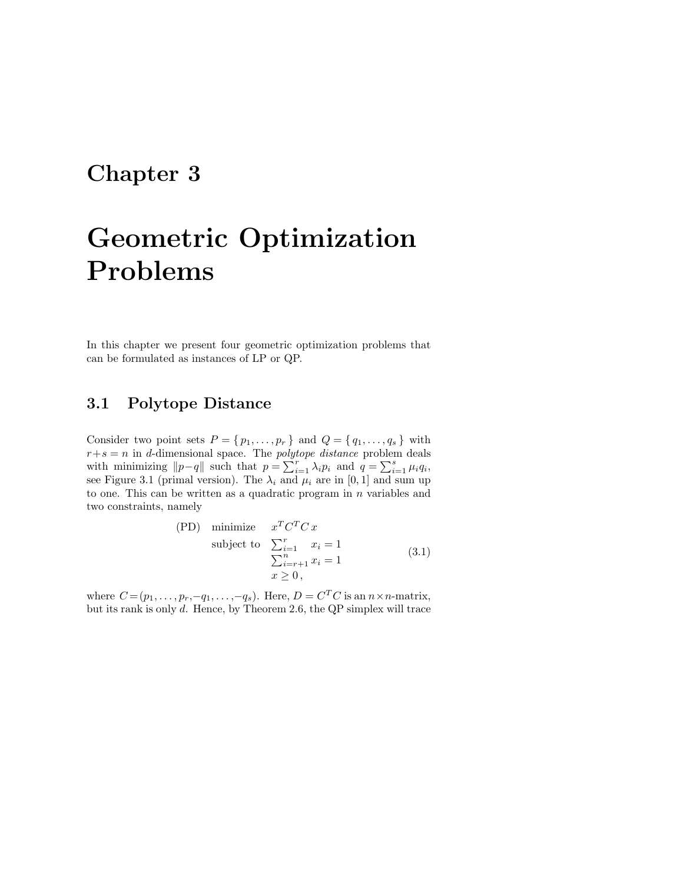# Chapter 3

# Geometric Optimization Problems

In this chapter we present four geometric optimization problems that can be formulated as instances of LP or QP.

## 3.1 Polytope Distance

Consider two point sets $P = \{ p_1, \dots, p_r \}$ and $Q = \{ q_1, \dots, q_s \}$ with $r+s = n$ in $d$-dimensional space. The *polytope distance* problem deals with minimizing $\|p - q\|$ such that $p = \sum_{i=1}^{r} \lambda_i p_i$ and $q = \sum_{i=1}^{s} \mu_i q_i$, see Figure 3.1 (primal version). The $\lambda_i$ and $\mu_i$ are in $[0, 1]$ and sum up to one. This can be written as a quadratic program in $n$ variables and two constraints, namely

$$
\begin{array}{lll}
\text{(PD)} & \text{minimize} & x^T C^T C \, x \\
& \text{subject to} & \sum_{i=1}^{r} \; x_i = 1 \\
& & \sum_{i=r+1}^{n} x_i = 1 \\
& & x \geq 0 \, ,
\end{array}
\tag{3.1}
$$

where $C = (p_1, \dots, p_r, -q_1, \dots, -q_s)$. Here, $D = C^T C$ is an $n \times n$-matrix, but its rank is only $d$. Hence, by Theorem 2.6, the QP simplex will trace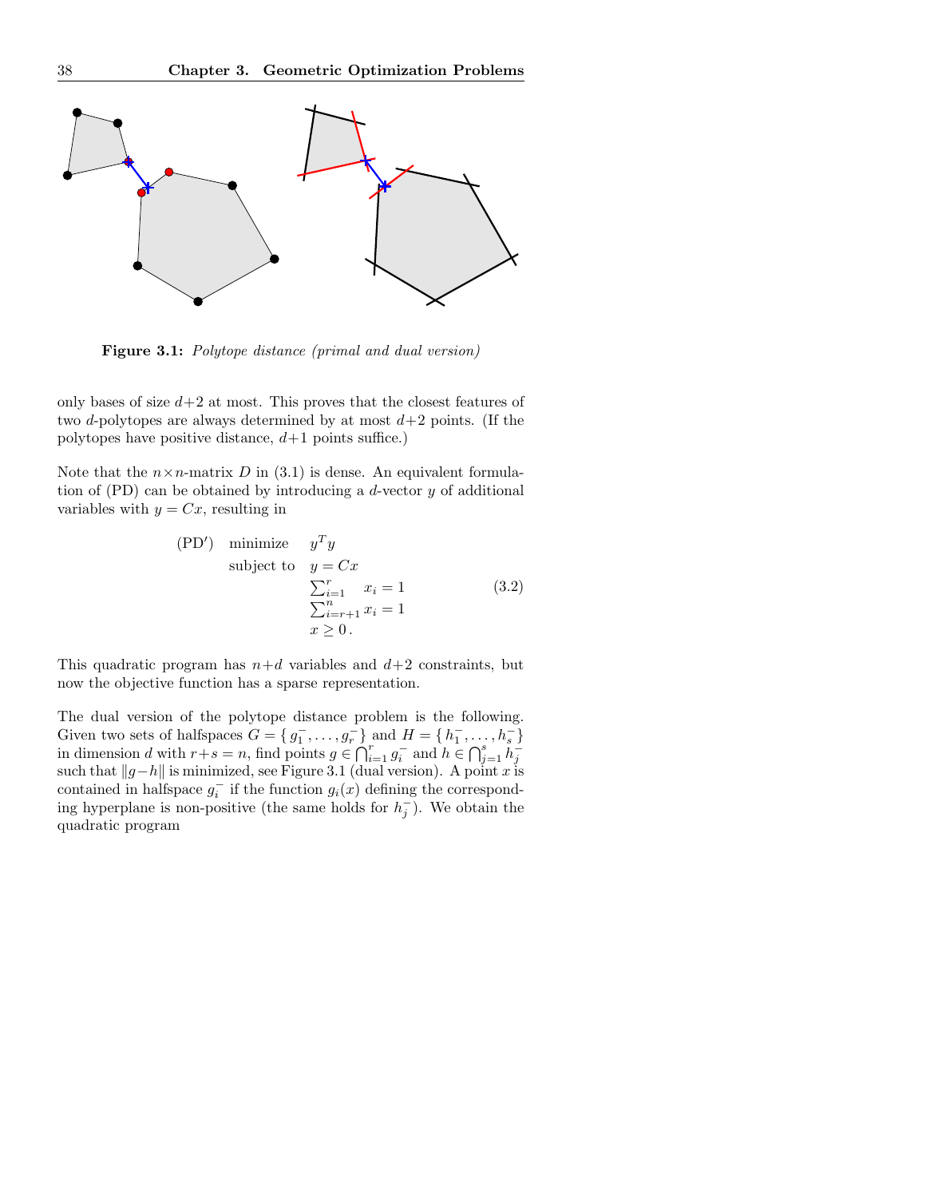**Figure 3.1:** *Polytope distance (primal and dual version)*

only bases of size $d+2$ at most. This proves that the closest features of two $d$-polytopes are always determined by at most $d+2$ points. (If the polytopes have positive distance, $d+1$ points suffice.)

Note that the $n \times n$-matrix $D$ in (3.1) is dense. An equivalent formulation of (PD) can be obtained by introducing a $d$-vector $y$ of additional variables with $y = Cx$, resulting in

$$
\begin{array}{lll}
\text{(PD}'\text{)} & \text{minimize} & y^T y \\
& \text{subject to} & y = Cx \\
& & \sum_{i=1}^{r} \quad x_i = 1 \\
& & \sum_{i=r+1}^{n} x_i = 1 \\
& & x \geq 0\,.
\end{array}
\tag{3.2}
$$

This quadratic program has $n+d$ variables and $d+2$ constraints, but now the objective function has a sparse representation.

The dual version of the polytope distance problem is the following. Given two sets of halfspaces $G = \{ g_1^-, \ldots, g_r^- \}$ and $H = \{ h_1^-, \ldots, h_s^- \}$ in dimension $d$ with $r+s = n$, find points $g \in \bigcap_{i=1}^{r} g_i^-$ and $h \in \bigcap_{j=1}^{s} h_j^-$ such that $\|g-h\|$ is minimized, see Figure 3.1 (dual version). A point $x$ is contained in halfspace $g_i^-$ if the function $g_i(x)$ defining the corresponding hyperplane is non-positive (the same holds for $h_j^-$). We obtain the quadratic program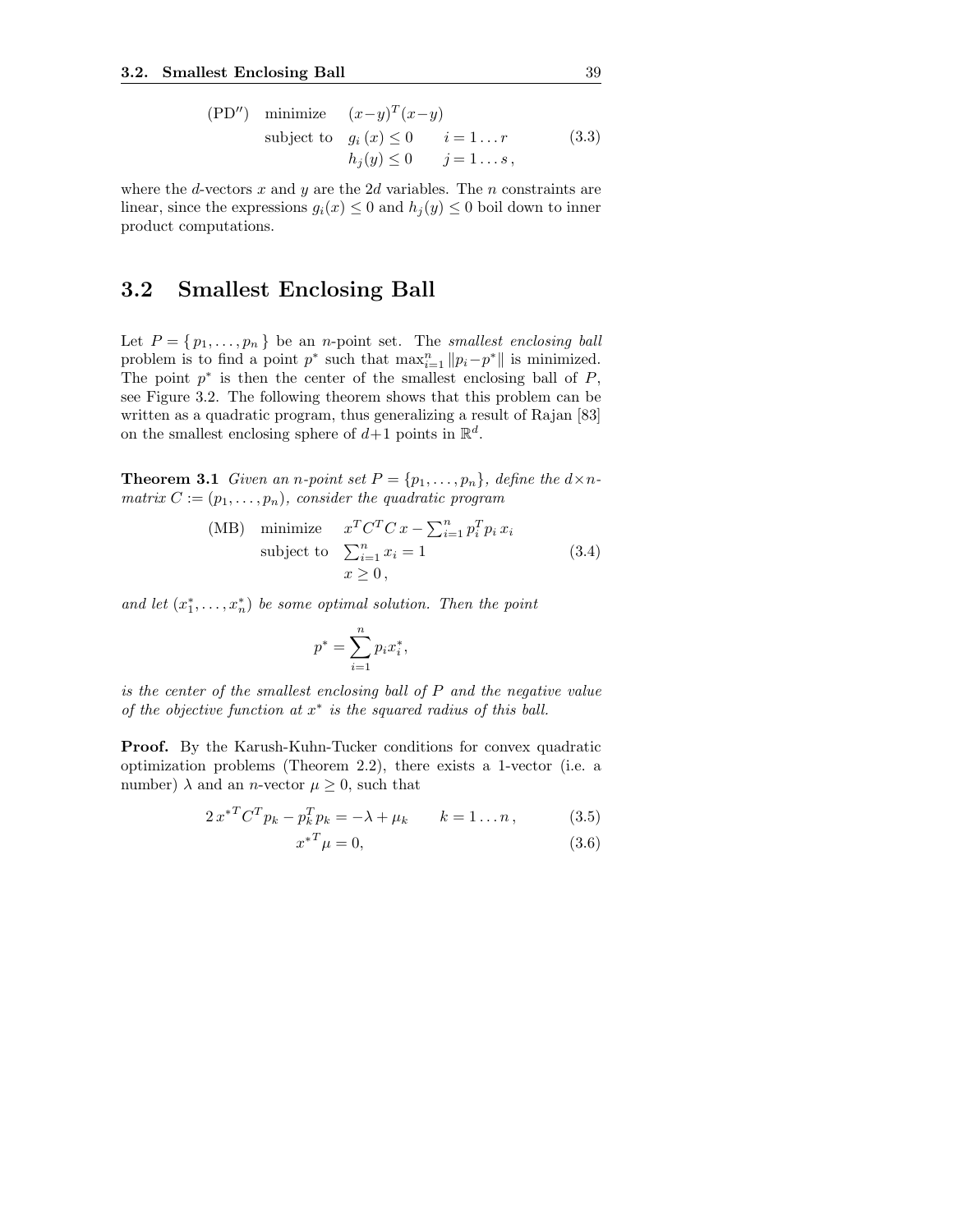$$
\begin{array}{llll}
(\text{PD}'') & \text{minimize} & (x-y)^T(x-y) & \\
& \text{subject to} & g_i(x) \le 0 & i = 1 \ldots r \\
& & h_j(y) \le 0 & j = 1 \ldots s\,,
\end{array}
\tag{3.3}
$$

where the $d$-vectors $x$ and $y$ are the $2d$ variables. The $n$ constraints are linear, since the expressions $g_i(x) \le 0$ and $h_j(y) \le 0$ boil down to inner product computations.

## 3.2 Smallest Enclosing Ball

Let $P = \{ p_1, \ldots, p_n \}$ be an $n$-point set. The *smallest enclosing ball* problem is to find a point $p^*$ such that $\max_{i=1}^n \|p_i - p^*\|$ is minimized. The point $p^*$ is then the center of the smallest enclosing ball of $P$, see Figure 3.2. The following theorem shows that this problem can be written as a quadratic program, thus generalizing a result of Rajan [83] on the smallest enclosing sphere of $d+1$ points in $\mathbb{R}^d$.

**Theorem 3.1** *Given an $n$-point set $P = \{p_1, \ldots, p_n\}$, define the $d \times n$-matrix $C := (p_1, \ldots, p_n)$, consider the quadratic program*

$$
\begin{array}{lll}
(\text{MB}) & \text{minimize} & x^T C^T C\, x - \sum_{i=1}^n p_i^T p_i\, x_i \\
& \text{subject to} & \sum_{i=1}^n x_i = 1 \\
& & x \ge 0\,,
\end{array}
\tag{3.4}
$$

*and let $(x_1^*, \ldots, x_n^*)$ be some optimal solution. Then the point*

$$
p^* = \sum_{i=1}^n p_i x_i^*,
$$

*is the center of the smallest enclosing ball of $P$ and the negative value of the objective function at $x^*$ is the squared radius of this ball.*

**Proof.** By the Karush-Kuhn-Tucker conditions for convex quadratic optimization problems (Theorem 2.2), there exists a 1-vector (i.e. a number) $\lambda$ and an $n$-vector $\mu \ge 0$, such that

$$
2\, {x^*}^T C^T p_k - p_k^T p_k = -\lambda + \mu_k \qquad k = 1 \ldots n\,, \tag{3.5}
$$

$$
{x^*}^T \mu = 0, \tag{3.6}
$$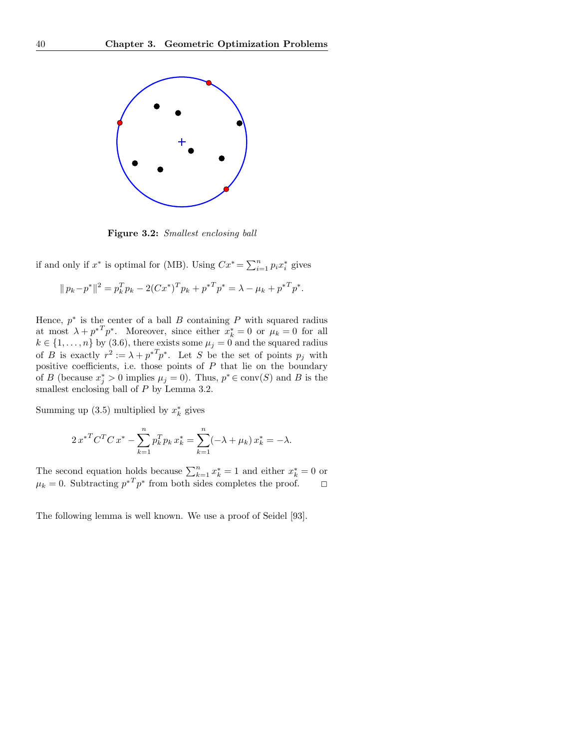**Figure 3.2:** *Smallest enclosing ball*

if and only if $x^*$ is optimal for (MB). Using $Cx^* = \sum_{i=1}^n p_i x_i^*$ gives

$$\| p_k - p^* \|^2 = p_k^T p_k - 2(Cx^*)^T p_k + {p^*}^T p^* = \lambda - \mu_k + {p^*}^T p^*.$$

Hence, $p^*$ is the center of a ball $B$ containing $P$ with squared radius at most $\lambda + {p^*}^T p^*$. Moreover, since either $x_k^* = 0$ or $\mu_k = 0$ for all $k \in \{1, \ldots, n\}$ by (3.6), there exists some $\mu_j = 0$ and the squared radius of $B$ is exactly $r^2 := \lambda + {p^*}^T p^*$. Let $S$ be the set of points $p_j$ with positive coefficients, i.e. those points of $P$ that lie on the boundary of $B$ (because $x_j^* > 0$ implies $\mu_j = 0$). Thus, $p^* \in \mathrm{conv}(S)$ and $B$ is the smallest enclosing ball of $P$ by Lemma 3.2.

Summing up (3.5) multiplied by $x_k^*$ gives

$$2\, {x^*}^T C^T C\, x^* - \sum_{k=1}^n p_k^T p_k\, x_k^* = \sum_{k=1}^n (-\lambda + \mu_k)\, x_k^* = -\lambda.$$

The second equation holds because $\sum_{k=1}^n x_k^* = 1$ and either $x_k^* = 0$ or $\mu_k = 0$. Subtracting ${p^*}^T p^*$ from both sides completes the proof. □

The following lemma is well known. We use a proof of Seidel [93].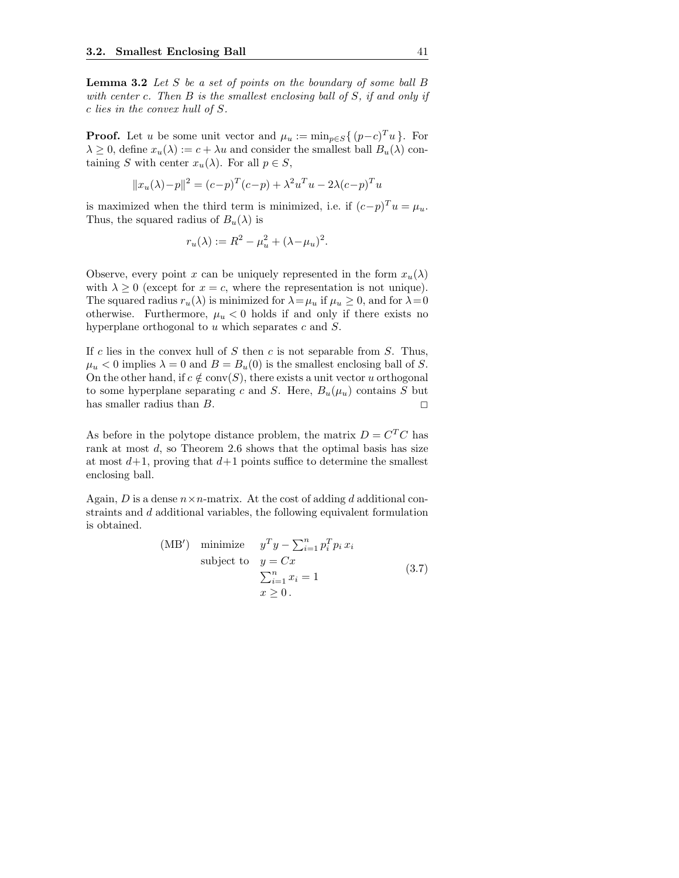**Lemma 3.2** *Let $S$ be a set of points on the boundary of some ball $B$ with center $c$. Then $B$ is the smallest enclosing ball of $S$, if and only if $c$ lies in the convex hull of $S$.*

**Proof.** Let $u$ be some unit vector and $\mu_u := \min_{p \in S}\{ (p-c)^T u \}$. For $\lambda \geq 0$, define $x_u(\lambda) := c + \lambda u$ and consider the smallest ball $B_u(\lambda)$ containing $S$ with center $x_u(\lambda)$. For all $p \in S$,

$$\|x_u(\lambda) - p\|^2 = (c-p)^T(c-p) + \lambda^2 u^T u - 2\lambda (c-p)^T u$$

is maximized when the third term is minimized, i.e. if $(c-p)^T u = \mu_u$. Thus, the squared radius of $B_u(\lambda)$ is

$$r_u(\lambda) := R^2 - \mu_u^2 + (\lambda - \mu_u)^2.$$

Observe, every point $x$ can be uniquely represented in the form $x_u(\lambda)$ with $\lambda \geq 0$ (except for $x = c$, where the representation is not unique). The squared radius $r_u(\lambda)$ is minimized for $\lambda = \mu_u$ if $\mu_u \geq 0$, and for $\lambda = 0$ otherwise. Furthermore, $\mu_u < 0$ holds if and only if there exists no hyperplane orthogonal to $u$ which separates $c$ and $S$.

If $c$ lies in the convex hull of $S$ then $c$ is not separable from $S$. Thus, $\mu_u < 0$ implies $\lambda = 0$ and $B = B_u(0)$ is the smallest enclosing ball of $S$. On the other hand, if $c \notin \text{conv}(S)$, there exists a unit vector $u$ orthogonal to some hyperplane separating $c$ and $S$. Here, $B_u(\mu_u)$ contains $S$ but has smaller radius than $B$. □

As before in the polytope distance problem, the matrix $D = C^T C$ has rank at most $d$, so Theorem 2.6 shows that the optimal basis has size at most $d+1$, proving that $d+1$ points suffice to determine the smallest enclosing ball.

Again, $D$ is a dense $n \times n$-matrix. At the cost of adding $d$ additional constraints and $d$ additional variables, the following equivalent formulation is obtained.

$$\begin{array}{lll}
(\text{MB}') & \text{minimize} & y^T y - \sum_{i=1}^n p_i^T p_i \, x_i \\
& \text{subject to} & y = Cx \\
& & \sum_{i=1}^n x_i = 1 \\
& & x \geq 0 \, .
\end{array} \tag{3.7}$$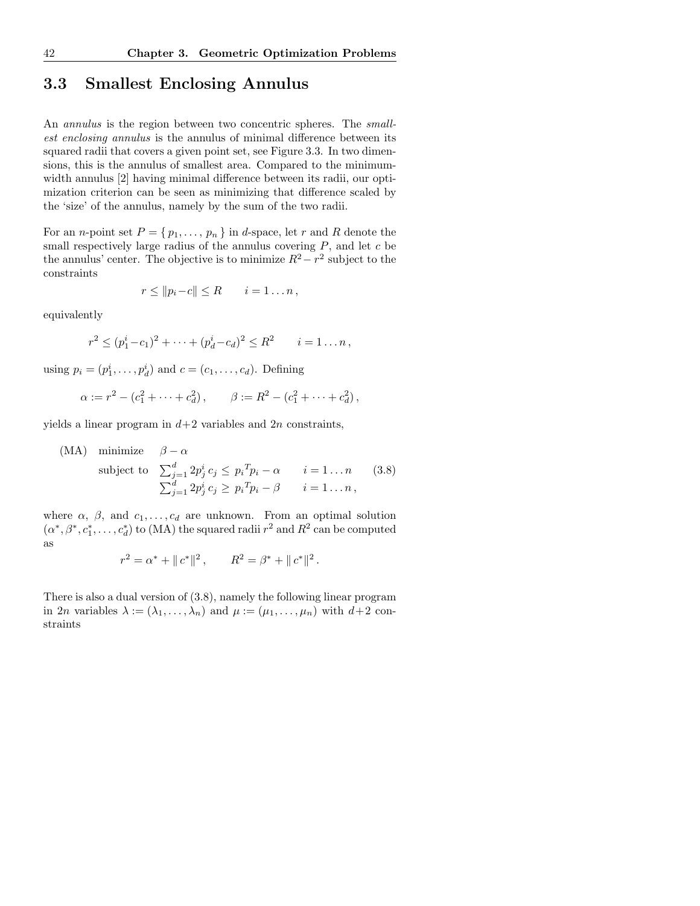## 3.3 Smallest Enclosing Annulus

An *annulus* is the region between two concentric spheres. The *smallest enclosing annulus* is the annulus of minimal difference between its squared radii that covers a given point set, see Figure 3.3. In two dimensions, this is the annulus of smallest area. Compared to the minimum-width annulus [2] having minimal difference between its radii, our optimization criterion can be seen as minimizing that difference scaled by the 'size' of the annulus, namely by the sum of the two radii.

For an $n$-point set $P = \{ p_1, \ldots, p_n \}$ in $d$-space, let $r$ and $R$ denote the small respectively large radius of the annulus covering $P$, and let $c$ be the annulus' center. The objective is to minimize $R^2 - r^2$ subject to the constraints

$$r \leq \|p_i - c\| \leq R \qquad i = 1 \ldots n\,,$$

equivalently

$$r^2 \leq (p^i_1 - c_1)^2 + \cdots + (p^i_d - c_d)^2 \leq R^2 \qquad i = 1 \ldots n\,,$$

using $p_i = (p^i_1, \ldots, p^i_d)$ and $c = (c_1, \ldots, c_d)$. Defining

$$\alpha := r^2 - (c_1^2 + \cdots + c_d^2)\,, \qquad \beta := R^2 - (c_1^2 + \cdots + c_d^2)\,,$$

yields a linear program in $d+2$ variables and $2n$ constraints,

$$\begin{array}{lll} \text{(MA)} & \text{minimize} & \beta - \alpha \\ & \text{subject to} & \sum_{j=1}^{d} 2p^i_j\, c_j \leq {p_i}^T p_i - \alpha \qquad i = 1 \ldots n \\ & & \sum_{j=1}^{d} 2p^i_j\, c_j \geq {p_i}^T p_i - \beta \qquad i = 1 \ldots n\,, \end{array} \tag{3.8}$$

where $\alpha$, $\beta$, and $c_1, \ldots, c_d$ are unknown. From an optimal solution $(\alpha^*, \beta^*, c^*_1, \ldots, c^*_d)$ to (MA) the squared radii $r^2$ and $R^2$ can be computed as

$$r^2 = \alpha^* + \|\, c^*\|^2\,, \qquad R^2 = \beta^* + \|\, c^*\|^2\,.$$

There is also a dual version of (3.8), namely the following linear program in $2n$ variables $\lambda := (\lambda_1, \ldots, \lambda_n)$ and $\mu := (\mu_1, \ldots, \mu_n)$ with $d+2$ constraints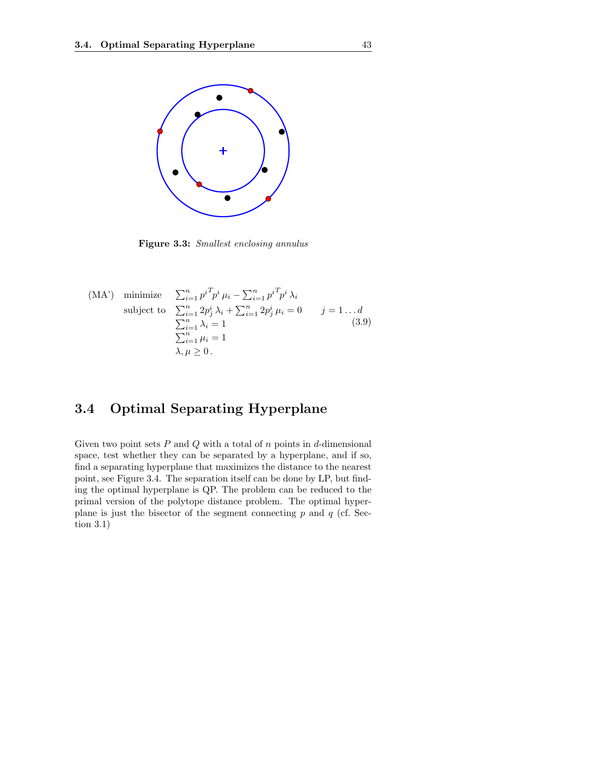**Figure 3.3:** *Smallest enclosing annulus*

$$
\begin{array}{llll}
\text{(MA')} & \text{minimize} & \sum_{i=1}^{n} {p^i}^T p^i \, \mu_i - \sum_{i=1}^{n} {p^i}^T p^i \, \lambda_i & \\
& \text{subject to} & \sum_{i=1}^{n} 2p_j^i \, \lambda_i + \sum_{i=1}^{n} 2p_j^i \, \mu_i = 0 & j = 1 \ldots d \\
& & \sum_{i=1}^{n} \lambda_i = 1 & \\
& & \sum_{i=1}^{n} \mu_i = 1 & \\
& & \lambda, \mu \geq 0 \, . &
\end{array}
\tag{3.9}
$$

## 3.4 Optimal Separating Hyperplane

Given two point sets $P$ and $Q$ with a total of $n$ points in $d$-dimensional space, test whether they can be separated by a hyperplane, and if so, find a separating hyperplane that maximizes the distance to the nearest point, see Figure 3.4. The separation itself can be done by LP, but finding the optimal hyperplane is QP. The problem can be reduced to the primal version of the polytope distance problem. The optimal hyperplane is just the bisector of the segment connecting $p$ and $q$ (cf. Section 3.1)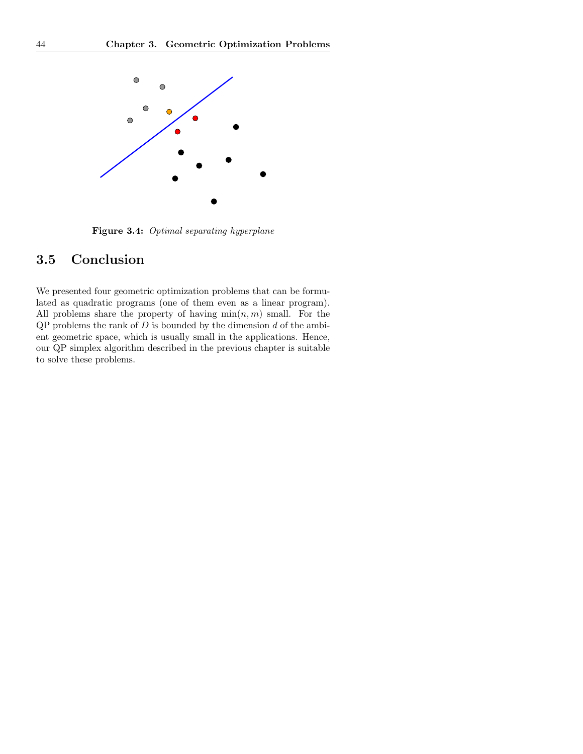**Figure 3.4:** *Optimal separating hyperplane*

## 3.5 Conclusion

We presented four geometric optimization problems that can be formulated as quadratic programs (one of them even as a linear program). All problems share the property of having $\min(n, m)$ small. For the QP problems the rank of $D$ is bounded by the dimension $d$ of the ambient geometric space, which is usually small in the applications. Hence, our QP simplex algorithm described in the previous chapter is suitable to solve these problems.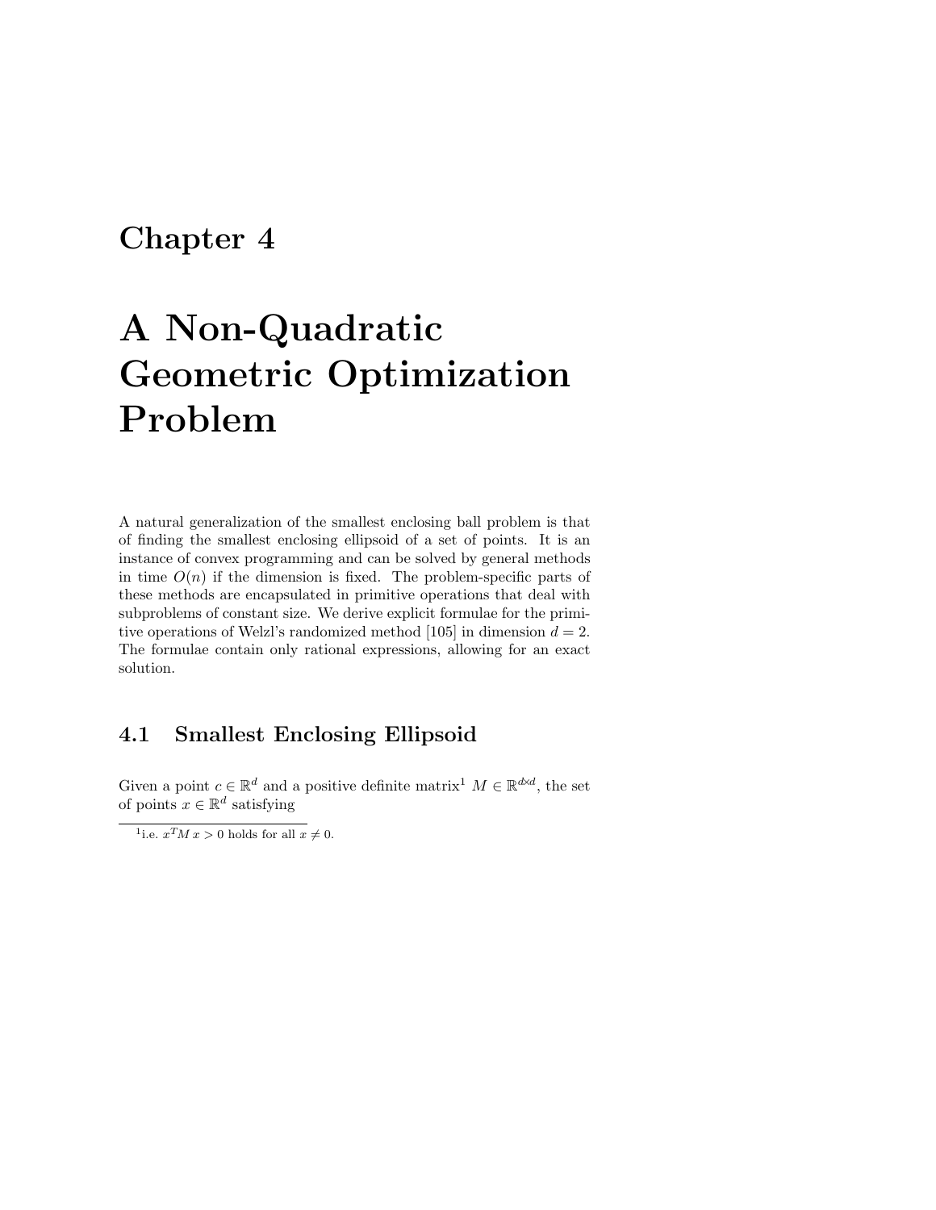# Chapter 4

# A Non-Quadratic Geometric Optimization Problem

A natural generalization of the smallest enclosing ball problem is that of finding the smallest enclosing ellipsoid of a set of points. It is an instance of convex programming and can be solved by general methods in time $O(n)$ if the dimension is fixed. The problem-specific parts of these methods are encapsulated in primitive operations that deal with subproblems of constant size. We derive explicit formulae for the primitive operations of Welzl's randomized method [105] in dimension $d = 2$. The formulae contain only rational expressions, allowing for an exact solution.

## 4.1 Smallest Enclosing Ellipsoid

Given a point $c \in \mathbb{R}^d$ and a positive definite matrix[1] $M \in \mathbb{R}^{d \times d}$, the set of points $x \in \mathbb{R}^d$ satisfying

[1] i.e. $x^T M \, x > 0$ holds for all $x \neq 0$.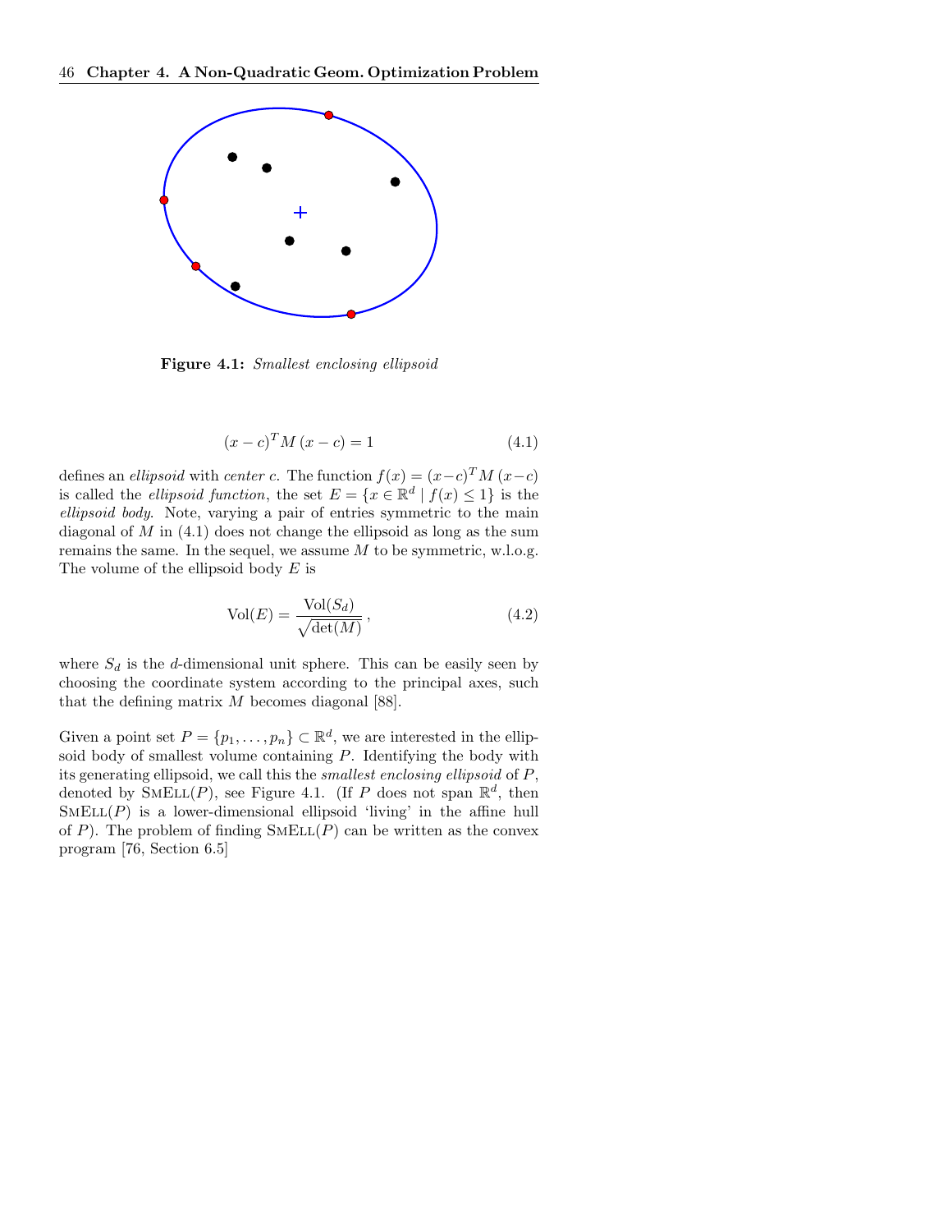Figure 4.1: *Smallest enclosing ellipsoid*

$$(x - c)^T M \, (x - c) = 1 \tag{4.1}$$

defines an *ellipsoid* with *center* $c$. The function $f(x) = (x-c)^T M \, (x-c)$ is called the *ellipsoid function*, the set $E = \{x \in \mathbb{R}^d \mid f(x) \leq 1\}$ is the *ellipsoid body*. Note, varying a pair of entries symmetric to the main diagonal of $M$ in (4.1) does not change the ellipsoid as long as the sum remains the same. In the sequel, we assume $M$ to be symmetric, w.l.o.g. The volume of the ellipsoid body $E$ is

$$\mathrm{Vol}(E) = \frac{\mathrm{Vol}(S_d)}{\sqrt{\det(M)}} \,, \tag{4.2}$$

where $S_d$ is the $d$-dimensional unit sphere. This can be easily seen by choosing the coordinate system according to the principal axes, such that the defining matrix $M$ becomes diagonal [88].

Given a point set $P = \{p_1, \ldots, p_n\} \subset \mathbb{R}^d$, we are interested in the ellipsoid body of smallest volume containing $P$. Identifying the body with its generating ellipsoid, we call this the *smallest enclosing ellipsoid* of $P$, denoted by SmEll($P$), see Figure 4.1. (If $P$ does not span $\mathbb{R}^d$, then SmEll($P$) is a lower-dimensional ellipsoid 'living' in the affine hull of $P$). The problem of finding SmEll($P$) can be written as the convex program [76, Section 6.5]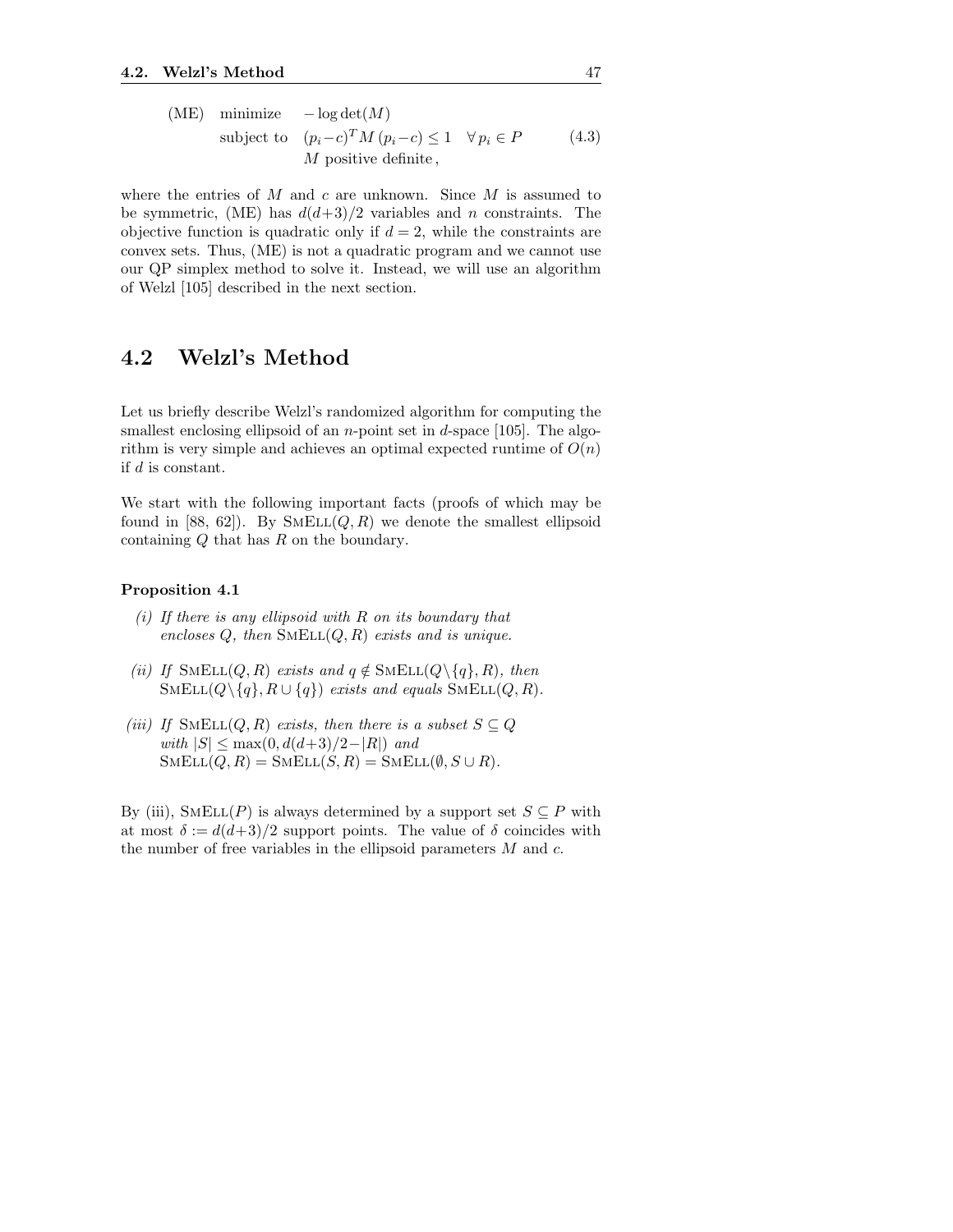$$
\begin{array}{llll}
\text{(ME)} & \text{minimize} & -\log\det(M) & \\
 & \text{subject to} & (p_i - c)^T M \, (p_i - c) \leq 1 \quad \forall \, p_i \in P & (4.3) \\
 & & M \text{ positive definite}\,, &
\end{array}
$$

where the entries of $M$ and $c$ are unknown. Since $M$ is assumed to be symmetric, (ME) has $d(d+3)/2$ variables and $n$ constraints. The objective function is quadratic only if $d = 2$, while the constraints are convex sets. Thus, (ME) is not a quadratic program and we cannot use our QP simplex method to solve it. Instead, we will use an algorithm of Welzl [105] described in the next section.

## 4.2 Welzl's Method

Let us briefly describe Welzl's randomized algorithm for computing the smallest enclosing ellipsoid of an $n$-point set in $d$-space [105]. The algorithm is very simple and achieves an optimal expected runtime of $O(n)$ if $d$ is constant.

We start with the following important facts (proofs of which may be found in [88, 62]). By $\text{SmEll}(Q, R)$ we denote the smallest ellipsoid containing $Q$ that has $R$ on the boundary.

**Proposition 4.1**

*(i) If there is any ellipsoid with $R$ on its boundary that encloses $Q$, then $\text{SmEll}(Q, R)$ exists and is unique.*

*(ii) If $\text{SmEll}(Q, R)$ exists and $q \notin \text{SmEll}(Q \setminus \{q\}, R)$, then $\text{SmEll}(Q \setminus \{q\}, R \cup \{q\})$ exists and equals $\text{SmEll}(Q, R)$.*

*(iii) If $\text{SmEll}(Q, R)$ exists, then there is a subset $S \subseteq Q$ with $|S| \leq \max(0, d(d+3)/2 - |R|)$ and $\text{SmEll}(Q, R) = \text{SmEll}(S, R) = \text{SmEll}(\emptyset, S \cup R)$.*

By (iii), $\text{SmEll}(P)$ is always determined by a support set $S \subseteq P$ with at most $\delta := d(d+3)/2$ support points. The value of $\delta$ coincides with the number of free variables in the ellipsoid parameters $M$ and $c$.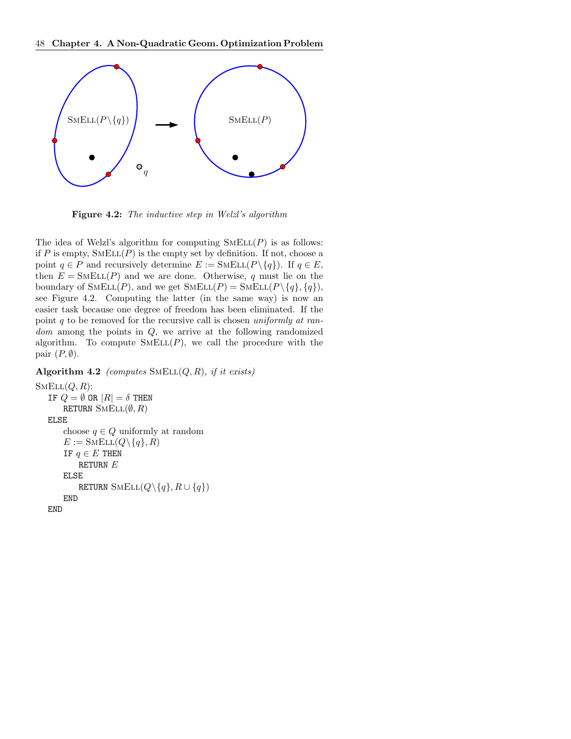Figure 4.2: *The inductive step in Welzl's algorithm*

The idea of Welzl's algorithm for computing $\text{SmEll}(P)$ is as follows: if $P$ is empty, $\text{SmEll}(P)$ is the empty set by definition. If not, choose a point $q \in P$ and recursively determine $E := \text{SmEll}(P \setminus \{q\})$. If $q \in E$, then $E = \text{SmEll}(P)$ and we are done. Otherwise, $q$ must lie on the boundary of $\text{SmEll}(P)$, and we get $\text{SmEll}(P) = \text{SmEll}(P \setminus \{q\}, \{q\})$, see Figure 4.2. Computing the latter (in the same way) is now an easier task because one degree of freedom has been eliminated. If the point $q$ to be removed for the recursive call is chosen *uniformly at random* among the points in $Q$, we arrive at the following randomized algorithm. To compute $\text{SmEll}(P)$, we call the procedure with the pair $(P, \emptyset)$.

**Algorithm 4.2** *(computes* $\text{SmEll}(Q, R)$*, if it exists)*

```
SmEll(Q, R):
   IF Q = ∅ OR |R| = δ THEN
       RETURN SmEll(∅, R)
   ELSE
       choose q ∈ Q uniformly at random
       E := SmEll(Q\{q}, R)
       IF q ∈ E THEN
           RETURN E
       ELSE
           RETURN SmEll(Q\{q}, R ∪ {q})
       END
   END
```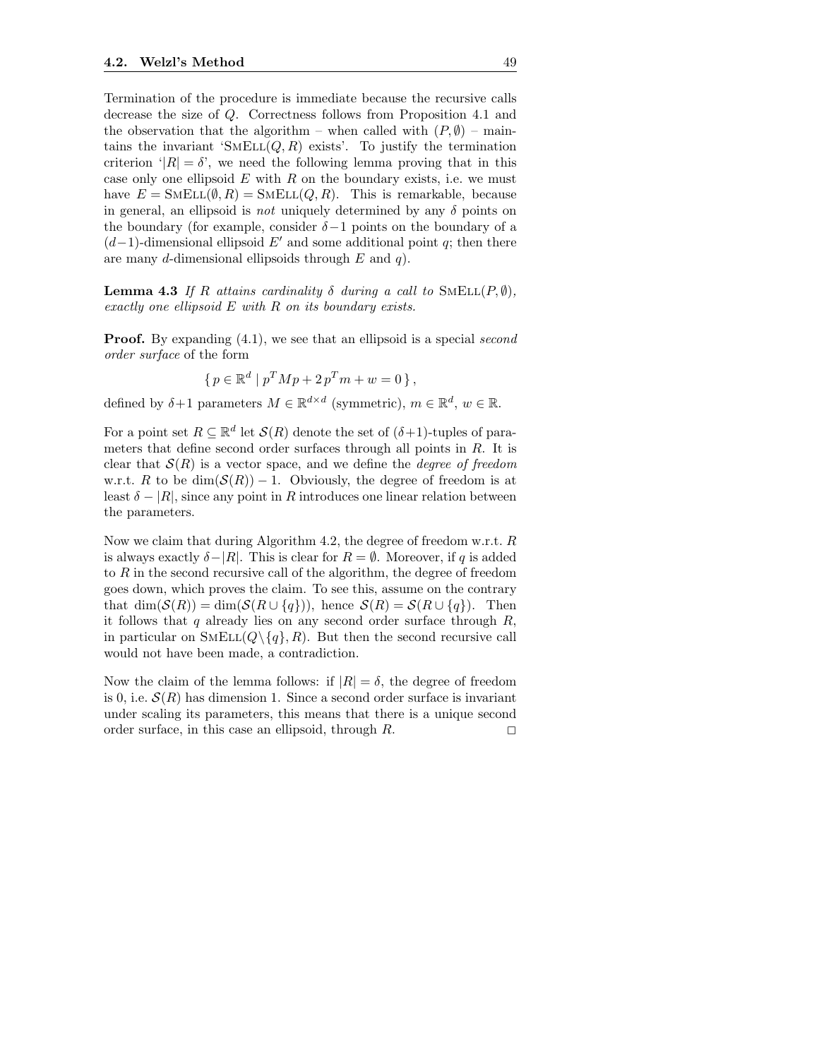Termination of the procedure is immediate because the recursive calls decrease the size of $Q$. Correctness follows from Proposition 4.1 and the observation that the algorithm – when called with $(P, \emptyset)$ – maintains the invariant '$\textsc{SmEll}(Q, R)$ exists'. To justify the termination criterion '$|R| = \delta$', we need the following lemma proving that in this case only one ellipsoid $E$ with $R$ on the boundary exists, i.e. we must have $E = \textsc{SmEll}(\emptyset, R) = \textsc{SmEll}(Q, R)$. This is remarkable, because in general, an ellipsoid is *not* uniquely determined by any $\delta$ points on the boundary (for example, consider $\delta - 1$ points on the boundary of a $(d-1)$-dimensional ellipsoid $E'$ and some additional point $q$; then there are many $d$-dimensional ellipsoids through $E$ and $q$).

**Lemma 4.3** *If $R$ attains cardinality $\delta$ during a call to $\textsc{SmEll}(P, \emptyset)$, exactly one ellipsoid $E$ with $R$ on its boundary exists.*

**Proof.** By expanding (4.1), we see that an ellipsoid is a special *second order surface* of the form

$$\{ p \in \mathbb{R}^d \mid p^T M p + 2\, p^T m + w = 0 \},$$

defined by $\delta + 1$ parameters $M \in \mathbb{R}^{d \times d}$ (symmetric), $m \in \mathbb{R}^d$, $w \in \mathbb{R}$.

For a point set $R \subseteq \mathbb{R}^d$ let $\mathcal{S}(R)$ denote the set of $(\delta+1)$-tuples of parameters that define second order surfaces through all points in $R$. It is clear that $\mathcal{S}(R)$ is a vector space, and we define the *degree of freedom* w.r.t. $R$ to be $\dim(\mathcal{S}(R)) - 1$. Obviously, the degree of freedom is at least $\delta - |R|$, since any point in $R$ introduces one linear relation between the parameters.

Now we claim that during Algorithm 4.2, the degree of freedom w.r.t. $R$ is always exactly $\delta - |R|$. This is clear for $R = \emptyset$. Moreover, if $q$ is added to $R$ in the second recursive call of the algorithm, the degree of freedom goes down, which proves the claim. To see this, assume on the contrary that $\dim(\mathcal{S}(R)) = \dim(\mathcal{S}(R \cup \{q\}))$, hence $\mathcal{S}(R) = \mathcal{S}(R \cup \{q\})$. Then it follows that $q$ already lies on any second order surface through $R$, in particular on $\textsc{SmEll}(Q \setminus \{q\}, R)$. But then the second recursive call would not have been made, a contradiction.

Now the claim of the lemma follows: if $|R| = \delta$, the degree of freedom is 0, i.e. $\mathcal{S}(R)$ has dimension 1. Since a second order surface is invariant under scaling its parameters, this means that there is a unique second order surface, in this case an ellipsoid, through $R$. □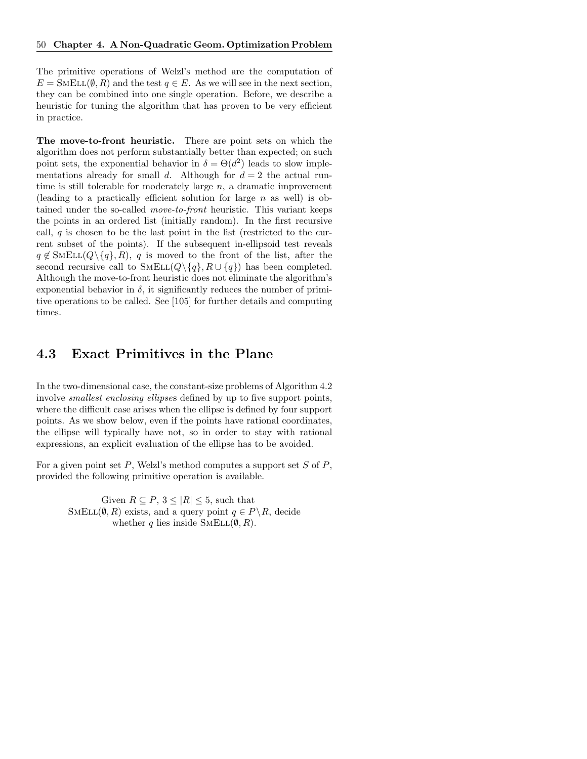The primitive operations of Welzl's method are the computation of $E = \text{SmEll}(\emptyset, R)$ and the test $q \in E$. As we will see in the next section, they can be combined into one single operation. Before, we describe a heuristic for tuning the algorithm that has proven to be very efficient in practice.

**The move-to-front heuristic.** There are point sets on which the algorithm does not perform substantially better than expected; on such point sets, the exponential behavior in $\delta = \Theta(d^2)$ leads to slow implementations already for small $d$. Although for $d = 2$ the actual runtime is still tolerable for moderately large $n$, a dramatic improvement (leading to a practically efficient solution for large $n$ as well) is obtained under the so-called *move-to-front* heuristic. This variant keeps the points in an ordered list (initially random). In the first recursive call, $q$ is chosen to be the last point in the list (restricted to the current subset of the points). If the subsequent in-ellipsoid test reveals $q \notin \text{SmEll}(Q \setminus \{q\}, R)$, $q$ is moved to the front of the list, after the second recursive call to $\text{SmEll}(Q \setminus \{q\}, R \cup \{q\})$ has been completed. Although the move-to-front heuristic does not eliminate the algorithm's exponential behavior in $\delta$, it significantly reduces the number of primitive operations to be called. See [105] for further details and computing times.

## 4.3 Exact Primitives in the Plane

In the two-dimensional case, the constant-size problems of Algorithm 4.2 involve *smallest enclosing ellipse*s defined by up to five support points, where the difficult case arises when the ellipse is defined by four support points. As we show below, even if the points have rational coordinates, the ellipse will typically have not, so in order to stay with rational expressions, an explicit evaluation of the ellipse has to be avoided.

For a given point set $P$, Welzl's method computes a support set $S$ of $P$, provided the following primitive operation is available.

> Given $R \subseteq P$, $3 \leq |R| \leq 5$, such that $\text{SmEll}(\emptyset, R)$ exists, and a query point $q \in P \setminus R$, decide whether $q$ lies inside $\text{SmEll}(\emptyset, R)$.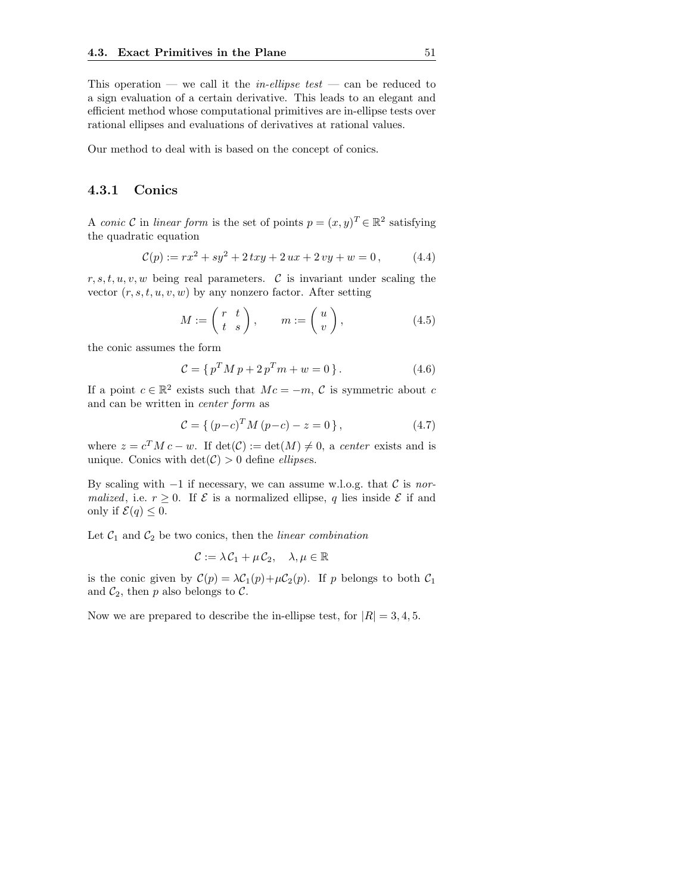This operation — we call it the *in-ellipse test* — can be reduced to a sign evaluation of a certain derivative. This leads to an elegant and efficient method whose computational primitives are in-ellipse tests over rational ellipses and evaluations of derivatives at rational values.

Our method to deal with is based on the concept of conics.

### 4.3.1 Conics

A *conic* $\mathcal{C}$ in *linear form* is the set of points $p = (x, y)^T \in \mathbb{R}^2$ satisfying the quadratic equation

$$\mathcal{C}(p) := rx^2 + sy^2 + 2\,txy + 2\,ux + 2\,vy + w = 0\,, \tag{4.4}$$

$r, s, t, u, v, w$ being real parameters. $\mathcal{C}$ is invariant under scaling the vector $(r, s, t, u, v, w)$ by any nonzero factor. After setting

$$M := \begin{pmatrix} r & t \\ t & s \end{pmatrix}, \qquad m := \begin{pmatrix} u \\ v \end{pmatrix}, \tag{4.5}$$

the conic assumes the form

$$\mathcal{C} = \{\, p^T M\, p + 2\, p^T m + w = 0 \,\}\,. \tag{4.6}$$

If a point $c \in \mathbb{R}^2$ exists such that $Mc = -m$, $\mathcal{C}$ is symmetric about $c$ and can be written in *center form* as

$$\mathcal{C} = \{\, (p-c)^T M\, (p-c) - z = 0 \,\}\,, \tag{4.7}$$

where $z = c^T M\, c - w$. If $\det(\mathcal{C}) := \det(M) \neq 0$, a *center* exists and is unique. Conics with $\det(\mathcal{C}) > 0$ define *ellipses*.

By scaling with $-1$ if necessary, we can assume w.l.o.g. that $\mathcal{C}$ is *normalized*, i.e. $r \geq 0$. If $\mathcal{E}$ is a normalized ellipse, $q$ lies inside $\mathcal{E}$ if and only if $\mathcal{E}(q) \leq 0$.

Let $\mathcal{C}_1$ and $\mathcal{C}_2$ be two conics, then the *linear combination*

$$\mathcal{C} := \lambda\,\mathcal{C}_1 + \mu\,\mathcal{C}_2, \quad \lambda, \mu \in \mathbb{R}$$

is the conic given by $\mathcal{C}(p) = \lambda\mathcal{C}_1(p) + \mu\mathcal{C}_2(p)$. If $p$ belongs to both $\mathcal{C}_1$ and $\mathcal{C}_2$, then $p$ also belongs to $\mathcal{C}$.

Now we are prepared to describe the in-ellipse test, for $|R| = 3, 4, 5$.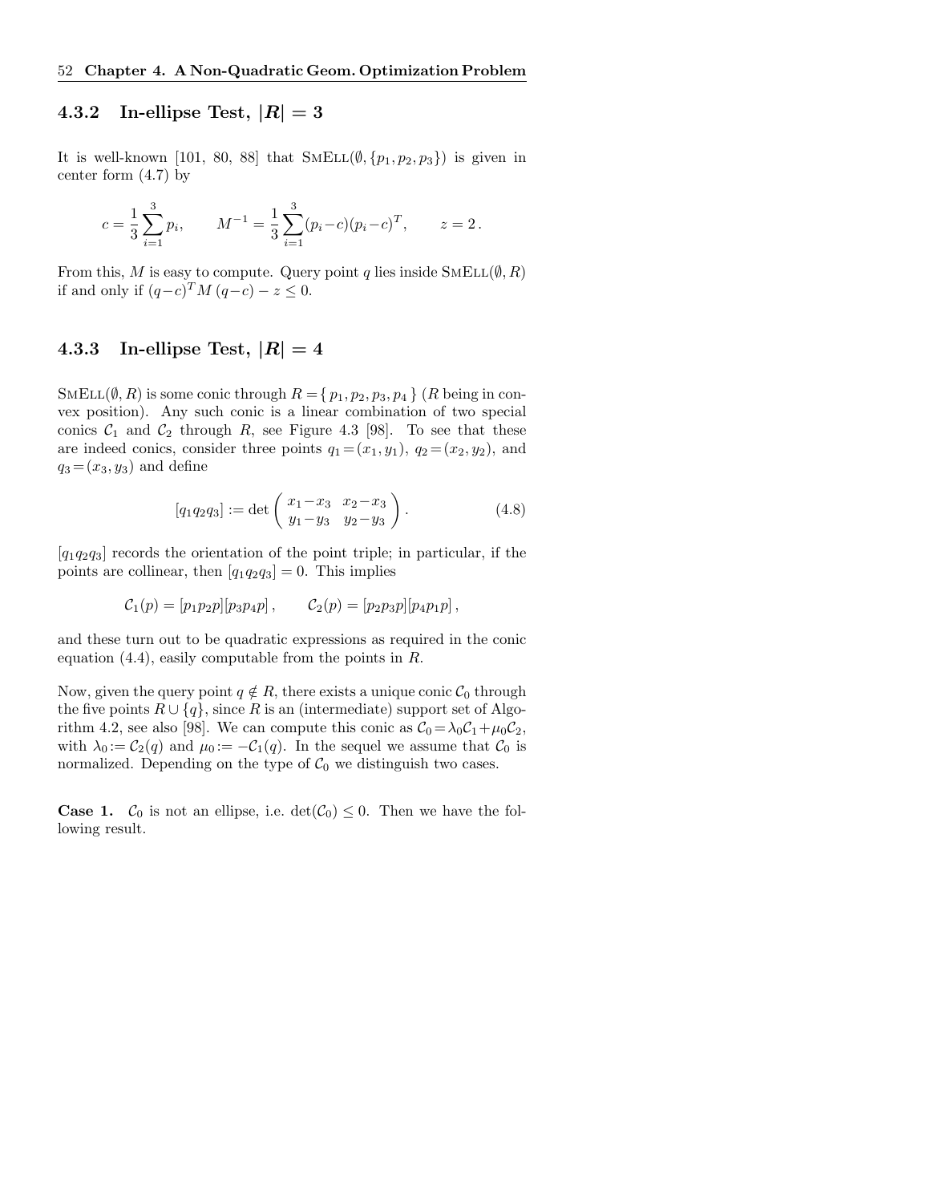### 4.3.2 In-ellipse Test, $|R| = 3$

It is well-known [101, 80, 88] that $\text{SmEll}(\emptyset, \{p_1, p_2, p_3\})$ is given in center form (4.7) by

$$c = \frac{1}{3}\sum_{i=1}^{3} p_i, \qquad M^{-1} = \frac{1}{3}\sum_{i=1}^{3}(p_i - c)(p_i - c)^T, \qquad z = 2\,.$$

From this, $M$ is easy to compute. Query point $q$ lies inside $\text{SmEll}(\emptyset, R)$ if and only if $(q-c)^T M\,(q-c) - z \leq 0$.

### 4.3.3 In-ellipse Test, $|R| = 4$

$\text{SmEll}(\emptyset, R)$ is some conic through $R = \{\, p_1, p_2, p_3, p_4 \,\}$ ($R$ being in convex position). Any such conic is a linear combination of two special conics $\mathcal{C}_1$ and $\mathcal{C}_2$ through $R$, see Figure 4.3 [98]. To see that these are indeed conics, consider three points $q_1 = (x_1, y_1)$, $q_2 = (x_2, y_2)$, and $q_3 = (x_3, y_3)$ and define

$$[q_1 q_2 q_3] := \det \begin{pmatrix} x_1 - x_3 & x_2 - x_3 \\ y_1 - y_3 & y_2 - y_3 \end{pmatrix}. \qquad (4.8)$$

$[q_1 q_2 q_3]$ records the orientation of the point triple; in particular, if the points are collinear, then $[q_1 q_2 q_3] = 0$. This implies

$$\mathcal{C}_1(p) = [p_1 p_2 p][p_3 p_4 p]\,, \qquad \mathcal{C}_2(p) = [p_2 p_3 p][p_4 p_1 p]\,,$$

and these turn out to be quadratic expressions as required in the conic equation (4.4), easily computable from the points in $R$.

Now, given the query point $q \notin R$, there exists a unique conic $\mathcal{C}_0$ through the five points $R \cup \{q\}$, since $R$ is an (intermediate) support set of Algorithm 4.2, see also [98]. We can compute this conic as $\mathcal{C}_0 = \lambda_0 \mathcal{C}_1 + \mu_0 \mathcal{C}_2$, with $\lambda_0 := \mathcal{C}_2(q)$ and $\mu_0 := -\mathcal{C}_1(q)$. In the sequel we assume that $\mathcal{C}_0$ is normalized. Depending on the type of $\mathcal{C}_0$ we distinguish two cases.

**Case 1.** $\mathcal{C}_0$ is not an ellipse, i.e. $\det(\mathcal{C}_0) \leq 0$. Then we have the following result.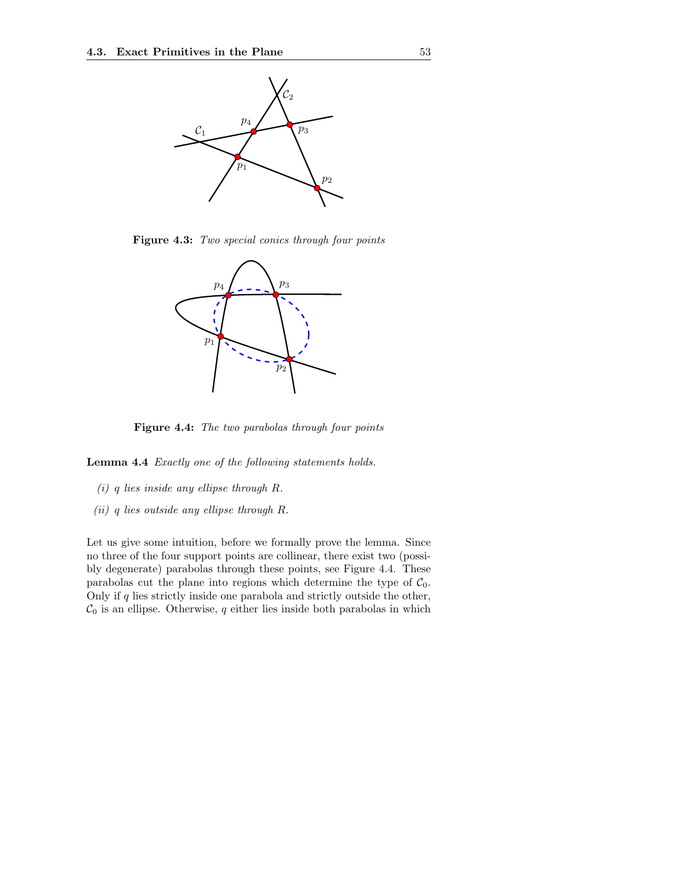**Figure 4.3:** *Two special conics through four points*

**Figure 4.4:** *The two parabolas through four points*

**Lemma 4.4** *Exactly one of the following statements holds.*

*(i) $q$ lies inside any ellipse through $R$.*

*(ii) $q$ lies outside any ellipse through $R$.*

Let us give some intuition, before we formally prove the lemma. Since no three of the four support points are collinear, there exist two (possibly degenerate) parabolas through these points, see Figure 4.4. These parabolas cut the plane into regions which determine the type of $\mathcal{C}_0$. Only if $q$ lies strictly inside one parabola and strictly outside the other, $\mathcal{C}_0$ is an ellipse. Otherwise, $q$ either lies inside both parabolas in which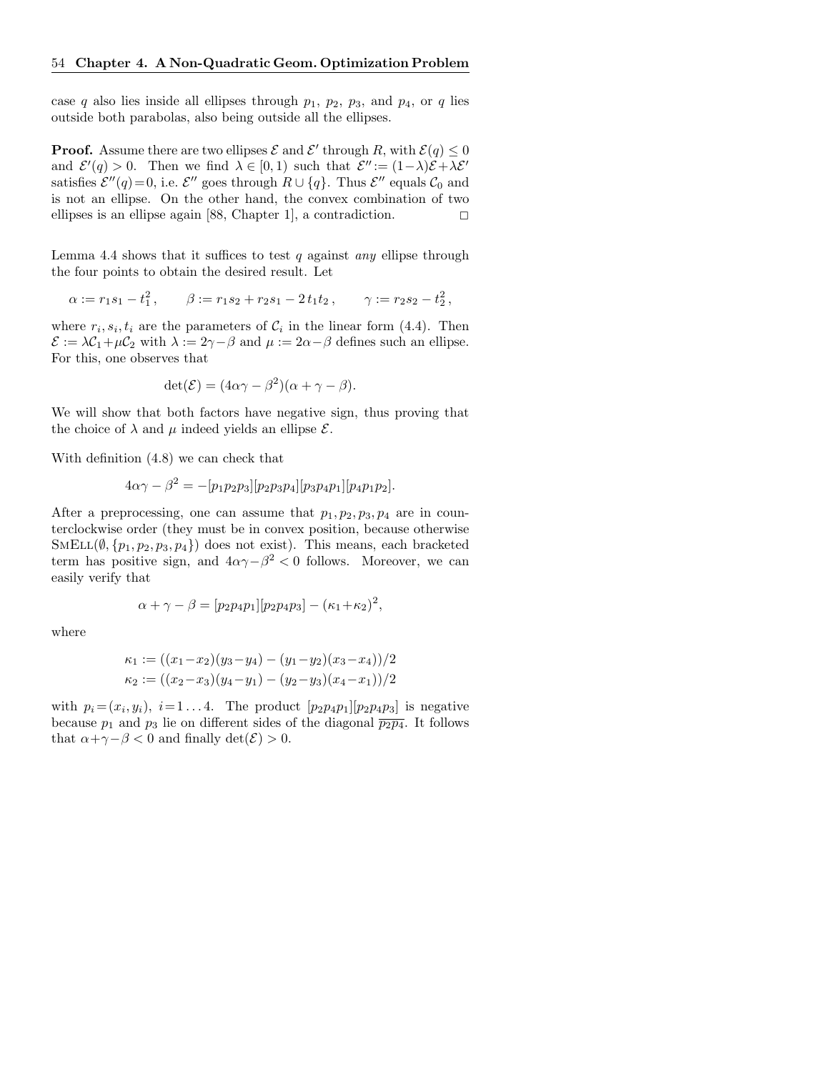case $q$ also lies inside all ellipses through $p_1$, $p_2$, $p_3$, and $p_4$, or $q$ lies outside both parabolas, also being outside all the ellipses.

**Proof.** Assume there are two ellipses $\mathcal{E}$ and $\mathcal{E}'$ through $R$, with $\mathcal{E}(q) \leq 0$ and $\mathcal{E}'(q) > 0$. Then we find $\lambda \in [0, 1)$ such that $\mathcal{E}'' := (1-\lambda)\mathcal{E} + \lambda\mathcal{E}'$ satisfies $\mathcal{E}''(q) = 0$, i.e. $\mathcal{E}''$ goes through $R \cup \{q\}$. Thus $\mathcal{E}''$ equals $\mathcal{C}_0$ and is not an ellipse. On the other hand, the convex combination of two ellipses is an ellipse again [88, Chapter 1], a contradiction. □

Lemma 4.4 shows that it suffices to test $q$ against *any* ellipse through the four points to obtain the desired result. Let

$$\alpha := r_1 s_1 - t_1^2\,, \qquad \beta := r_1 s_2 + r_2 s_1 - 2\,t_1 t_2\,, \qquad \gamma := r_2 s_2 - t_2^2\,,$$

where $r_i, s_i, t_i$ are the parameters of $\mathcal{C}_i$ in the linear form (4.4). Then $\mathcal{E} := \lambda\mathcal{C}_1 + \mu\mathcal{C}_2$ with $\lambda := 2\gamma - \beta$ and $\mu := 2\alpha - \beta$ defines such an ellipse. For this, one observes that

$$\det(\mathcal{E}) = (4\alpha\gamma - \beta^2)(\alpha + \gamma - \beta).$$

We will show that both factors have negative sign, thus proving that the choice of $\lambda$ and $\mu$ indeed yields an ellipse $\mathcal{E}$.

With definition (4.8) we can check that

$$4\alpha\gamma - \beta^2 = -[p_1p_2p_3][p_2p_3p_4][p_3p_4p_1][p_4p_1p_2].$$

After a preprocessing, one can assume that $p_1, p_2, p_3, p_4$ are in counterclockwise order (they must be in convex position, because otherwise $\text{SmEll}(\emptyset, \{p_1, p_2, p_3, p_4\})$ does not exist). This means, each bracketed term has positive sign, and $4\alpha\gamma - \beta^2 < 0$ follows. Moreover, we can easily verify that

$$\alpha + \gamma - \beta = [p_2p_4p_1][p_2p_4p_3] - (\kappa_1 + \kappa_2)^2,$$

where

$$\kappa_1 := ((x_1 - x_2)(y_3 - y_4) - (y_1 - y_2)(x_3 - x_4))/2$$
$$\kappa_2 := ((x_2 - x_3)(y_4 - y_1) - (y_2 - y_3)(x_4 - x_1))/2$$

with $p_i = (x_i, y_i)$, $i = 1 \ldots 4$. The product $[p_2p_4p_1][p_2p_4p_3]$ is negative because $p_1$ and $p_3$ lie on different sides of the diagonal $\overline{p_2p_4}$. It follows that $\alpha + \gamma - \beta < 0$ and finally $\det(\mathcal{E}) > 0$.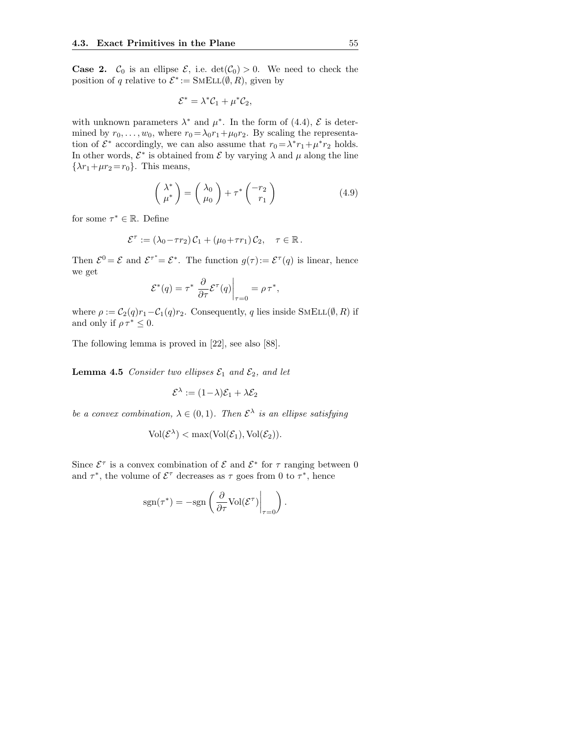**Case 2.** $\mathcal{C}_0$ is an ellipse $\mathcal{E}$, i.e. $\det(\mathcal{C}_0) > 0$. We need to check the position of $q$ relative to $\mathcal{E}^* := \textsc{SmEll}(\emptyset, R)$, given by

$$\mathcal{E}^* = \lambda^* \mathcal{C}_1 + \mu^* \mathcal{C}_2,$$

with unknown parameters $\lambda^*$ and $\mu^*$. In the form of (4.4), $\mathcal{E}$ is determined by $r_0, \ldots, w_0$, where $r_0 = \lambda_0 r_1 + \mu_0 r_2$. By scaling the representation of $\mathcal{E}^*$ accordingly, we can also assume that $r_0 = \lambda^* r_1 + \mu^* r_2$ holds. In other words, $\mathcal{E}^*$ is obtained from $\mathcal{E}$ by varying $\lambda$ and $\mu$ along the line $\{\lambda r_1 + \mu r_2 = r_0\}$. This means,

$$\begin{pmatrix} \lambda^* \\ \mu^* \end{pmatrix} = \begin{pmatrix} \lambda_0 \\ \mu_0 \end{pmatrix} + \tau^* \begin{pmatrix} -r_2 \\ r_1 \end{pmatrix} \tag{4.9}$$

for some $\tau^* \in \mathbb{R}$. Define

$$\mathcal{E}^\tau := (\lambda_0 - \tau r_2)\, \mathcal{C}_1 + (\mu_0 + \tau r_1)\, \mathcal{C}_2, \quad \tau \in \mathbb{R}\,.$$

Then $\mathcal{E}^0 = \mathcal{E}$ and $\mathcal{E}^{\tau^*} = \mathcal{E}^*$. The function $g(\tau) := \mathcal{E}^\tau(q)$ is linear, hence we get

$$\mathcal{E}^*(q) = \tau^* \left. \frac{\partial}{\partial \tau} \mathcal{E}^\tau(q) \right|_{\tau=0} = \rho\, \tau^*,$$

where $\rho := \mathcal{C}_2(q) r_1 - \mathcal{C}_1(q) r_2$. Consequently, $q$ lies inside $\textsc{SmEll}(\emptyset, R)$ if and only if $\rho\, \tau^* \leq 0$.

The following lemma is proved in [22], see also [88].

**Lemma 4.5** *Consider two ellipses $\mathcal{E}_1$ and $\mathcal{E}_2$, and let*

$$\mathcal{E}^\lambda := (1 - \lambda) \mathcal{E}_1 + \lambda \mathcal{E}_2$$

*be a convex combination, $\lambda \in (0, 1)$. Then $\mathcal{E}^\lambda$ is an ellipse satisfying*

$$\mathrm{Vol}(\mathcal{E}^\lambda) < \max(\mathrm{Vol}(\mathcal{E}_1), \mathrm{Vol}(\mathcal{E}_2)).$$

Since $\mathcal{E}^\tau$ is a convex combination of $\mathcal{E}$ and $\mathcal{E}^*$ for $\tau$ ranging between 0 and $\tau^*$, the volume of $\mathcal{E}^\tau$ decreases as $\tau$ goes from 0 to $\tau^*$, hence

$$\mathrm{sgn}(\tau^*) = -\mathrm{sgn}\left( \left. \frac{\partial}{\partial \tau} \mathrm{Vol}(\mathcal{E}^\tau) \right|_{\tau=0} \right).$$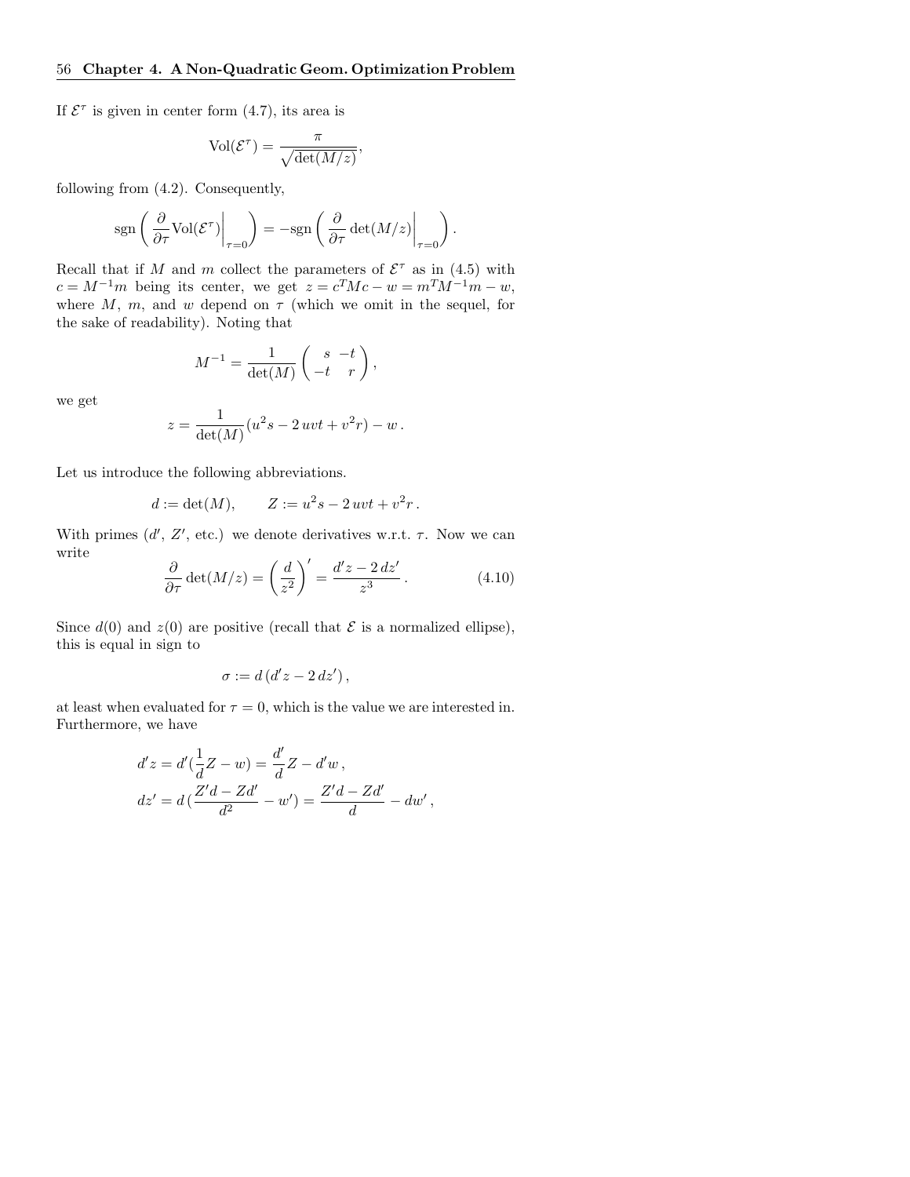If $\mathcal{E}^\tau$ is given in center form (4.7), its area is

$$\mathrm{Vol}(\mathcal{E}^\tau) = \frac{\pi}{\sqrt{\det(M/z)}},$$

following from (4.2). Consequently,

$$\mathrm{sgn}\left( \frac{\partial}{\partial \tau} \mathrm{Vol}(\mathcal{E}^\tau) \bigg|_{\tau=0} \right) = -\mathrm{sgn}\left( \frac{\partial}{\partial \tau} \det(M/z) \bigg|_{\tau=0} \right).$$

Recall that if $M$ and $m$ collect the parameters of $\mathcal{E}^\tau$ as in (4.5) with $c = M^{-1}m$ being its center, we get $z = c^T M c - w = m^T M^{-1} m - w$, where $M$, $m$, and $w$ depend on $\tau$ (which we omit in the sequel, for the sake of readability). Noting that

$$M^{-1} = \frac{1}{\det(M)} \begin{pmatrix} s & -t \\ -t & r \end{pmatrix},$$

we get

$$z = \frac{1}{\det(M)} (u^2 s - 2\, uvt + v^2 r) - w\, .$$

Let us introduce the following abbreviations.

$$d := \det(M), \qquad Z := u^2 s - 2\, uvt + v^2 r\, .$$

With primes ($d'$, $Z'$, etc.) we denote derivatives w.r.t. $\tau$. Now we can write

$$\frac{\partial}{\partial \tau} \det(M/z) = \left( \frac{d}{z^2} \right)' = \frac{d' z - 2\, d z'}{z^3}\, . \tag{4.10}$$

Since $d(0)$ and $z(0)$ are positive (recall that $\mathcal{E}$ is a normalized ellipse), this is equal in sign to

$$\sigma := d\, (d' z - 2\, d z')\, ,$$

at least when evaluated for $\tau = 0$, which is the value we are interested in. Furthermore, we have

$$\begin{aligned}
d' z &= d' (\frac{1}{d} Z - w) = \frac{d'}{d} Z - d' w\, , \\
d z' &= d\, (\frac{Z' d - Z d'}{d^2} - w') = \frac{Z' d - Z d'}{d} - d w'\, ,
\end{aligned}$$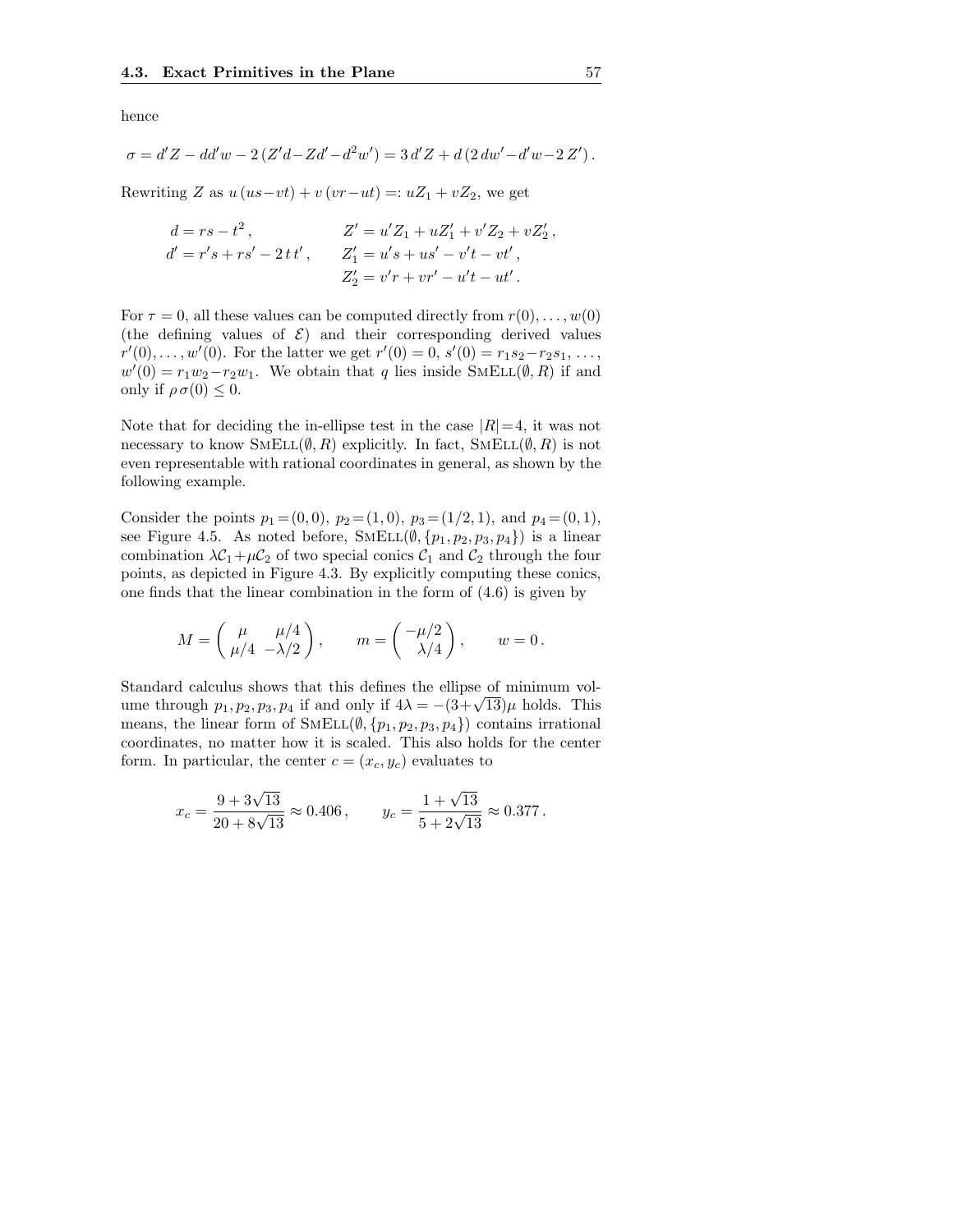hence

$$\sigma = d'Z - dd'w - 2\,(Z'd - Zd' - d^2w') = 3\,d'Z + d\,(2\,dw' - d'w - 2\,Z')\,.$$

Rewriting $Z$ as $u\,(us - vt) + v\,(vr - ut) =: uZ_1 + vZ_2$, we get

$$\begin{aligned} d &= rs - t^2\,, & Z' &= u'Z_1 + uZ_1' + v'Z_2 + vZ_2'\,, \\ d' &= r's + rs' - 2\,t\,t'\,, & Z_1' &= u's + us' - v't - vt'\,, \\ & & Z_2' &= v'r + vr' - u't - ut'\,. \end{aligned}$$

For $\tau = 0$, all these values can be computed directly from $r(0), \ldots, w(0)$ (the defining values of $\mathcal{E}$) and their corresponding derived values $r'(0), \ldots, w'(0)$. For the latter we get $r'(0) = 0$, $s'(0) = r_1 s_2 - r_2 s_1$, $\ldots$, $w'(0) = r_1 w_2 - r_2 w_1$. We obtain that $q$ lies inside $\textsc{SmEll}(\emptyset, R)$ if and only if $\rho\,\sigma(0) \leq 0$.

Note that for deciding the in-ellipse test in the case $|R| = 4$, it was not necessary to know $\textsc{SmEll}(\emptyset, R)$ explicitly. In fact, $\textsc{SmEll}(\emptyset, R)$ is not even representable with rational coordinates in general, as shown by the following example.

Consider the points $p_1 = (0,0)$, $p_2 = (1,0)$, $p_3 = (1/2, 1)$, and $p_4 = (0,1)$, see Figure 4.5. As noted before, $\textsc{SmEll}(\emptyset, \{p_1, p_2, p_3, p_4\})$ is a linear combination $\lambda\mathcal{C}_1 + \mu\mathcal{C}_2$ of two special conics $\mathcal{C}_1$ and $\mathcal{C}_2$ through the four points, as depicted in Figure 4.3. By explicitly computing these conics, one finds that the linear combination in the form of (4.6) is given by

$$M = \begin{pmatrix} \mu & \mu/4 \\ \mu/4 & -\lambda/2 \end{pmatrix}, \qquad m = \begin{pmatrix} -\mu/2 \\ \lambda/4 \end{pmatrix}, \qquad w = 0\,.$$

Standard calculus shows that this defines the ellipse of minimum volume through $p_1, p_2, p_3, p_4$ if and only if $4\lambda = -(3 + \sqrt{13})\mu$ holds. This means, the linear form of $\textsc{SmEll}(\emptyset, \{p_1, p_2, p_3, p_4\})$ contains irrational coordinates, no matter how it is scaled. This also holds for the center form. In particular, the center $c = (x_c, y_c)$ evaluates to

$$x_c = \frac{9 + 3\sqrt{13}}{20 + 8\sqrt{13}} \approx 0.406\,, \qquad y_c = \frac{1 + \sqrt{13}}{5 + 2\sqrt{13}} \approx 0.377\,.$$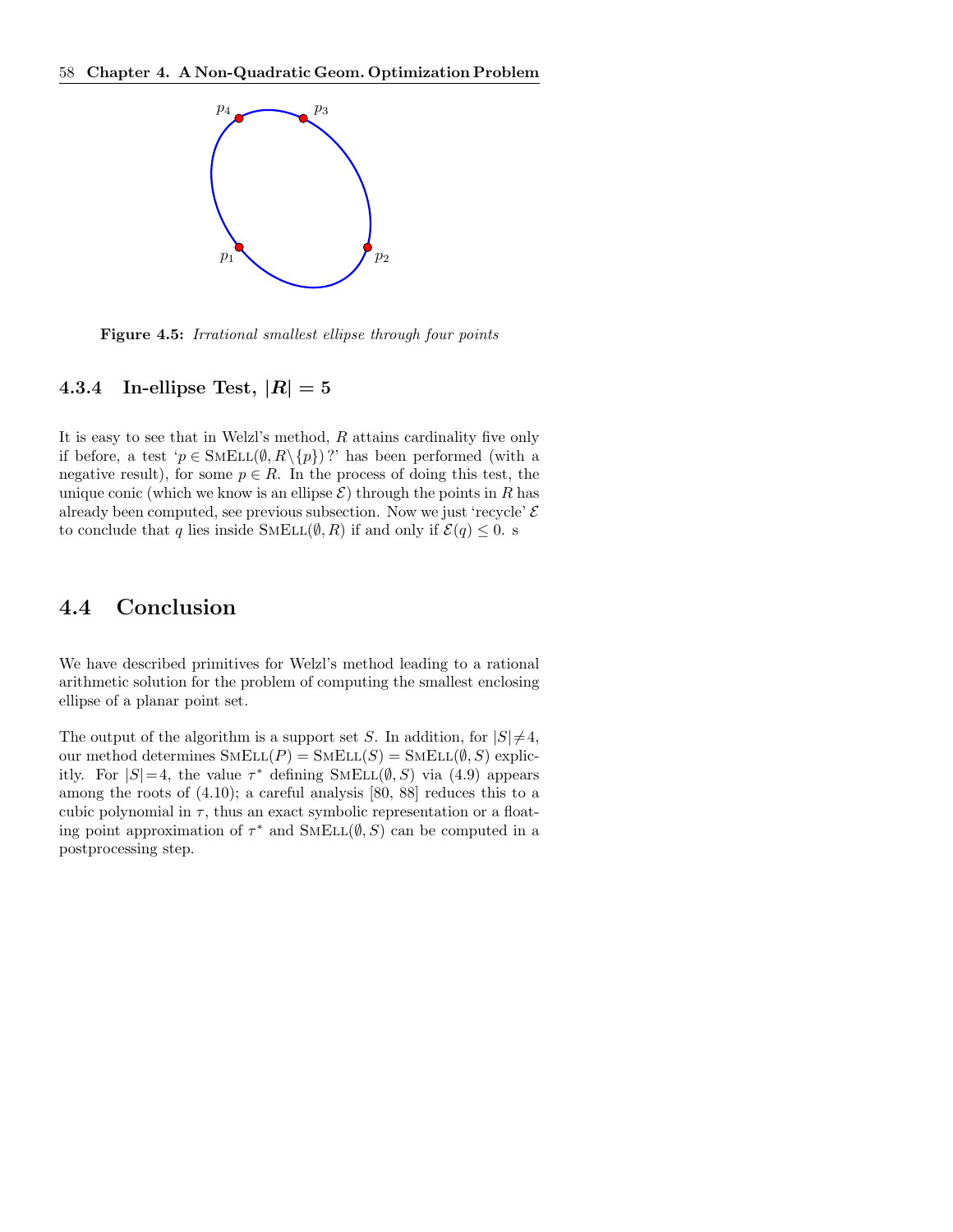Figure 4.5: *Irrational smallest ellipse through four points*

### 4.3.4 In-ellipse Test, $|R| = 5$

It is easy to see that in Welzl's method, $R$ attains cardinality five only if before, a test '$p \in \text{SmEll}(\emptyset, R \setminus \{p\})$ ?' has been performed (with a negative result), for some $p \in R$. In the process of doing this test, the unique conic (which we know is an ellipse $\mathcal{E}$) through the points in $R$ has already been computed, see previous subsection. Now we just 'recycle' $\mathcal{E}$ to conclude that $q$ lies inside $\text{SmEll}(\emptyset, R)$ if and only if $\mathcal{E}(q) \leq 0$. s

## 4.4 Conclusion

We have described primitives for Welzl's method leading to a rational arithmetic solution for the problem of computing the smallest enclosing ellipse of a planar point set.

The output of the algorithm is a support set $S$. In addition, for $|S| \neq 4$, our method determines $\text{SmEll}(P) = \text{SmEll}(S) = \text{SmEll}(\emptyset, S)$ explicitly. For $|S| = 4$, the value $\tau^*$ defining $\text{SmEll}(\emptyset, S)$ via (4.9) appears among the roots of (4.10); a careful analysis [80, 88] reduces this to a cubic polynomial in $\tau$, thus an exact symbolic representation or a floating point approximation of $\tau^*$ and $\text{SmEll}(\emptyset, S)$ can be computed in a postprocessing step.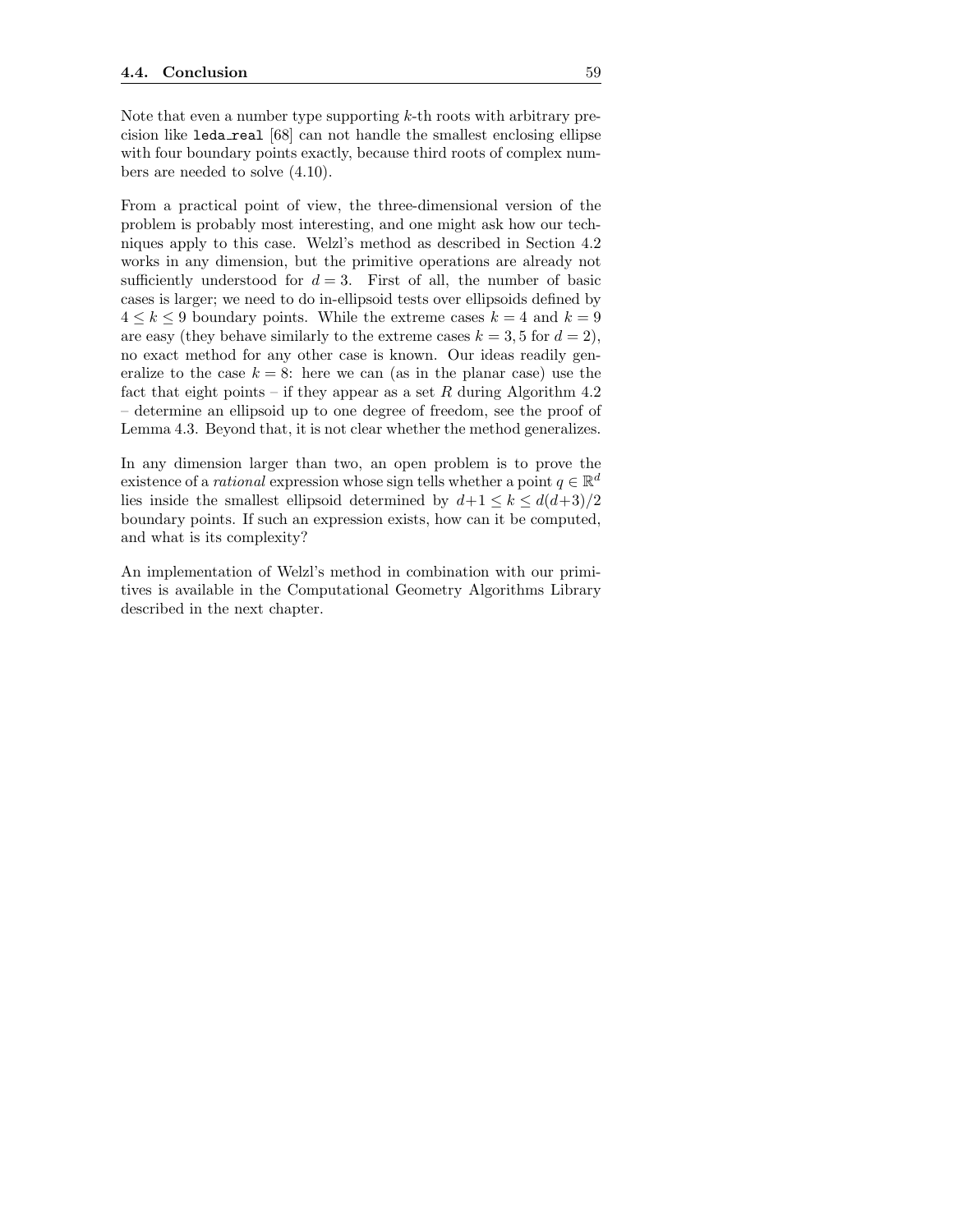Note that even a number type supporting $k$-th roots with arbitrary precision like `leda_real` [68] can not handle the smallest enclosing ellipse with four boundary points exactly, because third roots of complex numbers are needed to solve (4.10).

From a practical point of view, the three-dimensional version of the problem is probably most interesting, and one might ask how our techniques apply to this case. Welzl's method as described in Section 4.2 works in any dimension, but the primitive operations are already not sufficiently understood for $d = 3$. First of all, the number of basic cases is larger; we need to do in-ellipsoid tests over ellipsoids defined by $4 \leq k \leq 9$ boundary points. While the extreme cases $k = 4$ and $k = 9$ are easy (they behave similarly to the extreme cases $k = 3, 5$ for $d = 2$), no exact method for any other case is known. Our ideas readily generalize to the case $k = 8$: here we can (as in the planar case) use the fact that eight points – if they appear as a set $R$ during Algorithm 4.2 – determine an ellipsoid up to one degree of freedom, see the proof of Lemma 4.3. Beyond that, it is not clear whether the method generalizes.

In any dimension larger than two, an open problem is to prove the existence of a *rational* expression whose sign tells whether a point $q \in \mathbb{R}^d$ lies inside the smallest ellipsoid determined by $d+1 \leq k \leq d(d+3)/2$ boundary points. If such an expression exists, how can it be computed, and what is its complexity?

An implementation of Welzl's method in combination with our primitives is available in the Computational Geometry Algorithms Library described in the next chapter.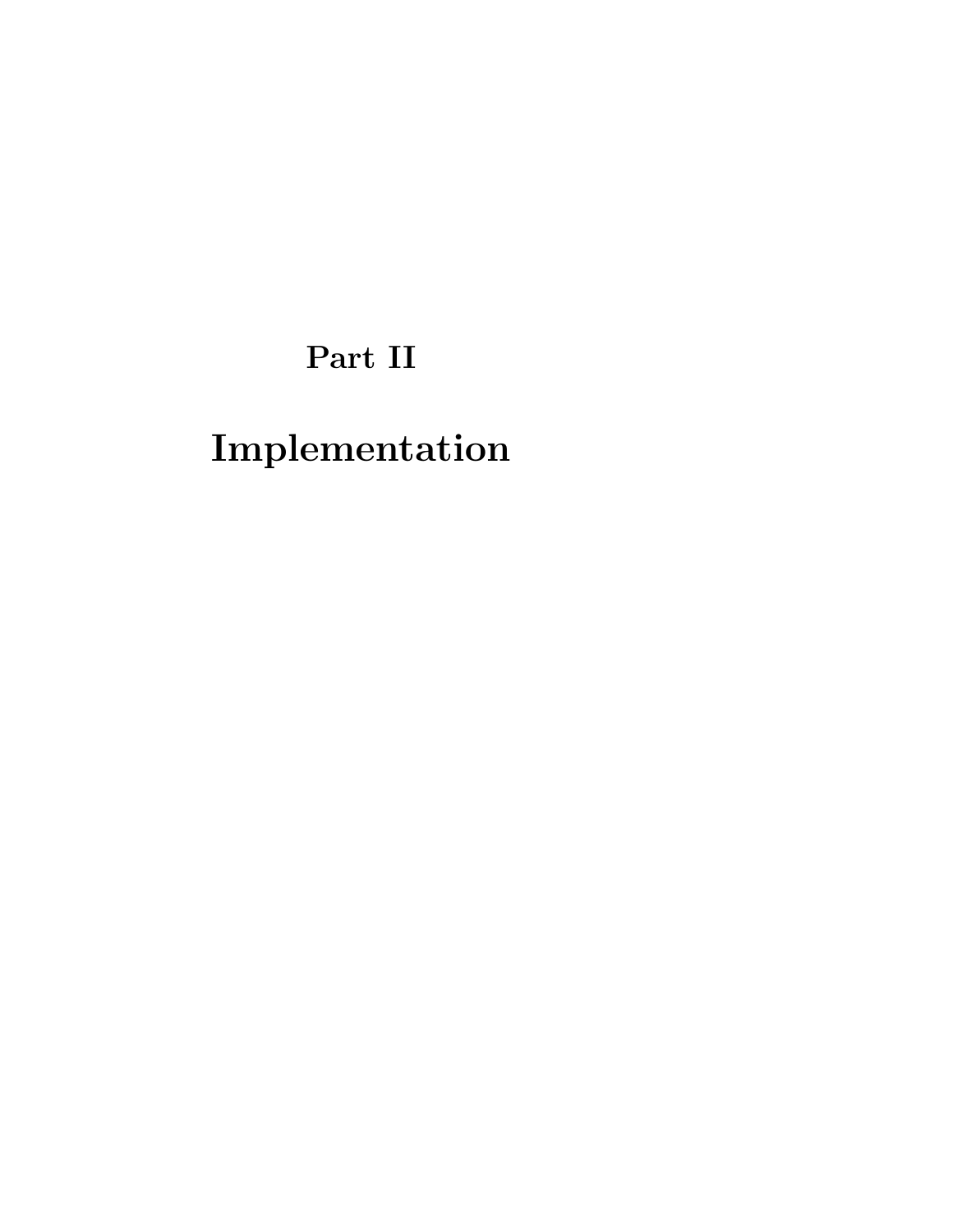# Part II

# Implementation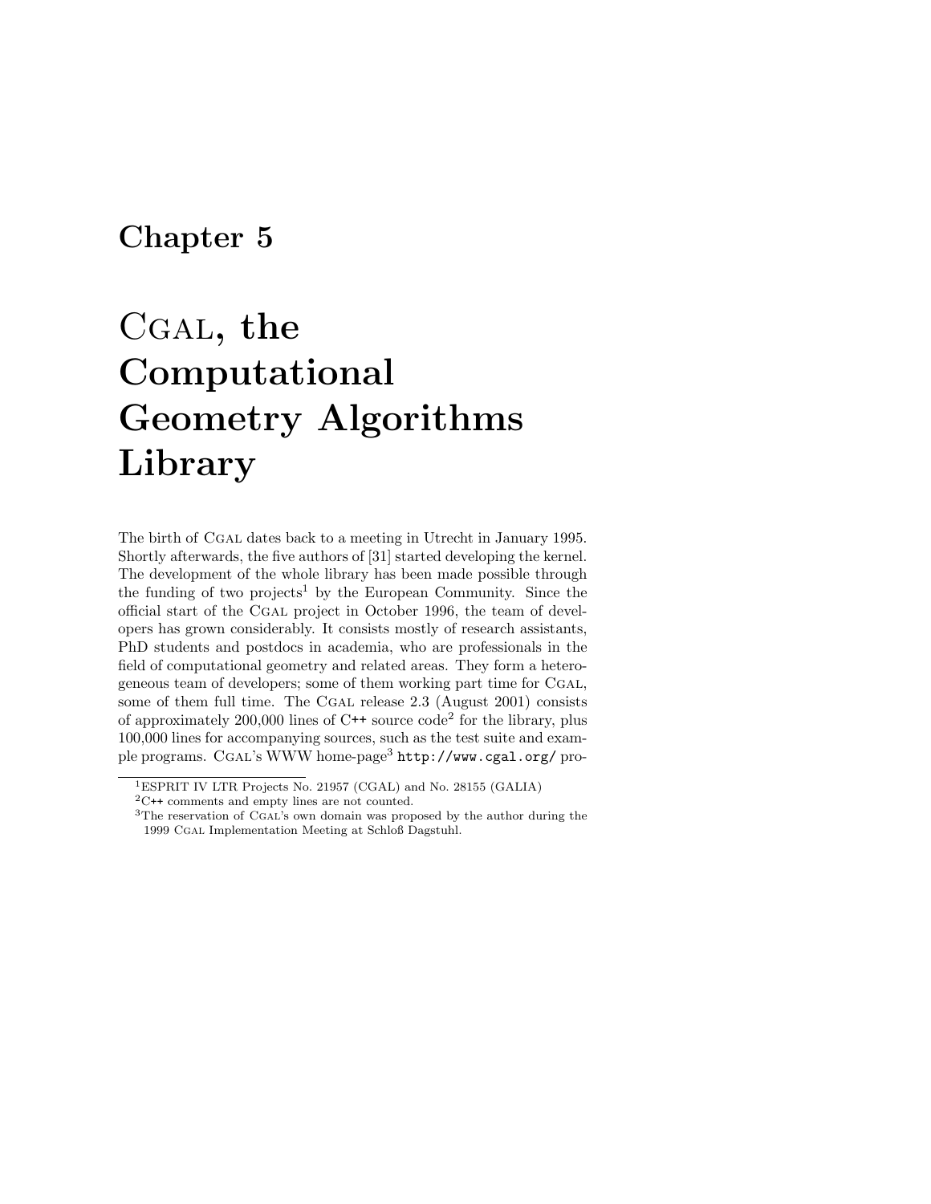# Chapter 5

# CGAL, the Computational Geometry Algorithms Library

The birth of CGAL dates back to a meeting in Utrecht in January 1995. Shortly afterwards, the five authors of [31] started developing the kernel. The development of the whole library has been made possible through the funding of two projects[1] by the European Community. Since the official start of the CGAL project in October 1996, the team of developers has grown considerably. It consists mostly of research assistants, PhD students and postdocs in academia, who are professionals in the field of computational geometry and related areas. They form a heterogeneous team of developers; some of them working part time for CGAL, some of them full time. The CGAL release 2.3 (August 2001) consists of approximately 200,000 lines of C++ source code[2] for the library, plus 100,000 lines for accompanying sources, such as the test suite and example programs. CGAL's WWW home-page[3] `http://www.cgal.org/` pro-

---

[1] ESPRIT IV LTR Projects No. 21957 (CGAL) and No. 28155 (GALIA)

[2] C++ comments and empty lines are not counted.

[3] The reservation of CGAL's own domain was proposed by the author during the 1999 CGAL Implementation Meeting at Schloß Dagstuhl.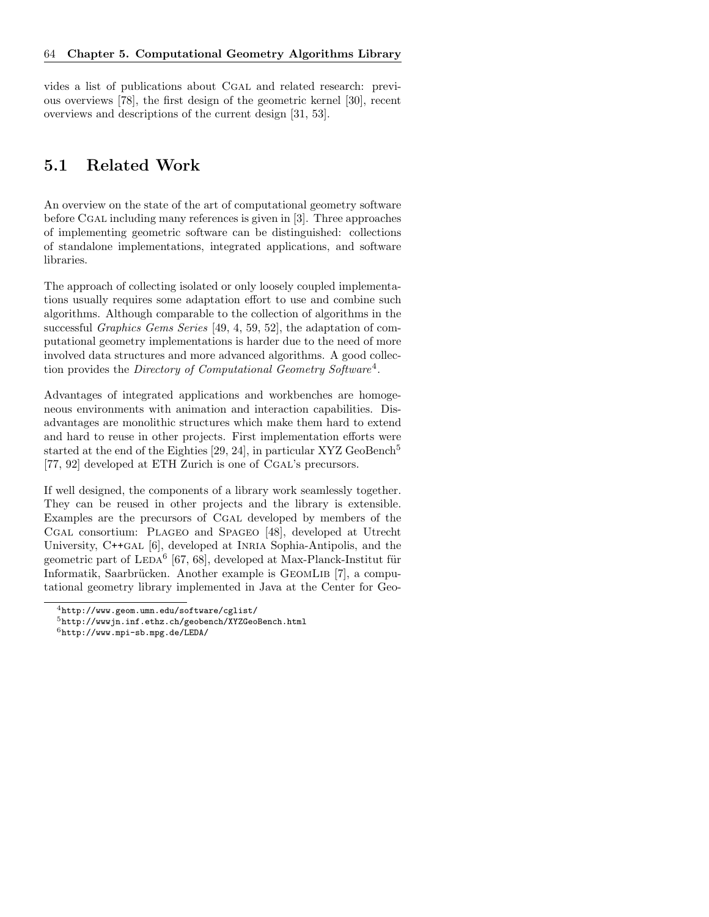vides a list of publications about CGAL and related research: previous overviews [78], the first design of the geometric kernel [30], recent overviews and descriptions of the current design [31, 53].

## 5.1 Related Work

An overview on the state of the art of computational geometry software before CGAL including many references is given in [3]. Three approaches of implementing geometric software can be distinguished: collections of standalone implementations, integrated applications, and software libraries.

The approach of collecting isolated or only loosely coupled implementations usually requires some adaptation effort to use and combine such algorithms. Although comparable to the collection of algorithms in the successful *Graphics Gems Series* [49, 4, 59, 52], the adaptation of computational geometry implementations is harder due to the need of more involved data structures and more advanced algorithms. A good collection provides the *Directory of Computational Geometry Software*[4].

Advantages of integrated applications and workbenches are homogeneous environments with animation and interaction capabilities. Disadvantages are monolithic structures which make them hard to extend and hard to reuse in other projects. First implementation efforts were started at the end of the Eighties [29, 24], in particular XYZ GeoBench[5] [77, 92] developed at ETH Zurich is one of CGAL's precursors.

If well designed, the components of a library work seamlessly together. They can be reused in other projects and the library is extensible. Examples are the precursors of CGAL developed by members of the CGAL consortium: PLAGEO and SPAGEO [48], developed at Utrecht University, C++GAL [6], developed at INRIA Sophia-Antipolis, and the geometric part of LEDA[6] [67, 68], developed at Max-Planck-Institut für Informatik, Saarbrücken. Another example is GEOMLIB [7], a computational geometry library implemented in Java at the Center for Geo-

---

[4] `http://www.geom.umn.edu/software/cglist/`

[5] `http://wwwjn.inf.ethz.ch/geobench/XYZGeoBench.html`

[6] `http://www.mpi-sb.mpg.de/LEDA/`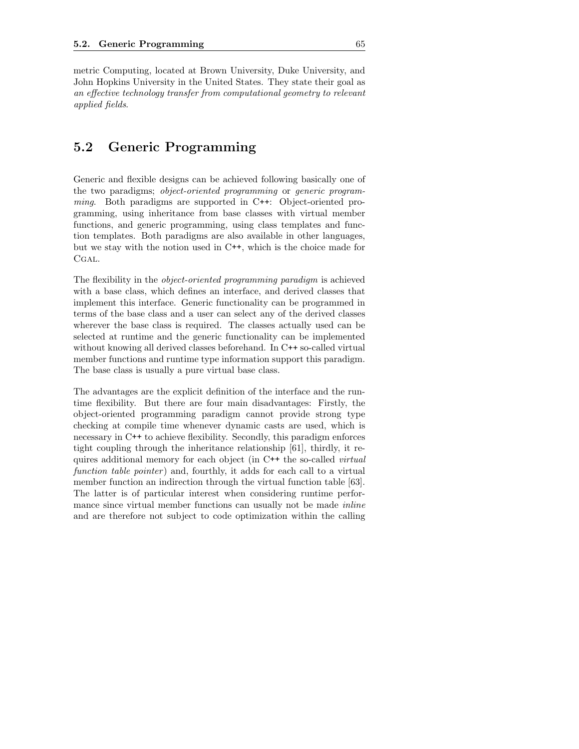metric Computing, located at Brown University, Duke University, and John Hopkins University in the United States. They state their goal as *an effective technology transfer from computational geometry to relevant applied fields*.

## 5.2 Generic Programming

Generic and flexible designs can be achieved following basically one of the two paradigms; *object-oriented programming* or *generic programming*. Both paradigms are supported in C++: Object-oriented programming, using inheritance from base classes with virtual member functions, and generic programming, using class templates and function templates. Both paradigms are also available in other languages, but we stay with the notion used in C++, which is the choice made for CGAL.

The flexibility in the *object-oriented programming paradigm* is achieved with a base class, which defines an interface, and derived classes that implement this interface. Generic functionality can be programmed in terms of the base class and a user can select any of the derived classes wherever the base class is required. The classes actually used can be selected at runtime and the generic functionality can be implemented without knowing all derived classes beforehand. In C++ so-called virtual member functions and runtime type information support this paradigm. The base class is usually a pure virtual base class.

The advantages are the explicit definition of the interface and the runtime flexibility. But there are four main disadvantages: Firstly, the object-oriented programming paradigm cannot provide strong type checking at compile time whenever dynamic casts are used, which is necessary in C++ to achieve flexibility. Secondly, this paradigm enforces tight coupling through the inheritance relationship [61], thirdly, it requires additional memory for each object (in C++ the so-called *virtual function table pointer*) and, fourthly, it adds for each call to a virtual member function an indirection through the virtual function table [63]. The latter is of particular interest when considering runtime performance since virtual member functions can usually not be made *inline* and are therefore not subject to code optimization within the calling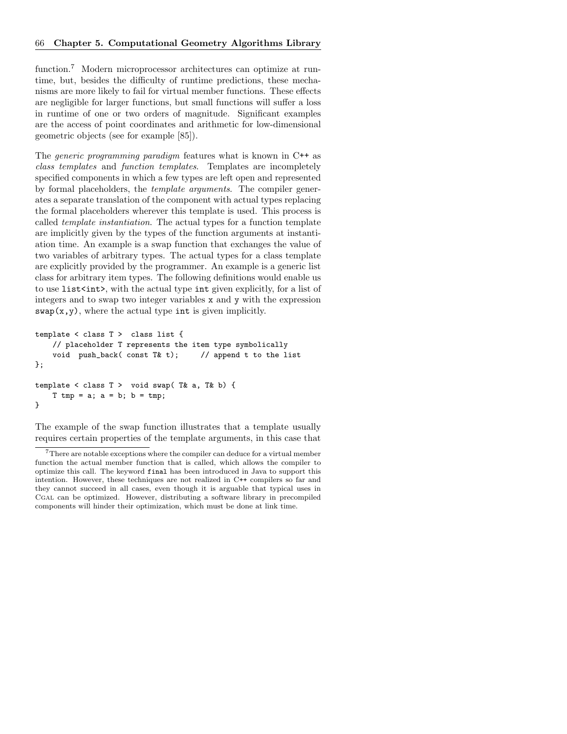function.[7] Modern microprocessor architectures can optimize at runtime, but, besides the difficulty of runtime predictions, these mechanisms are more likely to fail for virtual member functions. These effects are negligible for larger functions, but small functions will suffer a loss in runtime of one or two orders of magnitude. Significant examples are the access of point coordinates and arithmetic for low-dimensional geometric objects (see for example [85]).

The *generic programming paradigm* features what is known in C++ as *class templates* and *function templates*. Templates are incompletely specified components in which a few types are left open and represented by formal placeholders, the *template arguments*. The compiler generates a separate translation of the component with actual types replacing the formal placeholders wherever this template is used. This process is called *template instantiation*. The actual types for a function template are implicitly given by the types of the function arguments at instantiation time. An example is a swap function that exchanges the value of two variables of arbitrary types. The actual types for a class template are explicitly provided by the programmer. An example is a generic list class for arbitrary item types. The following definitions would enable us to use `list<int>`, with the actual type `int` given explicitly, for a list of integers and to swap two integer variables `x` and `y` with the expression `swap(x,y)`, where the actual type `int` is given implicitly.

```
template < class T >  class list {
    // placeholder T represents the item type symbolically
    void  push_back( const T& t);     // append t to the list
};

template < class T >  void swap( T& a, T& b) {
    T tmp = a; a = b; b = tmp;
}
```

The example of the swap function illustrates that a template usually requires certain properties of the template arguments, in this case that

[7] There are notable exceptions where the compiler can deduce for a virtual member function the actual member function that is called, which allows the compiler to optimize this call. The keyword `final` has been introduced in Java to support this intention. However, these techniques are not realized in C++ compilers so far and they cannot succeed in all cases, even though it is arguable that typical uses in CGAL can be optimized. However, distributing a software library in precompiled components will hinder their optimization, which must be done at link time.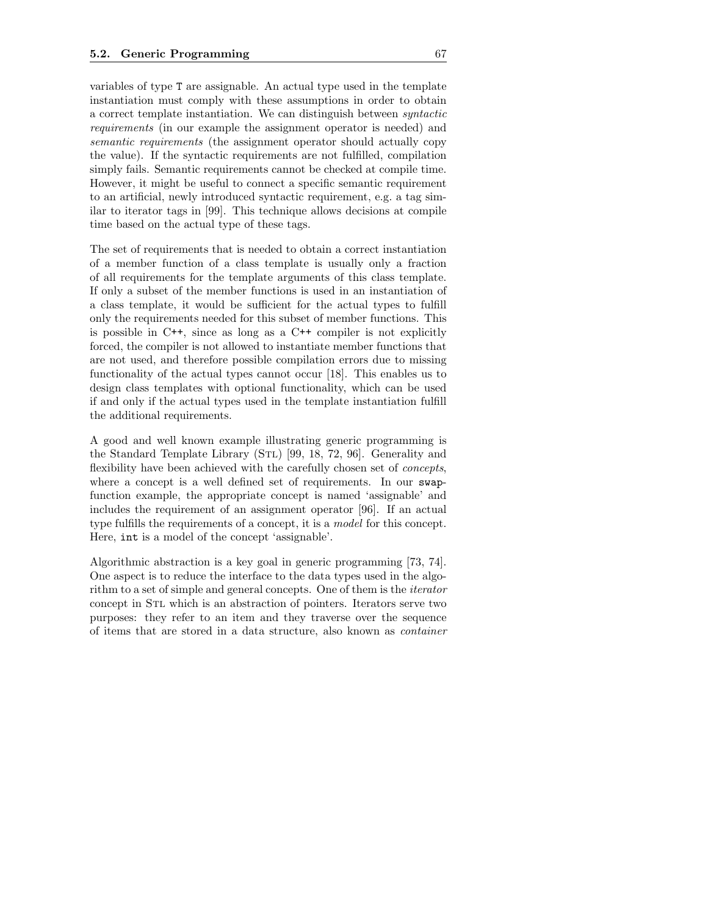variables of type `T` are assignable. An actual type used in the template instantiation must comply with these assumptions in order to obtain a correct template instantiation. We can distinguish between *syntactic requirements* (in our example the assignment operator is needed) and *semantic requirements* (the assignment operator should actually copy the value). If the syntactic requirements are not fulfilled, compilation simply fails. Semantic requirements cannot be checked at compile time. However, it might be useful to connect a specific semantic requirement to an artificial, newly introduced syntactic requirement, e.g. a tag similar to iterator tags in [99]. This technique allows decisions at compile time based on the actual type of these tags.

The set of requirements that is needed to obtain a correct instantiation of a member function of a class template is usually only a fraction of all requirements for the template arguments of this class template. If only a subset of the member functions is used in an instantiation of a class template, it would be sufficient for the actual types to fulfill only the requirements needed for this subset of member functions. This is possible in C++, since as long as a C++ compiler is not explicitly forced, the compiler is not allowed to instantiate member functions that are not used, and therefore possible compilation errors due to missing functionality of the actual types cannot occur [18]. This enables us to design class templates with optional functionality, which can be used if and only if the actual types used in the template instantiation fulfill the additional requirements.

A good and well known example illustrating generic programming is the Standard Template Library (STL) [99, 18, 72, 96]. Generality and flexibility have been achieved with the carefully chosen set of *concepts*, where a concept is a well defined set of requirements. In our `swap`-function example, the appropriate concept is named 'assignable' and includes the requirement of an assignment operator [96]. If an actual type fulfills the requirements of a concept, it is a *model* for this concept. Here, `int` is a model of the concept 'assignable'.

Algorithmic abstraction is a key goal in generic programming [73, 74]. One aspect is to reduce the interface to the data types used in the algorithm to a set of simple and general concepts. One of them is the *iterator* concept in STL which is an abstraction of pointers. Iterators serve two purposes: they refer to an item and they traverse over the sequence of items that are stored in a data structure, also known as *container*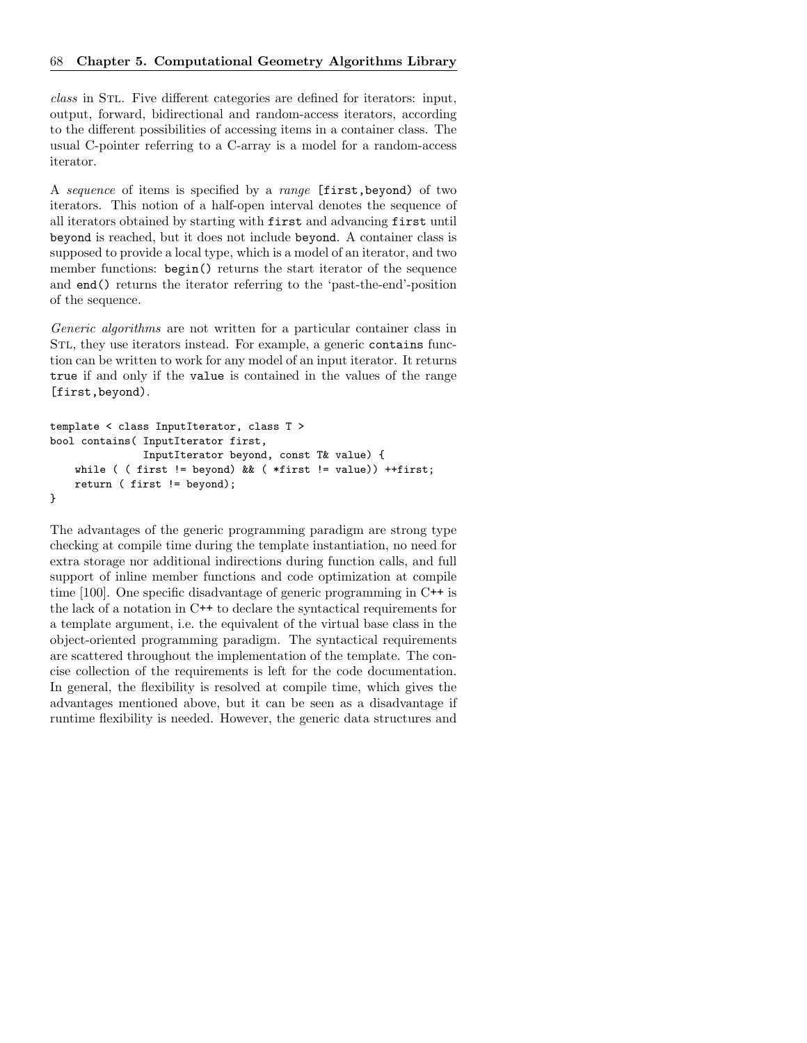*class* in STL. Five different categories are defined for iterators: input, output, forward, bidirectional and random-access iterators, according to the different possibilities of accessing items in a container class. The usual C-pointer referring to a C-array is a model for a random-access iterator.

A *sequence* of items is specified by a *range* `[first,beyond)` of two iterators. This notion of a half-open interval denotes the sequence of all iterators obtained by starting with `first` and advancing `first` until `beyond` is reached, but it does not include `beyond`. A container class is supposed to provide a local type, which is a model of an iterator, and two member functions: `begin()` returns the start iterator of the sequence and `end()` returns the iterator referring to the 'past-the-end'-position of the sequence.

*Generic algorithms* are not written for a particular container class in STL, they use iterators instead. For example, a generic `contains` function can be written to work for any model of an input iterator. It returns `true` if and only if the `value` is contained in the values of the range `[first,beyond)`.

```
template < class InputIterator, class T >
bool contains( InputIterator first,
               InputIterator beyond, const T& value) {
    while ( ( first != beyond) && ( *first != value)) ++first;
    return ( first != beyond);
}
```

The advantages of the generic programming paradigm are strong type checking at compile time during the template instantiation, no need for extra storage nor additional indirections during function calls, and full support of inline member functions and code optimization at compile time [100]. One specific disadvantage of generic programming in C++ is the lack of a notation in C++ to declare the syntactical requirements for a template argument, i.e. the equivalent of the virtual base class in the object-oriented programming paradigm. The syntactical requirements are scattered throughout the implementation of the template. The concise collection of the requirements is left for the code documentation. In general, the flexibility is resolved at compile time, which gives the advantages mentioned above, but it can be seen as a disadvantage if runtime flexibility is needed. However, the generic data structures and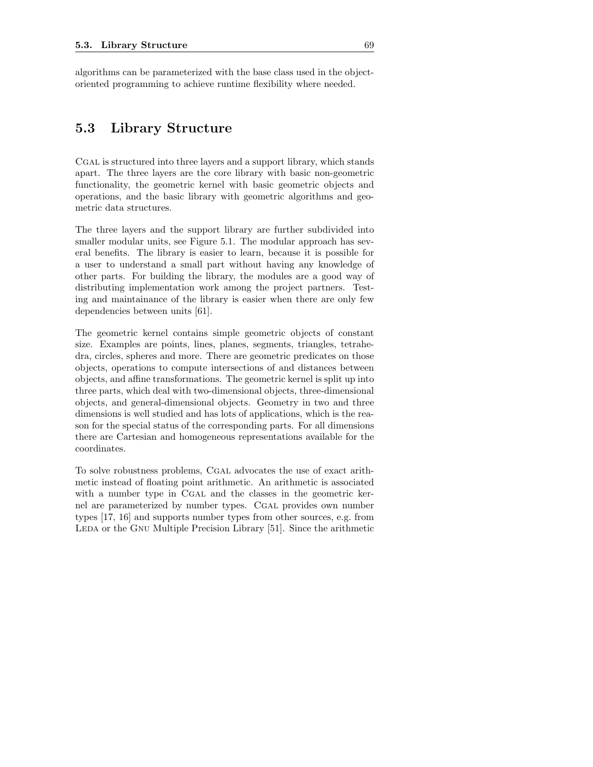algorithms can be parameterized with the base class used in the object-oriented programming to achieve runtime flexibility where needed.

## 5.3 Library Structure

CGAL is structured into three layers and a support library, which stands apart. The three layers are the core library with basic non-geometric functionality, the geometric kernel with basic geometric objects and operations, and the basic library with geometric algorithms and geometric data structures.

The three layers and the support library are further subdivided into smaller modular units, see Figure 5.1. The modular approach has several benefits. The library is easier to learn, because it is possible for a user to understand a small part without having any knowledge of other parts. For building the library, the modules are a good way of distributing implementation work among the project partners. Testing and maintainance of the library is easier when there are only few dependencies between units [61].

The geometric kernel contains simple geometric objects of constant size. Examples are points, lines, planes, segments, triangles, tetrahedra, circles, spheres and more. There are geometric predicates on those objects, operations to compute intersections of and distances between objects, and affine transformations. The geometric kernel is split up into three parts, which deal with two-dimensional objects, three-dimensional objects, and general-dimensional objects. Geometry in two and three dimensions is well studied and has lots of applications, which is the reason for the special status of the corresponding parts. For all dimensions there are Cartesian and homogeneous representations available for the coordinates.

To solve robustness problems, CGAL advocates the use of exact arithmetic instead of floating point arithmetic. An arithmetic is associated with a number type in CGAL and the classes in the geometric kernel are parameterized by number types. CGAL provides own number types [17, 16] and supports number types from other sources, e.g. from LEDA or the GNU Multiple Precision Library [51]. Since the arithmetic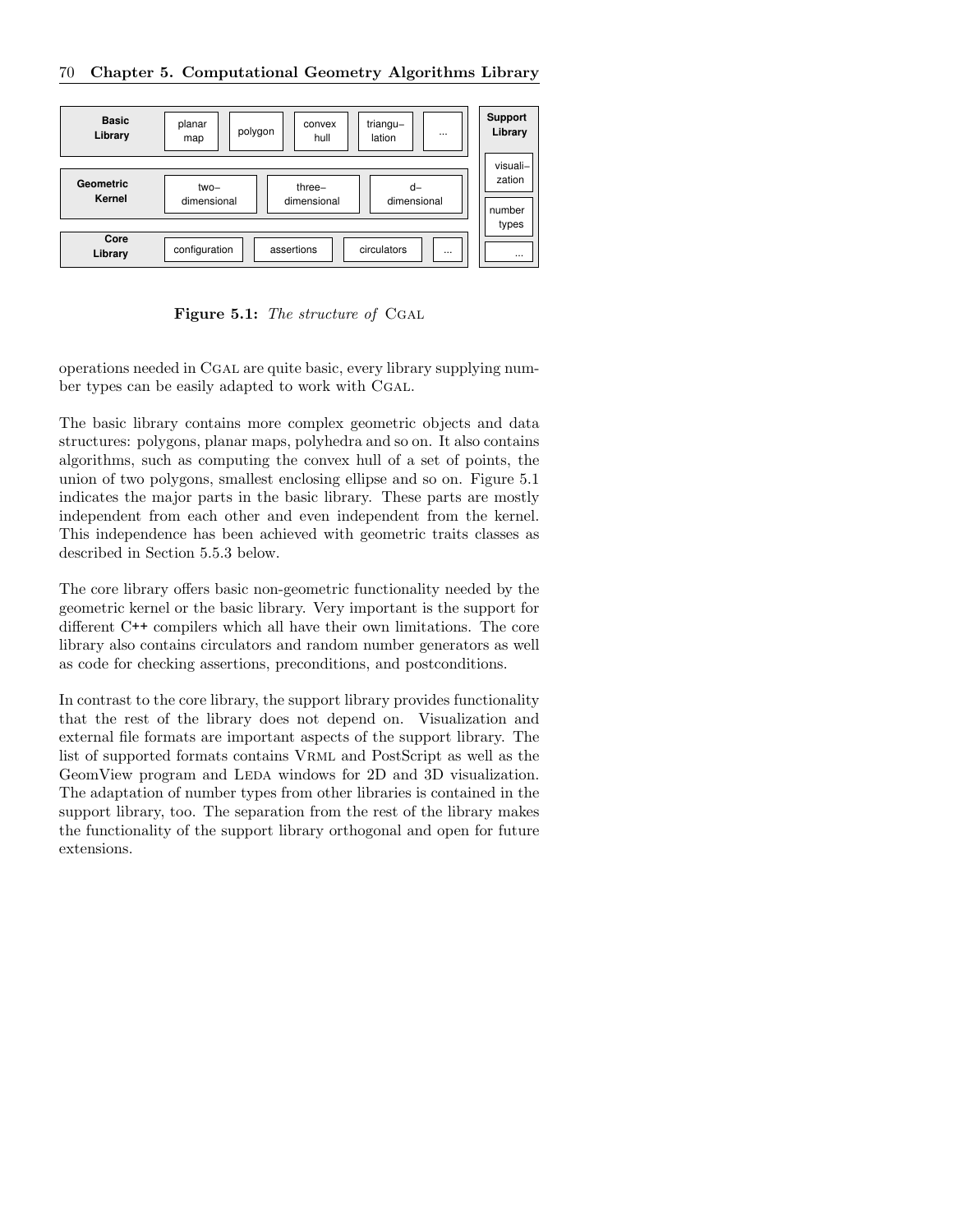**Figure 5.1:** *The structure of* CGAL

operations needed in CGAL are quite basic, every library supplying number types can be easily adapted to work with CGAL.

The basic library contains more complex geometric objects and data structures: polygons, planar maps, polyhedra and so on. It also contains algorithms, such as computing the convex hull of a set of points, the union of two polygons, smallest enclosing ellipse and so on. Figure 5.1 indicates the major parts in the basic library. These parts are mostly independent from each other and even independent from the kernel. This independence has been achieved with geometric traits classes as described in Section 5.5.3 below.

The core library offers basic non-geometric functionality needed by the geometric kernel or the basic library. Very important is the support for different C++ compilers which all have their own limitations. The core library also contains circulators and random number generators as well as code for checking assertions, preconditions, and postconditions.

In contrast to the core library, the support library provides functionality that the rest of the library does not depend on. Visualization and external file formats are important aspects of the support library. The list of supported formats contains VRML and PostScript as well as the GeomView program and LEDA windows for 2D and 3D visualization. The adaptation of number types from other libraries is contained in the support library, too. The separation from the rest of the library makes the functionality of the support library orthogonal and open for future extensions.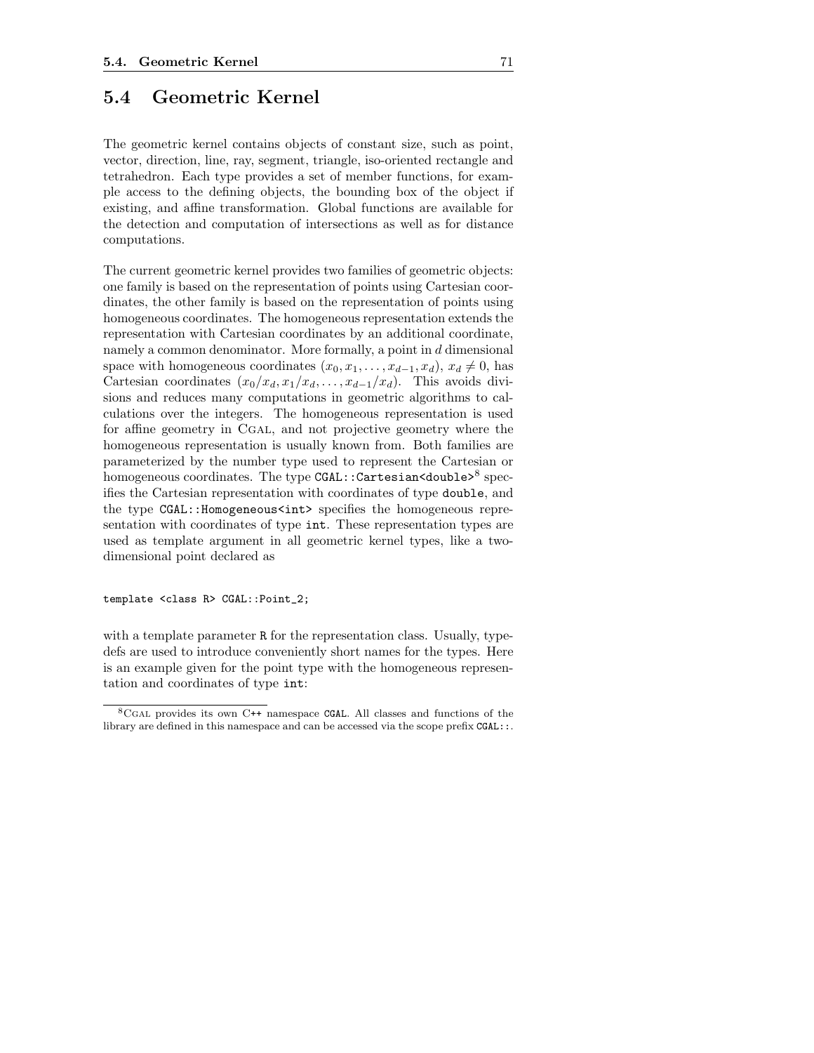## 5.4 Geometric Kernel

The geometric kernel contains objects of constant size, such as point, vector, direction, line, ray, segment, triangle, iso-oriented rectangle and tetrahedron. Each type provides a set of member functions, for example access to the defining objects, the bounding box of the object if existing, and affine transformation. Global functions are available for the detection and computation of intersections as well as for distance computations.

The current geometric kernel provides two families of geometric objects: one family is based on the representation of points using Cartesian coordinates, the other family is based on the representation of points using homogeneous coordinates. The homogeneous representation extends the representation with Cartesian coordinates by an additional coordinate, namely a common denominator. More formally, a point in $d$ dimensional space with homogeneous coordinates $(x_0, x_1, \ldots, x_{d-1}, x_d)$, $x_d \neq 0$, has Cartesian coordinates $(x_0/x_d, x_1/x_d, \ldots, x_{d-1}/x_d)$. This avoids divisions and reduces many computations in geometric algorithms to calculations over the integers. The homogeneous representation is used for affine geometry in CGAL, and not projective geometry where the homogeneous representation is usually known from. Both families are parameterized by the number type used to represent the Cartesian or homogeneous coordinates. The type `CGAL::Cartesian<double>`[8] specifies the Cartesian representation with coordinates of type `double`, and the type `CGAL::Homogeneous<int>` specifies the homogeneous representation with coordinates of type `int`. These representation types are used as template argument in all geometric kernel types, like a two-dimensional point declared as

```
template <class R> CGAL::Point_2;
```

with a template parameter `R` for the representation class. Usually, typedefs are used to introduce conveniently short names for the types. Here is an example given for the point type with the homogeneous representation and coordinates of type `int`:

[8] CGAL provides its own C++ namespace `CGAL`. All classes and functions of the library are defined in this namespace and can be accessed via the scope prefix `CGAL::`.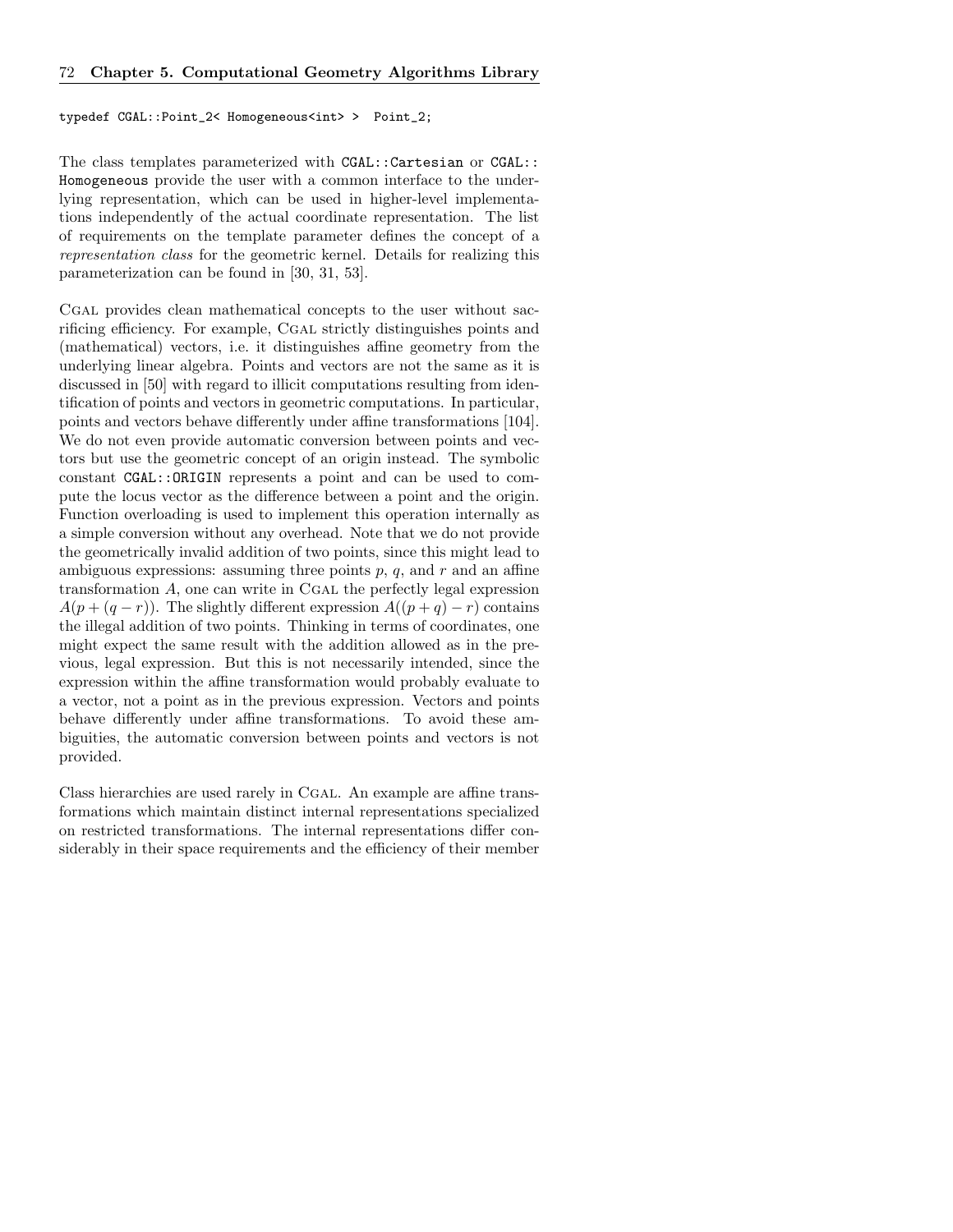```
typedef CGAL::Point_2< Homogeneous<int> >  Point_2;
```

The class templates parameterized with `CGAL::Cartesian` or `CGAL::Homogeneous` provide the user with a common interface to the underlying representation, which can be used in higher-level implementations independently of the actual coordinate representation. The list of requirements on the template parameter defines the concept of a *representation class* for the geometric kernel. Details for realizing this parameterization can be found in [30, 31, 53].

Cgal provides clean mathematical concepts to the user without sacrificing efficiency. For example, Cgal strictly distinguishes points and (mathematical) vectors, i.e. it distinguishes affine geometry from the underlying linear algebra. Points and vectors are not the same as it is discussed in [50] with regard to illicit computations resulting from identification of points and vectors in geometric computations. In particular, points and vectors behave differently under affine transformations [104]. We do not even provide automatic conversion between points and vectors but use the geometric concept of an origin instead. The symbolic constant `CGAL::ORIGIN` represents a point and can be used to compute the locus vector as the difference between a point and the origin. Function overloading is used to implement this operation internally as a simple conversion without any overhead. Note that we do not provide the geometrically invalid addition of two points, since this might lead to ambiguous expressions: assuming three points $p$, $q$, and $r$ and an affine transformation $A$, one can write in Cgal the perfectly legal expression $A(p + (q - r))$. The slightly different expression $A((p + q) - r)$ contains the illegal addition of two points. Thinking in terms of coordinates, one might expect the same result with the addition allowed as in the previous, legal expression. But this is not necessarily intended, since the expression within the affine transformation would probably evaluate to a vector, not a point as in the previous expression. Vectors and points behave differently under affine transformations. To avoid these ambiguities, the automatic conversion between points and vectors is not provided.

Class hierarchies are used rarely in Cgal. An example are affine transformations which maintain distinct internal representations specialized on restricted transformations. The internal representations differ considerably in their space requirements and the efficiency of their member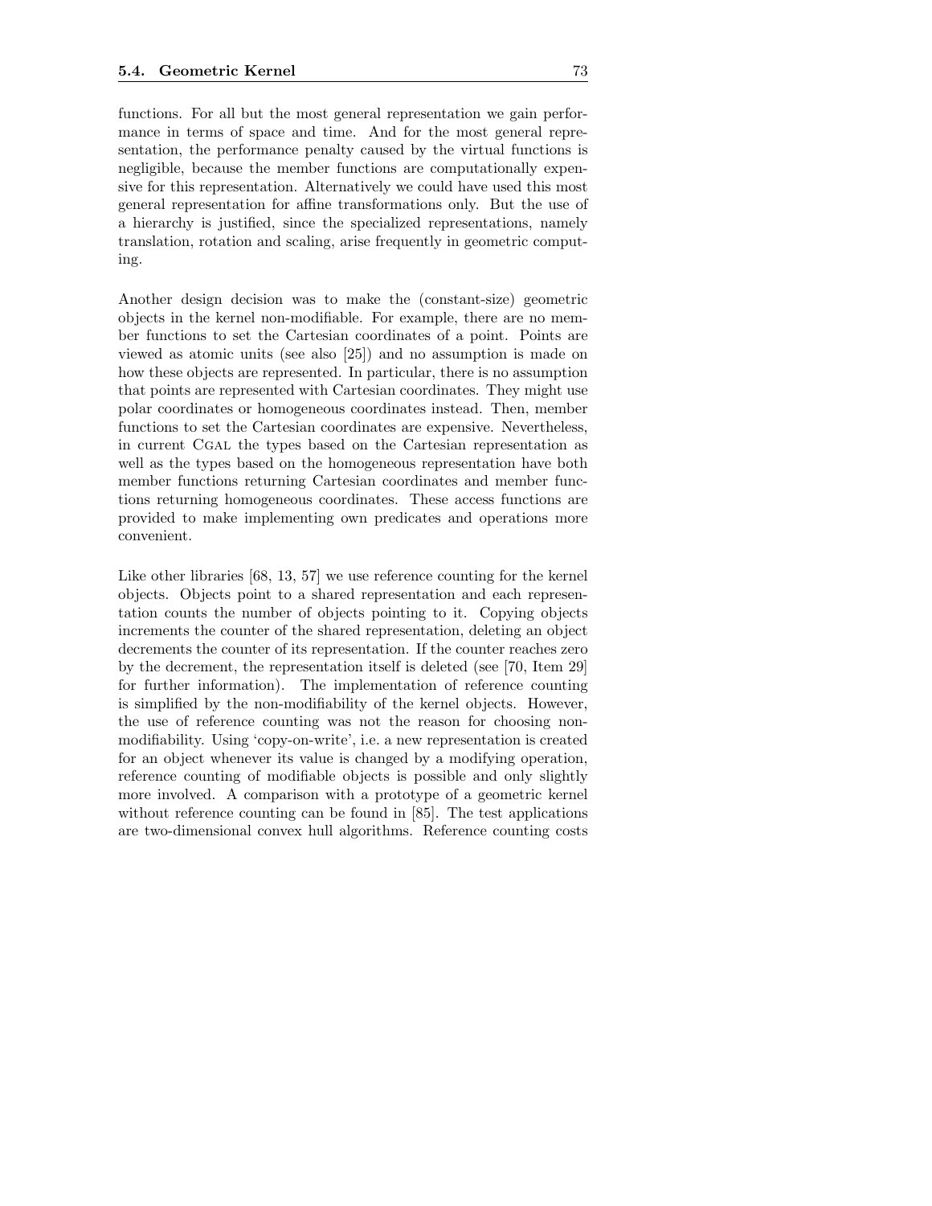functions. For all but the most general representation we gain performance in terms of space and time. And for the most general representation, the performance penalty caused by the virtual functions is negligible, because the member functions are computationally expensive for this representation. Alternatively we could have used this most general representation for affine transformations only. But the use of a hierarchy is justified, since the specialized representations, namely translation, rotation and scaling, arise frequently in geometric computing.

Another design decision was to make the (constant-size) geometric objects in the kernel non-modifiable. For example, there are no member functions to set the Cartesian coordinates of a point. Points are viewed as atomic units (see also [25]) and no assumption is made on how these objects are represented. In particular, there is no assumption that points are represented with Cartesian coordinates. They might use polar coordinates or homogeneous coordinates instead. Then, member functions to set the Cartesian coordinates are expensive. Nevertheless, in current CGAL the types based on the Cartesian representation as well as the types based on the homogeneous representation have both member functions returning Cartesian coordinates and member functions returning homogeneous coordinates. These access functions are provided to make implementing own predicates and operations more convenient.

Like other libraries [68, 13, 57] we use reference counting for the kernel objects. Objects point to a shared representation and each representation counts the number of objects pointing to it. Copying objects increments the counter of the shared representation, deleting an object decrements the counter of its representation. If the counter reaches zero by the decrement, the representation itself is deleted (see [70, Item 29] for further information). The implementation of reference counting is simplified by the non-modifiability of the kernel objects. However, the use of reference counting was not the reason for choosing non-modifiability. Using 'copy-on-write', i.e. a new representation is created for an object whenever its value is changed by a modifying operation, reference counting of modifiable objects is possible and only slightly more involved. A comparison with a prototype of a geometric kernel without reference counting can be found in [85]. The test applications are two-dimensional convex hull algorithms. Reference counting costs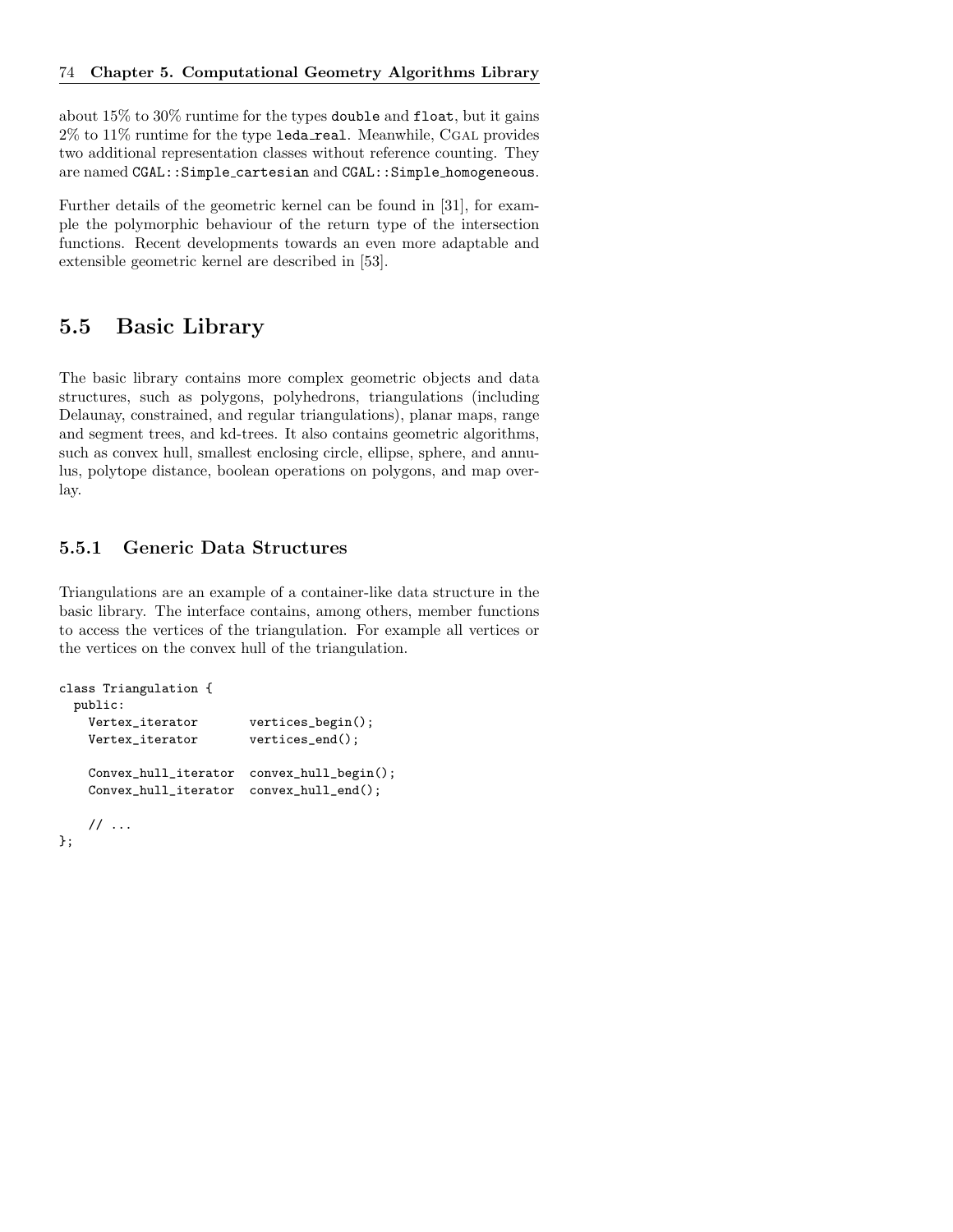about 15% to 30% runtime for the types `double` and `float`, but it gains 2% to 11% runtime for the type `leda_real`. Meanwhile, CGAL provides two additional representation classes without reference counting. They are named `CGAL::Simple_cartesian` and `CGAL::Simple_homogeneous`.

Further details of the geometric kernel can be found in [31], for example the polymorphic behaviour of the return type of the intersection functions. Recent developments towards an even more adaptable and extensible geometric kernel are described in [53].

## 5.5 Basic Library

The basic library contains more complex geometric objects and data structures, such as polygons, polyhedrons, triangulations (including Delaunay, constrained, and regular triangulations), planar maps, range and segment trees, and kd-trees. It also contains geometric algorithms, such as convex hull, smallest enclosing circle, ellipse, sphere, and annulus, polytope distance, boolean operations on polygons, and map overlay.

### 5.5.1 Generic Data Structures

Triangulations are an example of a container-like data structure in the basic library. The interface contains, among others, member functions to access the vertices of the triangulation. For example all vertices or the vertices on the convex hull of the triangulation.

```
class Triangulation {
  public:
    Vertex_iterator       vertices_begin();
    Vertex_iterator       vertices_end();

    Convex_hull_iterator  convex_hull_begin();
    Convex_hull_iterator  convex_hull_end();

    // ...
};
```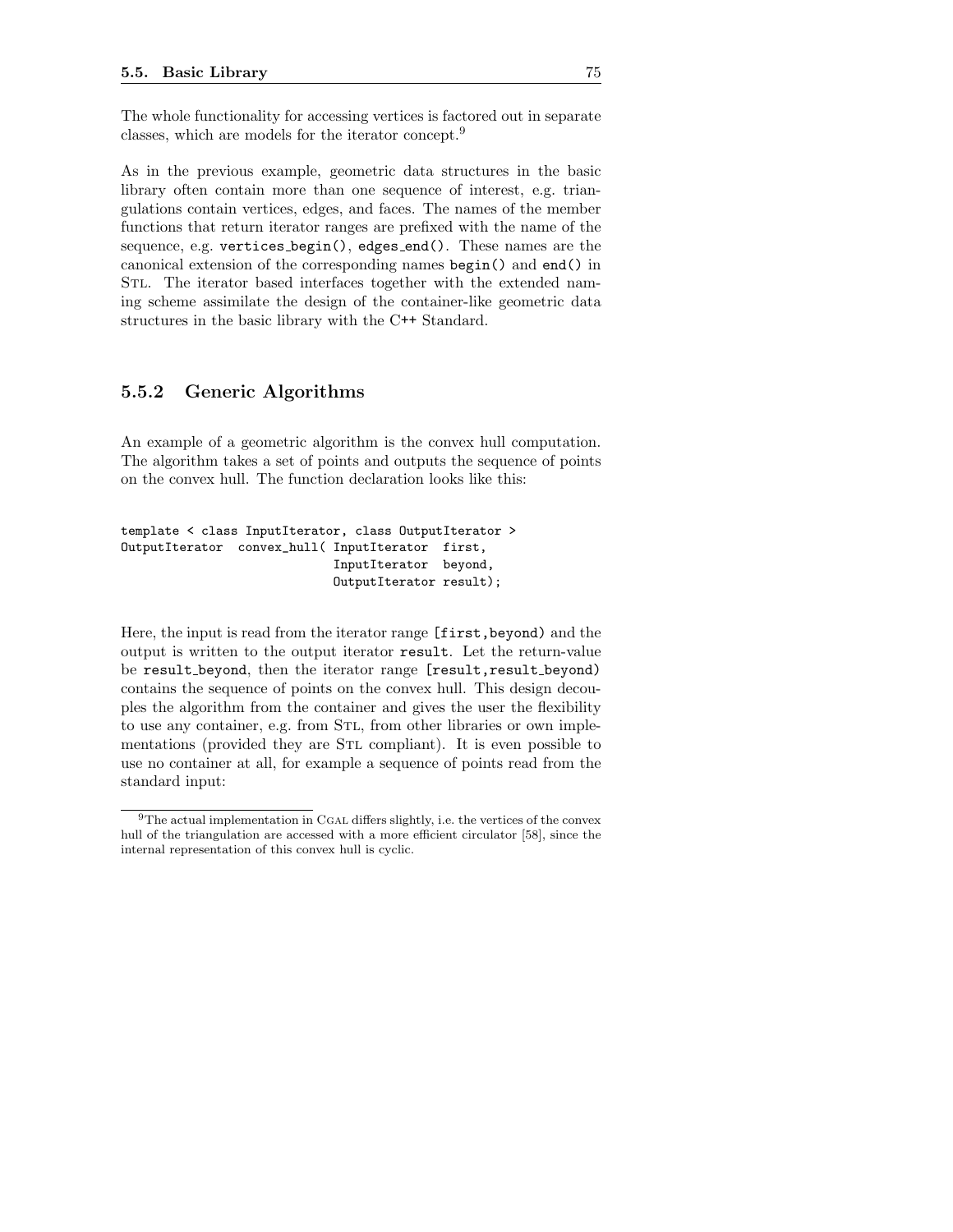The whole functionality for accessing vertices is factored out in separate classes, which are models for the iterator concept.[9]

As in the previous example, geometric data structures in the basic library often contain more than one sequence of interest, e.g. triangulations contain vertices, edges, and faces. The names of the member functions that return iterator ranges are prefixed with the name of the sequence, e.g. `vertices_begin()`, `edges_end()`. These names are the canonical extension of the corresponding names `begin()` and `end()` in STL. The iterator based interfaces together with the extended naming scheme assimilate the design of the container-like geometric data structures in the basic library with the C++ Standard.

### 5.5.2 Generic Algorithms

An example of a geometric algorithm is the convex hull computation. The algorithm takes a set of points and outputs the sequence of points on the convex hull. The function declaration looks like this:

```
template < class InputIterator, class OutputIterator >
OutputIterator  convex_hull( InputIterator  first,
                             InputIterator  beyond,
                             OutputIterator result);
```

Here, the input is read from the iterator range `[first,beyond)` and the output is written to the output iterator `result`. Let the return-value be `result_beyond`, then the iterator range `[result,result_beyond)` contains the sequence of points on the convex hull. This design decouples the algorithm from the container and gives the user the flexibility to use any container, e.g. from STL, from other libraries or own implementations (provided they are STL compliant). It is even possible to use no container at all, for example a sequence of points read from the standard input:

---

[9] The actual implementation in CGAL differs slightly, i.e. the vertices of the convex hull of the triangulation are accessed with a more efficient circulator [58], since the internal representation of this convex hull is cyclic.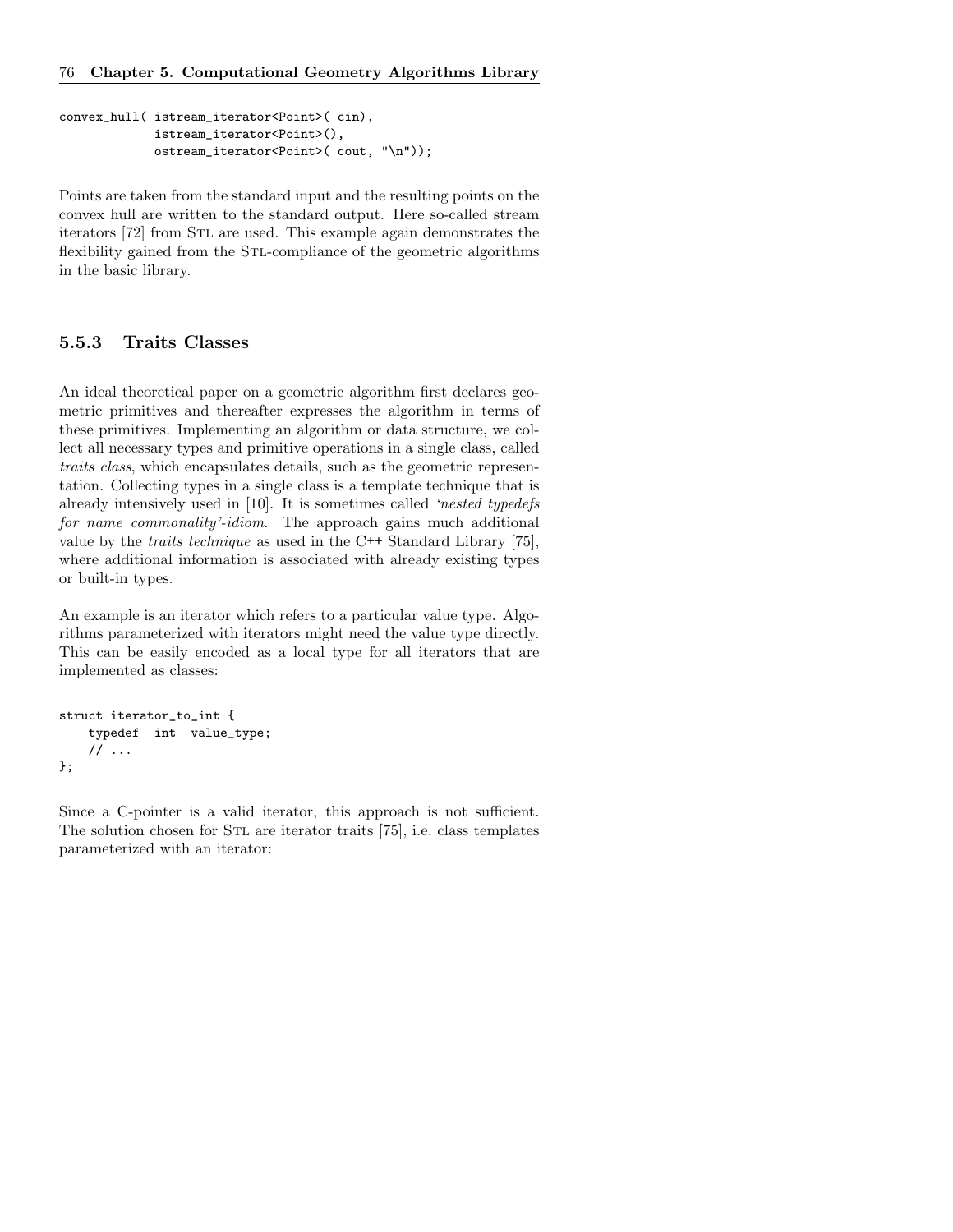```
convex_hull( istream_iterator<Point>( cin),
             istream_iterator<Point>(),
             ostream_iterator<Point>( cout, "\n"));
```

Points are taken from the standard input and the resulting points on the convex hull are written to the standard output. Here so-called stream iterators [72] from STL are used. This example again demonstrates the flexibility gained from the STL-compliance of the geometric algorithms in the basic library.

### 5.5.3 Traits Classes

An ideal theoretical paper on a geometric algorithm first declares geometric primitives and thereafter expresses the algorithm in terms of these primitives. Implementing an algorithm or data structure, we collect all necessary types and primitive operations in a single class, called *traits class*, which encapsulates details, such as the geometric representation. Collecting types in a single class is a template technique that is already intensively used in [10]. It is sometimes called *'nested typedefs for name commonality'-idiom*. The approach gains much additional value by the *traits technique* as used in the C++ Standard Library [75], where additional information is associated with already existing types or built-in types.

An example is an iterator which refers to a particular value type. Algorithms parameterized with iterators might need the value type directly. This can be easily encoded as a local type for all iterators that are implemented as classes:

```
struct iterator_to_int {
    typedef  int  value_type;
    // ...
};
```

Since a C-pointer is a valid iterator, this approach is not sufficient. The solution chosen for STL are iterator traits [75], i.e. class templates parameterized with an iterator: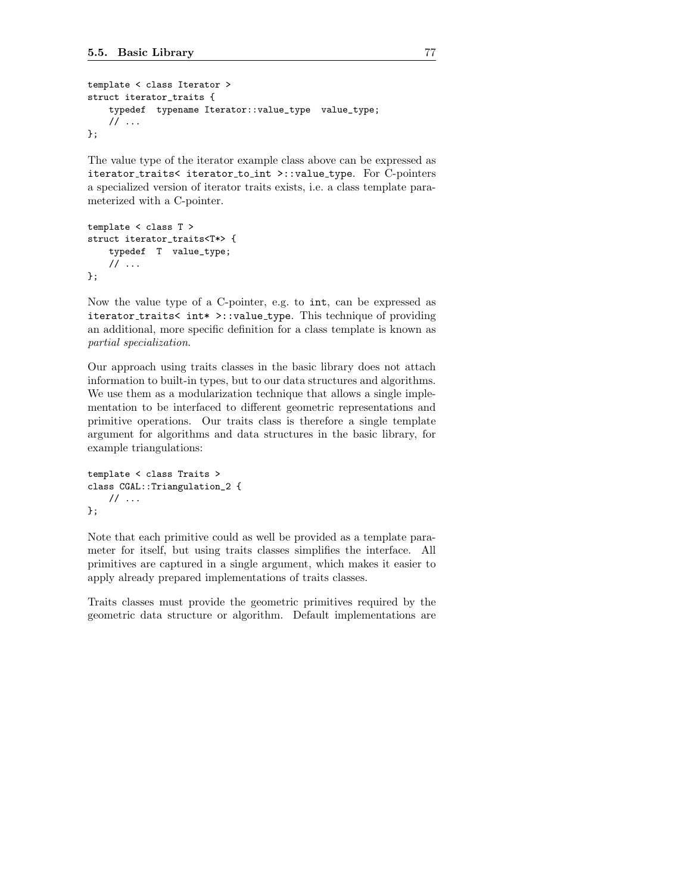```
template < class Iterator >
struct iterator_traits {
    typedef  typename Iterator::value_type  value_type;
    // ...
};
```

The value type of the iterator example class above can be expressed as `iterator_traits< iterator_to_int >::value_type`. For C-pointers a specialized version of iterator traits exists, i.e. a class template parameterized with a C-pointer.

```
template < class T >
struct iterator_traits<T*> {
    typedef  T  value_type;
    // ...
};
```

Now the value type of a C-pointer, e.g. to `int`, can be expressed as `iterator_traits< int* >::value_type`. This technique of providing an additional, more specific definition for a class template is known as *partial specialization*.

Our approach using traits classes in the basic library does not attach information to built-in types, but to our data structures and algorithms. We use them as a modularization technique that allows a single implementation to be interfaced to different geometric representations and primitive operations. Our traits class is therefore a single template argument for algorithms and data structures in the basic library, for example triangulations:

```
template < class Traits >
class CGAL::Triangulation_2 {
    // ...
};
```

Note that each primitive could as well be provided as a template parameter for itself, but using traits classes simplifies the interface. All primitives are captured in a single argument, which makes it easier to apply already prepared implementations of traits classes.

Traits classes must provide the geometric primitives required by the geometric data structure or algorithm. Default implementations are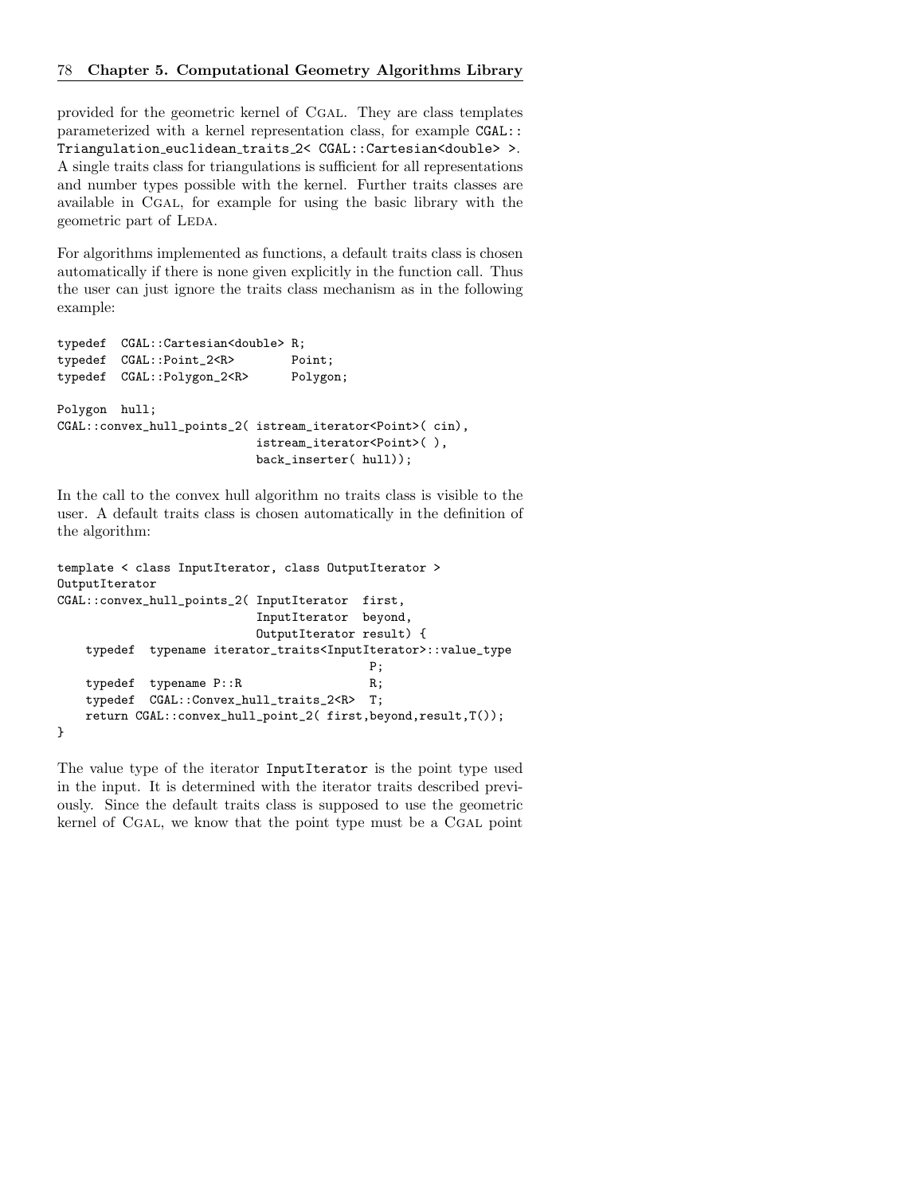provided for the geometric kernel of CGAL. They are class templates parameterized with a kernel representation class, for example `CGAL::Triangulation_euclidean_traits_2< CGAL::Cartesian<double> >`. A single traits class for triangulations is sufficient for all representations and number types possible with the kernel. Further traits classes are available in CGAL, for example for using the basic library with the geometric part of LEDA.

For algorithms implemented as functions, a default traits class is chosen automatically if there is none given explicitly in the function call. Thus the user can just ignore the traits class mechanism as in the following example:

```
typedef  CGAL::Cartesian<double> R;
typedef  CGAL::Point_2<R>        Point;
typedef  CGAL::Polygon_2<R>      Polygon;

Polygon  hull;
CGAL::convex_hull_points_2( istream_iterator<Point>( cin),
                            istream_iterator<Point>( ),
                            back_inserter( hull));
```

In the call to the convex hull algorithm no traits class is visible to the user. A default traits class is chosen automatically in the definition of the algorithm:

```
template < class InputIterator, class OutputIterator >
OutputIterator
CGAL::convex_hull_points_2( InputIterator  first,
                            InputIterator  beyond,
                            OutputIterator result) {
    typedef  typename iterator_traits<InputIterator>::value_type
                                              P;
    typedef  typename P::R                    R;
    typedef  CGAL::Convex_hull_traits_2<R>  T;
    return CGAL::convex_hull_point_2( first,beyond,result,T());
}
```

The value type of the iterator `InputIterator` is the point type used in the input. It is determined with the iterator traits described previously. Since the default traits class is supposed to use the geometric kernel of CGAL, we know that the point type must be a CGAL point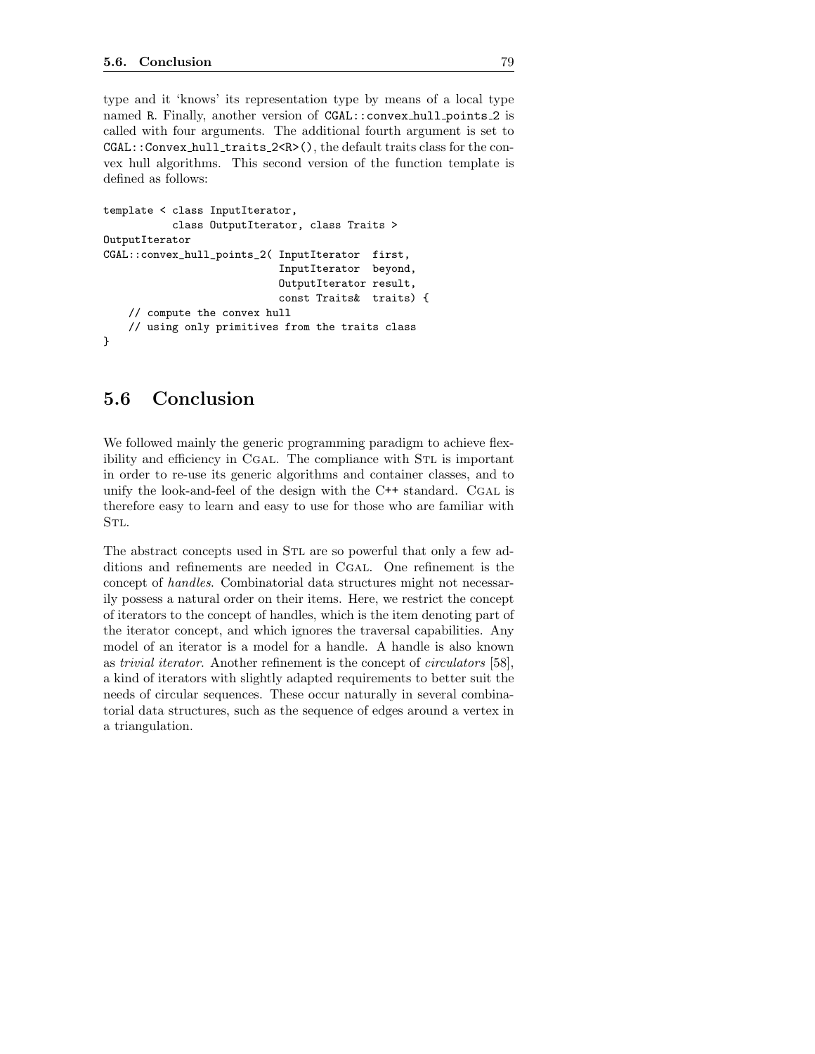type and it 'knows' its representation type by means of a local type named `R`. Finally, another version of `CGAL::convex_hull_points_2` is called with four arguments. The additional fourth argument is set to `CGAL::Convex_hull_traits_2<R>()`, the default traits class for the convex hull algorithms. This second version of the function template is defined as follows:

```
template < class InputIterator,
           class OutputIterator, class Traits >
OutputIterator
CGAL::convex_hull_points_2( InputIterator  first,
                            InputIterator  beyond,
                            OutputIterator result,
                            const Traits&  traits) {
    // compute the convex hull
    // using only primitives from the traits class
}
```

## 5.6 Conclusion

We followed mainly the generic programming paradigm to achieve flexibility and efficiency in CGAL. The compliance with STL is important in order to re-use its generic algorithms and container classes, and to unify the look-and-feel of the design with the C++ standard. CGAL is therefore easy to learn and easy to use for those who are familiar with STL.

The abstract concepts used in STL are so powerful that only a few additions and refinements are needed in CGAL. One refinement is the concept of *handles*. Combinatorial data structures might not necessarily possess a natural order on their items. Here, we restrict the concept of iterators to the concept of handles, which is the item denoting part of the iterator concept, and which ignores the traversal capabilities. Any model of an iterator is a model for a handle. A handle is also known as *trivial iterator*. Another refinement is the concept of *circulators* [58], a kind of iterators with slightly adapted requirements to better suit the needs of circular sequences. These occur naturally in several combinatorial data structures, such as the sequence of edges around a vertex in a triangulation.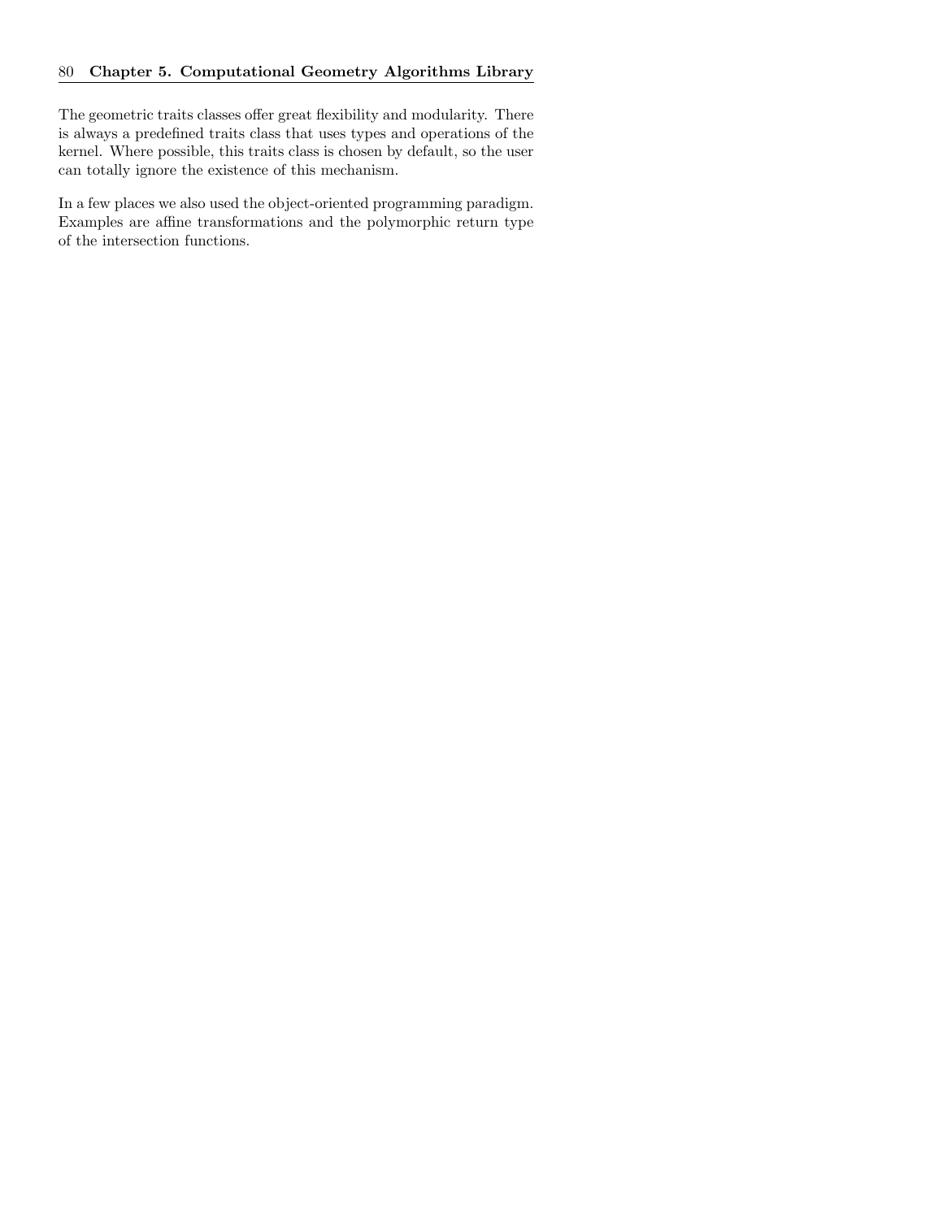The geometric traits classes offer great flexibility and modularity. There is always a predefined traits class that uses types and operations of the kernel. Where possible, this traits class is chosen by default, so the user can totally ignore the existence of this mechanism.

In a few places we also used the object-oriented programming paradigm. Examples are affine transformations and the polymorphic return type of the intersection functions.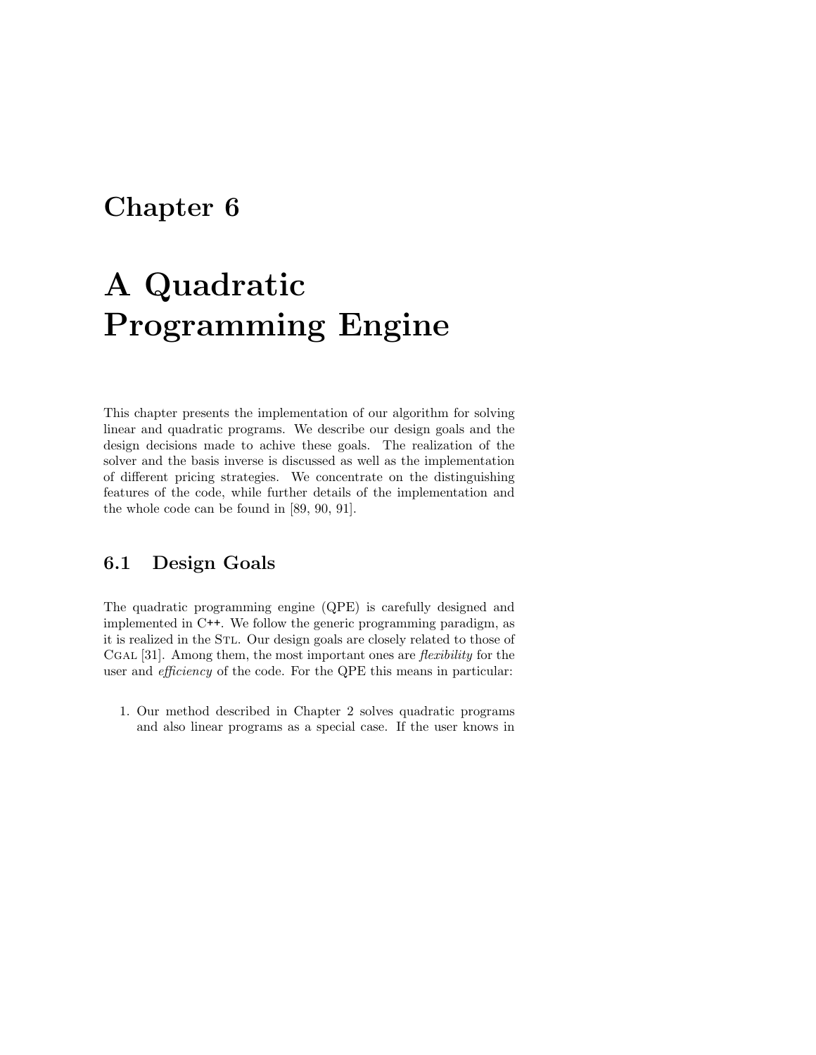# Chapter 6

# A Quadratic Programming Engine

This chapter presents the implementation of our algorithm for solving linear and quadratic programs. We describe our design goals and the design decisions made to achive these goals. The realization of the solver and the basis inverse is discussed as well as the implementation of different pricing strategies. We concentrate on the distinguishing features of the code, while further details of the implementation and the whole code can be found in [89, 90, 91].

## 6.1 Design Goals

The quadratic programming engine (QPE) is carefully designed and implemented in C++. We follow the generic programming paradigm, as it is realized in the STL. Our design goals are closely related to those of CGAL [31]. Among them, the most important ones are *flexibility* for the user and *efficiency* of the code. For the QPE this means in particular:

1. Our method described in Chapter 2 solves quadratic programs and also linear programs as a special case. If the user knows in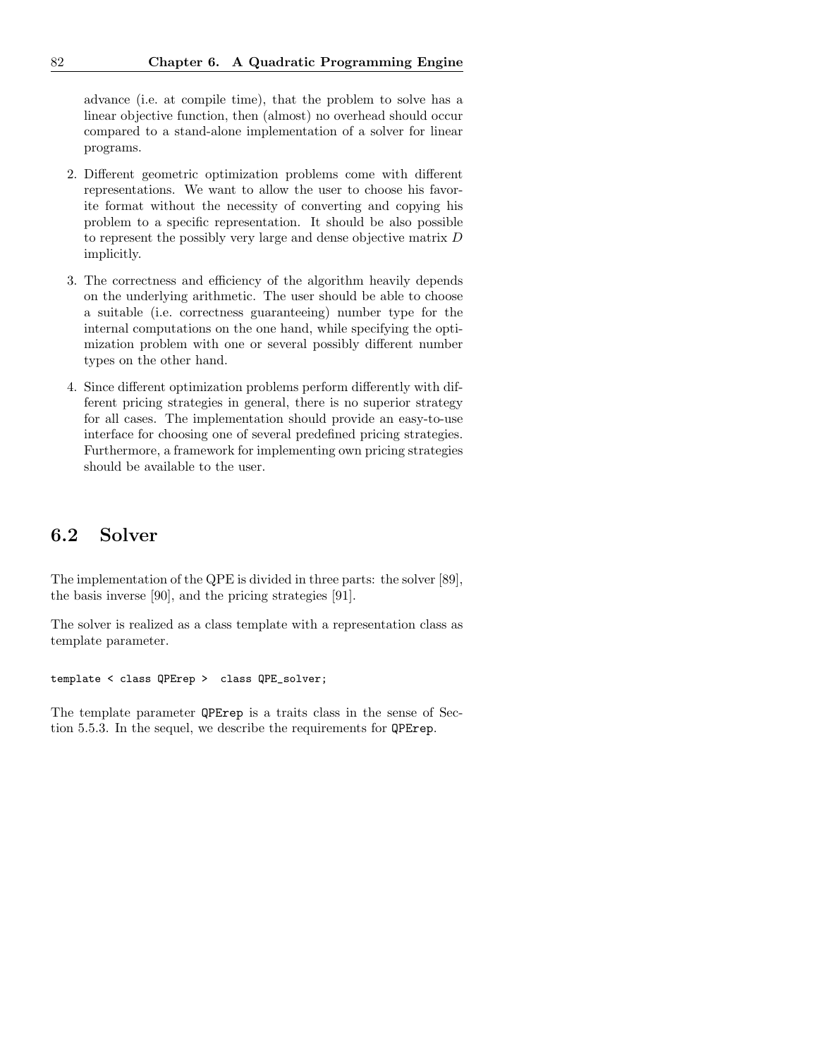advance (i.e. at compile time), that the problem to solve has a linear objective function, then (almost) no overhead should occur compared to a stand-alone implementation of a solver for linear programs.

2. Different geometric optimization problems come with different representations. We want to allow the user to choose his favorite format without the necessity of converting and copying his problem to a specific representation. It should be also possible to represent the possibly very large and dense objective matrix $D$ implicitly.

3. The correctness and efficiency of the algorithm heavily depends on the underlying arithmetic. The user should be able to choose a suitable (i.e. correctness guaranteeing) number type for the internal computations on the one hand, while specifying the optimization problem with one or several possibly different number types on the other hand.

4. Since different optimization problems perform differently with different pricing strategies in general, there is no superior strategy for all cases. The implementation should provide an easy-to-use interface for choosing one of several predefined pricing strategies. Furthermore, a framework for implementing own pricing strategies should be available to the user.

## 6.2 Solver

The implementation of the QPE is divided in three parts: the solver [89], the basis inverse [90], and the pricing strategies [91].

The solver is realized as a class template with a representation class as template parameter.

```
template < class QPErep >  class QPE_solver;
```

The template parameter `QPErep` is a traits class in the sense of Section 5.5.3. In the sequel, we describe the requirements for `QPErep`.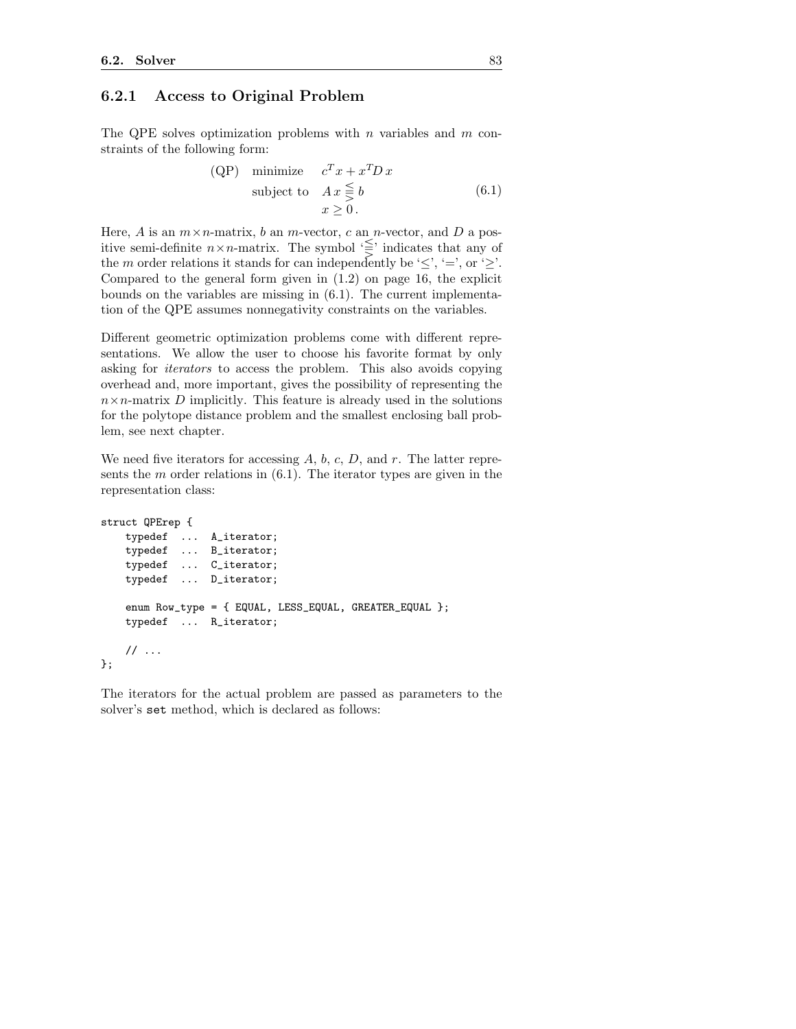### 6.2.1 Access to Original Problem

The QPE solves optimization problems with $n$ variables and $m$ constraints of the following form:

$$
\begin{array}{lll}
\text{(QP)} & \text{minimize} & c^T x + x^T D\, x \\
& \text{subject to} & A\, x \lesseqqgtr b \\
& & x \geq 0\,.
\end{array}
\qquad (6.1)
$$

Here, $A$ is an $m \times n$-matrix, $b$ an $m$-vector, $c$ an $n$-vector, and $D$ a positive semi-definite $n \times n$-matrix. The symbol '$\lesseqqgtr$' indicates that any of the $m$ order relations it stands for can independently be '$\leq$', '$=$', or '$\geq$'. Compared to the general form given in (1.2) on page 16, the explicit bounds on the variables are missing in (6.1). The current implementation of the QPE assumes nonnegativity constraints on the variables.

Different geometric optimization problems come with different representations. We allow the user to choose his favorite format by only asking for *iterators* to access the problem. This also avoids copying overhead and, more important, gives the possibility of representing the $n \times n$-matrix $D$ implicitly. This feature is already used in the solutions for the polytope distance problem and the smallest enclosing ball problem, see next chapter.

We need five iterators for accessing $A$, $b$, $c$, $D$, and $r$. The latter represents the $m$ order relations in (6.1). The iterator types are given in the representation class:

```
struct QPErep {
    typedef  ...  A_iterator;
    typedef  ...  B_iterator;
    typedef  ...  C_iterator;
    typedef  ...  D_iterator;

    enum Row_type = { EQUAL, LESS_EQUAL, GREATER_EQUAL };
    typedef  ...  R_iterator;

    // ...
};
```

The iterators for the actual problem are passed as parameters to the solver's `set` method, which is declared as follows: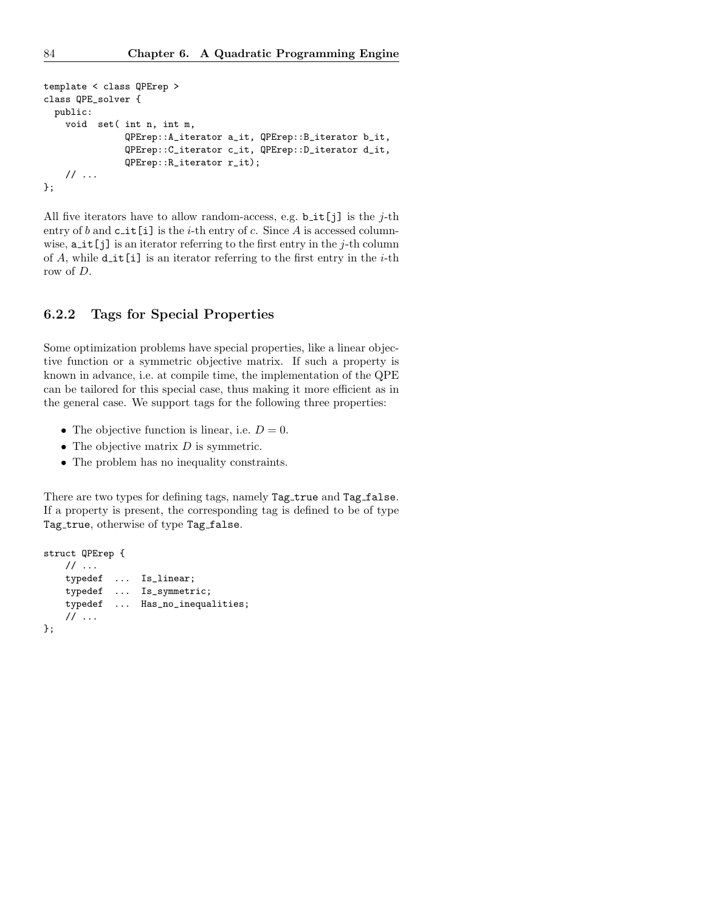```
template < class QPErep >
class QPE_solver {
  public:
    void  set( int n, int m,
               QPErep::A_iterator a_it, QPErep::B_iterator b_it,
               QPErep::C_iterator c_it, QPErep::D_iterator d_it,
               QPErep::R_iterator r_it);
    // ...
};
```

All five iterators have to allow random-access, e.g. `b_it[j]` is the $j$-th entry of $b$ and `c_it[i]` is the $i$-th entry of $c$. Since $A$ is accessed columnwise, `a_it[j]` is an iterator referring to the first entry in the $j$-th column of $A$, while `d_it[i]` is an iterator referring to the first entry in the $i$-th row of $D$.

### 6.2.2 Tags for Special Properties

Some optimization problems have special properties, like a linear objective function or a symmetric objective matrix. If such a property is known in advance, i.e. at compile time, the implementation of the QPE can be tailored for this special case, thus making it more efficient as in the general case. We support tags for the following three properties:

- The objective function is linear, i.e. $D = 0$.
- The objective matrix $D$ is symmetric.
- The problem has no inequality constraints.

There are two types for defining tags, namely `Tag_true` and `Tag_false`. If a property is present, the corresponding tag is defined to be of type `Tag_true`, otherwise of type `Tag_false`.

```
struct QPErep {
    // ...
    typedef  ...  Is_linear;
    typedef  ...  Is_symmetric;
    typedef  ...  Has_no_inequalities;
    // ...
};
```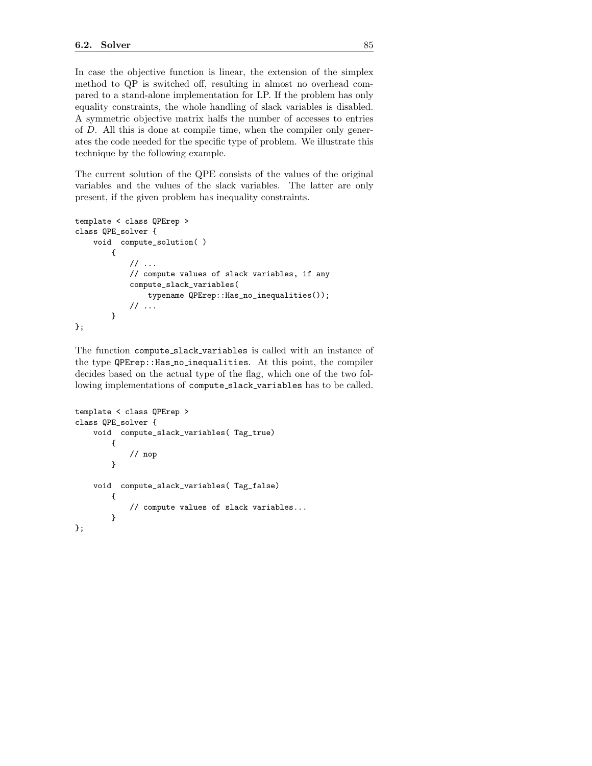In case the objective function is linear, the extension of the simplex method to QP is switched off, resulting in almost no overhead compared to a stand-alone implementation for LP. If the problem has only equality constraints, the whole handling of slack variables is disabled. A symmetric objective matrix halfs the number of accesses to entries of $D$. All this is done at compile time, when the compiler only generates the code needed for the specific type of problem. We illustrate this technique by the following example.

The current solution of the QPE consists of the values of the original variables and the values of the slack variables. The latter are only present, if the given problem has inequality constraints.

```
template < class QPErep >
class QPE_solver {
    void  compute_solution( )
        {
            // ...
            // compute values of slack variables, if any
            compute_slack_variables(
                typename QPErep::Has_no_inequalities());
            // ...
        }
};
```

The function `compute_slack_variables` is called with an instance of the type `QPErep::Has_no_inequalities`. At this point, the compiler decides based on the actual type of the flag, which one of the two following implementations of `compute_slack_variables` has to be called.

```
template < class QPErep >
class QPE_solver {
    void  compute_slack_variables( Tag_true)
        {
            // nop
        }

    void  compute_slack_variables( Tag_false)
        {
            // compute values of slack variables...
        }
};
```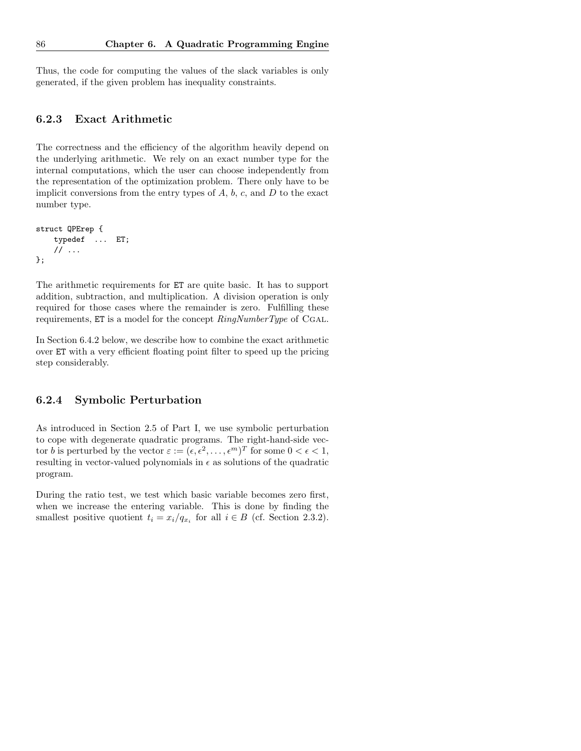Thus, the code for computing the values of the slack variables is only generated, if the given problem has inequality constraints.

### 6.2.3 Exact Arithmetic

The correctness and the efficiency of the algorithm heavily depend on the underlying arithmetic. We rely on an exact number type for the internal computations, which the user can choose independently from the representation of the optimization problem. There only have to be implicit conversions from the entry types of $A$, $b$, $c$, and $D$ to the exact number type.

```
struct QPErep {
    typedef  ...  ET;
    // ...
};
```

The arithmetic requirements for ET are quite basic. It has to support addition, subtraction, and multiplication. A division operation is only required for those cases where the remainder is zero. Fulfilling these requirements, ET is a model for the concept *RingNumberType* of CGAL.

In Section 6.4.2 below, we describe how to combine the exact arithmetic over ET with a very efficient floating point filter to speed up the pricing step considerably.

### 6.2.4 Symbolic Perturbation

As introduced in Section 2.5 of Part I, we use symbolic perturbation to cope with degenerate quadratic programs. The right-hand-side vector $b$ is perturbed by the vector $\varepsilon := (\epsilon, \epsilon^2, \dots, \epsilon^m)^T$ for some $0 < \epsilon < 1$, resulting in vector-valued polynomials in $\epsilon$ as solutions of the quadratic program.

During the ratio test, we test which basic variable becomes zero first, when we increase the entering variable. This is done by finding the smallest positive quotient $t_i = x_i/q_{x_i}$ for all $i \in B$ (cf. Section 2.3.2).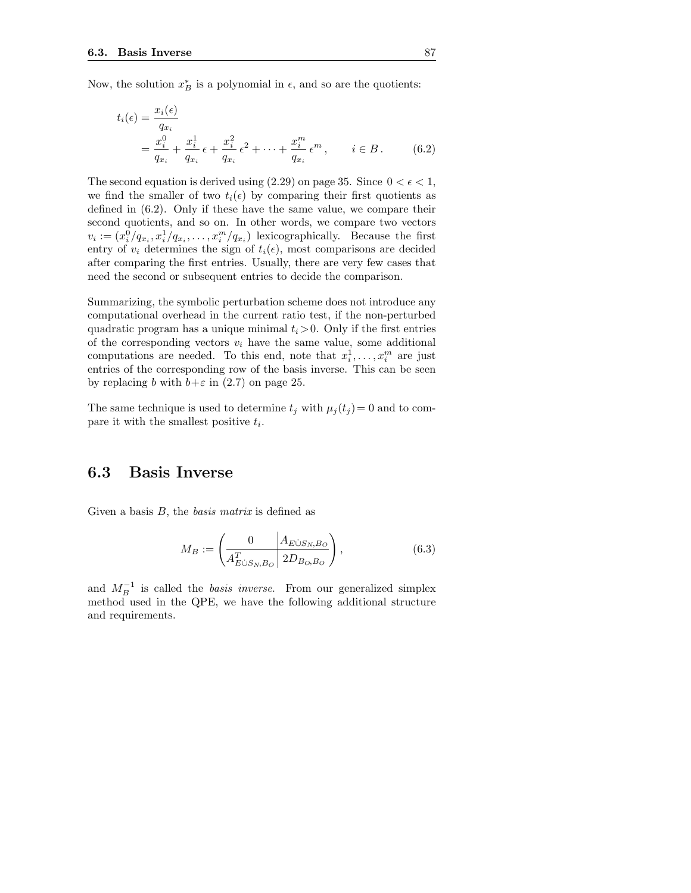Now, the solution $x_B^*$ is a polynomial in $\epsilon$, and so are the quotients:

$$
\begin{aligned}
t_i(\epsilon) &= \frac{x_i(\epsilon)}{q_{x_i}} \\
&= \frac{x_i^0}{q_{x_i}} + \frac{x_i^1}{q_{x_i}}\,\epsilon + \frac{x_i^2}{q_{x_i}}\,\epsilon^2 + \cdots + \frac{x_i^m}{q_{x_i}}\,\epsilon^m\,, \qquad i \in B\,. \qquad (6.2)
\end{aligned}
$$

The second equation is derived using (2.29) on page 35. Since $0 < \epsilon < 1$, we find the smaller of two $t_i(\epsilon)$ by comparing their first quotients as defined in (6.2). Only if these have the same value, we compare their second quotients, and so on. In other words, we compare two vectors $v_i := (x_i^0/q_{x_i}, x_i^1/q_{x_i}, \ldots, x_i^m/q_{x_i})$ lexicographically. Because the first entry of $v_i$ determines the sign of $t_i(\epsilon)$, most comparisons are decided after comparing the first entries. Usually, there are very few cases that need the second or subsequent entries to decide the comparison.

Summarizing, the symbolic perturbation scheme does not introduce any computational overhead in the current ratio test, if the non-perturbed quadratic program has a unique minimal $t_i > 0$. Only if the first entries of the corresponding vectors $v_i$ have the same value, some additional computations are needed. To this end, note that $x_i^1, \ldots, x_i^m$ are just entries of the corresponding row of the basis inverse. This can be seen by replacing $b$ with $b+\varepsilon$ in (2.7) on page 25.

The same technique is used to determine $t_j$ with $\mu_j(t_j) = 0$ and to compare it with the smallest positive $t_i$.

## 6.3 Basis Inverse

Given a basis $B$, the *basis matrix* is defined as

$$
M_B := \left(\begin{array}{c|c} 0 & A_{E\dot\cup S_N, B_O} \\ \hline A_{E\dot\cup S_N, B_O}^T & 2D_{B_O,B_O} \end{array}\right), \qquad (6.3)
$$

and $M_B^{-1}$ is called the *basis inverse*. From our generalized simplex method used in the QPE, we have the following additional structure and requirements.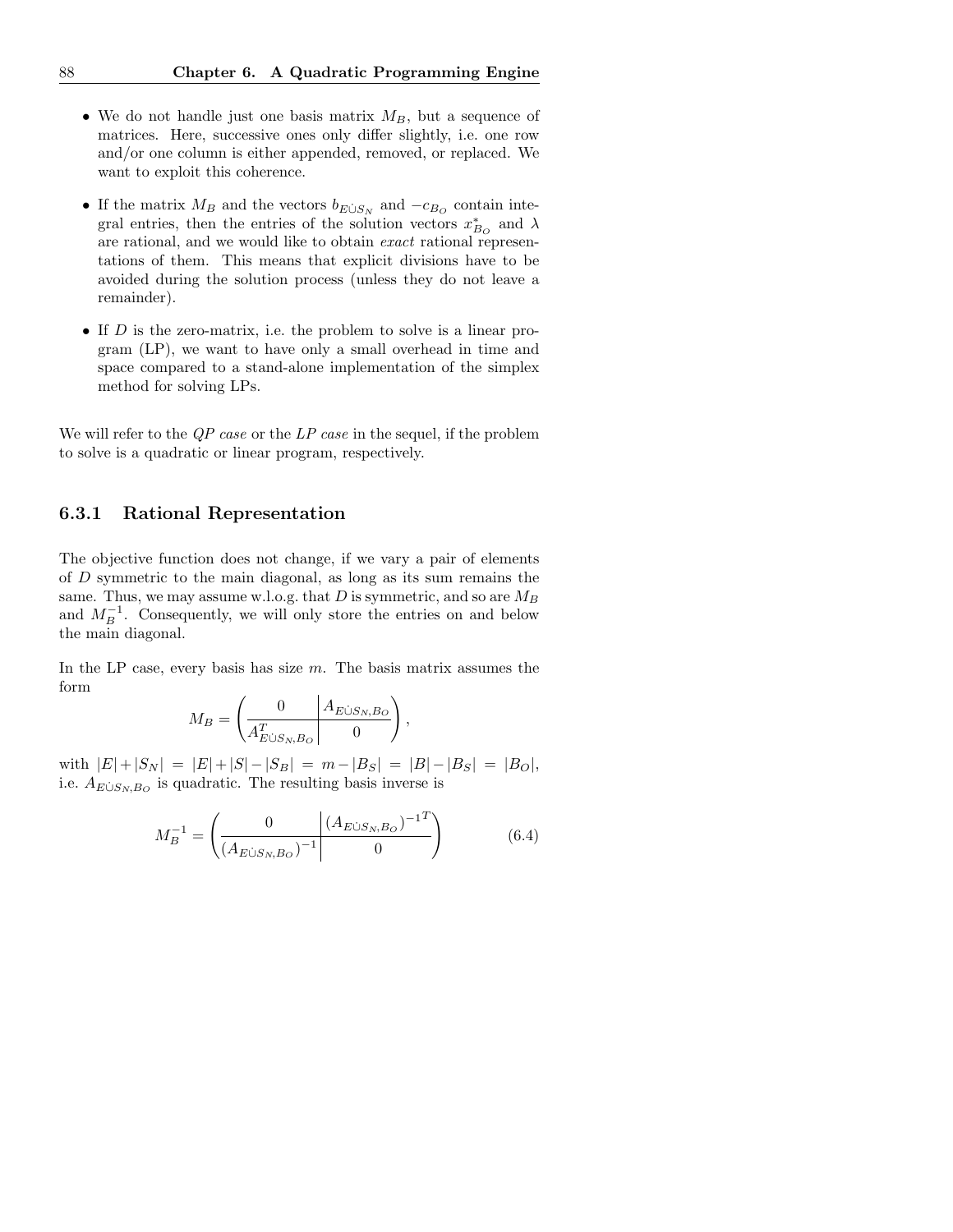- We do not handle just one basis matrix $M_B$, but a sequence of matrices. Here, successive ones only differ slightly, i.e. one row and/or one column is either appended, removed, or replaced. We want to exploit this coherence.

- If the matrix $M_B$ and the vectors $b_{E\dot{\cup}S_N}$ and $-c_{B_O}$ contain integral entries, then the entries of the solution vectors $x^*_{B_O}$ and $\lambda$ are rational, and we would like to obtain *exact* rational representations of them. This means that explicit divisions have to be avoided during the solution process (unless they do not leave a remainder).

- If $D$ is the zero-matrix, i.e. the problem to solve is a linear program (LP), we want to have only a small overhead in time and space compared to a stand-alone implementation of the simplex method for solving LPs.

We will refer to the *QP case* or the *LP case* in the sequel, if the problem to solve is a quadratic or linear program, respectively.

### 6.3.1 Rational Representation

The objective function does not change, if we vary a pair of elements of $D$ symmetric to the main diagonal, as long as its sum remains the same. Thus, we may assume w.l.o.g. that $D$ is symmetric, and so are $M_B$ and $M_B^{-1}$. Consequently, we will only store the entries on and below the main diagonal.

In the LP case, every basis has size $m$. The basis matrix assumes the form

$$M_B = \left(\begin{array}{c|c} 0 & A_{E\dot{\cup}S_N,B_O} \\ \hline A^T_{E\dot{\cup}S_N,B_O} & 0 \end{array}\right),$$

with $|E|+|S_N| = |E|+|S|-|S_B| = m-|B_S| = |B|-|B_S| = |B_O|$, i.e. $A_{E\dot{\cup}S_N,B_O}$ is quadratic. The resulting basis inverse is

$$M_B^{-1} = \left(\begin{array}{c|c} 0 & (A_{E\dot{\cup}S_N,B_O})^{-1\,T} \\ \hline (A_{E\dot{\cup}S_N,B_O})^{-1} & 0 \end{array}\right) \tag{6.4}$$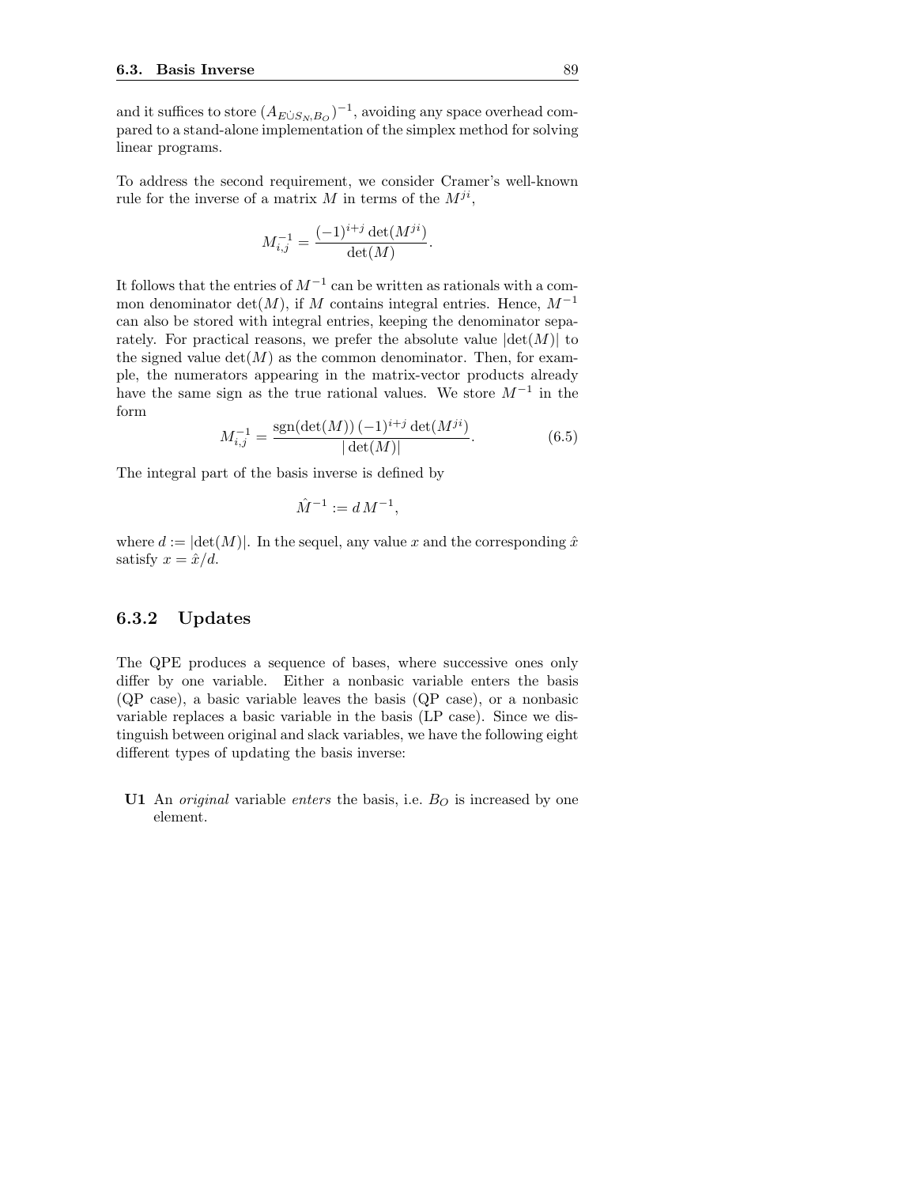and it suffices to store $(A_{E\dot{\cup}S_N,B_O})^{-1}$, avoiding any space overhead compared to a stand-alone implementation of the simplex method for solving linear programs.

To address the second requirement, we consider Cramer's well-known rule for the inverse of a matrix $M$ in terms of the $M^{ji}$,

$$M^{-1}_{i,j} = \frac{(-1)^{i+j}\det(M^{ji})}{\det(M)}.$$

It follows that the entries of $M^{-1}$ can be written as rationals with a common denominator $\det(M)$, if $M$ contains integral entries. Hence, $M^{-1}$ can also be stored with integral entries, keeping the denominator separately. For practical reasons, we prefer the absolute value $|\det(M)|$ to the signed value $\det(M)$ as the common denominator. Then, for example, the numerators appearing in the matrix-vector products already have the same sign as the true rational values. We store $M^{-1}$ in the form

$$M^{-1}_{i,j} = \frac{\text{sgn}(\det(M))\,(-1)^{i+j}\det(M^{ji})}{|\det(M)|}. \tag{6.5}$$

The integral part of the basis inverse is defined by

$$\hat{M}^{-1} := d\,M^{-1},$$

where $d := |\det(M)|$. In the sequel, any value $x$ and the corresponding $\hat{x}$ satisfy $x = \hat{x}/d$.

### 6.3.2 Updates

The QPE produces a sequence of bases, where successive ones only differ by one variable. Either a nonbasic variable enters the basis (QP case), a basic variable leaves the basis (QP case), or a nonbasic variable replaces a basic variable in the basis (LP case). Since we distinguish between original and slack variables, we have the following eight different types of updating the basis inverse:

**U1** An *original* variable *enters* the basis, i.e. $B_O$ is increased by one element.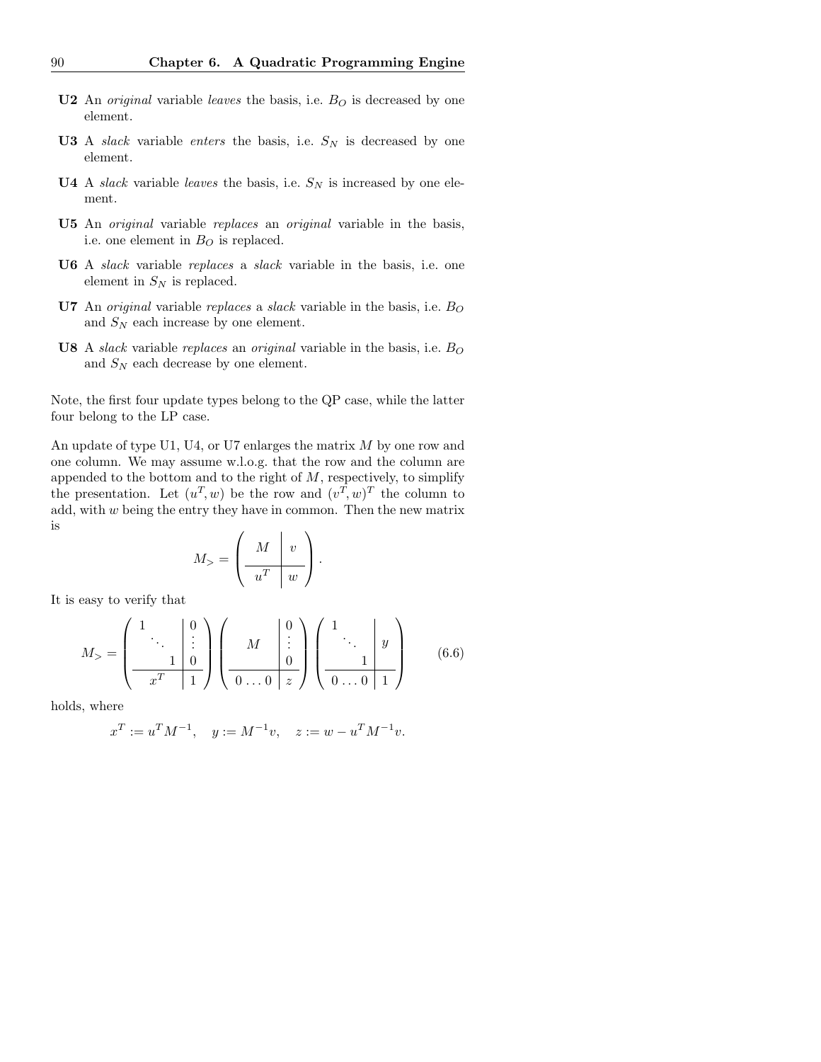**U2** An *original* variable *leaves* the basis, i.e. $B_O$ is decreased by one element.

**U3** A *slack* variable *enters* the basis, i.e. $S_N$ is decreased by one element.

**U4** A *slack* variable *leaves* the basis, i.e. $S_N$ is increased by one element.

**U5** An *original* variable *replaces* an *original* variable in the basis, i.e. one element in $B_O$ is replaced.

**U6** A *slack* variable *replaces* a *slack* variable in the basis, i.e. one element in $S_N$ is replaced.

**U7** An *original* variable *replaces* a *slack* variable in the basis, i.e. $B_O$ and $S_N$ each increase by one element.

**U8** A *slack* variable *replaces* an *original* variable in the basis, i.e. $B_O$ and $S_N$ each decrease by one element.

Note, the first four update types belong to the QP case, while the latter four belong to the LP case.

An update of type U1, U4, or U7 enlarges the matrix $M$ by one row and one column. We may assume w.l.o.g. that the row and the column are appended to the bottom and to the right of $M$, respectively, to simplify the presentation. Let $(u^T, w)$ be the row and $(v^T, w)^T$ the column to add, with $w$ being the entry they have in common. Then the new matrix is

$$M_> = \left( \begin{array}{c|c} M & v \\ \hline u^T & w \end{array} \right).$$

It is easy to verify that

$$M_> = \left( \begin{array}{ccc|c} 1 & & & 0 \\ & \ddots & & \vdots \\ & & 1 & 0 \\ \hline & x^T & & 1 \end{array} \right) \left( \begin{array}{c|c} & 0 \\ M & \vdots \\ & 0 \\ \hline 0 \dots 0 & z \end{array} \right) \left( \begin{array}{ccc|c} 1 & & & \\ & \ddots & & y \\ & & 1 & \\ \hline & 0 \dots 0 & & 1 \end{array} \right) \tag{6.6}$$

holds, where

$$x^T := u^T M^{-1}, \quad y := M^{-1} v, \quad z := w - u^T M^{-1} v.$$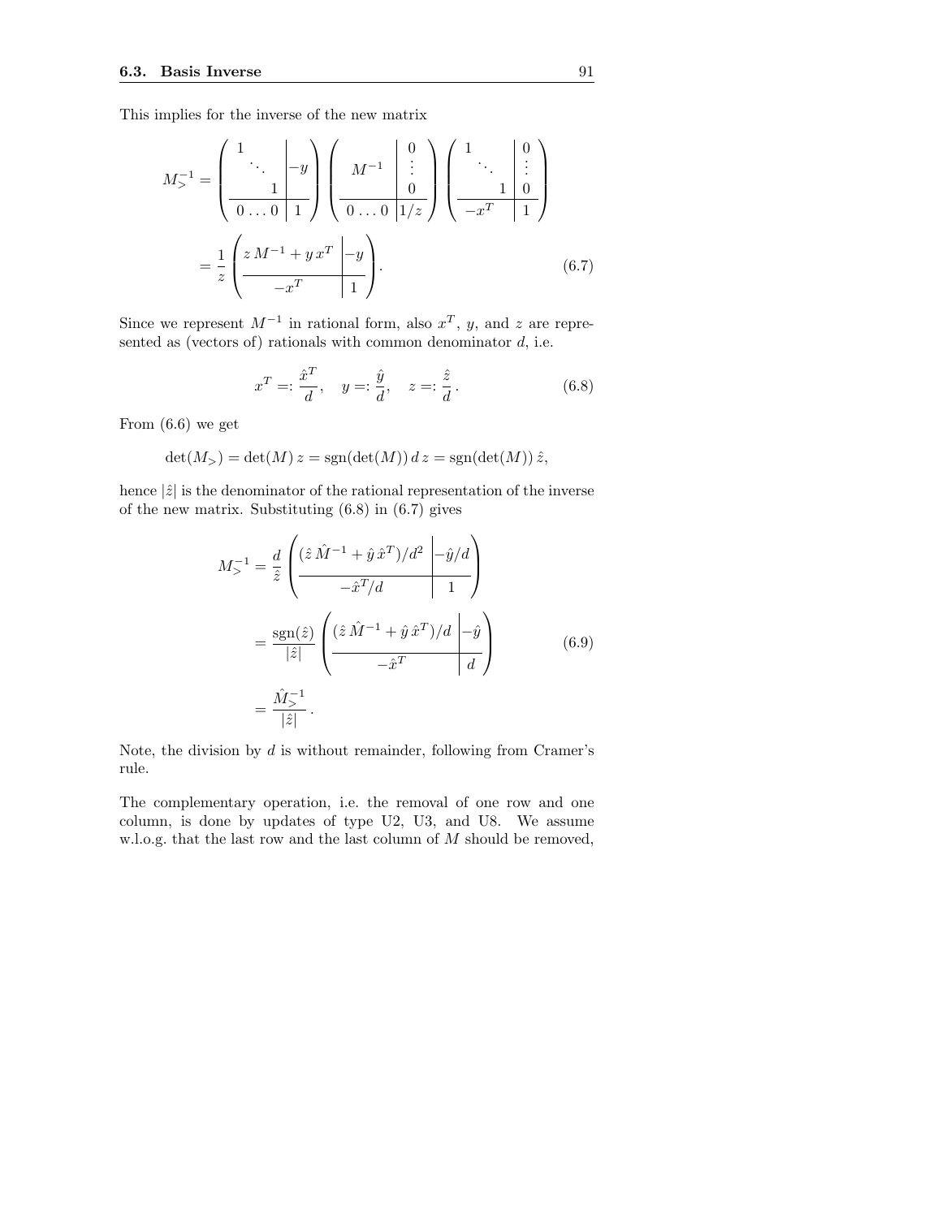This implies for the inverse of the new matrix

$$
\begin{aligned}
M_{>}^{-1} &= \left(\begin{array}{ccc|c} 1 & & & \\ & \ddots & & -y \\ & & 1 & \\ \hline 0 & \ldots & 0 & 1 \end{array}\right) \left(\begin{array}{c|c} & 0 \\ M^{-1} & \vdots \\ & 0 \\ \hline 0 \ldots 0 & 1/z \end{array}\right) \left(\begin{array}{ccc|c} 1 & & & 0 \\ & \ddots & & \vdots \\ & & 1 & 0 \\ \hline & -x^T & & 1 \end{array}\right) \\
&= \frac{1}{z} \left(\begin{array}{c|c} z\, M^{-1} + y\, x^T & -y \\ \hline -x^T & 1 \end{array}\right).
\end{aligned}
\tag{6.7}
$$

Since we represent $M^{-1}$ in rational form, also $x^T$, $y$, and $z$ are represented as (vectors of) rationals with common denominator $d$, i.e.

$$
x^T =: \frac{\hat{x}^T}{d}, \quad y =: \frac{\hat{y}}{d}, \quad z =: \frac{\hat{z}}{d}\,. \tag{6.8}
$$

From (6.6) we get

$$
\det(M_{>}) = \det(M)\, z = \operatorname{sgn}(\det(M))\, d\, z = \operatorname{sgn}(\det(M))\, \hat{z},
$$

hence $|\hat{z}|$ is the denominator of the rational representation of the inverse of the new matrix. Substituting (6.8) in (6.7) gives

$$
\begin{aligned}
M_{>}^{-1} &= \frac{d}{\hat{z}} \left(\begin{array}{c|c} (\hat{z}\, \hat{M}^{-1} + \hat{y}\, \hat{x}^T)/d^2 & -\hat{y}/d \\ \hline -\hat{x}^T/d & 1 \end{array}\right) \\
&= \frac{\operatorname{sgn}(\hat{z})}{|\hat{z}|} \left(\begin{array}{c|c} (\hat{z}\, \hat{M}^{-1} + \hat{y}\, \hat{x}^T)/d & -\hat{y} \\ \hline -\hat{x}^T & d \end{array}\right) \\
&= \frac{\hat{M}_{>}^{-1}}{|\hat{z}|}\,.
\end{aligned}
\tag{6.9}
$$

Note, the division by $d$ is without remainder, following from Cramer's rule.

The complementary operation, i.e. the removal of one row and one column, is done by updates of type U2, U3, and U8. We assume w.l.o.g. that the last row and the last column of $M$ should be removed,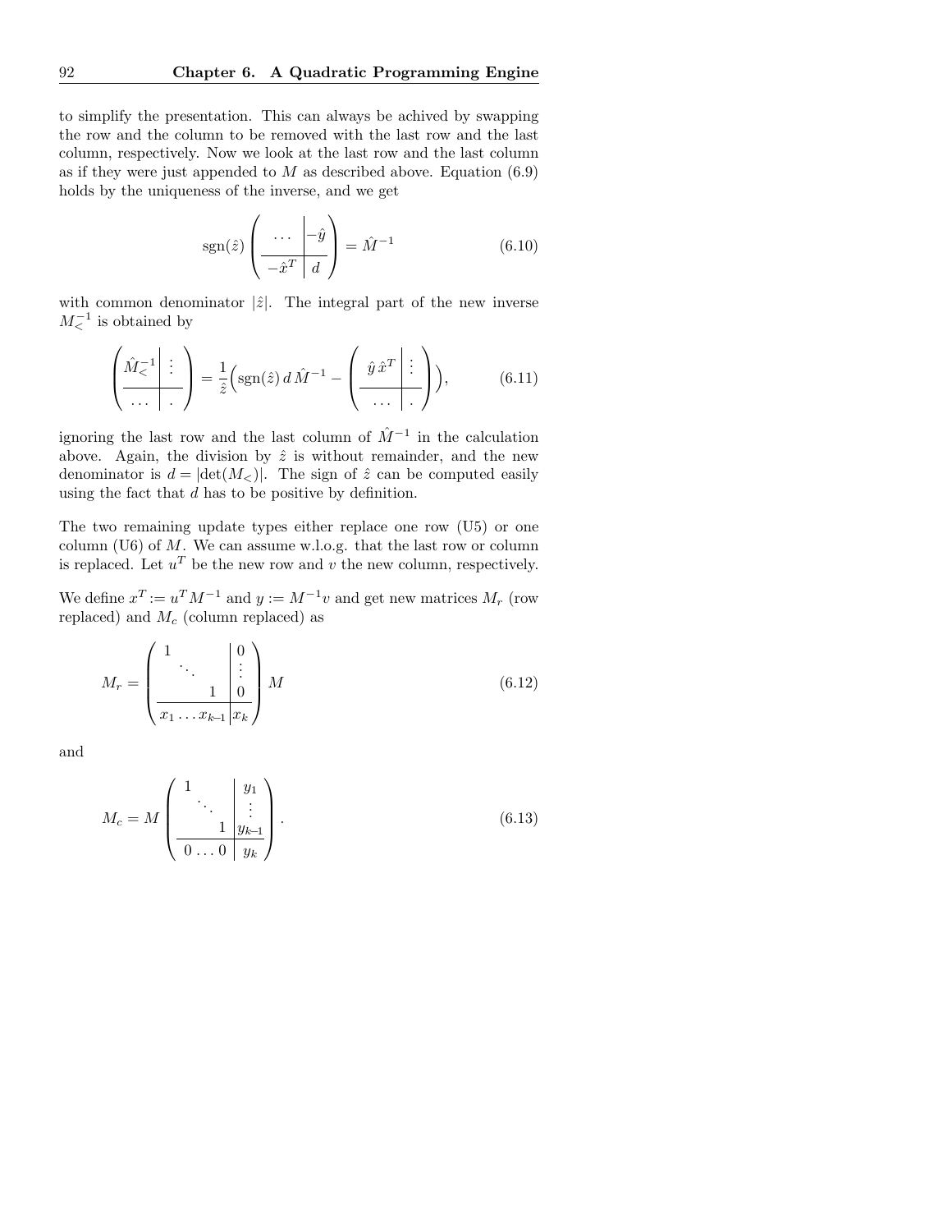to simplify the presentation. This can always be achived by swapping the row and the column to be removed with the last row and the last column, respectively. Now we look at the last row and the last column as if they were just appended to $M$ as described above. Equation (6.9) holds by the uniqueness of the inverse, and we get

$$\operatorname{sgn}(\hat{z}) \left( \begin{array}{c|c} \cdots & -\hat{y} \\ \hline -\hat{x}^T & d \end{array} \right) = \hat{M}^{-1} \tag{6.10}$$

with common denominator $|\hat{z}|$. The integral part of the new inverse $M_<^{-1}$ is obtained by

$$\left( \begin{array}{c|c} \hat{M}_<^{-1} & \vdots \\ \hline \cdots & . \end{array} \right) = \frac{1}{\hat{z}} \Big( \operatorname{sgn}(\hat{z})\, d\, \hat{M}^{-1} - \left( \begin{array}{c|c} \hat{y}\, \hat{x}^T & \vdots \\ \hline \cdots & . \end{array} \right) \Big), \tag{6.11}$$

ignoring the last row and the last column of $\hat{M}^{-1}$ in the calculation above. Again, the division by $\hat{z}$ is without remainder, and the new denominator is $d = |\det(M_<)|$. The sign of $\hat{z}$ can be computed easily using the fact that $d$ has to be positive by definition.

The two remaining update types either replace one row (U5) or one column (U6) of $M$. We can assume w.l.o.g. that the last row or column is replaced. Let $u^T$ be the new row and $v$ the new column, respectively.

We define $x^T := u^T M^{-1}$ and $y := M^{-1} v$ and get new matrices $M_r$ (row replaced) and $M_c$ (column replaced) as

$$M_r = \left( \begin{array}{ccc|c} 1 & & & 0 \\ & \ddots & & \vdots \\ & & 1 & 0 \\ \hline x_1 & \ldots & x_{k-1} & x_k \end{array} \right) M \tag{6.12}$$

and

$$M_c = M \left( \begin{array}{ccc|c} 1 & & & y_1 \\ & \ddots & & \vdots \\ & & 1 & y_{k-1} \\ \hline 0 & \ldots & 0 & y_k \end{array} \right). \tag{6.13}$$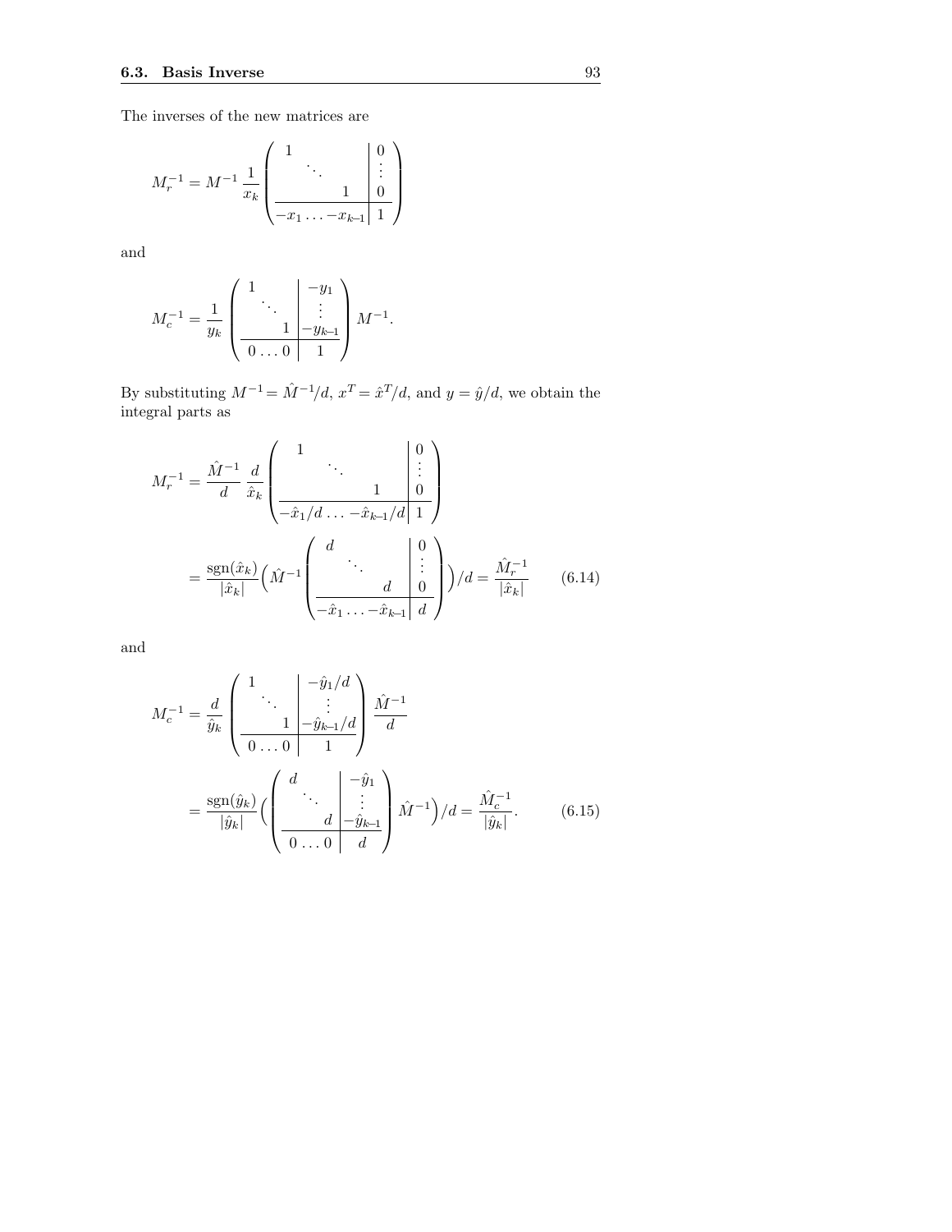The inverses of the new matrices are

$$M_r^{-1} = M^{-1}\,\frac{1}{x_k}\left(\begin{array}{ccc|c} 1 & & & 0 \\ & \ddots & & \vdots \\ & & 1 & 0 \\ \hline -x_1 & \ldots & -x_{k-1} & 1 \end{array}\right)$$

and

$$M_c^{-1} = \frac{1}{y_k}\left(\begin{array}{ccc|c} 1 & & & -y_1 \\ & \ddots & & \vdots \\ & & 1 & -y_{k-1} \\ \hline 0 & \ldots & 0 & 1 \end{array}\right) M^{-1}.$$

By substituting $M^{-1} = \hat{M}^{-1}/d$, $x^T = \hat{x}^T/d$, and $y = \hat{y}/d$, we obtain the integral parts as

$$\begin{aligned} M_r^{-1} &= \frac{\hat{M}^{-1}}{d}\,\frac{d}{\hat{x}_k}\left(\begin{array}{ccc|c} 1 & & & 0 \\ & \ddots & & \vdots \\ & & 1 & 0 \\ \hline -\hat{x}_1/d & \ldots & -\hat{x}_{k-1}/d & 1 \end{array}\right) \\ &= \frac{\operatorname{sgn}(\hat{x}_k)}{|\hat{x}_k|}\Big(\hat{M}^{-1}\left(\begin{array}{ccc|c} d & & & 0 \\ & \ddots & & \vdots \\ & & d & 0 \\ \hline -\hat{x}_1 & \ldots & -\hat{x}_{k-1} & d \end{array}\right)\Big)/d = \frac{\hat{M}_r^{-1}}{|\hat{x}_k|} \end{aligned} \tag{6.14}$$

and

$$\begin{aligned} M_c^{-1} &= \frac{d}{\hat{y}_k}\left(\begin{array}{ccc|c} 1 & & & -\hat{y}_1/d \\ & \ddots & & \vdots \\ & & 1 & -\hat{y}_{k-1}/d \\ \hline 0 & \ldots & 0 & 1 \end{array}\right)\frac{\hat{M}^{-1}}{d} \\ &= \frac{\operatorname{sgn}(\hat{y}_k)}{|\hat{y}_k|}\Big(\left(\begin{array}{ccc|c} d & & & -\hat{y}_1 \\ & \ddots & & \vdots \\ & & d & -\hat{y}_{k-1} \\ \hline 0 & \ldots & 0 & d \end{array}\right)\hat{M}^{-1}\Big)/d = \frac{\hat{M}_c^{-1}}{|\hat{y}_k|}. \end{aligned} \tag{6.15}$$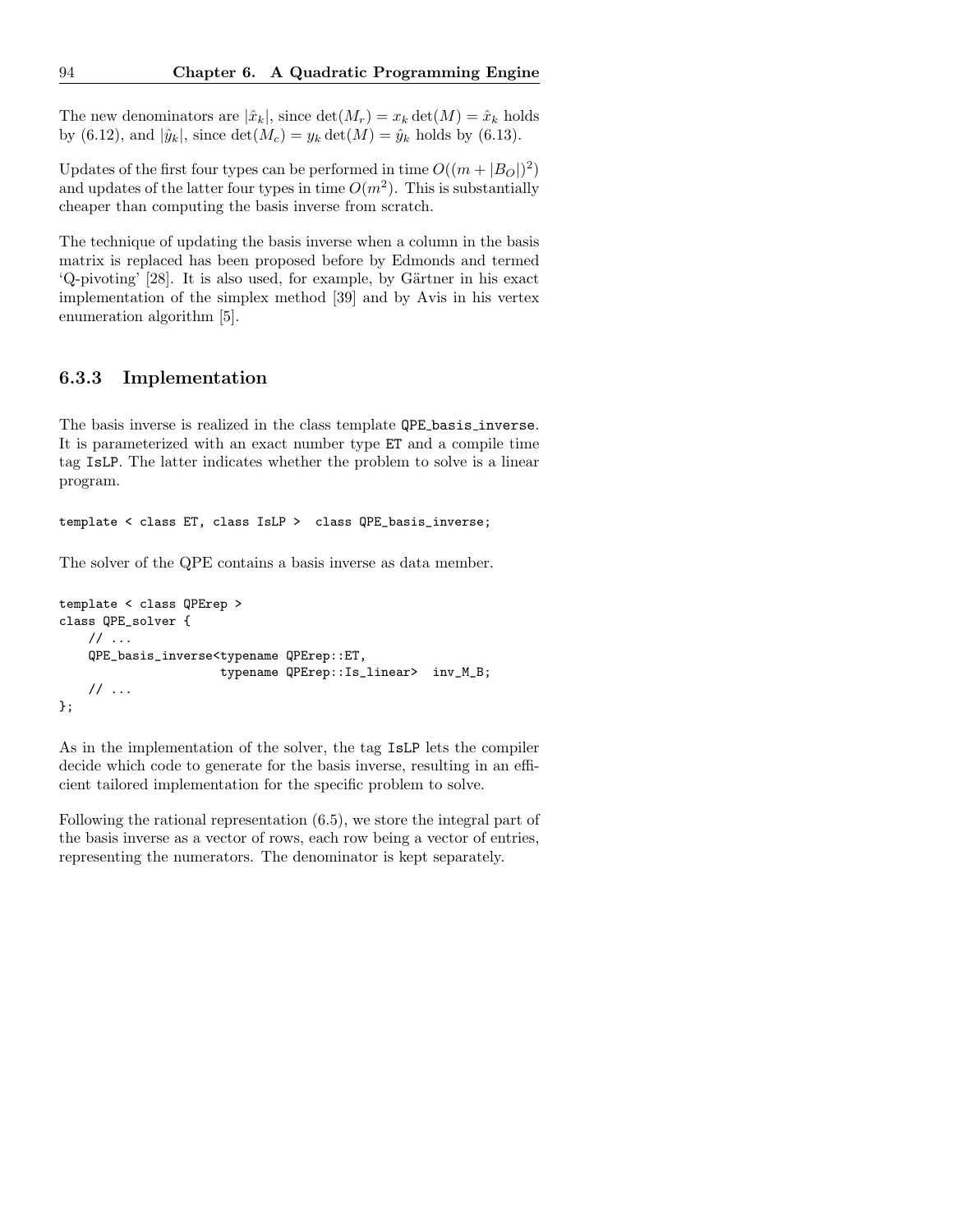The new denominators are $|\hat{x}_k|$, since $\det(M_r) = x_k \det(M) = \hat{x}_k$ holds by (6.12), and $|\hat{y}_k|$, since $\det(M_c) = y_k \det(M) = \hat{y}_k$ holds by (6.13).

Updates of the first four types can be performed in time $O((m + |B_O|)^2)$ and updates of the latter four types in time $O(m^2)$. This is substantially cheaper than computing the basis inverse from scratch.

The technique of updating the basis inverse when a column in the basis matrix is replaced has been proposed before by Edmonds and termed 'Q-pivoting' [28]. It is also used, for example, by Gärtner in his exact implementation of the simplex method [39] and by Avis in his vertex enumeration algorithm [5].

### 6.3.3 Implementation

The basis inverse is realized in the class template `QPE_basis_inverse`. It is parameterized with an exact number type `ET` and a compile time tag `IsLP`. The latter indicates whether the problem to solve is a linear program.

```
template < class ET, class IsLP >  class QPE_basis_inverse;
```

The solver of the QPE contains a basis inverse as data member.

```
template < class QPErep >
class QPE_solver {
    // ...
    QPE_basis_inverse<typename QPErep::ET,
                      typename QPErep::Is_linear>  inv_M_B;
    // ...
};
```

As in the implementation of the solver, the tag `IsLP` lets the compiler decide which code to generate for the basis inverse, resulting in an efficient tailored implementation for the specific problem to solve.

Following the rational representation (6.5), we store the integral part of the basis inverse as a vector of rows, each row being a vector of entries, representing the numerators. The denominator is kept separately.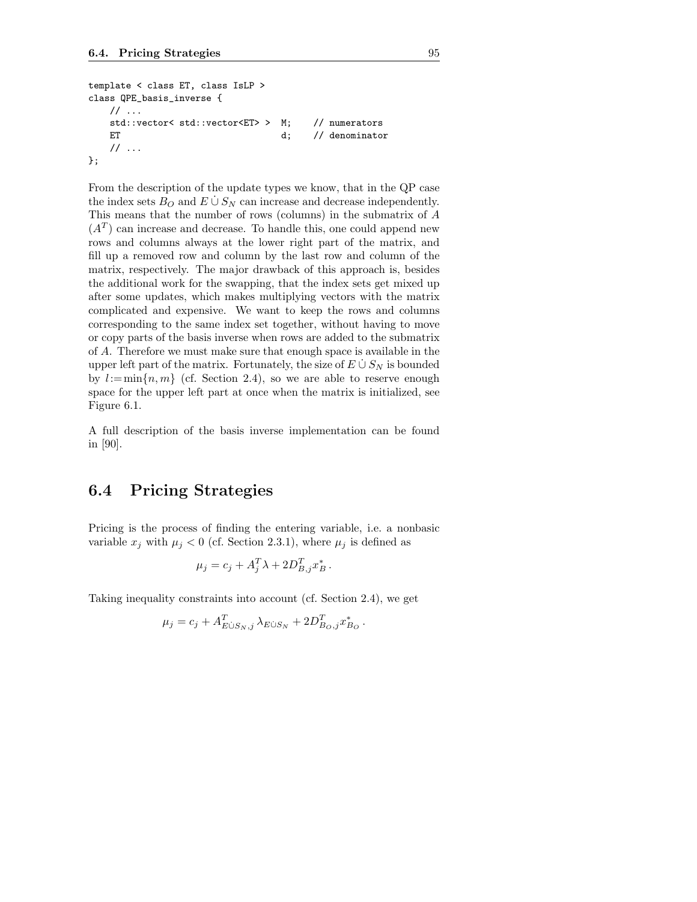```
template < class ET, class IsLP >
class QPE_basis_inverse {
    // ...
    std::vector< std::vector<ET> >  M;    // numerators
    ET                              d;    // denominator
    // ...
};
```

From the description of the update types we know, that in the QP case the index sets $B_O$ and $E \dot{\cup} S_N$ can increase and decrease independently. This means that the number of rows (columns) in the submatrix of $A$ ($A^T$) can increase and decrease. To handle this, one could append new rows and columns always at the lower right part of the matrix, and fill up a removed row and column by the last row and column of the matrix, respectively. The major drawback of this approach is, besides the additional work for the swapping, that the index sets get mixed up after some updates, which makes multiplying vectors with the matrix complicated and expensive. We want to keep the rows and columns corresponding to the same index set together, without having to move or copy parts of the basis inverse when rows are added to the submatrix of $A$. Therefore we must make sure that enough space is available in the upper left part of the matrix. Fortunately, the size of $E \dot{\cup} S_N$ is bounded by $l := \min\{n, m\}$ (cf. Section 2.4), so we are able to reserve enough space for the upper left part at once when the matrix is initialized, see Figure 6.1.

A full description of the basis inverse implementation can be found in [90].

## 6.4 Pricing Strategies

Pricing is the process of finding the entering variable, i.e. a nonbasic variable $x_j$ with $\mu_j < 0$ (cf. Section 2.3.1), where $\mu_j$ is defined as

$$\mu_j = c_j + A_j^T \lambda + 2D_{B,j}^T x_B^* \, .$$

Taking inequality constraints into account (cf. Section 2.4), we get

$$\mu_j = c_j + A_{E \dot{\cup} S_N, j}^T \lambda_{E \dot{\cup} S_N} + 2D_{B_O, j}^T x_{B_O}^* \, .$$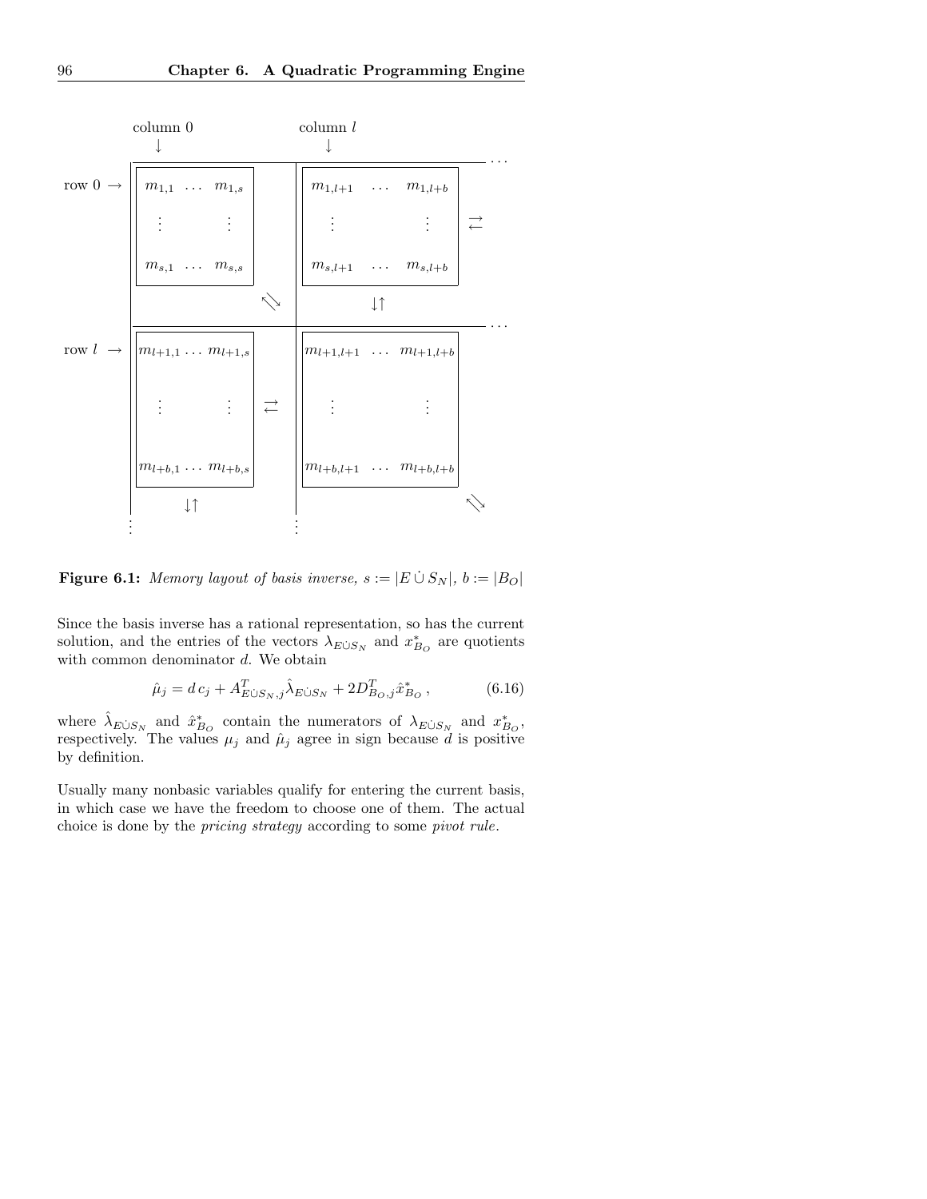Figure 6.1: *Memory layout of basis inverse, $s := |E \dot\cup S_N|$, $b := |B_O|$*

Since the basis inverse has a rational representation, so has the current solution, and the entries of the vectors $\lambda_{E\dot\cup S_N}$ and $x^*_{B_O}$ are quotients with common denominator $d$. We obtain

$$\hat{\mu}_j = d\, c_j + A^T_{E\dot\cup S_N,j}\hat{\lambda}_{E\dot\cup S_N} + 2D^T_{B_O,j}\hat{x}^*_{B_O}\,, \qquad (6.16)$$

where $\hat{\lambda}_{E\dot\cup S_N}$ and $\hat{x}^*_{B_O}$ contain the numerators of $\lambda_{E\dot\cup S_N}$ and $x^*_{B_O}$, respectively. The values $\mu_j$ and $\hat{\mu}_j$ agree in sign because $d$ is positive by definition.

Usually many nonbasic variables qualify for entering the current basis, in which case we have the freedom to choose one of them. The actual choice is done by the *pricing strategy* according to some *pivot rule*.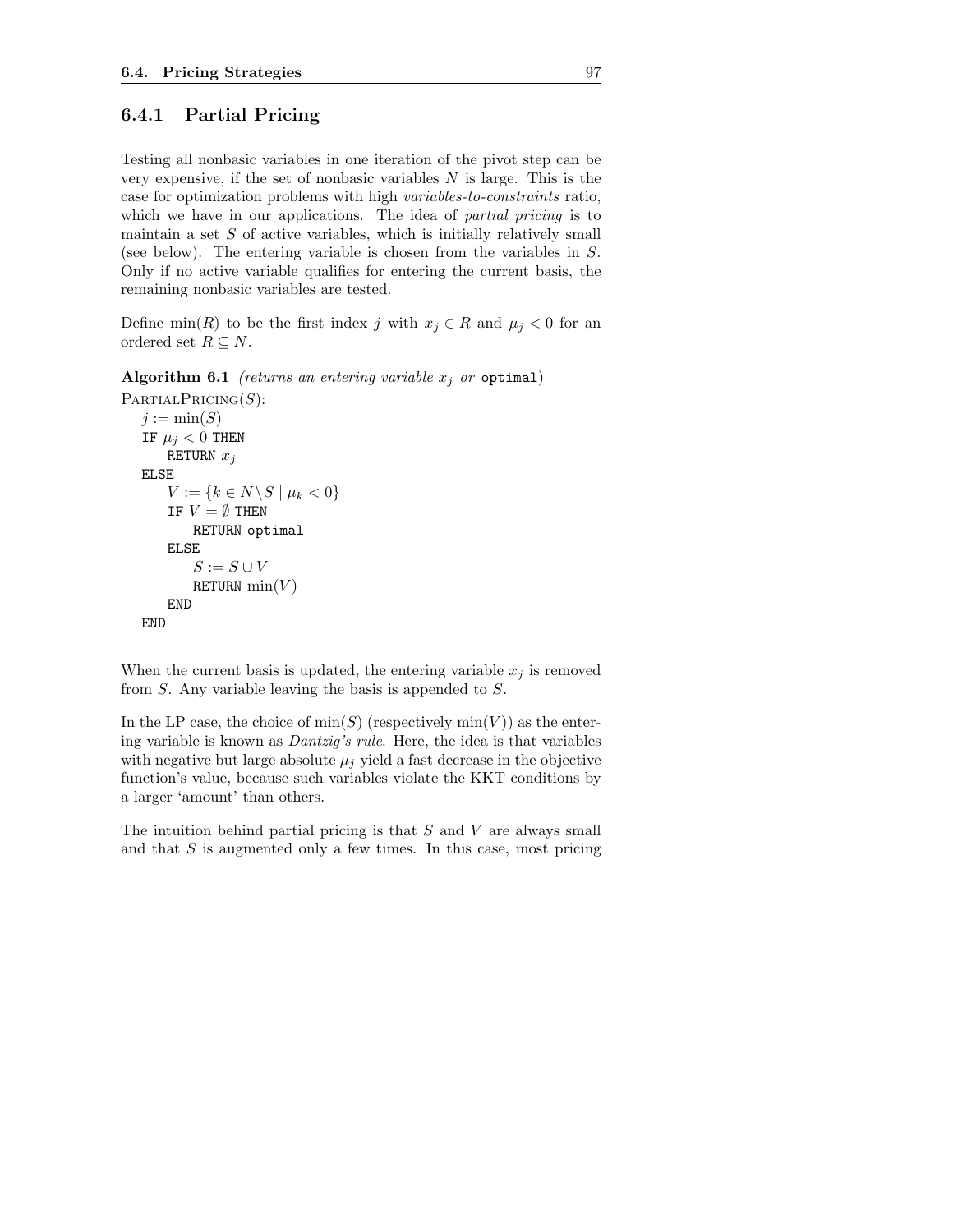### 6.4.1 Partial Pricing

Testing all nonbasic variables in one iteration of the pivot step can be very expensive, if the set of nonbasic variables $N$ is large. This is the case for optimization problems with high *variables-to-constraints* ratio, which we have in our applications. The idea of *partial pricing* is to maintain a set $S$ of active variables, which is initially relatively small (see below). The entering variable is chosen from the variables in $S$. Only if no active variable qualifies for entering the current basis, the remaining nonbasic variables are tested.

Define $\min(R)$ to be the first index $j$ with $x_j \in R$ and $\mu_j < 0$ for an ordered set $R \subseteq N$.

**Algorithm 6.1** *(returns an entering variable $x_j$ or* `optimal`*)*

```
PartialPricing(S):
    j := min(S)
    IF μ_j < 0 THEN
        RETURN x_j
    ELSE
        V := {k ∈ N\S | μ_k < 0}
        IF V = ∅ THEN
            RETURN optimal
        ELSE
            S := S ∪ V
            RETURN min(V)
        END
    END
```

When the current basis is updated, the entering variable $x_j$ is removed from $S$. Any variable leaving the basis is appended to $S$.

In the LP case, the choice of $\min(S)$ (respectively $\min(V)$) as the entering variable is known as *Dantzig's rule*. Here, the idea is that variables with negative but large absolute $\mu_j$ yield a fast decrease in the objective function's value, because such variables violate the KKT conditions by a larger 'amount' than others.

The intuition behind partial pricing is that $S$ and $V$ are always small and that $S$ is augmented only a few times. In this case, most pricing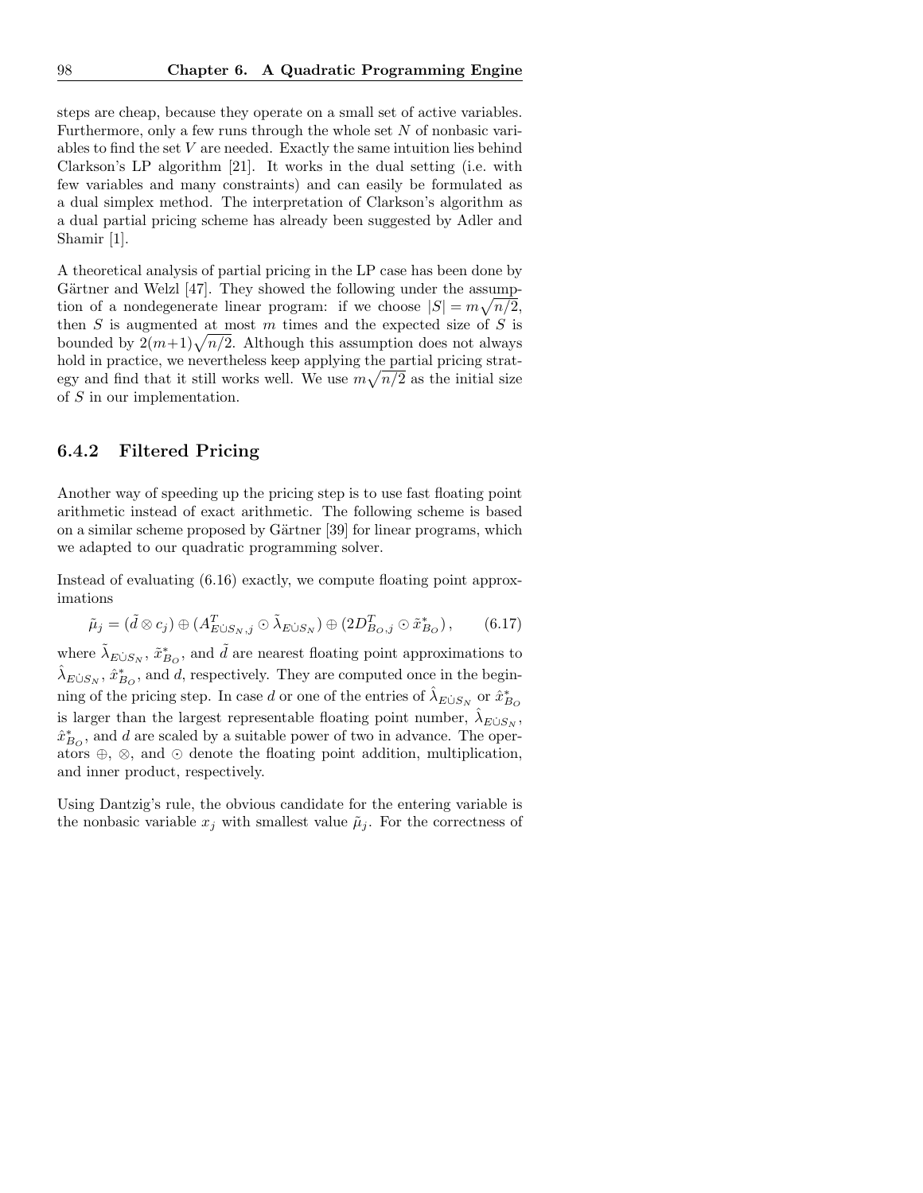steps are cheap, because they operate on a small set of active variables. Furthermore, only a few runs through the whole set $N$ of nonbasic variables to find the set $V$ are needed. Exactly the same intuition lies behind Clarkson's LP algorithm [21]. It works in the dual setting (i.e. with few variables and many constraints) and can easily be formulated as a dual simplex method. The interpretation of Clarkson's algorithm as a dual partial pricing scheme has already been suggested by Adler and Shamir [1].

A theoretical analysis of partial pricing in the LP case has been done by Gärtner and Welzl [47]. They showed the following under the assumption of a nondegenerate linear program: if we choose $|S| = m\sqrt{n/2}$, then $S$ is augmented at most $m$ times and the expected size of $S$ is bounded by $2(m+1)\sqrt{n/2}$. Although this assumption does not always hold in practice, we nevertheless keep applying the partial pricing strategy and find that it still works well. We use $m\sqrt{n/2}$ as the initial size of $S$ in our implementation.

### 6.4.2 Filtered Pricing

Another way of speeding up the pricing step is to use fast floating point arithmetic instead of exact arithmetic. The following scheme is based on a similar scheme proposed by Gärtner [39] for linear programs, which we adapted to our quadratic programming solver.

Instead of evaluating (6.16) exactly, we compute floating point approximations

$$\tilde{\mu}_j = (\tilde{d} \otimes c_j) \oplus (A^T_{E \dot{\cup} S_N, j} \odot \tilde{\lambda}_{E \dot{\cup} S_N}) \oplus (2D^T_{B_O, j} \odot \tilde{x}^*_{B_O}), \qquad (6.17)$$

where $\tilde{\lambda}_{E \dot{\cup} S_N}$, $\tilde{x}^*_{B_O}$, and $\tilde{d}$ are nearest floating point approximations to $\hat{\lambda}_{E \dot{\cup} S_N}$, $\hat{x}^*_{B_O}$, and $d$, respectively. They are computed once in the beginning of the pricing step. In case $d$ or one of the entries of $\hat{\lambda}_{E \dot{\cup} S_N}$ or $\hat{x}^*_{B_O}$ is larger than the largest representable floating point number, $\hat{\lambda}_{E \dot{\cup} S_N}$, $\hat{x}^*_{B_O}$, and $d$ are scaled by a suitable power of two in advance. The operators $\oplus$, $\otimes$, and $\odot$ denote the floating point addition, multiplication, and inner product, respectively.

Using Dantzig's rule, the obvious candidate for the entering variable is the nonbasic variable $x_j$ with smallest value $\tilde{\mu}_j$. For the correctness of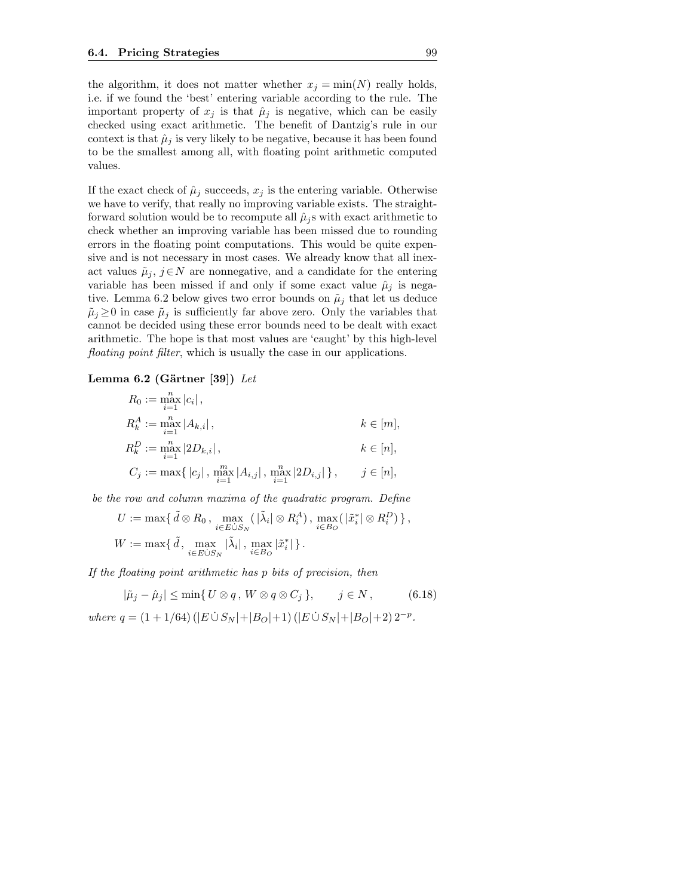the algorithm, it does not matter whether $x_j = \min(N)$ really holds, i.e. if we found the 'best' entering variable according to the rule. The important property of $x_j$ is that $\hat{\mu}_j$ is negative, which can be easily checked using exact arithmetic. The benefit of Dantzig's rule in our context is that $\hat{\mu}_j$ is very likely to be negative, because it has been found to be the smallest among all, with floating point arithmetic computed values.

If the exact check of $\hat{\mu}_j$ succeeds, $x_j$ is the entering variable. Otherwise we have to verify, that really no improving variable exists. The straightforward solution would be to recompute all $\hat{\mu}_j$s with exact arithmetic to check whether an improving variable has been missed due to rounding errors in the floating point computations. This would be quite expensive and is not necessary in most cases. We already know that all inexact values $\tilde{\mu}_j$, $j \in N$ are nonnegative, and a candidate for the entering variable has been missed if and only if some exact value $\hat{\mu}_j$ is negative. Lemma 6.2 below gives two error bounds on $\tilde{\mu}_j$ that let us deduce $\tilde{\mu}_j \geq 0$ in case $\tilde{\mu}_j$ is sufficiently far above zero. Only the variables that cannot be decided using these error bounds need to be dealt with exact arithmetic. The hope is that most values are 'caught' by this high-level *floating point filter*, which is usually the case in our applications.

**Lemma 6.2 (Gärtner [39])** *Let*

$$
\begin{aligned}
R_0 &:= \max_{i=1}^{n} |c_i|\,, & \\
R_k^A &:= \max_{i=1}^{n} |A_{k,i}|\,, & k \in [m], \\
R_k^D &:= \max_{i=1}^{n} |2D_{k,i}|\,, & k \in [n], \\
C_j &:= \max\{\, |c_j|\,,\, \max_{i=1}^{m} |A_{i,j}|\,,\, \max_{i=1}^{n} |2D_{i,j}| \,\}\,, & j \in [n],
\end{aligned}
$$

*be the row and column maxima of the quadratic program. Define*

$$
U := \max\{\, \tilde{d} \otimes R_0\,,\, \max_{i \in E \dot{\cup} S_N} (\, |\tilde{\lambda}_i| \otimes R_i^A)\,,\, \max_{i \in B_O} (\, |\tilde{x}_i^*| \otimes R_i^D)\,\}\,,
$$

$$
W := \max\{\, \tilde{d}\,,\, \max_{i \in E \dot{\cup} S_N} |\tilde{\lambda}_i|\,,\, \max_{i \in B_O} |\tilde{x}_i^*| \,\}\,.
$$

*If the floating point arithmetic has $p$ bits of precision, then*

$$
|\tilde{\mu}_j - \hat{\mu}_j| \leq \min\{\, U \otimes q\,,\, W \otimes q \otimes C_j \,\}, \qquad j \in N\,, \tag{6.18}
$$

*where* $q = (1 + 1/64)\,(|E \dot{\cup} S_N| + |B_O| + 1)\,(|E \dot{\cup} S_N| + |B_O| + 2)\,2^{-p}$.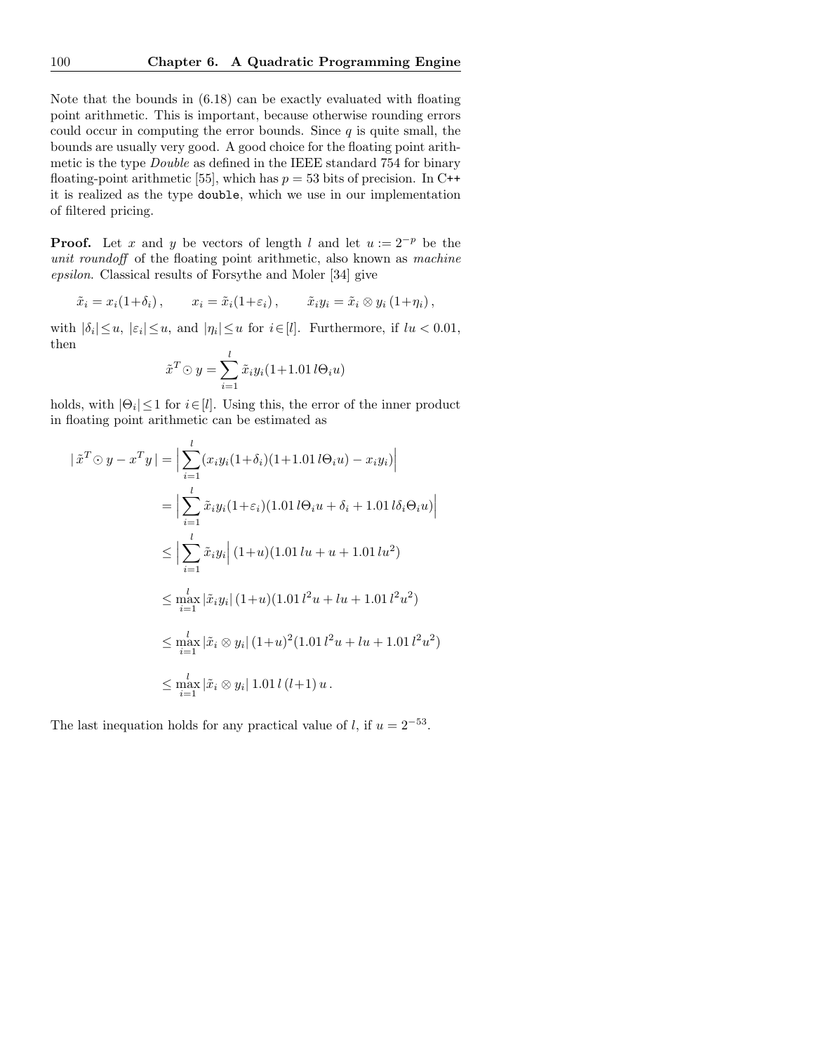Note that the bounds in (6.18) can be exactly evaluated with floating point arithmetic. This is important, because otherwise rounding errors could occur in computing the error bounds. Since $q$ is quite small, the bounds are usually very good. A good choice for the floating point arithmetic is the type *Double* as defined in the IEEE standard 754 for binary floating-point arithmetic [55], which has $p = 53$ bits of precision. In C++ it is realized as the type `double`, which we use in our implementation of filtered pricing.

**Proof.** Let $x$ and $y$ be vectors of length $l$ and let $u := 2^{-p}$ be the *unit roundoff* of the floating point arithmetic, also known as *machine epsilon*. Classical results of Forsythe and Moler [34] give

$$\tilde{x}_i = x_i(1+\delta_i)\,, \qquad x_i = \tilde{x}_i(1+\varepsilon_i)\,, \qquad \tilde{x}_i y_i = \tilde{x}_i \otimes y_i\,(1+\eta_i)\,,$$

with $|\delta_i| \leq u$, $|\varepsilon_i| \leq u$, and $|\eta_i| \leq u$ for $i \in [l]$. Furthermore, if $lu < 0.01$, then

$$\tilde{x}^T \odot y = \sum_{i=1}^{l} \tilde{x}_i y_i (1 + 1.01\, l \Theta_i u)$$

holds, with $|\Theta_i| \leq 1$ for $i \in [l]$. Using this, the error of the inner product in floating point arithmetic can be estimated as

$$
\begin{aligned}
|\, \tilde{x}^T \odot y - x^T y \,| &= \Big| \sum_{i=1}^{l} (x_i y_i (1+\delta_i)(1+1.01\, l\Theta_i u) - x_i y_i) \Big| \\
&= \Big| \sum_{i=1}^{l} \tilde{x}_i y_i (1+\varepsilon_i)(1.01\, l\Theta_i u + \delta_i + 1.01\, l \delta_i \Theta_i u) \Big| \\
&\leq \Big| \sum_{i=1}^{l} \tilde{x}_i y_i \Big| \,(1+u)(1.01\, lu + u + 1.01\, lu^2) \\
&\leq \max_{i=1}^{l} |\tilde{x}_i y_i| \,(1+u)(1.01\, l^2 u + lu + 1.01\, l^2 u^2) \\
&\leq \max_{i=1}^{l} |\tilde{x}_i \otimes y_i| \,(1+u)^2 (1.01\, l^2 u + lu + 1.01\, l^2 u^2) \\
&\leq \max_{i=1}^{l} |\tilde{x}_i \otimes y_i| \; 1.01\, l\, (l+1)\, u\,.
\end{aligned}
$$

The last inequation holds for any practical value of $l$, if $u = 2^{-53}$.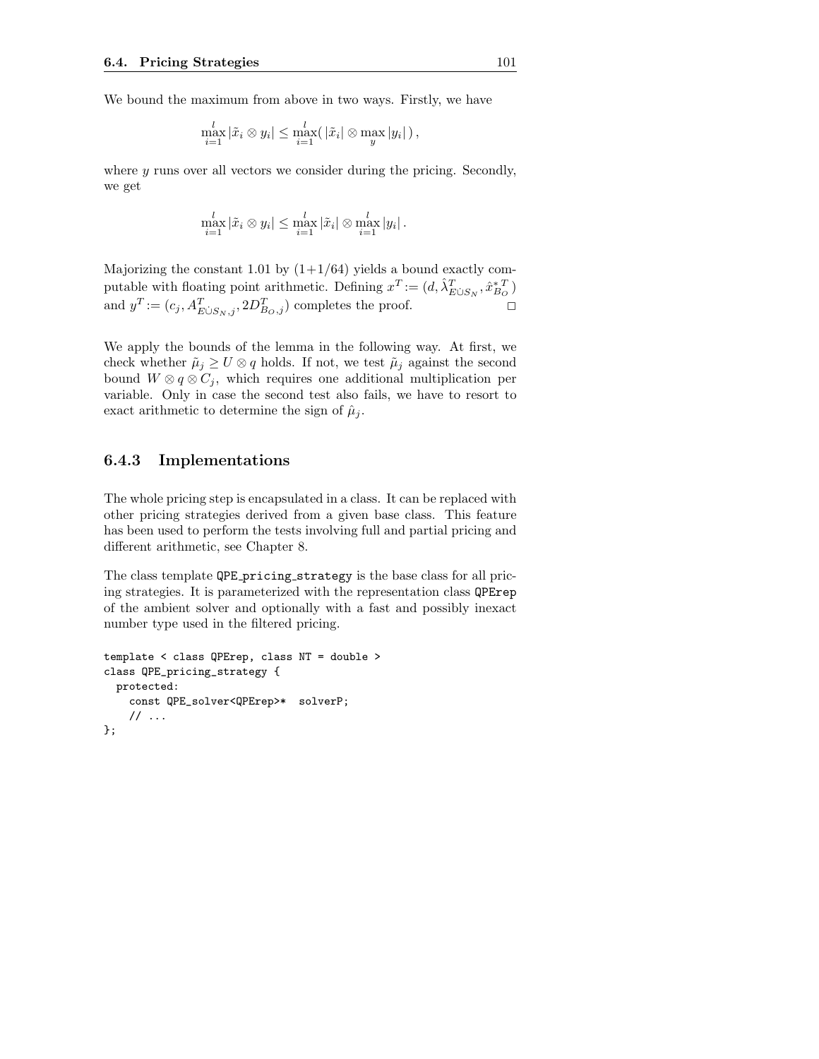We bound the maximum from above in two ways. Firstly, we have

$$\max_{i=1}^{l} |\tilde{x}_i \otimes y_i| \leq \max_{i=1}^{l} (\, |\tilde{x}_i| \otimes \max_{y} |y_i| \,) \,,$$

where $y$ runs over all vectors we consider during the pricing. Secondly, we get

$$\max_{i=1}^{l} |\tilde{x}_i \otimes y_i| \leq \max_{i=1}^{l} |\tilde{x}_i| \otimes \max_{i=1}^{l} |y_i| \,.$$

Majorizing the constant 1.01 by $(1+1/64)$ yields a bound exactly computable with floating point arithmetic. Defining $x^T := (d, \hat{\lambda}^T_{E \dot{\cup} S_N}, \hat{x}^{*\,T}_{B_O})$ and $y^T := (c_j, A^T_{E \dot{\cup} S_N, j}, 2D^T_{B_O, j})$ completes the proof. $\square$

We apply the bounds of the lemma in the following way. At first, we check whether $\tilde{\mu}_j \geq U \otimes q$ holds. If not, we test $\tilde{\mu}_j$ against the second bound $W \otimes q \otimes C_j$, which requires one additional multiplication per variable. Only in case the second test also fails, we have to resort to exact arithmetic to determine the sign of $\hat{\mu}_j$.

### 6.4.3 Implementations

The whole pricing step is encapsulated in a class. It can be replaced with other pricing strategies derived from a given base class. This feature has been used to perform the tests involving full and partial pricing and different arithmetic, see Chapter 8.

The class template `QPE_pricing_strategy` is the base class for all pricing strategies. It is parameterized with the representation class `QPErep` of the ambient solver and optionally with a fast and possibly inexact number type used in the filtered pricing.

```
template < class QPErep, class NT = double >
class QPE_pricing_strategy {
  protected:
    const QPE_solver<QPErep>*  solverP;
    // ...
};
```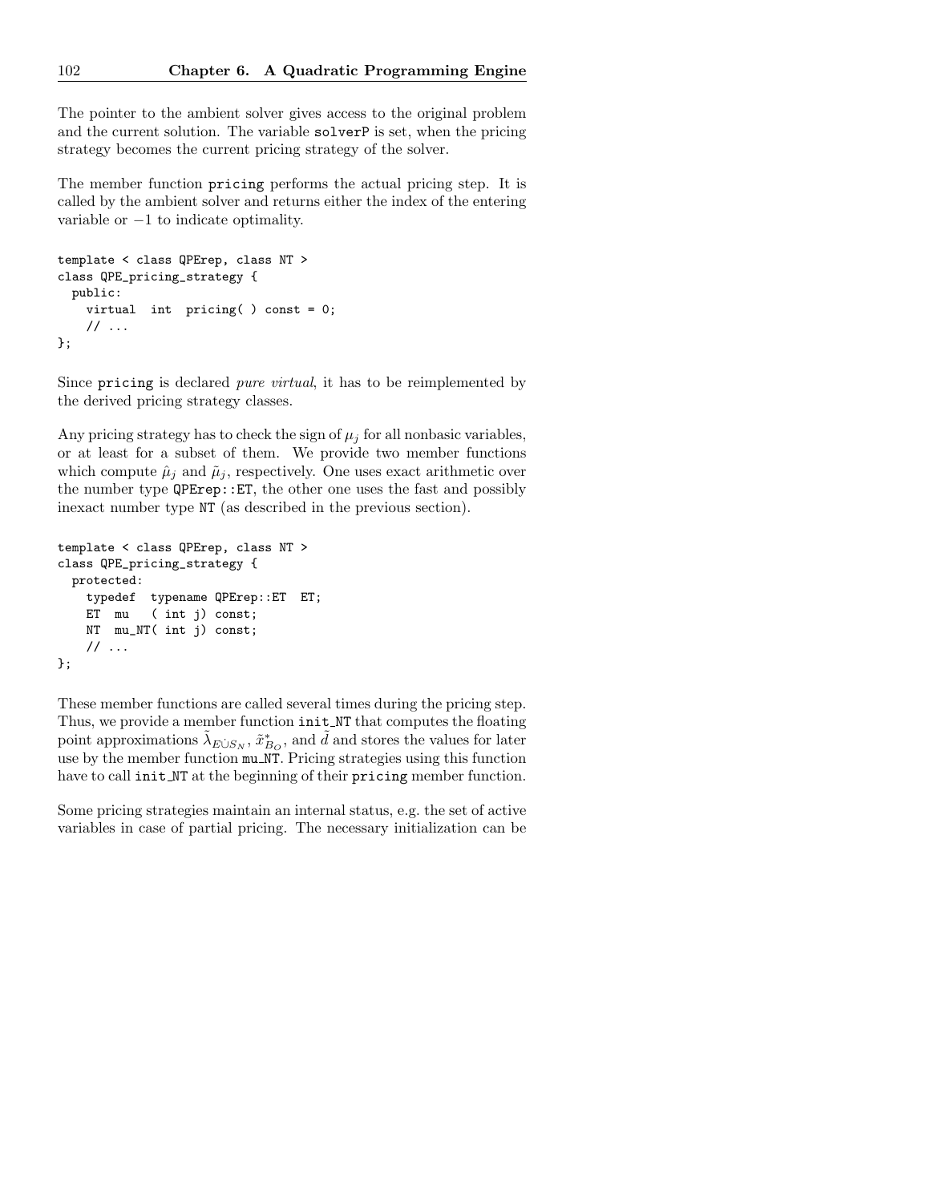The pointer to the ambient solver gives access to the original problem and the current solution. The variable `solverP` is set, when the pricing strategy becomes the current pricing strategy of the solver.

The member function `pricing` performs the actual pricing step. It is called by the ambient solver and returns either the index of the entering variable or $-1$ to indicate optimality.

```
template < class QPErep, class NT >
class QPE_pricing_strategy {
  public:
    virtual  int  pricing( ) const = 0;
    // ...
};
```

Since `pricing` is declared *pure virtual*, it has to be reimplemented by the derived pricing strategy classes.

Any pricing strategy has to check the sign of $\mu_j$ for all nonbasic variables, or at least for a subset of them. We provide two member functions which compute $\hat{\mu}_j$ and $\tilde{\mu}_j$, respectively. One uses exact arithmetic over the number type `QPErep::ET`, the other one uses the fast and possibly inexact number type `NT` (as described in the previous section).

```
template < class QPErep, class NT >
class QPE_pricing_strategy {
  protected:
    typedef  typename QPErep::ET  ET;
    ET  mu   ( int j) const;
    NT  mu_NT( int j) const;
    // ...
};
```

These member functions are called several times during the pricing step. Thus, we provide a member function `init_NT` that computes the floating point approximations $\tilde{\lambda}_{E\dot{\cup}S_N}$, $\tilde{x}^*_{B_O}$, and $\tilde{d}$ and stores the values for later use by the member function `mu_NT`. Pricing strategies using this function have to call `init_NT` at the beginning of their `pricing` member function.

Some pricing strategies maintain an internal status, e.g. the set of active variables in case of partial pricing. The necessary initialization can be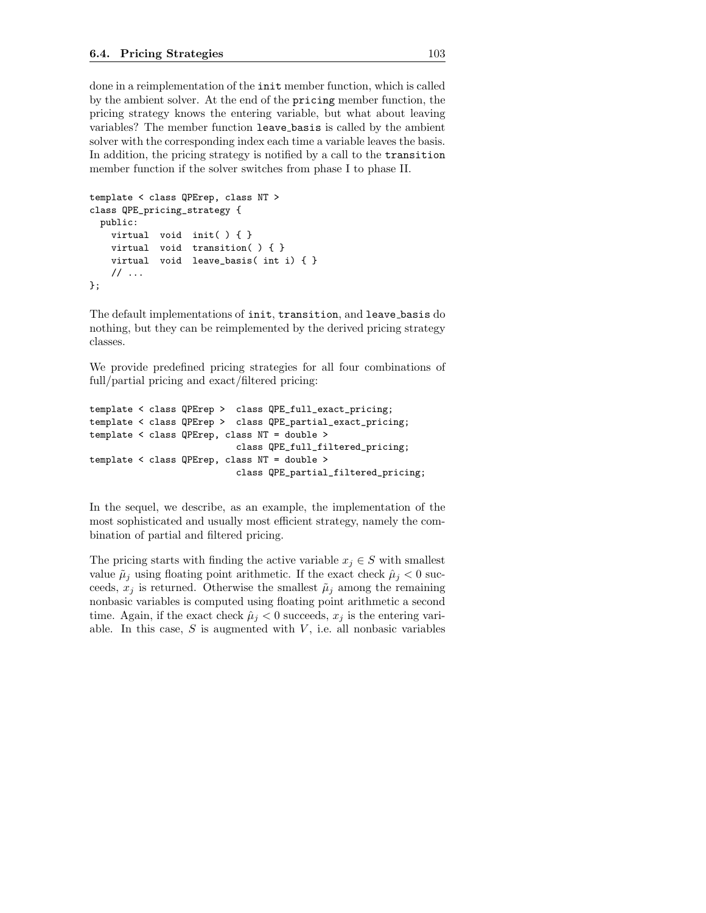done in a reimplementation of the `init` member function, which is called by the ambient solver. At the end of the `pricing` member function, the pricing strategy knows the entering variable, but what about leaving variables? The member function `leave_basis` is called by the ambient solver with the corresponding index each time a variable leaves the basis. In addition, the pricing strategy is notified by a call to the `transition` member function if the solver switches from phase I to phase II.

```
template < class QPErep, class NT >
class QPE_pricing_strategy {
  public:
    virtual  void  init( ) { }
    virtual  void  transition( ) { }
    virtual  void  leave_basis( int i) { }
    // ...
};
```

The default implementations of `init`, `transition`, and `leave_basis` do nothing, but they can be reimplemented by the derived pricing strategy classes.

We provide predefined pricing strategies for all four combinations of full/partial pricing and exact/filtered pricing:

```
template < class QPErep >  class QPE_full_exact_pricing;
template < class QPErep >  class QPE_partial_exact_pricing;
template < class QPErep, class NT = double >
                           class QPE_full_filtered_pricing;
template < class QPErep, class NT = double >
                           class QPE_partial_filtered_pricing;
```

In the sequel, we describe, as an example, the implementation of the most sophisticated and usually most efficient strategy, namely the combination of partial and filtered pricing.

The pricing starts with finding the active variable $x_j \in S$ with smallest value $\tilde{\mu}_j$ using floating point arithmetic. If the exact check $\hat{\mu}_j < 0$ succeeds, $x_j$ is returned. Otherwise the smallest $\tilde{\mu}_j$ among the remaining nonbasic variables is computed using floating point arithmetic a second time. Again, if the exact check $\hat{\mu}_j < 0$ succeeds, $x_j$ is the entering variable. In this case, $S$ is augmented with $V$, i.e. all nonbasic variables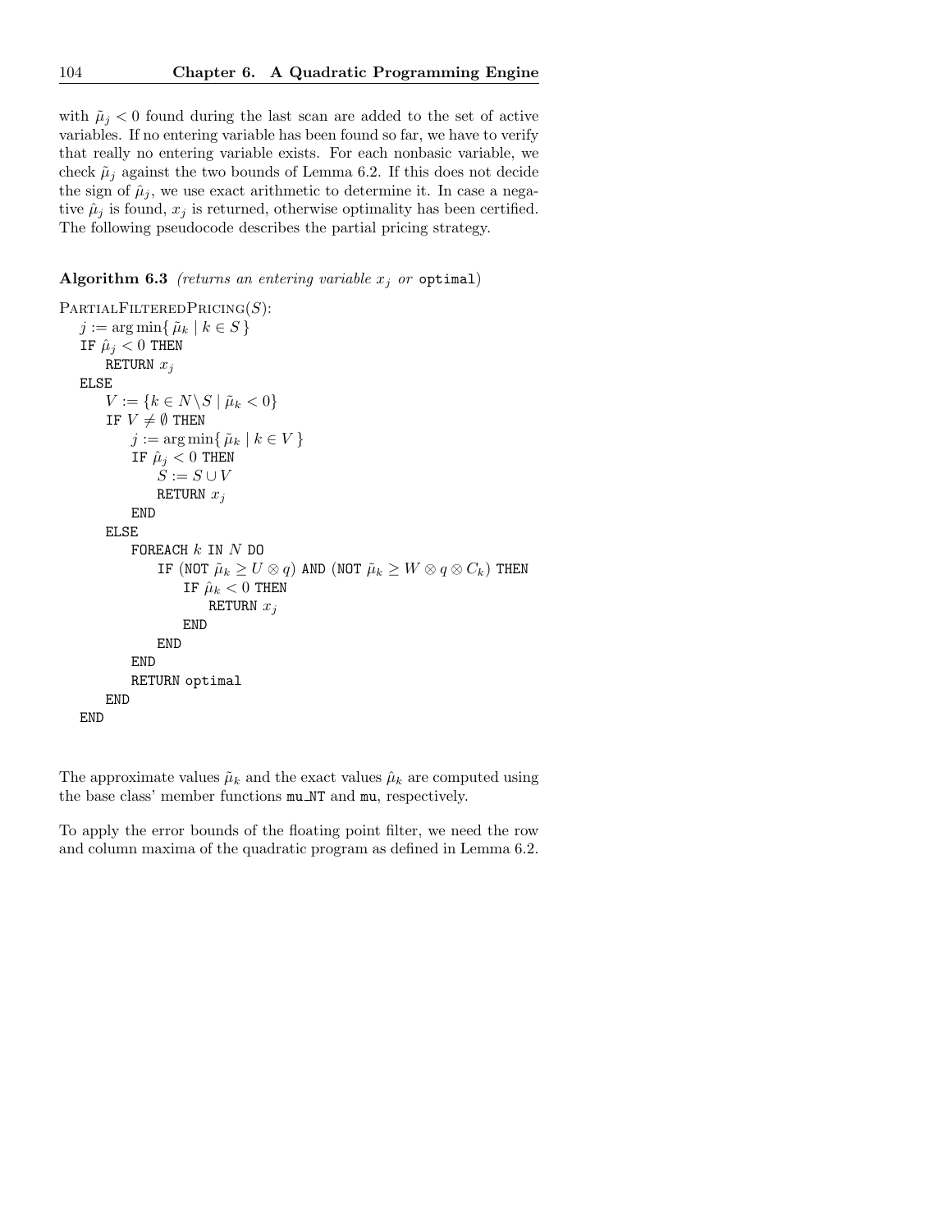with $\tilde{\mu}_j < 0$ found during the last scan are added to the set of active variables. If no entering variable has been found so far, we have to verify that really no entering variable exists. For each nonbasic variable, we check $\tilde{\mu}_j$ against the two bounds of Lemma 6.2. If this does not decide the sign of $\hat{\mu}_j$, we use exact arithmetic to determine it. In case a negative $\hat{\mu}_j$ is found, $x_j$ is returned, otherwise optimality has been certified. The following pseudocode describes the partial pricing strategy.

**Algorithm 6.3** *(returns an entering variable $x_j$ or* `optimal`*)*

```
PartialFilteredPricing(S):
    j := arg min{ μ̃_k | k ∈ S }
    IF μ̂_j < 0 THEN
        RETURN x_j
    ELSE
        V := {k ∈ N\S | μ̃_k < 0}
        IF V ≠ ∅ THEN
            j := arg min{ μ̃_k | k ∈ V }
            IF μ̂_j < 0 THEN
                S := S ∪ V
                RETURN x_j
            END
        ELSE
            FOREACH k IN N DO
                IF (NOT μ̃_k ≥ U ⊗ q) AND (NOT μ̃_k ≥ W ⊗ q ⊗ C_k) THEN
                    IF μ̂_k < 0 THEN
                        RETURN x_j
                    END
                END
            END
            RETURN optimal
        END
    END
```

The approximate values $\tilde{\mu}_k$ and the exact values $\hat{\mu}_k$ are computed using the base class' member functions `mu_NT` and `mu`, respectively.

To apply the error bounds of the floating point filter, we need the row and column maxima of the quadratic program as defined in Lemma 6.2.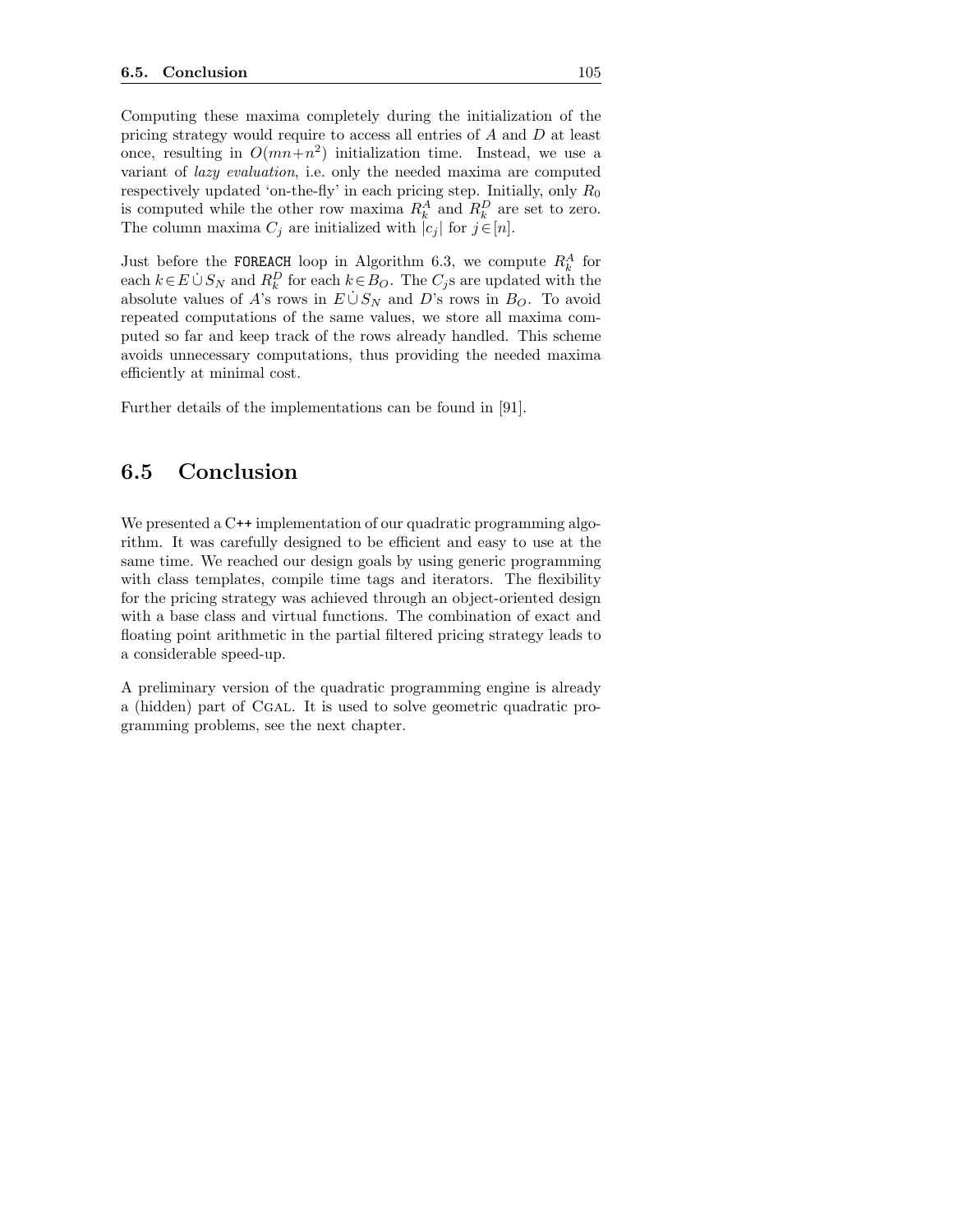Computing these maxima completely during the initialization of the pricing strategy would require to access all entries of $A$ and $D$ at least once, resulting in $O(mn+n^2)$ initialization time. Instead, we use a variant of *lazy evaluation*, i.e. only the needed maxima are computed respectively updated 'on-the-fly' in each pricing step. Initially, only $R_0$ is computed while the other row maxima $R_k^A$ and $R_k^D$ are set to zero. The column maxima $C_j$ are initialized with $|c_j|$ for $j \in [n]$.

Just before the `FOREACH` loop in Algorithm 6.3, we compute $R_k^A$ for each $k \in E \dot{\cup} S_N$ and $R_k^D$ for each $k \in B_O$. The $C_j$s are updated with the absolute values of $A$'s rows in $E \dot{\cup} S_N$ and $D$'s rows in $B_O$. To avoid repeated computations of the same values, we store all maxima computed so far and keep track of the rows already handled. This scheme avoids unnecessary computations, thus providing the needed maxima efficiently at minimal cost.

Further details of the implementations can be found in [91].

## 6.5 Conclusion

We presented a C++ implementation of our quadratic programming algorithm. It was carefully designed to be efficient and easy to use at the same time. We reached our design goals by using generic programming with class templates, compile time tags and iterators. The flexibility for the pricing strategy was achieved through an object-oriented design with a base class and virtual functions. The combination of exact and floating point arithmetic in the partial filtered pricing strategy leads to a considerable speed-up.

A preliminary version of the quadratic programming engine is already a (hidden) part of CGAL. It is used to solve geometric quadratic programming problems, see the next chapter.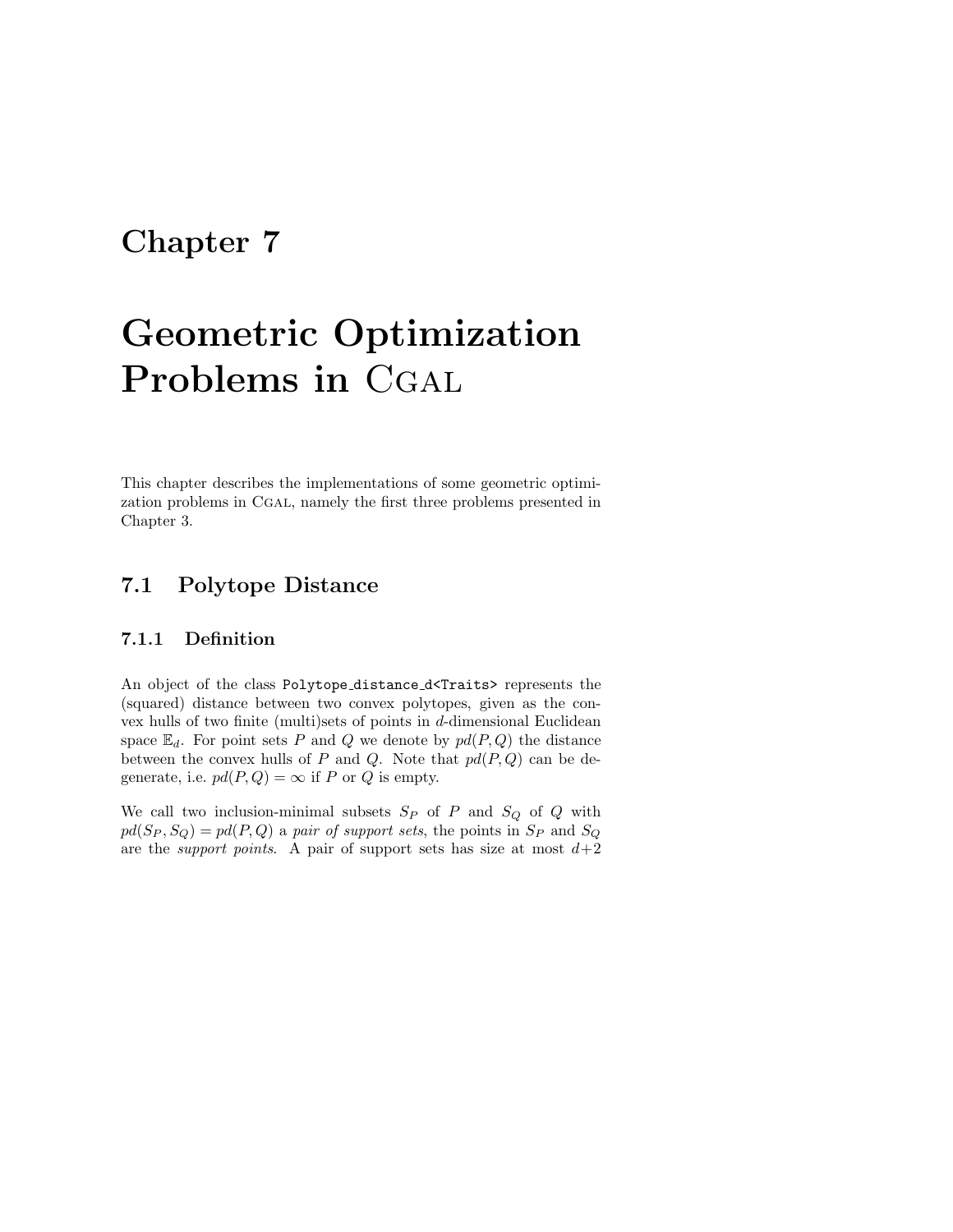# Chapter 7

# Geometric Optimization Problems in CGAL

This chapter describes the implementations of some geometric optimization problems in CGAL, namely the first three problems presented in Chapter 3.

## 7.1 Polytope Distance

### 7.1.1 Definition

An object of the class `Polytope_distance_d<Traits>` represents the (squared) distance between two convex polytopes, given as the convex hulls of two finite (multi)sets of points in $d$-dimensional Euclidean space $\mathbb{E}_d$. For point sets $P$ and $Q$ we denote by $pd(P, Q)$ the distance between the convex hulls of $P$ and $Q$. Note that $pd(P, Q)$ can be degenerate, i.e. $pd(P, Q) = \infty$ if $P$ or $Q$ is empty.

We call two inclusion-minimal subsets $S_P$ of $P$ and $S_Q$ of $Q$ with $pd(S_P, S_Q) = pd(P, Q)$ a *pair of support sets*, the points in $S_P$ and $S_Q$ are the *support points*. A pair of support sets has size at most $d+2$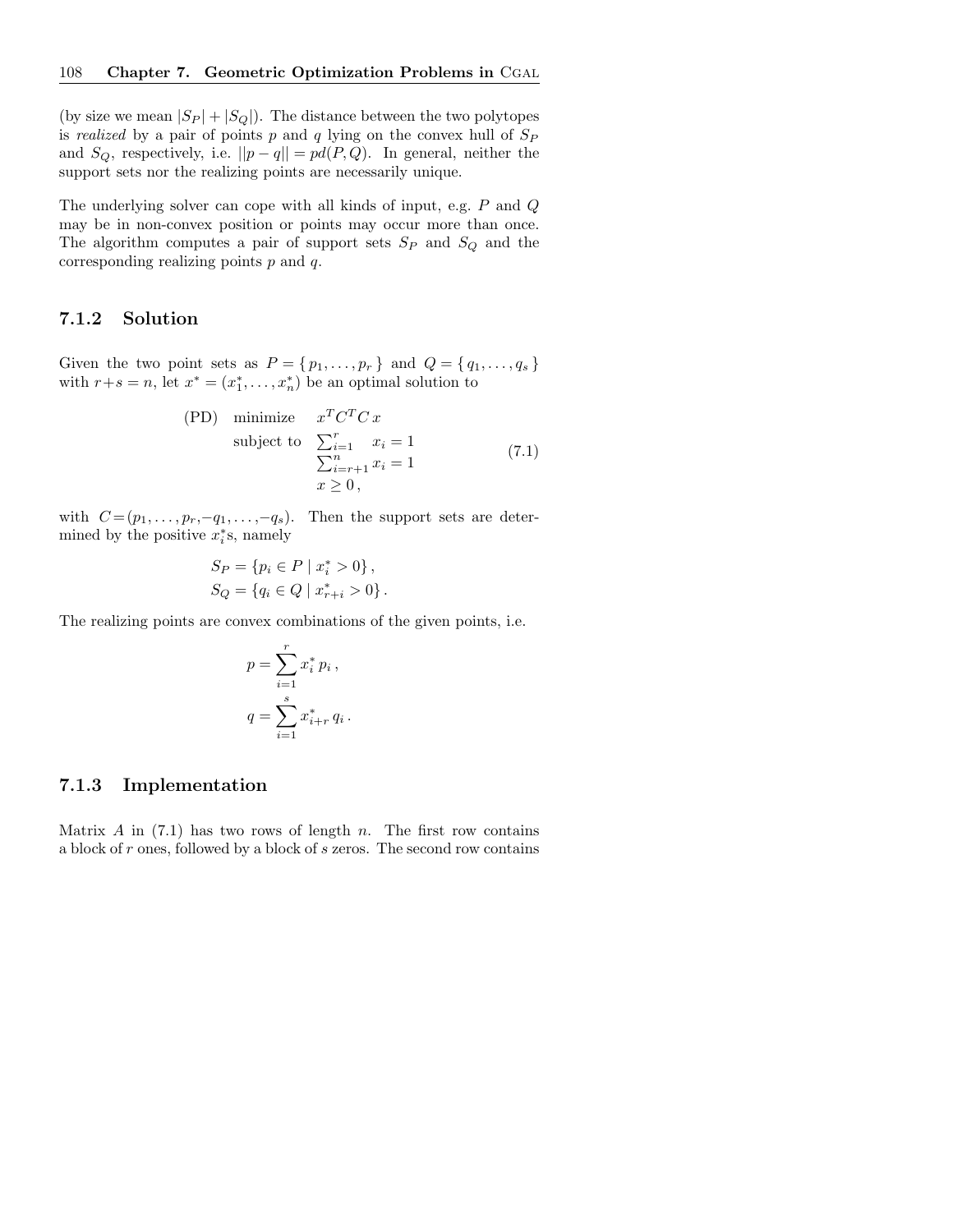(by size we mean $|S_P| + |S_Q|$). The distance between the two polytopes is *realized* by a pair of points $p$ and $q$ lying on the convex hull of $S_P$ and $S_Q$, respectively, i.e. $||p - q|| = pd(P, Q)$. In general, neither the support sets nor the realizing points are necessarily unique.

The underlying solver can cope with all kinds of input, e.g. $P$ and $Q$ may be in non-convex position or points may occur more than once. The algorithm computes a pair of support sets $S_P$ and $S_Q$ and the corresponding realizing points $p$ and $q$.

### 7.1.2 Solution

Given the two point sets as $P = \{ p_1, \ldots, p_r \}$ and $Q = \{ q_1, \ldots, q_s \}$ with $r+s = n$, let $x^* = (x_1^*, \ldots, x_n^*)$ be an optimal solution to

$$
\begin{array}{lll}
\text{(PD)} & \text{minimize} & x^T C^T C\, x \\
 & \text{subject to} & \sum_{i=1}^{r} \quad x_i = 1 \\
 & & \sum_{i=r+1}^{n} x_i = 1 \\
 & & x \geq 0\,,
\end{array}
\tag{7.1}
$$

with $C = (p_1, \ldots, p_r, -q_1, \ldots, -q_s)$. Then the support sets are determined by the positive $x_i^*$s, namely

$$
\begin{aligned}
S_P &= \{p_i \in P \mid x_i^* > 0\}\,, \\
S_Q &= \{q_i \in Q \mid x_{r+i}^* > 0\}\,.
\end{aligned}
$$

The realizing points are convex combinations of the given points, i.e.

$$
\begin{aligned}
p &= \sum_{i=1}^{r} x_i^*\, p_i\,, \\
q &= \sum_{i=1}^{s} x_{i+r}^*\, q_i\,.
\end{aligned}
$$

### 7.1.3 Implementation

Matrix $A$ in (7.1) has two rows of length $n$. The first row contains a block of $r$ ones, followed by a block of $s$ zeros. The second row contains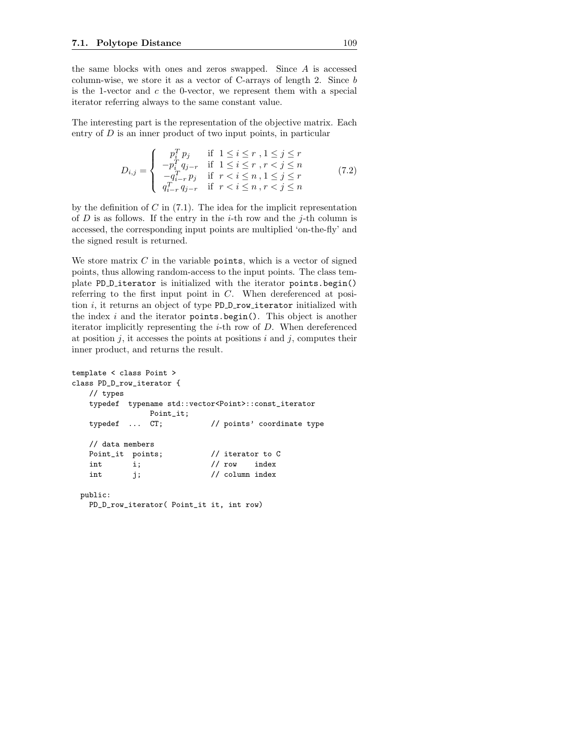the same blocks with ones and zeros swapped. Since $A$ is accessed column-wise, we store it as a vector of C-arrays of length 2. Since $b$ is the 1-vector and $c$ the 0-vector, we represent them with a special iterator referring always to the same constant value.

The interesting part is the representation of the objective matrix. Each entry of $D$ is an inner product of two input points, in particular

$$D_{i,j} = \begin{cases} p_i^T p_j & \text{if } 1 \leq i \leq r \,, 1 \leq j \leq r \\ -p_i^T q_{j-r} & \text{if } 1 \leq i \leq r \,, r < j \leq n \\ -q_{i-r}^T p_j & \text{if } r < i \leq n \,, 1 \leq j \leq r \\ q_{i-r}^T q_{j-r} & \text{if } r < i \leq n \,, r < j \leq n \end{cases} \tag{7.2}$$

by the definition of $C$ in (7.1). The idea for the implicit representation of $D$ is as follows. If the entry in the $i$-th row and the $j$-th column is accessed, the corresponding input points are multiplied 'on-the-fly' and the signed result is returned.

We store matrix $C$ in the variable `points`, which is a vector of signed points, thus allowing random-access to the input points. The class template `PD_D_iterator` is initialized with the iterator `points.begin()` referring to the first input point in $C$. When dereferenced at position $i$, it returns an object of type `PD_D_row_iterator` initialized with the index $i$ and the iterator `points.begin()`. This object is another iterator implicitly representing the $i$-th row of $D$. When dereferenced at position $j$, it accesses the points at positions $i$ and $j$, computes their inner product, and returns the result.

```
template < class Point >
class PD_D_row_iterator {
    // types
    typedef  typename std::vector<Point>::const_iterator
                 Point_it;
    typedef  ...  CT;            // points' coordinate type

    // data members
    Point_it  points;            // iterator to C
    int       i;                 // row    index
    int       j;                 // column index

  public:
    PD_D_row_iterator( Point_it it, int row)
```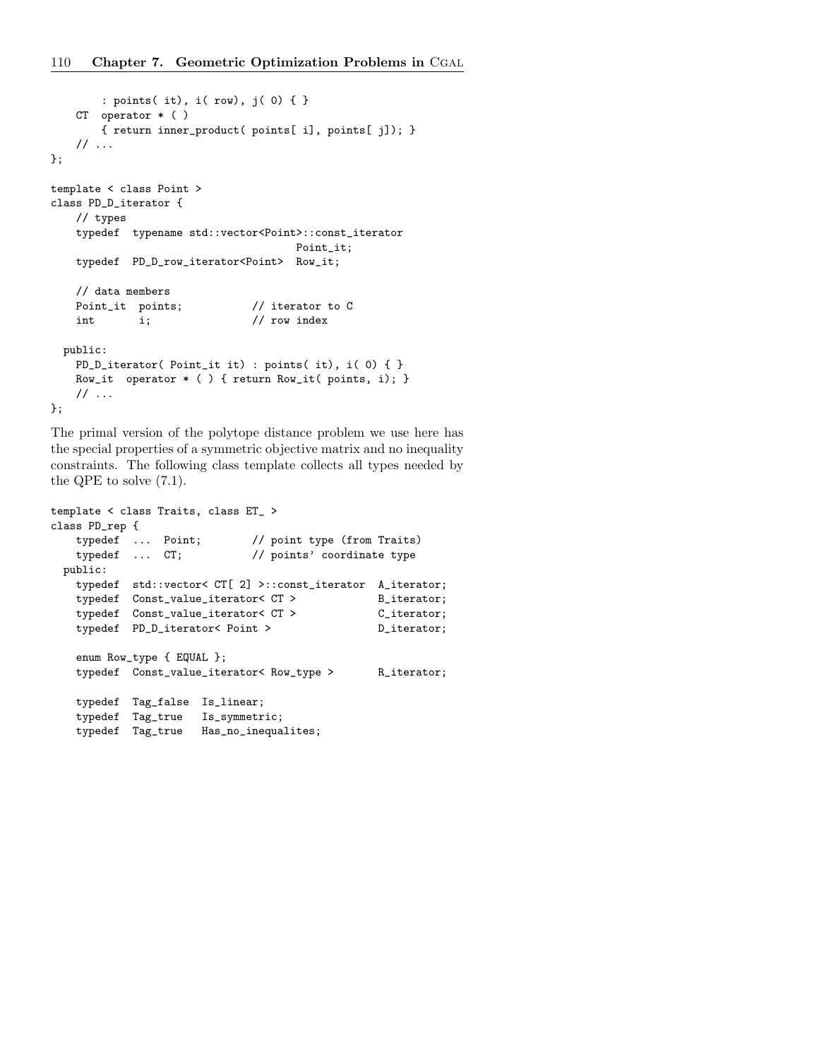```
        : points( it), i( row), j( 0) { }
    CT  operator * ( )
        { return inner_product( points[ i], points[ j]); }
    // ...
};

template < class Point >
class PD_D_iterator {
    // types
    typedef  typename std::vector<Point>::const_iterator
                                     Point_it;
    typedef  PD_D_row_iterator<Point>  Row_it;

    // data members
    Point_it  points;          // iterator to C
    int       i;               // row index

  public:
    PD_D_iterator( Point_it it) : points( it), i( 0) { }
    Row_it  operator * ( ) { return Row_it( points, i); }
    // ...
};
```

The primal version of the polytope distance problem we use here has the special properties of a symmetric objective matrix and no inequality constraints. The following class template collects all types needed by the QPE to solve (7.1).

```
template < class Traits, class ET_ >
class PD_rep {
    typedef  ...  Point;        // point type (from Traits)
    typedef  ...  CT;           // points' coordinate type
  public:
    typedef  std::vector< CT[ 2] >::const_iterator  A_iterator;
    typedef  Const_value_iterator< CT >            B_iterator;
    typedef  Const_value_iterator< CT >            C_iterator;
    typedef  PD_D_iterator< Point >                D_iterator;

    enum Row_type { EQUAL };
    typedef  Const_value_iterator< Row_type >      R_iterator;

    typedef  Tag_false  Is_linear;
    typedef  Tag_true   Is_symmetric;
    typedef  Tag_true   Has_no_inequalites;
```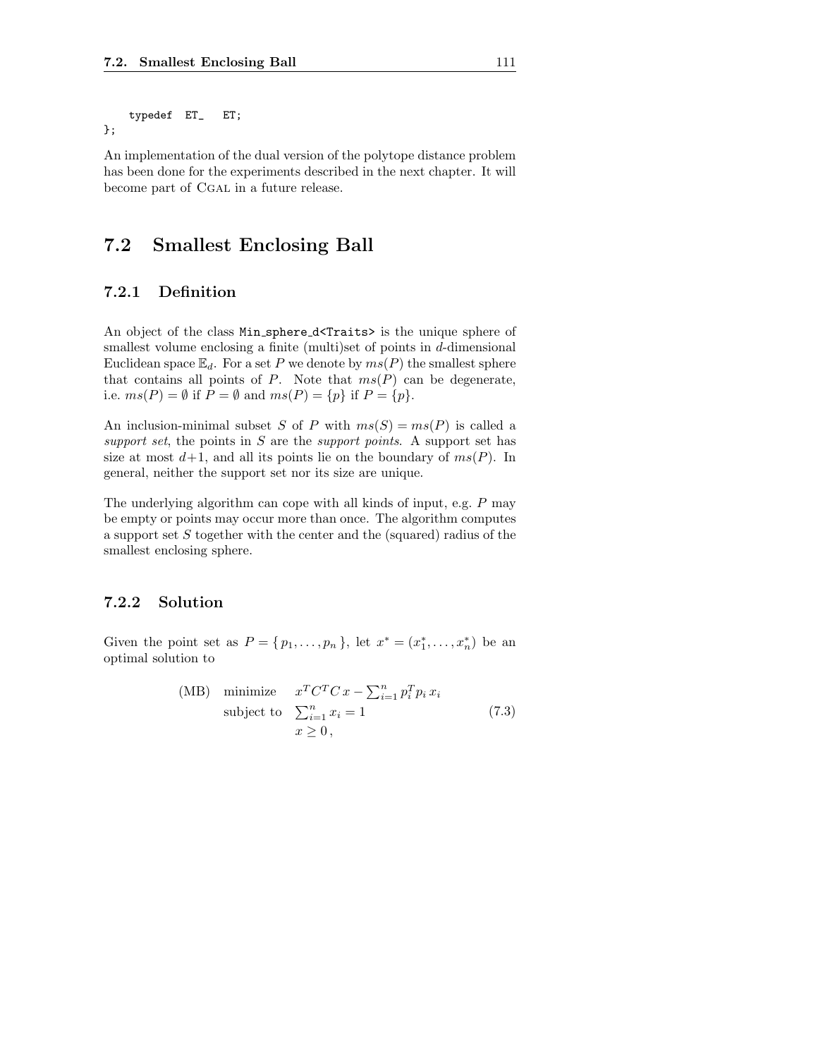```
    typedef  ET_   ET;
};
```

An implementation of the dual version of the polytope distance problem has been done for the experiments described in the next chapter. It will become part of CGAL in a future release.

## 7.2 Smallest Enclosing Ball

### 7.2.1 Definition

An object of the class `Min_sphere_d<Traits>` is the unique sphere of smallest volume enclosing a finite (multi)set of points in $d$-dimensional Euclidean space $\mathbb{E}_d$. For a set $P$ we denote by $ms(P)$ the smallest sphere that contains all points of $P$. Note that $ms(P)$ can be degenerate, i.e. $ms(P) = \emptyset$ if $P = \emptyset$ and $ms(P) = \{p\}$ if $P = \{p\}$.

An inclusion-minimal subset $S$ of $P$ with $ms(S) = ms(P)$ is called a *support set*, the points in $S$ are the *support points*. A support set has size at most $d+1$, and all its points lie on the boundary of $ms(P)$. In general, neither the support set nor its size are unique.

The underlying algorithm can cope with all kinds of input, e.g. $P$ may be empty or points may occur more than once. The algorithm computes a support set $S$ together with the center and the (squared) radius of the smallest enclosing sphere.

### 7.2.2 Solution

Given the point set as $P = \{ p_1, \ldots, p_n \}$, let $x^* = (x_1^*, \ldots, x_n^*)$ be an optimal solution to

$$
\begin{array}{lll}
\text{(MB)} & \text{minimize} & x^T C^T C\, x - \sum_{i=1}^{n} p_i^T p_i\, x_i \\
 & \text{subject to} & \sum_{i=1}^{n} x_i = 1 \\
 & & x \geq 0\,,
\end{array}
\tag{7.3}
$$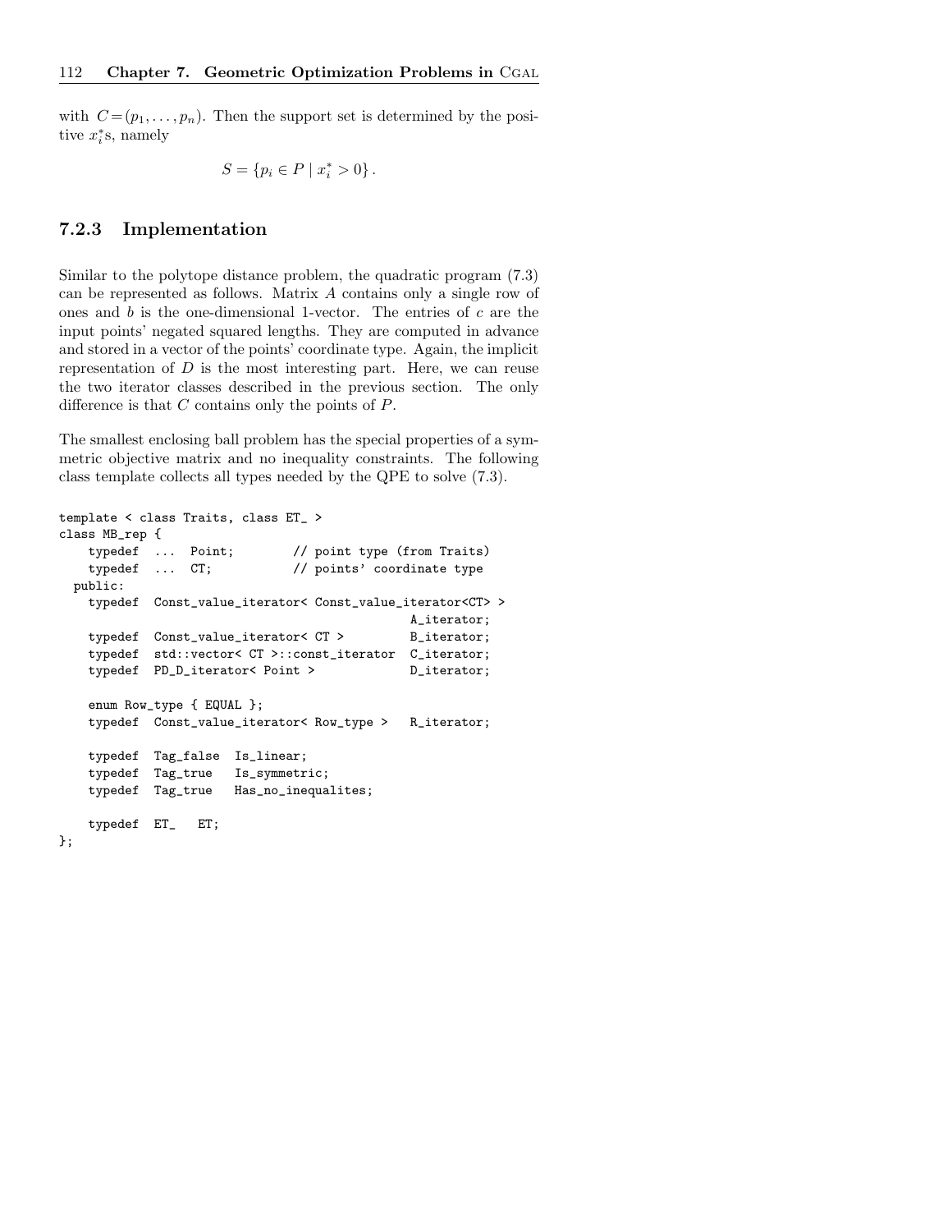with $C=(p_1,\ldots,p_n)$. Then the support set is determined by the positive $x_i^*$s, namely

$$S = \{p_i \in P \mid x_i^* > 0\}.$$

### 7.2.3 Implementation

Similar to the polytope distance problem, the quadratic program (7.3) can be represented as follows. Matrix $A$ contains only a single row of ones and $b$ is the one-dimensional 1-vector. The entries of $c$ are the input points' negated squared lengths. They are computed in advance and stored in a vector of the points' coordinate type. Again, the implicit representation of $D$ is the most interesting part. Here, we can reuse the two iterator classes described in the previous section. The only difference is that $C$ contains only the points of $P$.

The smallest enclosing ball problem has the special properties of a symmetric objective matrix and no inequality constraints. The following class template collects all types needed by the QPE to solve (7.3).

```
template < class Traits, class ET_ >
class MB_rep {
    typedef  ...  Point;        // point type (from Traits)
    typedef  ...  CT;           // points' coordinate type
  public:
    typedef  Const_value_iterator< Const_value_iterator<CT> >
                                                A_iterator;
    typedef  Const_value_iterator< CT >         B_iterator;
    typedef  std::vector< CT >::const_iterator  C_iterator;
    typedef  PD_D_iterator< Point >             D_iterator;

    enum Row_type { EQUAL };
    typedef  Const_value_iterator< Row_type >   R_iterator;

    typedef  Tag_false  Is_linear;
    typedef  Tag_true   Is_symmetric;
    typedef  Tag_true   Has_no_inequalites;

    typedef  ET_   ET;
};
```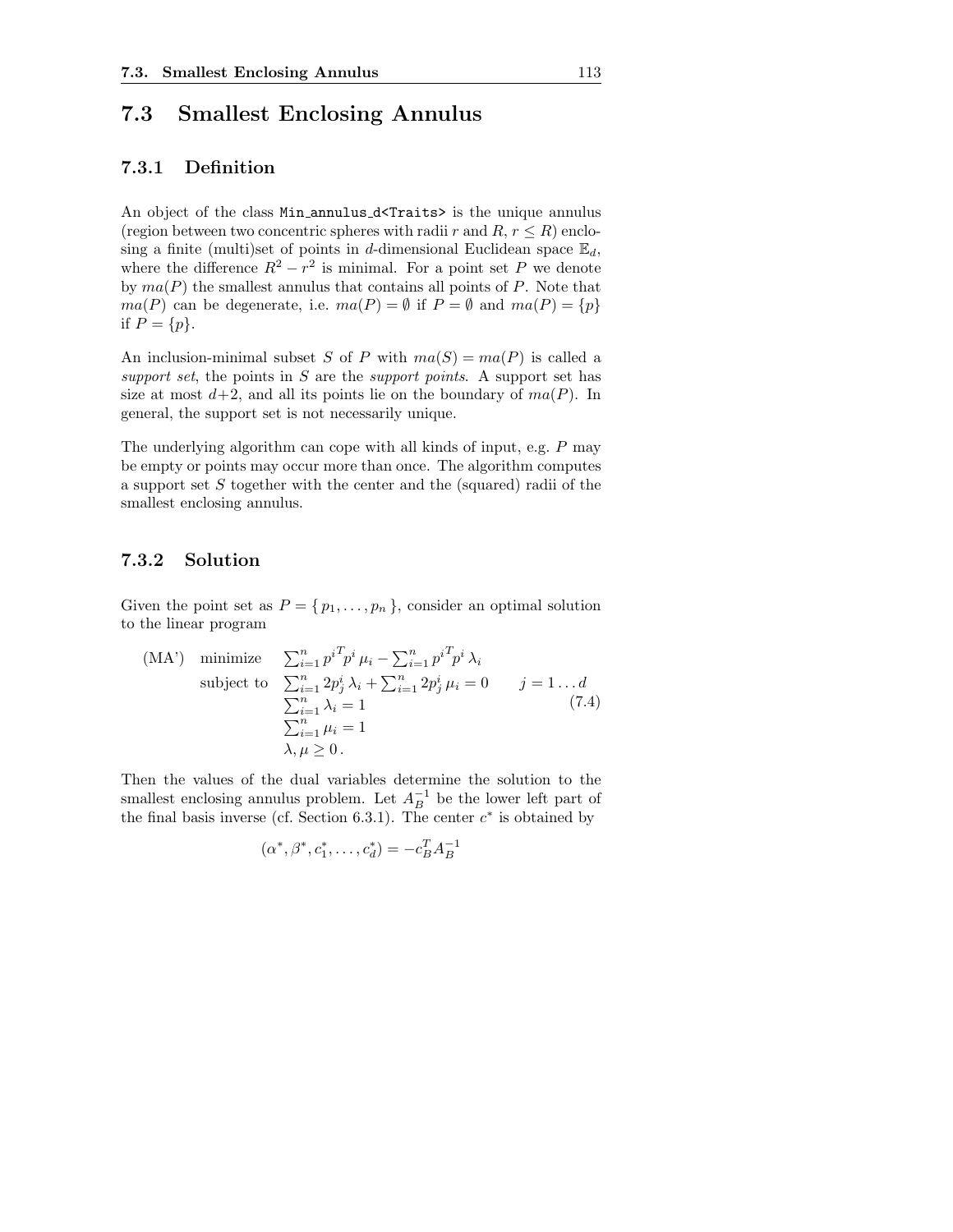## 7.3 Smallest Enclosing Annulus

### 7.3.1 Definition

An object of the class `Min_annulus_d<Traits>` is the unique annulus (region between two concentric spheres with radii $r$ and $R$, $r \leq R$) enclosing a finite (multi)set of points in $d$-dimensional Euclidean space $\mathbb{E}_d$, where the difference $R^2 - r^2$ is minimal. For a point set $P$ we denote by $ma(P)$ the smallest annulus that contains all points of $P$. Note that $ma(P)$ can be degenerate, i.e. $ma(P) = \emptyset$ if $P = \emptyset$ and $ma(P) = \{p\}$ if $P = \{p\}$.

An inclusion-minimal subset $S$ of $P$ with $ma(S) = ma(P)$ is called a *support set*, the points in $S$ are the *support points*. A support set has size at most $d+2$, and all its points lie on the boundary of $ma(P)$. In general, the support set is not necessarily unique.

The underlying algorithm can cope with all kinds of input, e.g. $P$ may be empty or points may occur more than once. The algorithm computes a support set $S$ together with the center and the (squared) radii of the smallest enclosing annulus.

### 7.3.2 Solution

Given the point set as $P = \{ p_1, \ldots, p_n \}$, consider an optimal solution to the linear program

$$
\begin{array}{lll}
\text{(MA')} & \text{minimize} & \sum_{i=1}^{n} {p^i}^T p^i \, \mu_i - \sum_{i=1}^{n} {p^i}^T p^i \, \lambda_i \\
& \text{subject to} & \sum_{i=1}^{n} 2p_j^i \, \lambda_i + \sum_{i=1}^{n} 2p_j^i \, \mu_i = 0 \qquad j = 1 \ldots d \\
& & \sum_{i=1}^{n} \lambda_i = 1 \\
& & \sum_{i=1}^{n} \mu_i = 1 \\
& & \lambda, \mu \geq 0 \, .
\end{array}
\tag{7.4}
$$

Then the values of the dual variables determine the solution to the smallest enclosing annulus problem. Let $A_B^{-1}$ be the lower left part of the final basis inverse (cf. Section 6.3.1). The center $c^*$ is obtained by

$$
(\alpha^*, \beta^*, c_1^*, \ldots, c_d^*) = -c_B^T A_B^{-1}
$$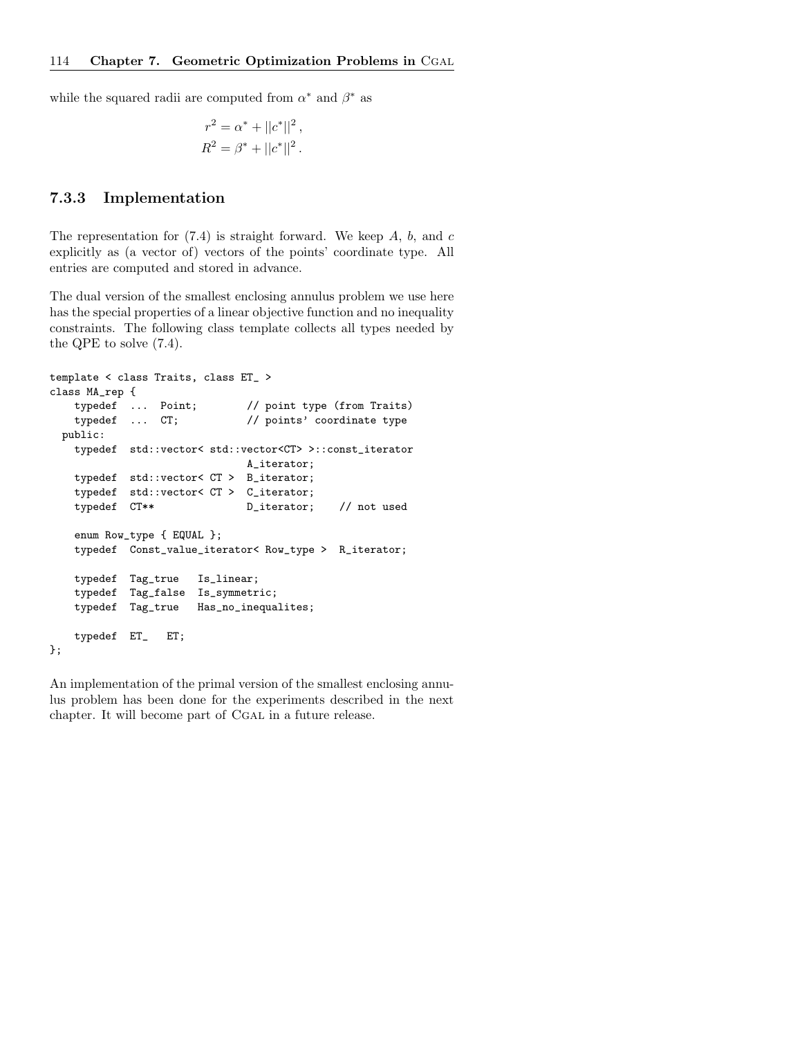while the squared radii are computed from $\alpha^*$ and $\beta^*$ as

$$r^2 = \alpha^* + ||c^*||^2\,,$$
$$R^2 = \beta^* + ||c^*||^2\,.$$

### 7.3.3 Implementation

The representation for (7.4) is straight forward. We keep $A$, $b$, and $c$ explicitly as (a vector of) vectors of the points' coordinate type. All entries are computed and stored in advance.

The dual version of the smallest enclosing annulus problem we use here has the special properties of a linear objective function and no inequality constraints. The following class template collects all types needed by the QPE to solve (7.4).

```
template < class Traits, class ET_ >
class MA_rep {
    typedef  ...  Point;        // point type (from Traits)
    typedef  ...  CT;           // points' coordinate type
  public:
    typedef  std::vector< std::vector<CT> >::const_iterator
                            A_iterator;
    typedef  std::vector< CT >  B_iterator;
    typedef  std::vector< CT >  C_iterator;
    typedef  CT**               D_iterator;    // not used

    enum Row_type { EQUAL };
    typedef  Const_value_iterator< Row_type >  R_iterator;

    typedef  Tag_true   Is_linear;
    typedef  Tag_false  Is_symmetric;
    typedef  Tag_true   Has_no_inequalites;

    typedef  ET_   ET;
};
```

An implementation of the primal version of the smallest enclosing annulus problem has been done for the experiments described in the next chapter. It will become part of CGAL in a future release.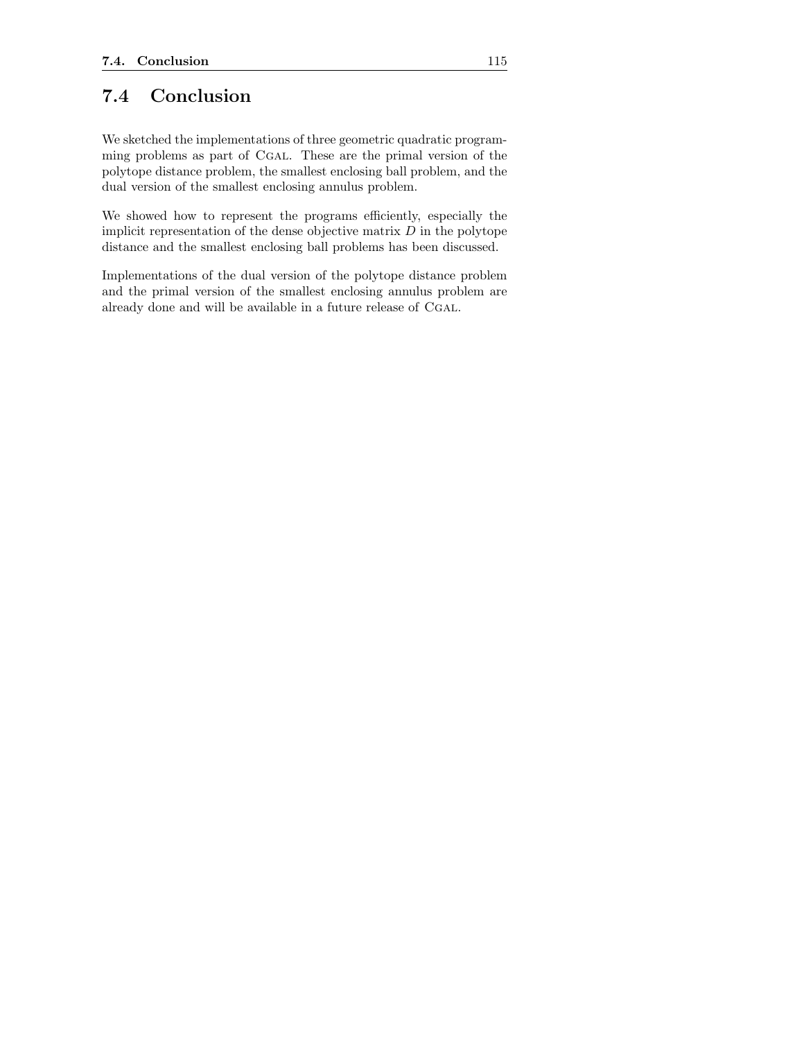## 7.4 Conclusion

We sketched the implementations of three geometric quadratic programming problems as part of CGAL. These are the primal version of the polytope distance problem, the smallest enclosing ball problem, and the dual version of the smallest enclosing annulus problem.

We showed how to represent the programs efficiently, especially the implicit representation of the dense objective matrix $D$ in the polytope distance and the smallest enclosing ball problems has been discussed.

Implementations of the dual version of the polytope distance problem and the primal version of the smallest enclosing annulus problem are already done and will be available in a future release of CGAL.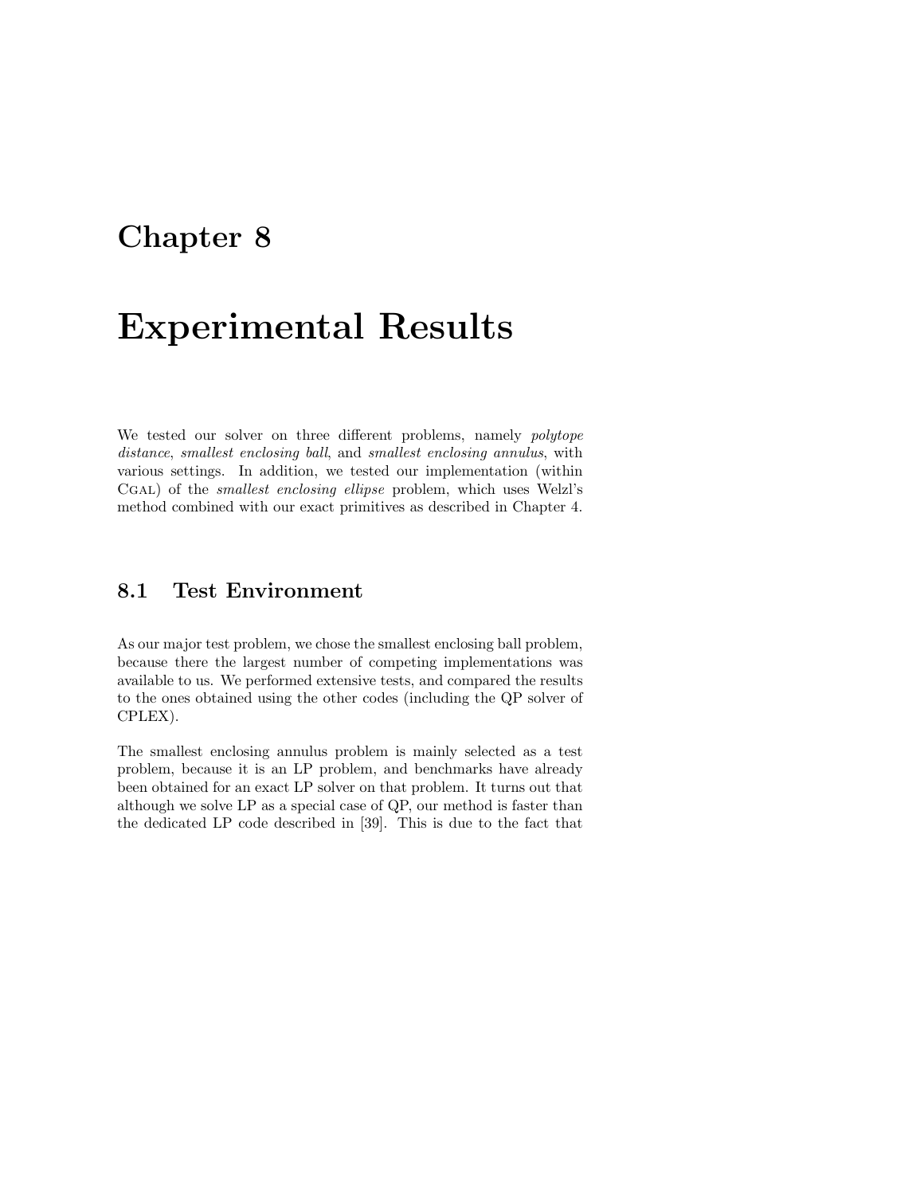# Chapter 8

# Experimental Results

We tested our solver on three different problems, namely *polytope distance*, *smallest enclosing ball*, and *smallest enclosing annulus*, with various settings. In addition, we tested our implementation (within CGAL) of the *smallest enclosing ellipse* problem, which uses Welzl's method combined with our exact primitives as described in Chapter 4.

## 8.1 Test Environment

As our major test problem, we chose the smallest enclosing ball problem, because there the largest number of competing implementations was available to us. We performed extensive tests, and compared the results to the ones obtained using the other codes (including the QP solver of CPLEX).

The smallest enclosing annulus problem is mainly selected as a test problem, because it is an LP problem, and benchmarks have already been obtained for an exact LP solver on that problem. It turns out that although we solve LP as a special case of QP, our method is faster than the dedicated LP code described in [39]. This is due to the fact that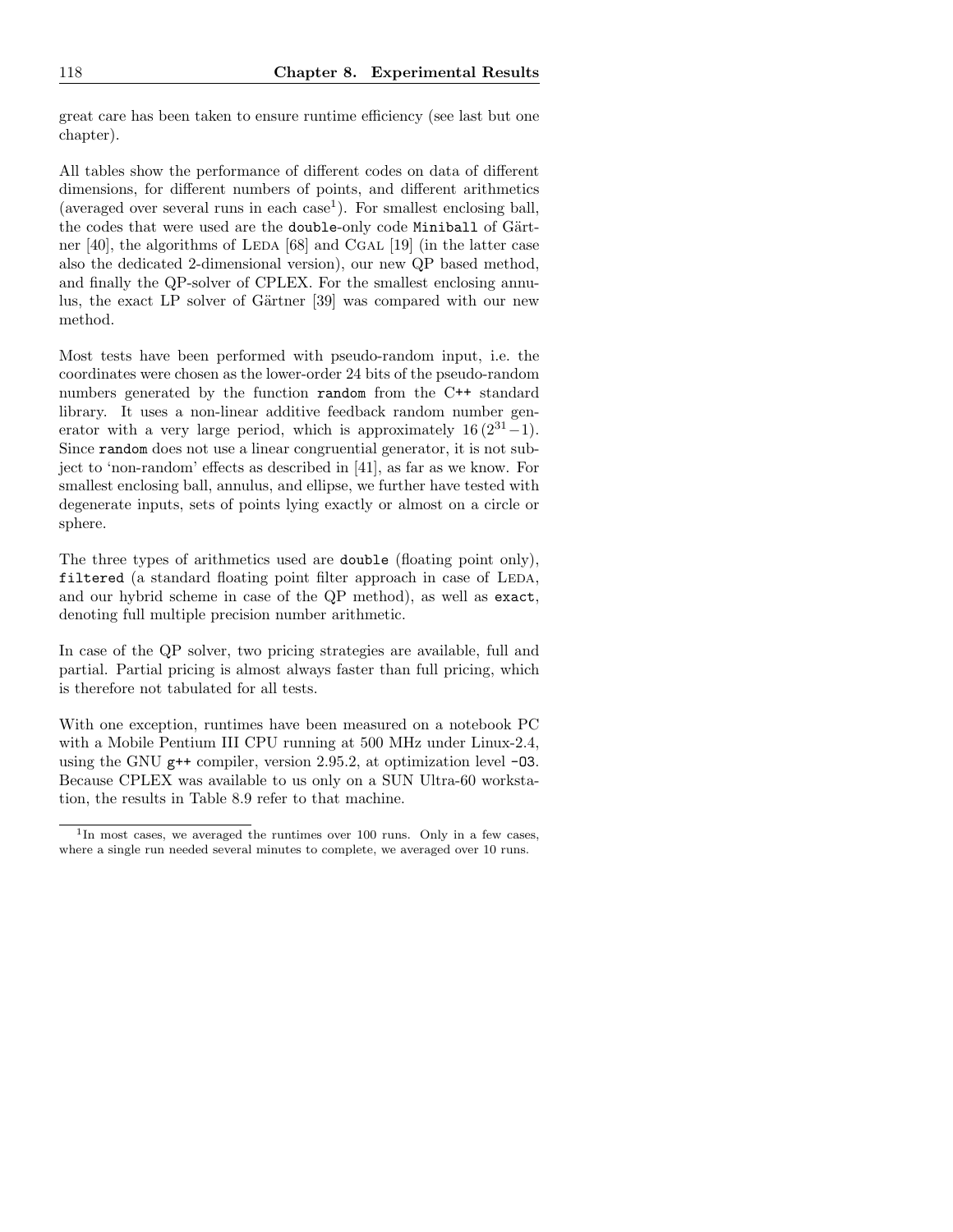great care has been taken to ensure runtime efficiency (see last but one chapter).

All tables show the performance of different codes on data of different dimensions, for different numbers of points, and different arithmetics (averaged over several runs in each case[1]). For smallest enclosing ball, the codes that were used are the `double`-only code `Miniball` of Gärtner [40], the algorithms of LEDA [68] and CGAL [19] (in the latter case also the dedicated 2-dimensional version), our new QP based method, and finally the QP-solver of CPLEX. For the smallest enclosing annulus, the exact LP solver of Gärtner [39] was compared with our new method.

Most tests have been performed with pseudo-random input, i.e. the coordinates were chosen as the lower-order 24 bits of the pseudo-random numbers generated by the function `random` from the C++ standard library. It uses a non-linear additive feedback random number generator with a very large period, which is approximately $16\,(2^{31}-1)$. Since `random` does not use a linear congruential generator, it is not subject to 'non-random' effects as described in [41], as far as we know. For smallest enclosing ball, annulus, and ellipse, we further have tested with degenerate inputs, sets of points lying exactly or almost on a circle or sphere.

The three types of arithmetics used are `double` (floating point only), `filtered` (a standard floating point filter approach in case of LEDA, and our hybrid scheme in case of the QP method), as well as `exact`, denoting full multiple precision number arithmetic.

In case of the QP solver, two pricing strategies are available, full and partial. Partial pricing is almost always faster than full pricing, which is therefore not tabulated for all tests.

With one exception, runtimes have been measured on a notebook PC with a Mobile Pentium III CPU running at 500 MHz under Linux-2.4, using the GNU `g++` compiler, version 2.95.2, at optimization level `-O3`. Because CPLEX was available to us only on a SUN Ultra-60 workstation, the results in Table 8.9 refer to that machine.

---

[1] In most cases, we averaged the runtimes over 100 runs. Only in a few cases, where a single run needed several minutes to complete, we averaged over 10 runs.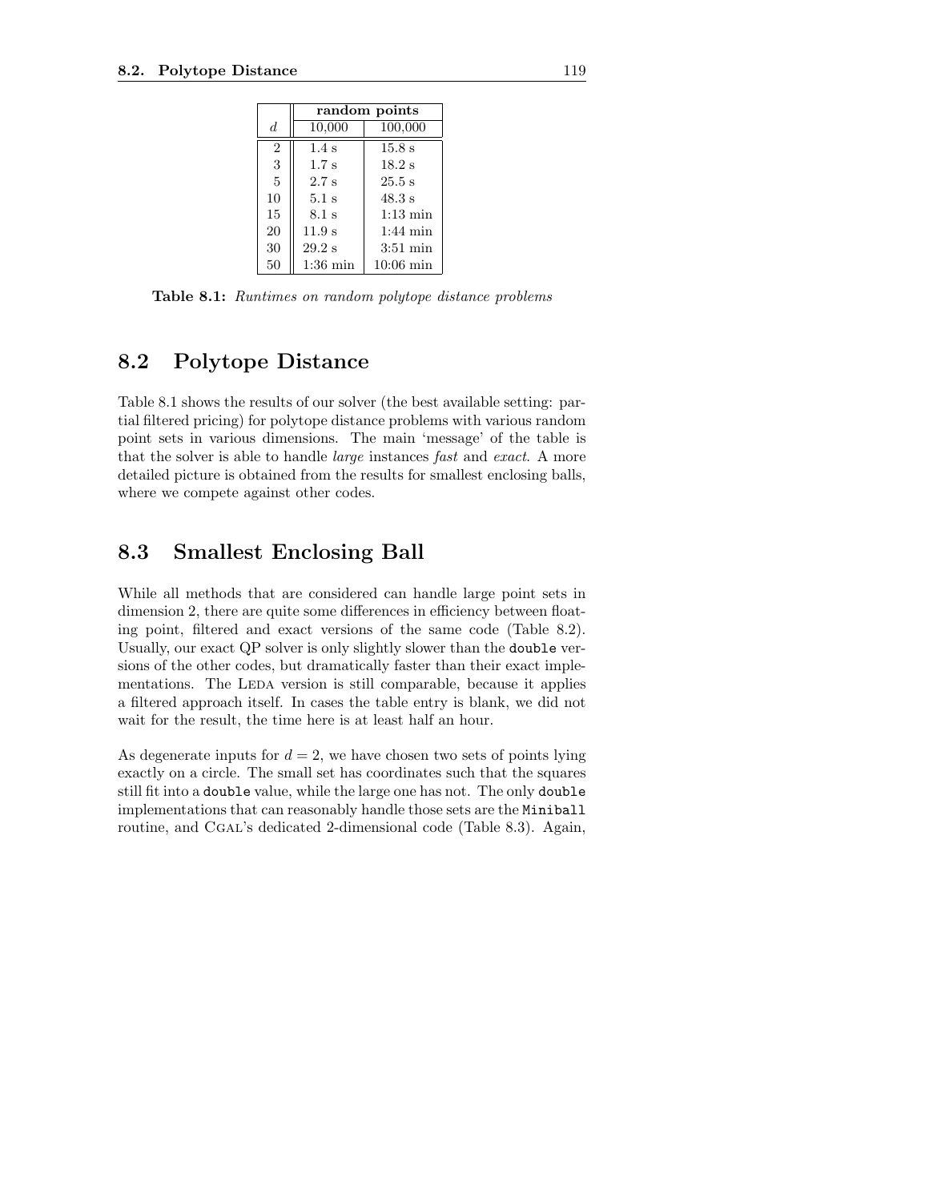| | random points | |
|---|---|---|
| $d$ | 10,000 | 100,000 |
| 2 | 1.4 s | 15.8 s |
| 3 | 1.7 s | 18.2 s |
| 5 | 2.7 s | 25.5 s |
| 10 | 5.1 s | 48.3 s |
| 15 | 8.1 s | 1:13 min |
| 20 | 11.9 s | 1:44 min |
| 30 | 29.2 s | 3:51 min |
| 50 | 1:36 min | 10:06 min |

**Table 8.1:** *Runtimes on random polytope distance problems*

## 8.2 Polytope Distance

Table 8.1 shows the results of our solver (the best available setting: partial filtered pricing) for polytope distance problems with various random point sets in various dimensions. The main 'message' of the table is that the solver is able to handle *large* instances *fast* and *exact*. A more detailed picture is obtained from the results for smallest enclosing balls, where we compete against other codes.

## 8.3 Smallest Enclosing Ball

While all methods that are considered can handle large point sets in dimension 2, there are quite some differences in efficiency between floating point, filtered and exact versions of the same code (Table 8.2). Usually, our exact QP solver is only slightly slower than the `double` versions of the other codes, but dramatically faster than their exact implementations. The LEDA version is still comparable, because it applies a filtered approach itself. In cases the table entry is blank, we did not wait for the result, the time here is at least half an hour.

As degenerate inputs for $d = 2$, we have chosen two sets of points lying exactly on a circle. The small set has coordinates such that the squares still fit into a `double` value, while the large one has not. The only `double` implementations that can reasonably handle those sets are the `Miniball` routine, and CGAL's dedicated 2-dimensional code (Table 8.3). Again,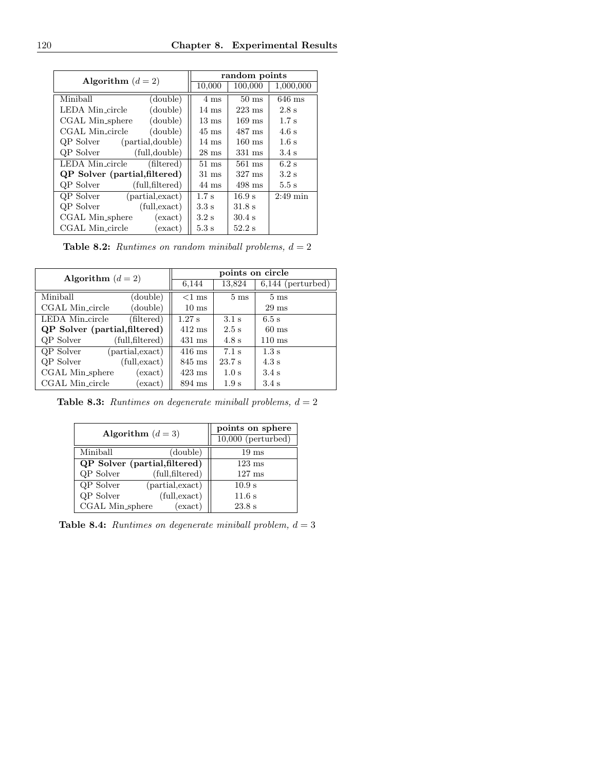| Algorithm ($d = 2$) | | random points | | |
|---|---|---|---|---|
| | | 10,000 | 100,000 | 1,000,000 |
| Miniball | (double) | 4 ms | 50 ms | 646 ms |
| LEDA Min_circle | (double) | 14 ms | 223 ms | 2.8 s |
| CGAL Min_sphere | (double) | 13 ms | 169 ms | 1.7 s |
| CGAL Min_circle | (double) | 45 ms | 487 ms | 4.6 s |
| QP Solver | (partial,double) | 14 ms | 160 ms | 1.6 s |
| QP Solver | (full,double) | 28 ms | 331 ms | 3.4 s |
| LEDA Min_circle | (filtered) | 51 ms | 561 ms | 6.2 s |
| **QP Solver** | **(partial,filtered)** | 31 ms | 327 ms | 3.2 s |
| QP Solver | (full,filtered) | 44 ms | 498 ms | 5.5 s |
| QP Solver | (partial,exact) | 1.7 s | 16.9 s | 2:49 min |
| QP Solver | (full,exact) | 3.3 s | 31.8 s | |
| CGAL Min_sphere | (exact) | 3.2 s | 30.4 s | |
| CGAL Min_circle | (exact) | 5.3 s | 52.2 s | |

**Table 8.2:** *Runtimes on random miniball problems, $d = 2$*

| Algorithm ($d = 2$) | | points on circle | | |
|---|---|---|---|---|
| | | 6,144 | 13,824 | 6,144 (perturbed) |
| Miniball | (double) | <1 ms | 5 ms | 5 ms |
| CGAL Min_circle | (double) | 10 ms | | 29 ms |
| LEDA Min_circle | (filtered) | 1.27 s | 3.1 s | 6.5 s |
| **QP Solver** | **(partial,filtered)** | 412 ms | 2.5 s | 60 ms |
| QP Solver | (full,filtered) | 431 ms | 4.8 s | 110 ms |
| QP Solver | (partial,exact) | 416 ms | 7.1 s | 1.3 s |
| QP Solver | (full,exact) | 845 ms | 23.7 s | 4.3 s |
| CGAL Min_sphere | (exact) | 423 ms | 1.0 s | 3.4 s |
| CGAL Min_circle | (exact) | 894 ms | 1.9 s | 3.4 s |

**Table 8.3:** *Runtimes on degenerate miniball problems, $d = 2$*

| Algorithm ($d = 3$) | | points on sphere |
|---|---|---|
| | | 10,000 (perturbed) |
| Miniball | (double) | 19 ms |
| **QP Solver** | **(partial,filtered)** | 123 ms |
| QP Solver | (full,filtered) | 127 ms |
| QP Solver | (partial,exact) | 10.9 s |
| QP Solver | (full,exact) | 11.6 s |
| CGAL Min_sphere | (exact) | 23.8 s |

**Table 8.4:** *Runtimes on degenerate miniball problem, $d = 3$*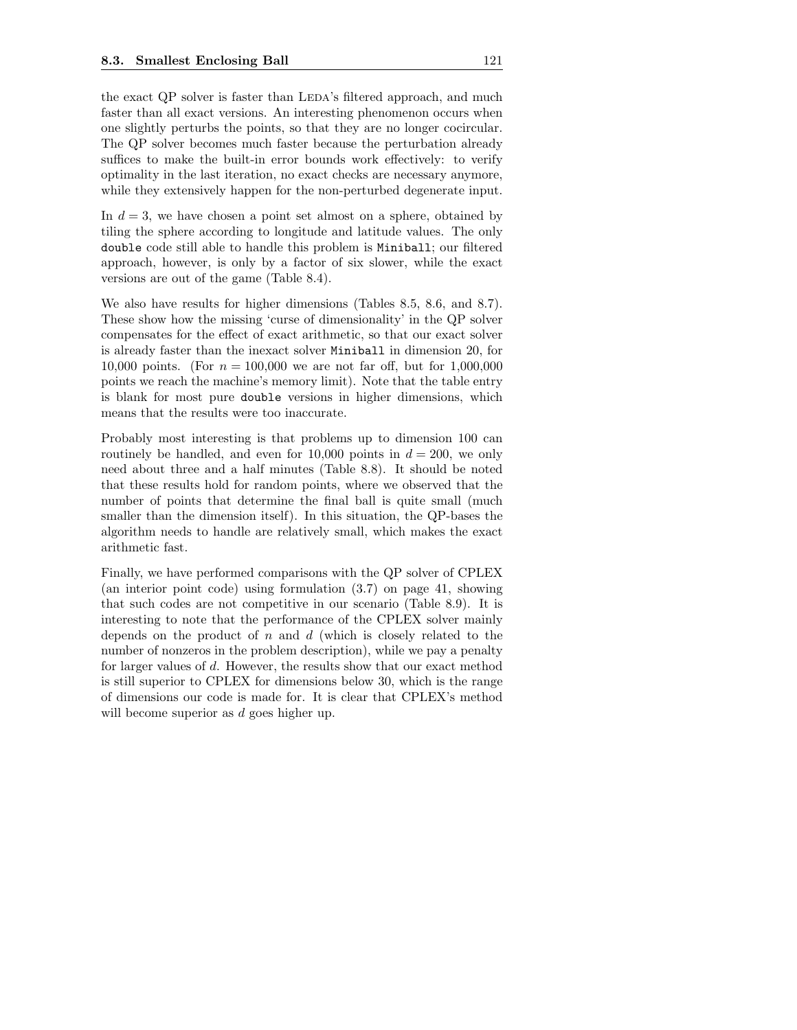the exact QP solver is faster than LEDA's filtered approach, and much faster than all exact versions. An interesting phenomenon occurs when one slightly perturbs the points, so that they are no longer cocircular. The QP solver becomes much faster because the perturbation already suffices to make the built-in error bounds work effectively: to verify optimality in the last iteration, no exact checks are necessary anymore, while they extensively happen for the non-perturbed degenerate input.

In $d = 3$, we have chosen a point set almost on a sphere, obtained by tiling the sphere according to longitude and latitude values. The only `double` code still able to handle this problem is `Miniball`; our filtered approach, however, is only by a factor of six slower, while the exact versions are out of the game (Table 8.4).

We also have results for higher dimensions (Tables 8.5, 8.6, and 8.7). These show how the missing 'curse of dimensionality' in the QP solver compensates for the effect of exact arithmetic, so that our exact solver is already faster than the inexact solver `Miniball` in dimension 20, for 10,000 points. (For $n = 100{,}000$ we are not far off, but for 1,000,000 points we reach the machine's memory limit). Note that the table entry is blank for most pure `double` versions in higher dimensions, which means that the results were too inaccurate.

Probably most interesting is that problems up to dimension 100 can routinely be handled, and even for 10,000 points in $d = 200$, we only need about three and a half minutes (Table 8.8). It should be noted that these results hold for random points, where we observed that the number of points that determine the final ball is quite small (much smaller than the dimension itself). In this situation, the QP-bases the algorithm needs to handle are relatively small, which makes the exact arithmetic fast.

Finally, we have performed comparisons with the QP solver of CPLEX (an interior point code) using formulation (3.7) on page 41, showing that such codes are not competitive in our scenario (Table 8.9). It is interesting to note that the performance of the CPLEX solver mainly depends on the product of $n$ and $d$ (which is closely related to the number of nonzeros in the problem description), while we pay a penalty for larger values of $d$. However, the results show that our exact method is still superior to CPLEX for dimensions below 30, which is the range of dimensions our code is made for. It is clear that CPLEX's method will become superior as $d$ goes higher up.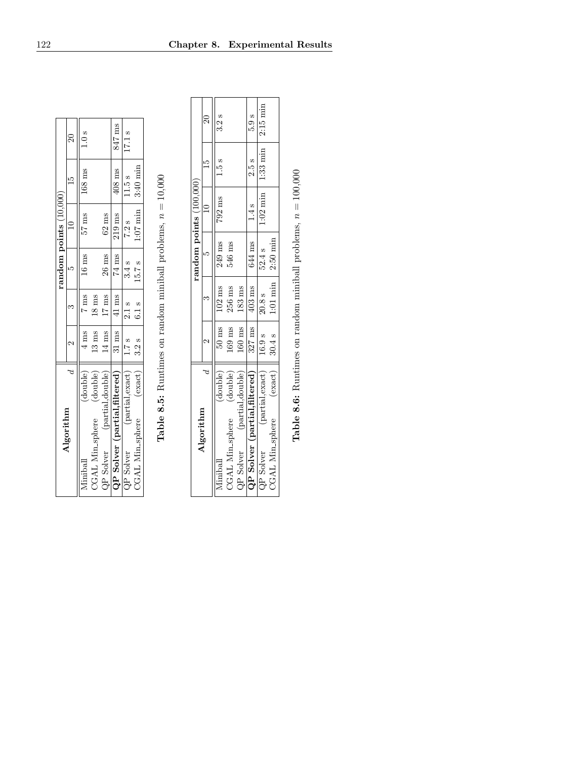| Algorithm | $d$ | random points (10,000) | | | | | |
|---|---|---|---|---|---|---|---|
| | | 2 | 3 | 5 | 10 | 15 | 20 |
| Miniball | (double) | 4 ms | 7 ms | 16 ms | 57 ms | 168 ms | 1.0 s |
| CGAL Min_sphere | (double) | 13 ms | 18 ms | | | | |
| QP Solver | (partial,double) | 14 ms | 17 ms | 26 ms | 62 ms | | |
| **QP Solver** | **(partial,filtered)** | 31 ms | 41 ms | 74 ms | 219 ms | 408 ms | 847 ms |
| QP Solver | (partial,exact) | 1.7 s | 2.1 s | 3.4 s | 7.2 s | 11.5 s | 17.1 s |
| CGAL Min_sphere | (exact) | 3.2 s | 6.1 s | 15.7 s | 1:07 min | 3:40 min | |

**Table 8.5:** Runtimes on random miniball problems, $n = 10{,}000$

| Algorithm | $d$ | random points (100,000) | | | | | |
|---|---|---|---|---|---|---|---|
| | | 2 | 3 | 5 | 10 | 15 | 20 |
| Miniball | (double) | 50 ms | 102 ms | 249 ms | 792 ms | 1.5 s | 3.2 s |
| CGAL Min_sphere | (double) | 169 ms | 256 ms | 546 ms | | | |
| QP Solver | (partial,double) | 160 ms | 183 ms | | | | |
| **QP Solver** | **(partial,filtered)** | 327 ms | 403 ms | 644 ms | 1.4 s | 2.5 s | 5.9 s |
| QP Solver | (partial,exact) | 16.9 s | 20.8 s | 52.4 s | 1:02 min | 1:33 min | 2:15 min |
| CGAL Min_sphere | (exact) | 30.4 s | 1:01 min | 2:50 min | | | |

**Table 8.6:** Runtimes on random miniball problems, $n = 100{,}000$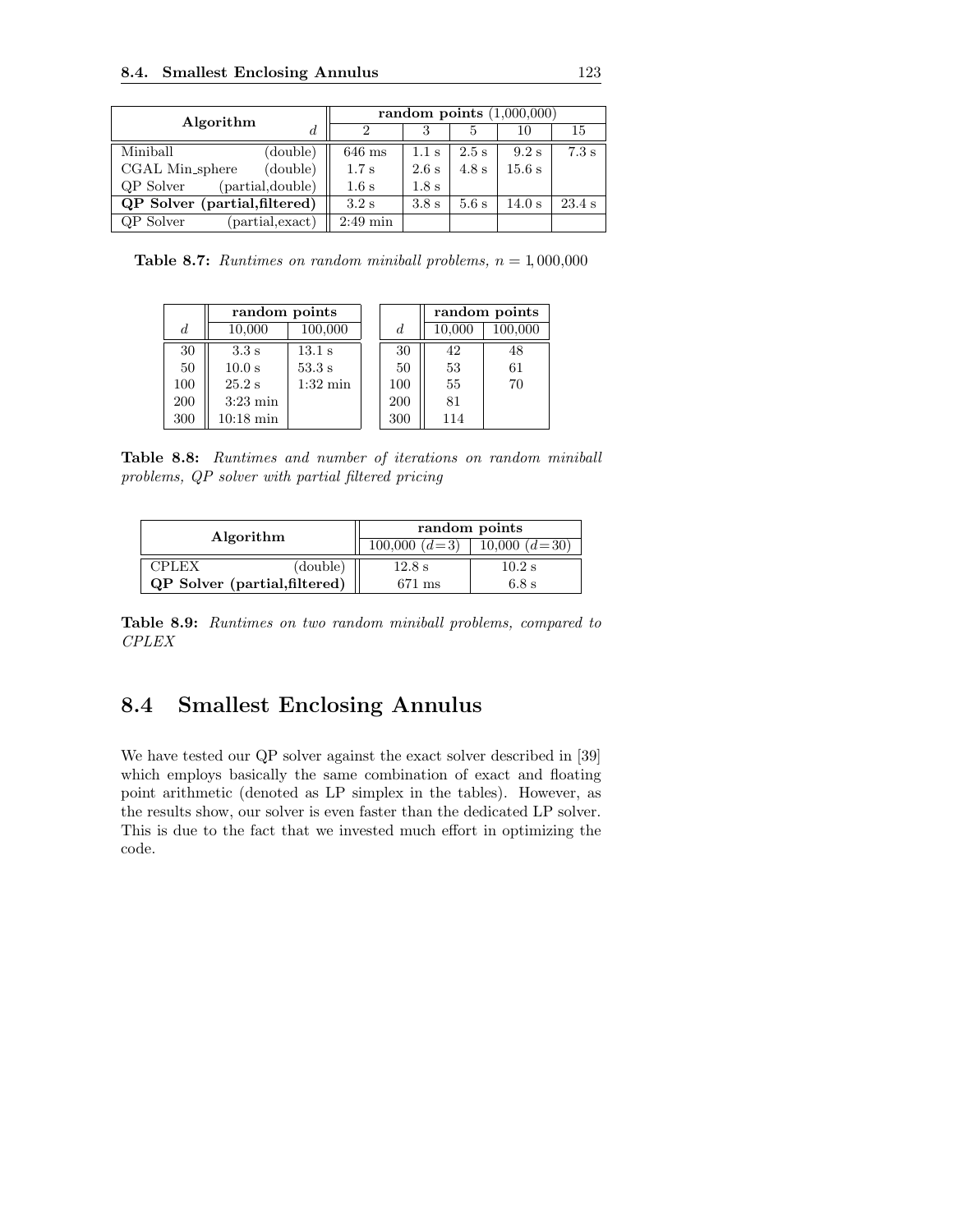| Algorithm | d | random points (1,000,000) | | | | |
|---|---|---|---|---|---|---|
| | | 2 | 3 | 5 | 10 | 15 |
| Miniball | (double) | 646 ms | 1.1 s | 2.5 s | 9.2 s | 7.3 s |
| CGAL Min_sphere | (double) | 1.7 s | 2.6 s | 4.8 s | 15.6 s | |
| QP Solver | (partial,double) | 1.6 s | 1.8 s | | | |
| **QP Solver** | **(partial,filtered)** | 3.2 s | 3.8 s | 5.6 s | 14.0 s | 23.4 s |
| QP Solver | (partial,exact) | 2:49 min | | | | |

**Table 8.7:** *Runtimes on random miniball problems, $n = 1,000,000$*

| $d$ | random points | |
|---|---|---|
| | 10,000 | 100,000 |
| 30 | 3.3 s | 13.1 s |
| 50 | 10.0 s | 53.3 s |
| 100 | 25.2 s | 1:32 min |
| 200 | 3:23 min | |
| 300 | 10:18 min | |

| $d$ | random points | |
|---|---|---|
| | 10,000 | 100,000 |
| 30 | 42 | 48 |
| 50 | 53 | 61 |
| 100 | 55 | 70 |
| 200 | 81 | |
| 300 | 114 | |

**Table 8.8:** *Runtimes and number of iterations on random miniball problems, QP solver with partial filtered pricing*

| Algorithm | | random points | |
|---|---|---|---|
| | | 100,000 ($d=3$) | 10,000 ($d=30$) |
| CPLEX | (double) | 12.8 s | 10.2 s |
| **QP Solver** | **(partial,filtered)** | 671 ms | 6.8 s |

**Table 8.9:** *Runtimes on two random miniball problems, compared to CPLEX*

## 8.4 Smallest Enclosing Annulus

We have tested our QP solver against the exact solver described in [39] which employs basically the same combination of exact and floating point arithmetic (denoted as LP simplex in the tables). However, as the results show, our solver is even faster than the dedicated LP solver. This is due to the fact that we invested much effort in optimizing the code.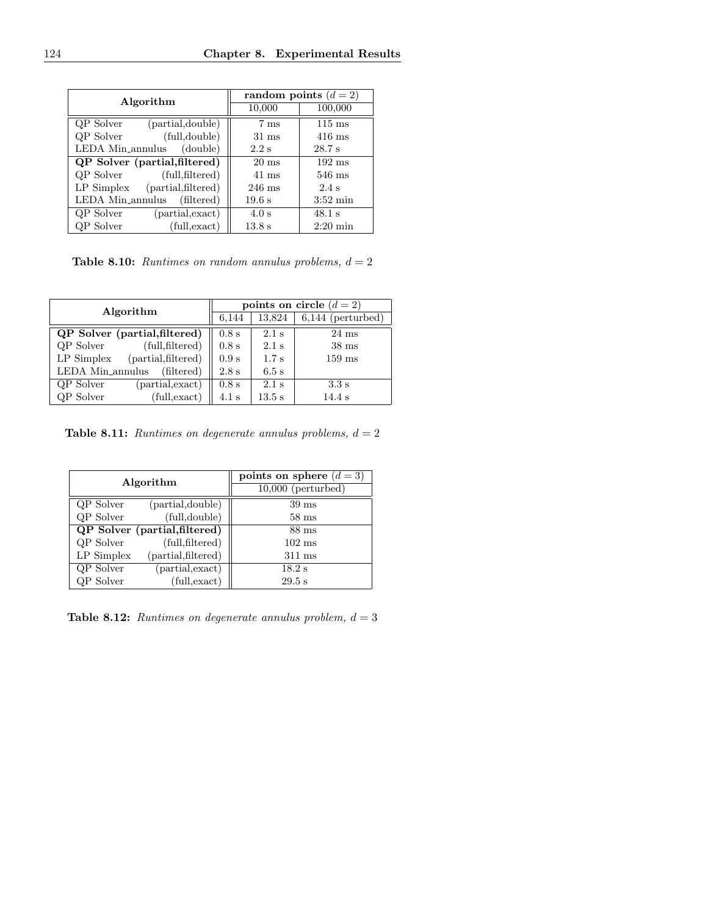| Algorithm | | random points ($d = 2$) | |
|---|---|---|---|
| | | 10,000 | 100,000 |
| QP Solver | (partial,double) | 7 ms | 115 ms |
| QP Solver | (full,double) | 31 ms | 416 ms |
| LEDA Min_annulus | (double) | 2.2 s | 28.7 s |
| **QP Solver** | **(partial,filtered)** | 20 ms | 192 ms |
| QP Solver | (full,filtered) | 41 ms | 546 ms |
| LP Simplex | (partial,filtered) | 246 ms | 2.4 s |
| LEDA Min_annulus | (filtered) | 19.6 s | 3:52 min |
| QP Solver | (partial,exact) | 4.0 s | 48.1 s |
| QP Solver | (full,exact) | 13.8 s | 2:20 min |

**Table 8.10:** *Runtimes on random annulus problems, $d = 2$*

| Algorithm | | points on circle ($d = 2$) | | |
|---|---|---|---|---|
| | | 6,144 | 13,824 | 6,144 (perturbed) |
| **QP Solver** | **(partial,filtered)** | 0.8 s | 2.1 s | 24 ms |
| QP Solver | (full,filtered) | 0.8 s | 2.1 s | 38 ms |
| LP Simplex | (partial,filtered) | 0.9 s | 1.7 s | 159 ms |
| LEDA Min_annulus | (filtered) | 2.8 s | 6.5 s | |
| QP Solver | (partial,exact) | 0.8 s | 2.1 s | 3.3 s |
| QP Solver | (full,exact) | 4.1 s | 13.5 s | 14.4 s |

**Table 8.11:** *Runtimes on degenerate annulus problems, $d = 2$*

| Algorithm | | points on sphere ($d = 3$) |
|---|---|---|
| | | 10,000 (perturbed) |
| QP Solver | (partial,double) | 39 ms |
| QP Solver | (full,double) | 58 ms |
| **QP Solver** | **(partial,filtered)** | 88 ms |
| QP Solver | (full,filtered) | 102 ms |
| LP Simplex | (partial,filtered) | 311 ms |
| QP Solver | (partial,exact) | 18.2 s |
| QP Solver | (full,exact) | 29.5 s |

**Table 8.12:** *Runtimes on degenerate annulus problem, $d = 3$*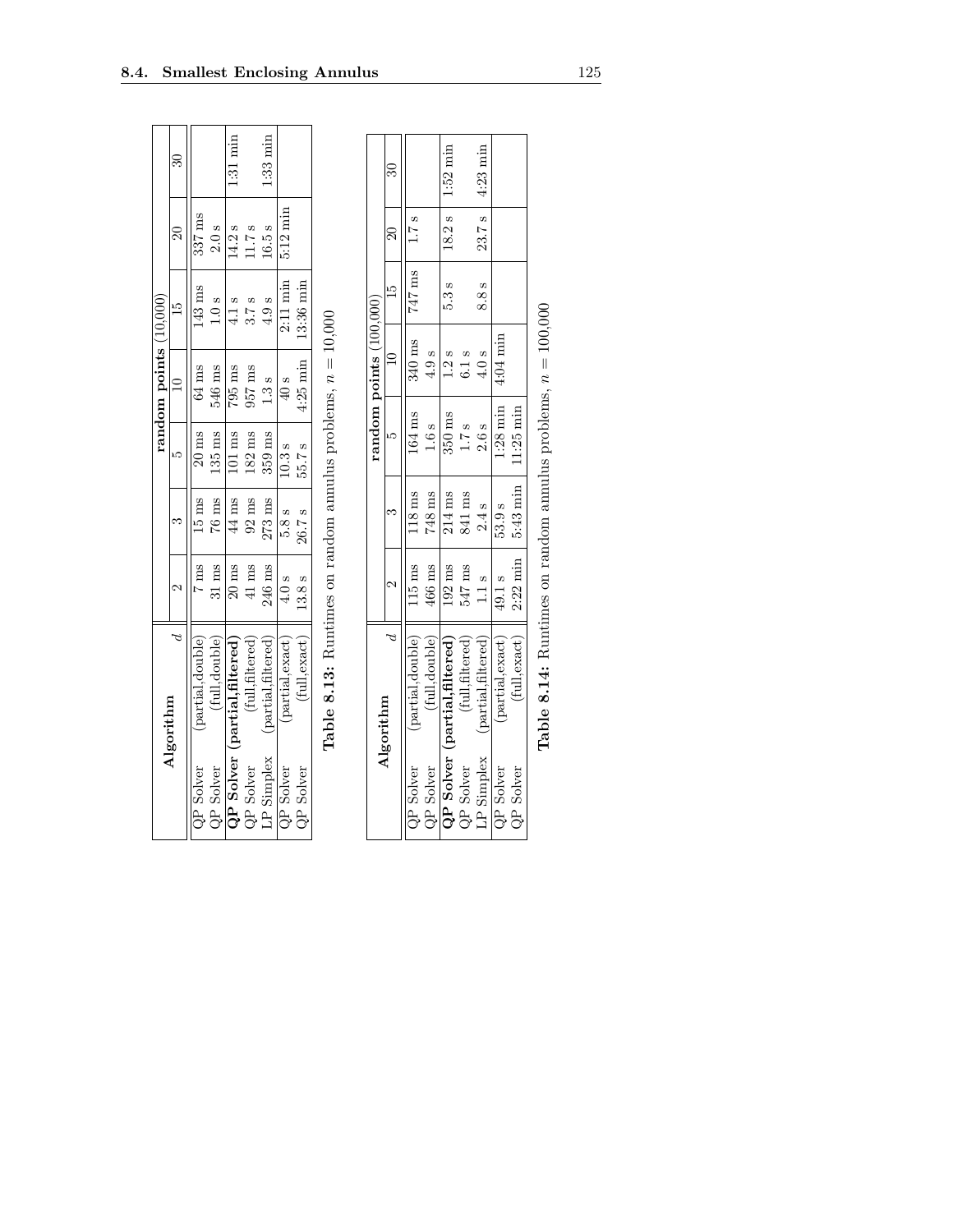| Algorithm | $d$ | random points (10,000) | | | | | |
|---|---|---|---|---|---|---|---|
| | | 2 | 3 | 5 | 10 | 15 | 20 | 30 |
| QP Solver | (partial,double) | 7 ms | 15 ms | 20 ms | 64 ms | 143 ms | 337 ms | |
| QP Solver | (full,double) | 31 ms | 76 ms | 135 ms | 546 ms | 1.0 s | 2.0 s | |
| **QP Solver** | **(partial,filtered)** | 20 ms | 44 ms | 101 ms | 795 ms | 4.1 s | 14.2 s | 1:31 min |
| QP Solver | (full,filtered) | 41 ms | 92 ms | 182 ms | 957 ms | 3.7 s | 11.7 s | |
| LP Simplex | (partial,filtered) | 246 ms | 273 ms | 359 ms | 1.3 s | 4.9 s | 16.5 s | 1:33 min |
| QP Solver | (partial,exact) | 4.0 s | 5.8 s | 10.3 s | 40 s | 2:11 min | 5:12 min | |
| QP Solver | (full,exact) | 13.8 s | 26.7 s | 55.7 s | 4:25 min | 13:36 min | | |

**Table 8.13:** Runtimes on random annulus problems, $n = 10{,}000$

| Algorithm | $d$ | random points (100,000) | | | | | |
|---|---|---|---|---|---|---|---|
| | | 2 | 3 | 5 | 10 | 15 | 20 | 30 |
| QP Solver | (partial,double) | 115 ms | 118 ms | 164 ms | 340 ms | 747 ms | 1.7 s | |
| QP Solver | (full,double) | 466 ms | 748 ms | 1.6 s | 4.9 s | | | |
| **QP Solver** | **(partial,filtered)** | 192 ms | 214 ms | 350 ms | 1.2 s | 5.3 s | 18.2 s | 1:52 min |
| QP Solver | (full,filtered) | 547 ms | 841 ms | 1.7 s | 6.1 s | | | |
| LP Simplex | (partial,filtered) | 1.1 s | 2.4 s | 2.6 s | 4.0 s | 8.8 s | 23.7 s | 4:23 min |
| QP Solver | (partial,exact) | 49.1 s | 53.9 s | 1:28 min | 4:04 min | | | |
| QP Solver | (full,exact) | 2:22 min | 5:43 min | 11:25 min | | | | |

**Table 8.14:** Runtimes on random annulus problems, $n = 100{,}000$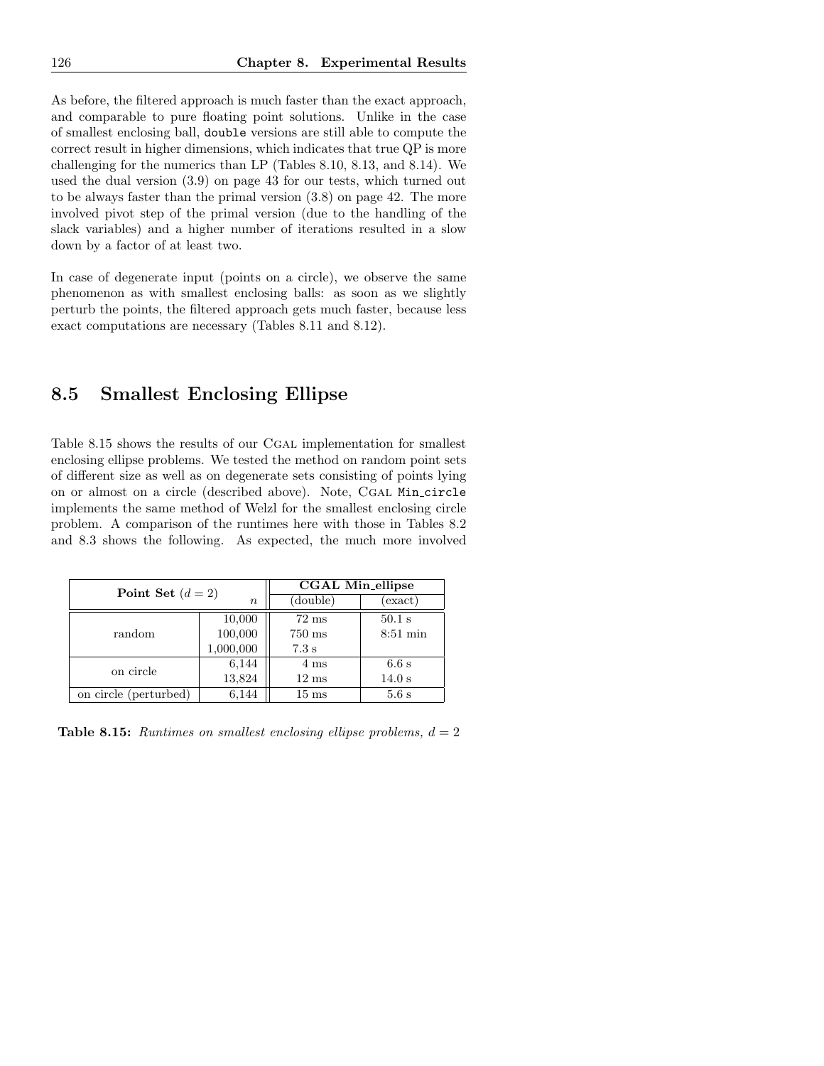As before, the filtered approach is much faster than the exact approach, and comparable to pure floating point solutions. Unlike in the case of smallest enclosing ball, `double` versions are still able to compute the correct result in higher dimensions, which indicates that true QP is more challenging for the numerics than LP (Tables 8.10, 8.13, and 8.14). We used the dual version (3.9) on page 43 for our tests, which turned out to be always faster than the primal version (3.8) on page 42. The more involved pivot step of the primal version (due to the handling of the slack variables) and a higher number of iterations resulted in a slow down by a factor of at least two.

In case of degenerate input (points on a circle), we observe the same phenomenon as with smallest enclosing balls: as soon as we slightly perturb the points, the filtered approach gets much faster, because less exact computations are necessary (Tables 8.11 and 8.12).

## 8.5 Smallest Enclosing Ellipse

Table 8.15 shows the results of our CGAL implementation for smallest enclosing ellipse problems. We tested the method on random point sets of different size as well as on degenerate sets consisting of points lying on or almost on a circle (described above). Note, CGAL `Min_circle` implements the same method of Welzl for the smallest enclosing circle problem. A comparison of the runtimes here with those in Tables 8.2 and 8.3 shows the following. As expected, the much more involved

| **Point Set** ($d = 2$) | $n$ | **CGAL Min_ellipse** (double) | (exact) |
|---|---|---|---|
| random | 10,000 | 72 ms | 50.1 s |
| | 100,000 | 750 ms | 8:51 min |
| | 1,000,000 | 7.3 s | |
| on circle | 6,144 | 4 ms | 6.6 s |
| | 13,824 | 12 ms | 14.0 s |
| on circle (perturbed) | 6,144 | 15 ms | 5.6 s |

**Table 8.15:** *Runtimes on smallest enclosing ellipse problems,* $d = 2$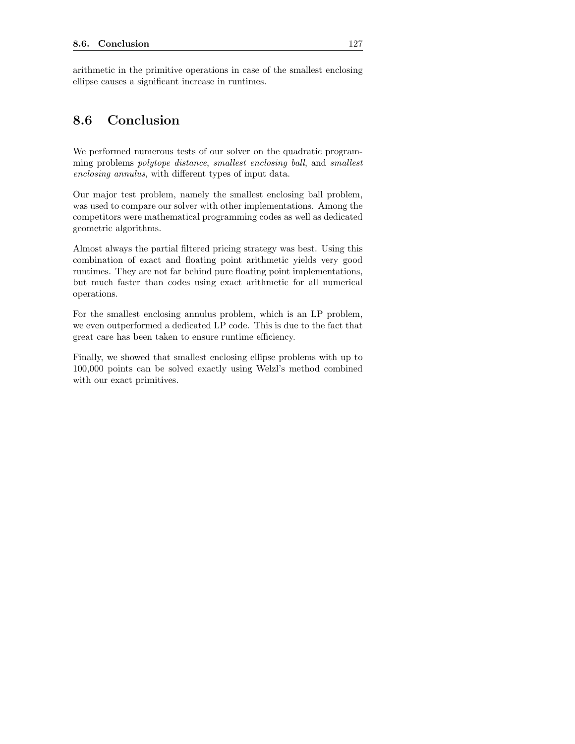arithmetic in the primitive operations in case of the smallest enclosing ellipse causes a significant increase in runtimes.

## 8.6 Conclusion

We performed numerous tests of our solver on the quadratic programming problems *polytope distance*, *smallest enclosing ball*, and *smallest enclosing annulus*, with different types of input data.

Our major test problem, namely the smallest enclosing ball problem, was used to compare our solver with other implementations. Among the competitors were mathematical programming codes as well as dedicated geometric algorithms.

Almost always the partial filtered pricing strategy was best. Using this combination of exact and floating point arithmetic yields very good runtimes. They are not far behind pure floating point implementations, but much faster than codes using exact arithmetic for all numerical operations.

For the smallest enclosing annulus problem, which is an LP problem, we even outperformed a dedicated LP code. This is due to the fact that great care has been taken to ensure runtime efficiency.

Finally, we showed that smallest enclosing ellipse problems with up to 100,000 points can be solved exactly using Welzl's method combined with our exact primitives.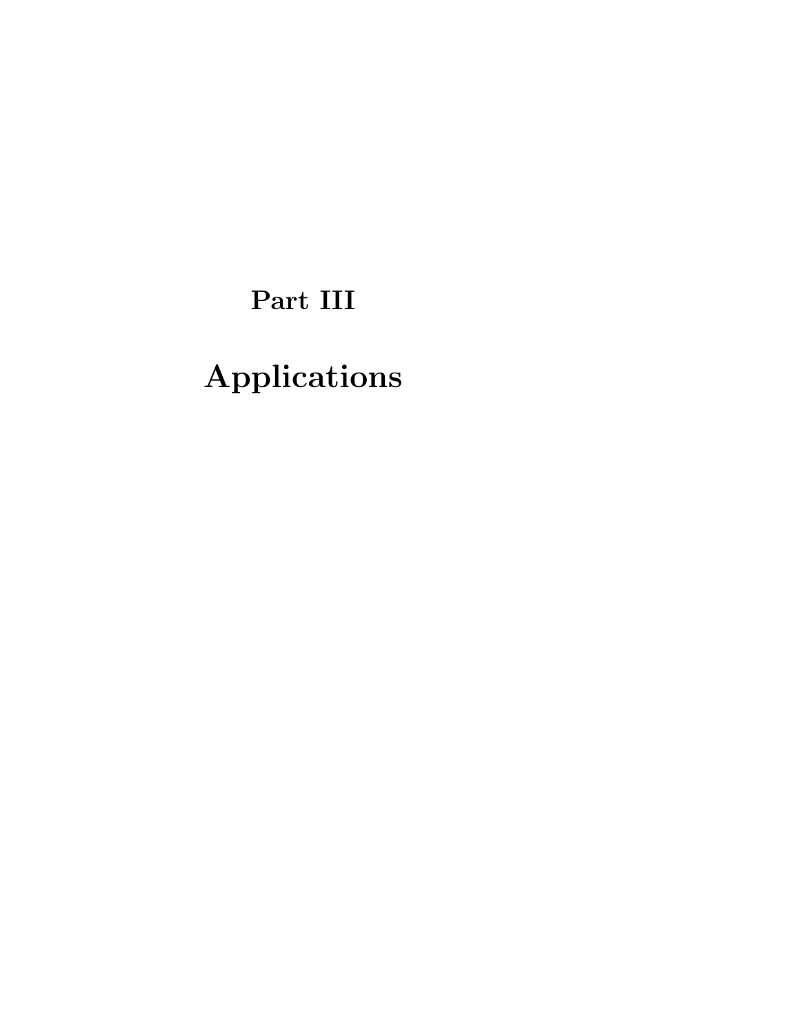# Part III

# Applications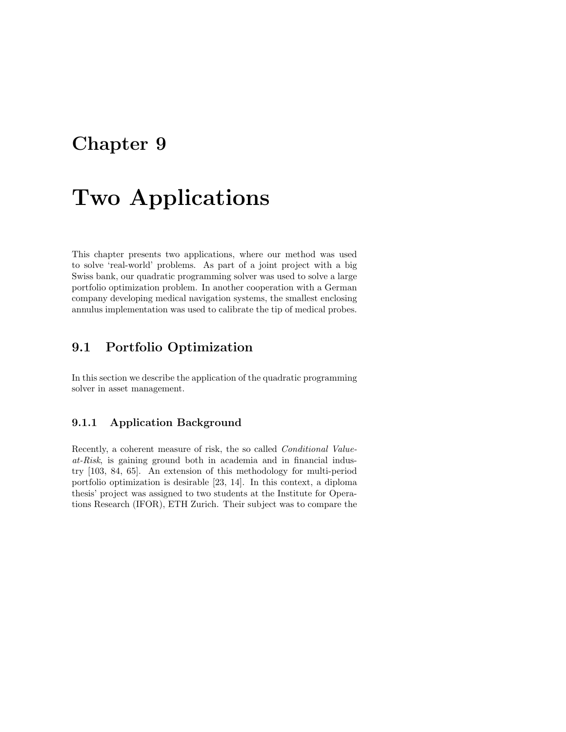# Chapter 9

# Two Applications

This chapter presents two applications, where our method was used to solve 'real-world' problems. As part of a joint project with a big Swiss bank, our quadratic programming solver was used to solve a large portfolio optimization problem. In another cooperation with a German company developing medical navigation systems, the smallest enclosing annulus implementation was used to calibrate the tip of medical probes.

## 9.1 Portfolio Optimization

In this section we describe the application of the quadratic programming solver in asset management.

### 9.1.1 Application Background

Recently, a coherent measure of risk, the so called *Conditional Value-at-Risk*, is gaining ground both in academia and in financial industry [103, 84, 65]. An extension of this methodology for multi-period portfolio optimization is desirable [23, 14]. In this context, a diploma thesis' project was assigned to two students at the Institute for Operations Research (IFOR), ETH Zurich. Their subject was to compare the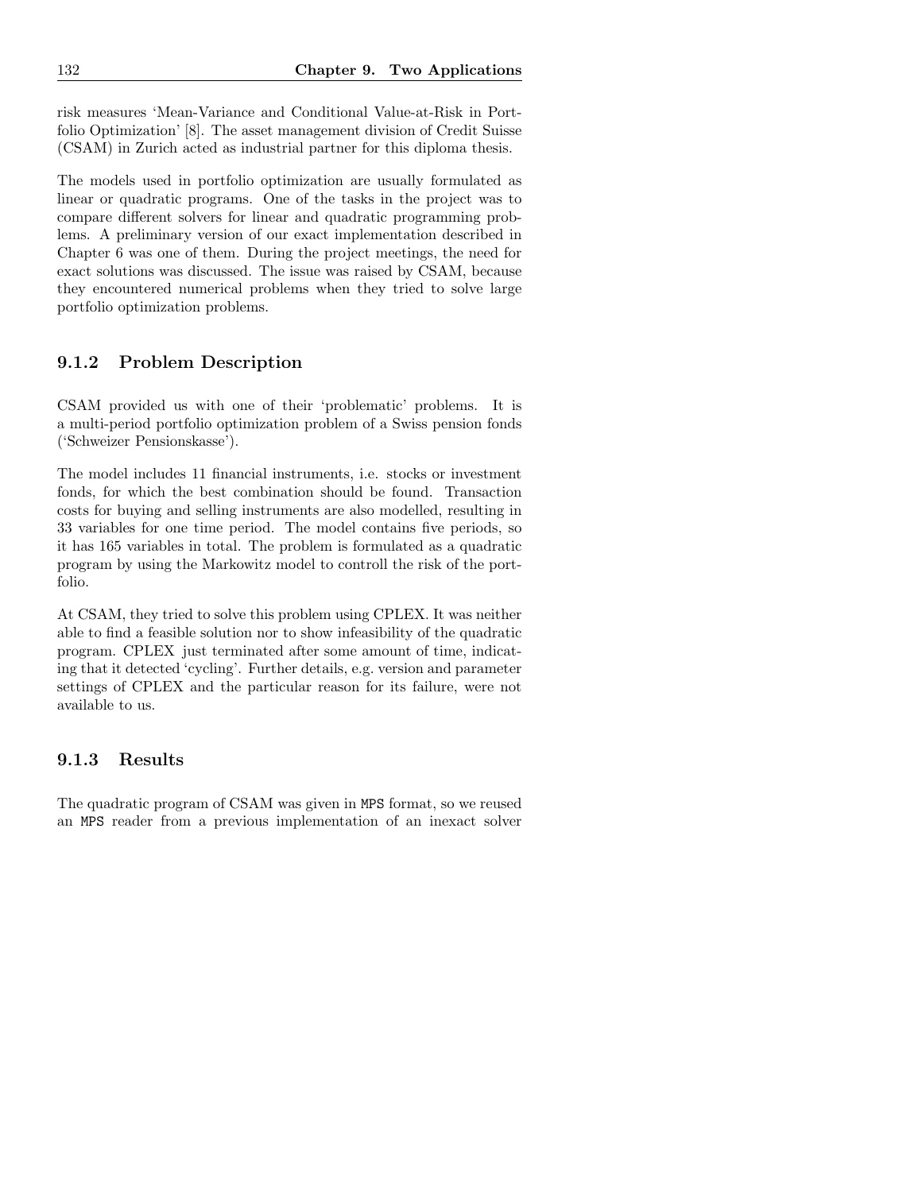risk measures 'Mean-Variance and Conditional Value-at-Risk in Portfolio Optimization' [8]. The asset management division of Credit Suisse (CSAM) in Zurich acted as industrial partner for this diploma thesis.

The models used in portfolio optimization are usually formulated as linear or quadratic programs. One of the tasks in the project was to compare different solvers for linear and quadratic programming problems. A preliminary version of our exact implementation described in Chapter 6 was one of them. During the project meetings, the need for exact solutions was discussed. The issue was raised by CSAM, because they encountered numerical problems when they tried to solve large portfolio optimization problems.

### 9.1.2 Problem Description

CSAM provided us with one of their 'problematic' problems. It is a multi-period portfolio optimization problem of a Swiss pension fonds ('Schweizer Pensionskasse').

The model includes 11 financial instruments, i.e. stocks or investment fonds, for which the best combination should be found. Transaction costs for buying and selling instruments are also modelled, resulting in 33 variables for one time period. The model contains five periods, so it has 165 variables in total. The problem is formulated as a quadratic program by using the Markowitz model to controll the risk of the portfolio.

At CSAM, they tried to solve this problem using CPLEX. It was neither able to find a feasible solution nor to show infeasibility of the quadratic program. CPLEX just terminated after some amount of time, indicating that it detected 'cycling'. Further details, e.g. version and parameter settings of CPLEX and the particular reason for its failure, were not available to us.

### 9.1.3 Results

The quadratic program of CSAM was given in `MPS` format, so we reused an `MPS` reader from a previous implementation of an inexact solver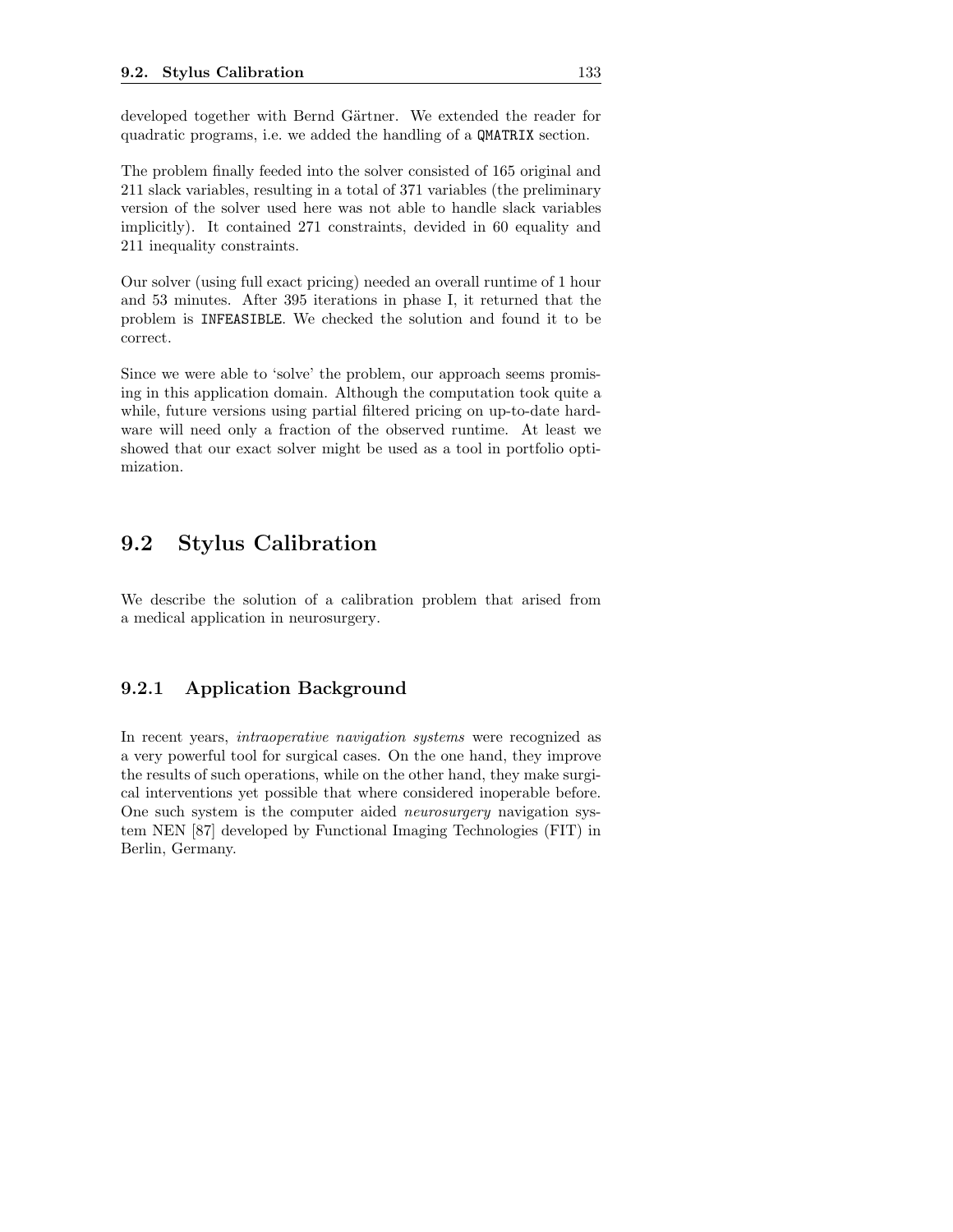developed together with Bernd Gärtner. We extended the reader for quadratic programs, i.e. we added the handling of a QMATRIX section.

The problem finally feeded into the solver consisted of 165 original and 211 slack variables, resulting in a total of 371 variables (the preliminary version of the solver used here was not able to handle slack variables implicitly). It contained 271 constraints, devided in 60 equality and 211 inequality constraints.

Our solver (using full exact pricing) needed an overall runtime of 1 hour and 53 minutes. After 395 iterations in phase I, it returned that the problem is INFEASIBLE. We checked the solution and found it to be correct.

Since we were able to 'solve' the problem, our approach seems promising in this application domain. Although the computation took quite a while, future versions using partial filtered pricing on up-to-date hardware will need only a fraction of the observed runtime. At least we showed that our exact solver might be used as a tool in portfolio optimization.

## 9.2 Stylus Calibration

We describe the solution of a calibration problem that arised from a medical application in neurosurgery.

### 9.2.1 Application Background

In recent years, *intraoperative navigation systems* were recognized as a very powerful tool for surgical cases. On the one hand, they improve the results of such operations, while on the other hand, they make surgical interventions yet possible that where considered inoperable before. One such system is the computer aided *neurosurgery* navigation system NEN [87] developed by Functional Imaging Technologies (FIT) in Berlin, Germany.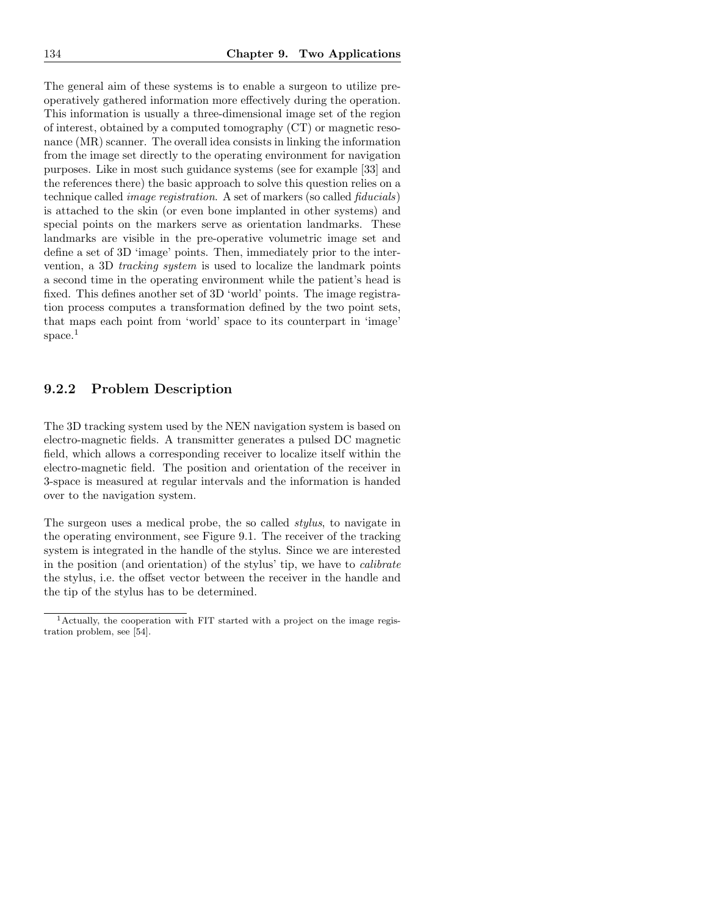The general aim of these systems is to enable a surgeon to utilize pre-operatively gathered information more effectively during the operation. This information is usually a three-dimensional image set of the region of interest, obtained by a computed tomography (CT) or magnetic resonance (MR) scanner. The overall idea consists in linking the information from the image set directly to the operating environment for navigation purposes. Like in most such guidance systems (see for example [33] and the references there) the basic approach to solve this question relies on a technique called *image registration*. A set of markers (so called *fiducials*) is attached to the skin (or even bone implanted in other systems) and special points on the markers serve as orientation landmarks. These landmarks are visible in the pre-operative volumetric image set and define a set of 3D 'image' points. Then, immediately prior to the intervention, a 3D *tracking system* is used to localize the landmark points a second time in the operating environment while the patient's head is fixed. This defines another set of 3D 'world' points. The image registration process computes a transformation defined by the two point sets, that maps each point from 'world' space to its counterpart in 'image' space.[1]

### 9.2.2 Problem Description

The 3D tracking system used by the NEN navigation system is based on electro-magnetic fields. A transmitter generates a pulsed DC magnetic field, which allows a corresponding receiver to localize itself within the electro-magnetic field. The position and orientation of the receiver in 3-space is measured at regular intervals and the information is handed over to the navigation system.

The surgeon uses a medical probe, the so called *stylus*, to navigate in the operating environment, see Figure 9.1. The receiver of the tracking system is integrated in the handle of the stylus. Since we are interested in the position (and orientation) of the stylus' tip, we have to *calibrate* the stylus, i.e. the offset vector between the receiver in the handle and the tip of the stylus has to be determined.

[1] Actually, the cooperation with FIT started with a project on the image registration problem, see [54].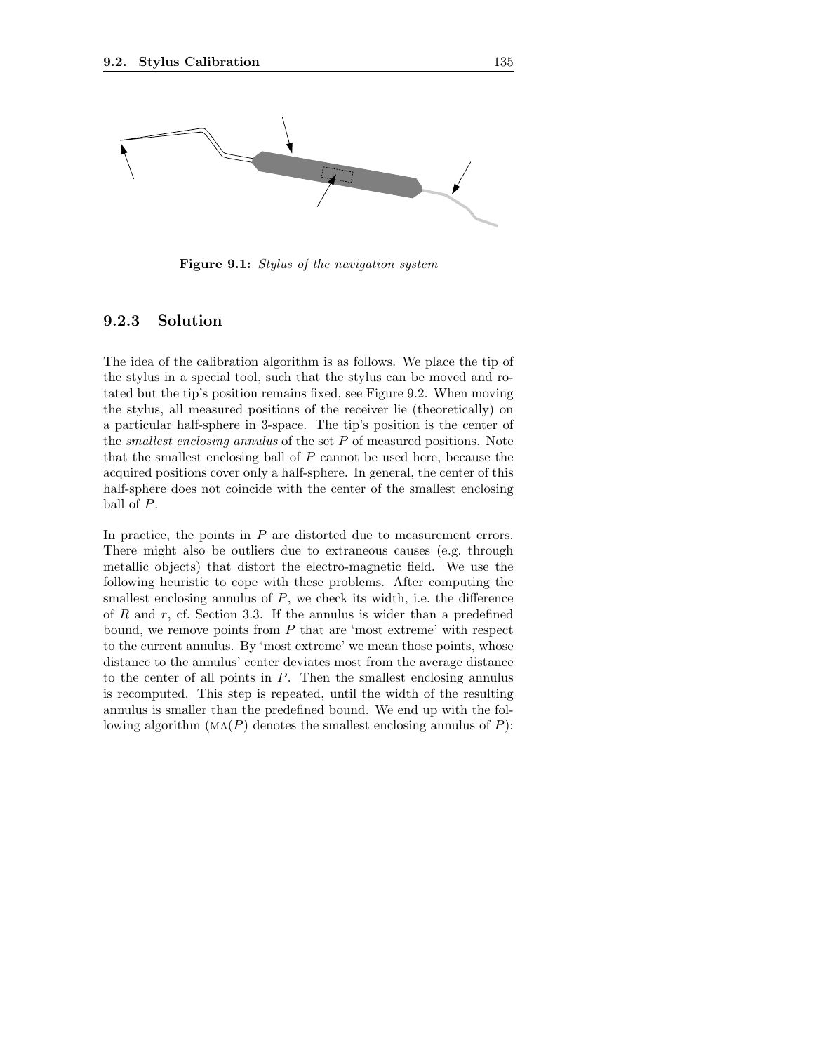**Figure 9.1:** *Stylus of the navigation system*

### 9.2.3 Solution

The idea of the calibration algorithm is as follows. We place the tip of the stylus in a special tool, such that the stylus can be moved and rotated but the tip's position remains fixed, see Figure 9.2. When moving the stylus, all measured positions of the receiver lie (theoretically) on a particular half-sphere in 3-space. The tip's position is the center of the *smallest enclosing annulus* of the set $P$ of measured positions. Note that the smallest enclosing ball of $P$ cannot be used here, because the acquired positions cover only a half-sphere. In general, the center of this half-sphere does not coincide with the center of the smallest enclosing ball of $P$.

In practice, the points in $P$ are distorted due to measurement errors. There might also be outliers due to extraneous causes (e.g. through metallic objects) that distort the electro-magnetic field. We use the following heuristic to cope with these problems. After computing the smallest enclosing annulus of $P$, we check its width, i.e. the difference of $R$ and $r$, cf. Section 3.3. If the annulus is wider than a predefined bound, we remove points from $P$ that are 'most extreme' with respect to the current annulus. By 'most extreme' we mean those points, whose distance to the annulus' center deviates most from the average distance to the center of all points in $P$. Then the smallest enclosing annulus is recomputed. This step is repeated, until the width of the resulting annulus is smaller than the predefined bound. We end up with the following algorithm ($\text{MA}(P)$ denotes the smallest enclosing annulus of $P$):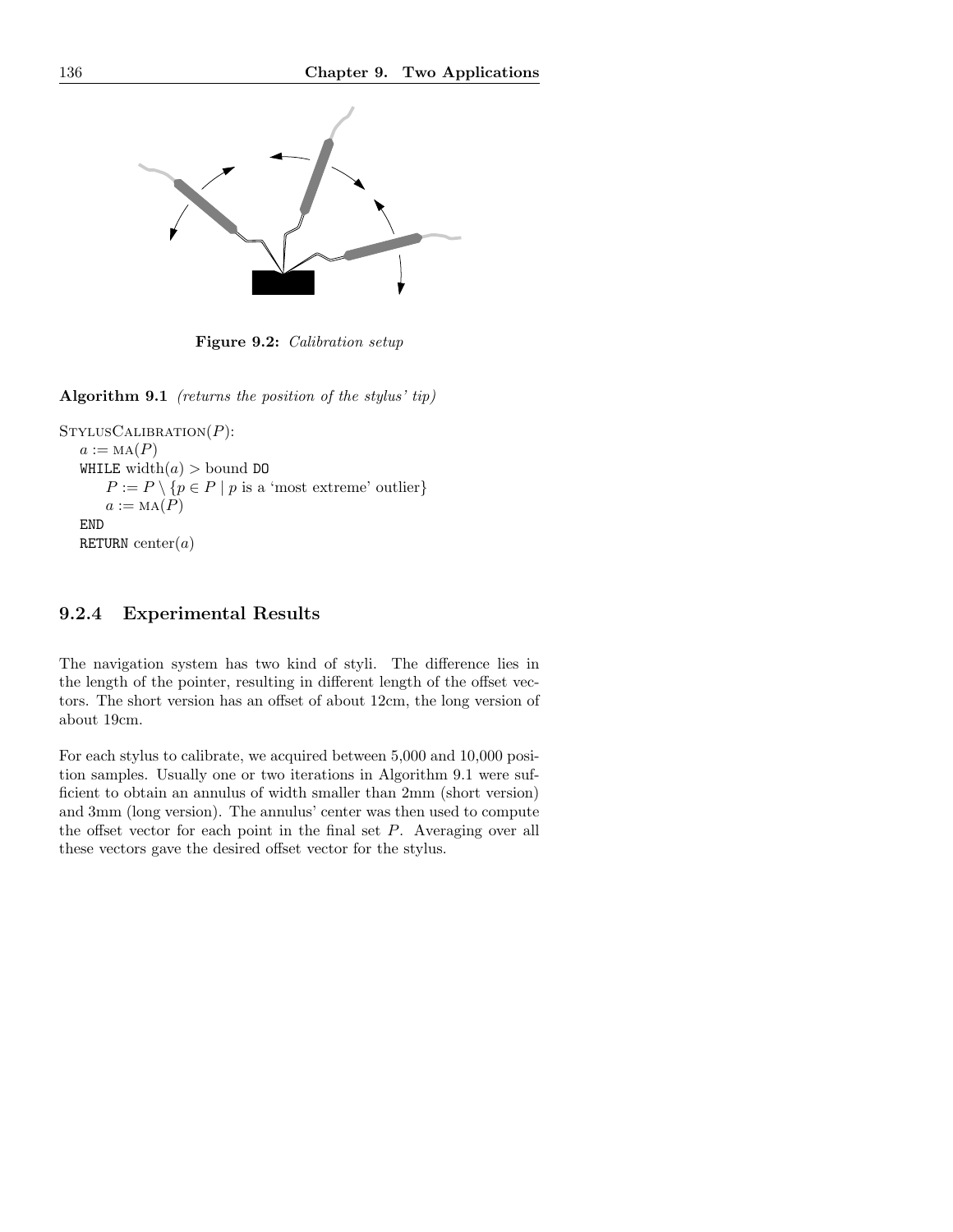**Figure 9.2:** *Calibration setup*

**Algorithm 9.1** *(returns the position of the stylus' tip)*

StylusCalibration($P$):
  $a := \text{MA}(P)$
  WHILE width($a$) > bound DO
    $P := P \setminus \{p \in P \mid p \text{ is a 'most extreme' outlier}\}$
    $a := \text{MA}(P)$
  END
  RETURN center($a$)

### 9.2.4 Experimental Results

The navigation system has two kind of styli. The difference lies in the length of the pointer, resulting in different length of the offset vectors. The short version has an offset of about 12cm, the long version of about 19cm.

For each stylus to calibrate, we acquired between 5,000 and 10,000 position samples. Usually one or two iterations in Algorithm 9.1 were sufficient to obtain an annulus of width smaller than 2mm (short version) and 3mm (long version). The annulus' center was then used to compute the offset vector for each point in the final set $P$. Averaging over all these vectors gave the desired offset vector for the stylus.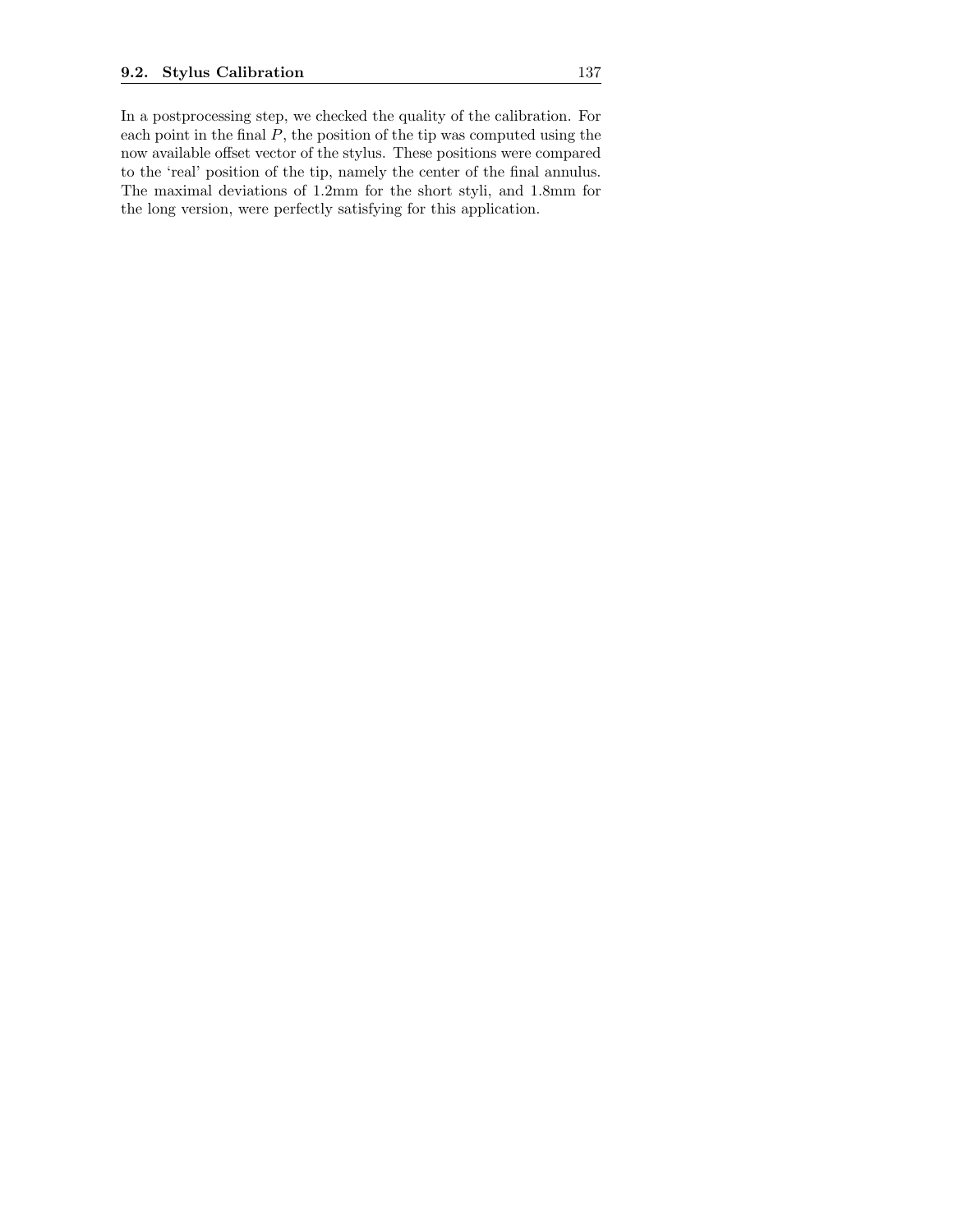In a postprocessing step, we checked the quality of the calibration. For each point in the final $P$, the position of the tip was computed using the now available offset vector of the stylus. These positions were compared to the 'real' position of the tip, namely the center of the final annulus. The maximal deviations of 1.2mm for the short styli, and 1.8mm for the long version, were perfectly satisfying for this application.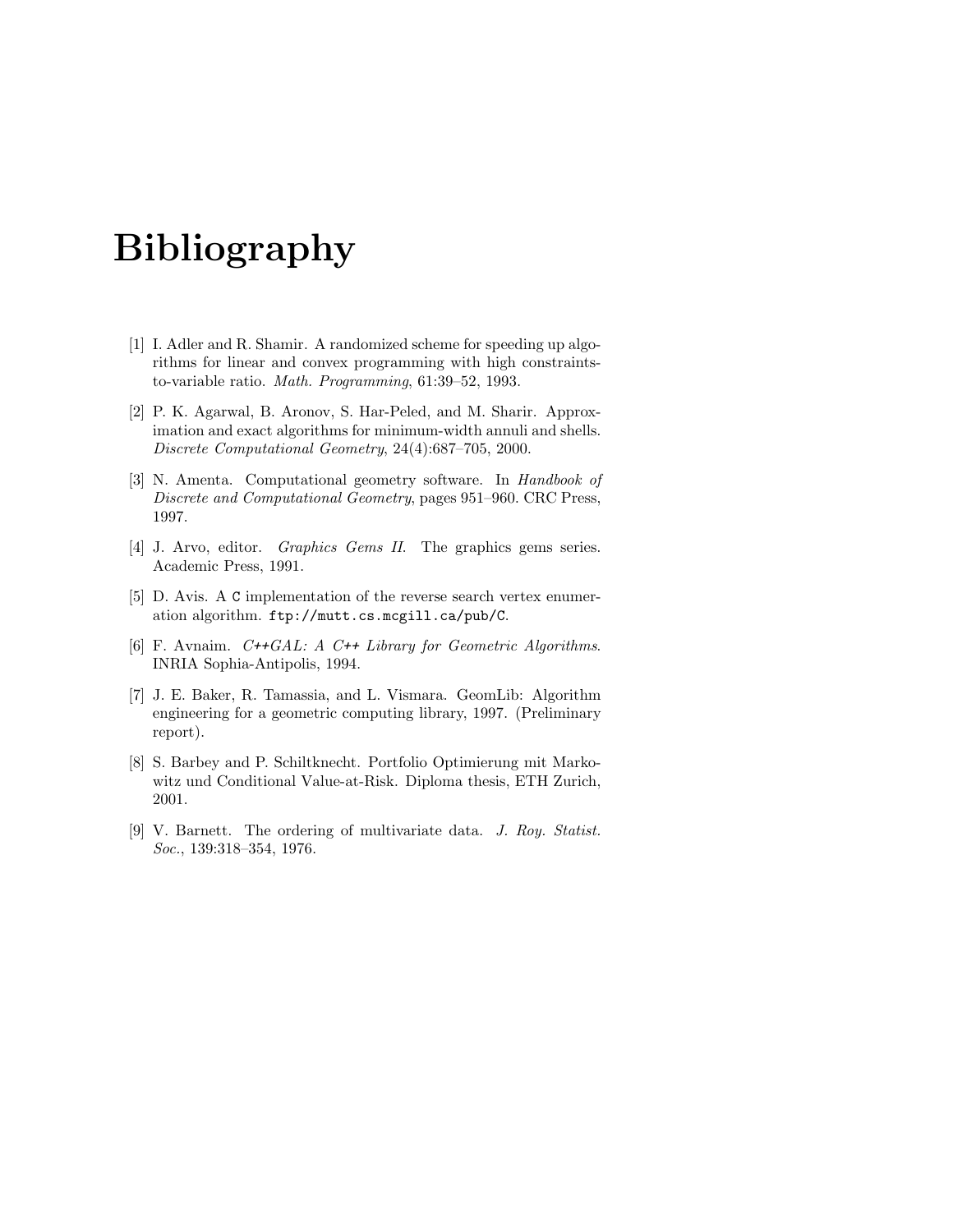# Bibliography

[1] I. Adler and R. Shamir. A randomized scheme for speeding up algorithms for linear and convex programming with high constraints-to-variable ratio. *Math. Programming*, 61:39–52, 1993.

[2] P. K. Agarwal, B. Aronov, S. Har-Peled, and M. Sharir. Approximation and exact algorithms for minimum-width annuli and shells. *Discrete Computational Geometry*, 24(4):687–705, 2000.

[3] N. Amenta. Computational geometry software. In *Handbook of Discrete and Computational Geometry*, pages 951–960. CRC Press, 1997.

[4] J. Arvo, editor. *Graphics Gems II*. The graphics gems series. Academic Press, 1991.

[5] D. Avis. A `C` implementation of the reverse search vertex enumeration algorithm. `ftp://mutt.cs.mcgill.ca/pub/C`.

[6] F. Avnaim. *C++GAL: A C++ Library for Geometric Algorithms*. INRIA Sophia-Antipolis, 1994.

[7] J. E. Baker, R. Tamassia, and L. Vismara. GeomLib: Algorithm engineering for a geometric computing library, 1997. (Preliminary report).

[8] S. Barbey and P. Schiltknecht. Portfolio Optimierung mit Markowitz und Conditional Value-at-Risk. Diploma thesis, ETH Zurich, 2001.

[9] V. Barnett. The ordering of multivariate data. *J. Roy. Statist. Soc.*, 139:318–354, 1976.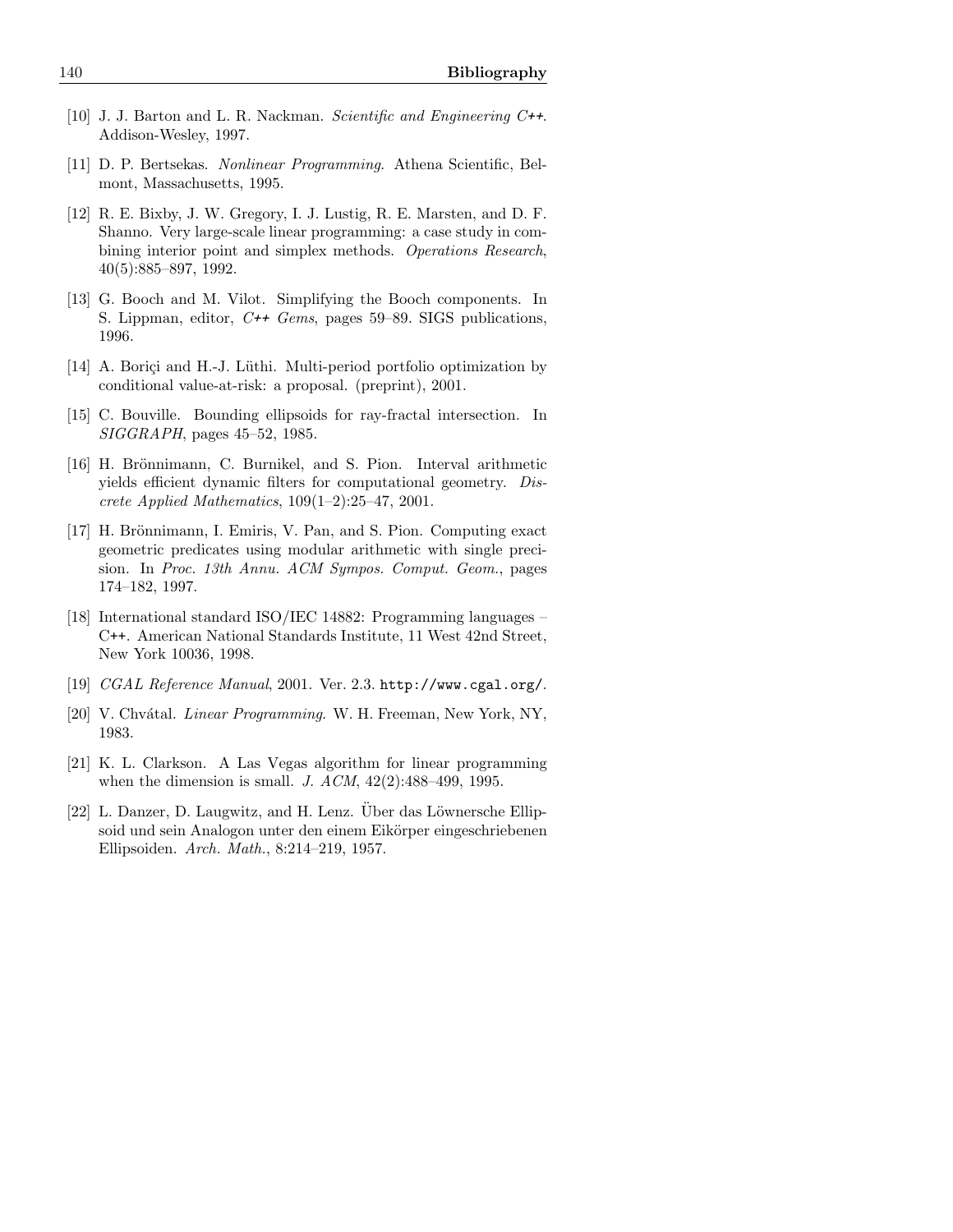[10] J. J. Barton and L. R. Nackman. *Scientific and Engineering C++*. Addison-Wesley, 1997.

[11] D. P. Bertsekas. *Nonlinear Programming*. Athena Scientific, Belmont, Massachusetts, 1995.

[12] R. E. Bixby, J. W. Gregory, I. J. Lustig, R. E. Marsten, and D. F. Shanno. Very large-scale linear programming: a case study in combining interior point and simplex methods. *Operations Research*, 40(5):885–897, 1992.

[13] G. Booch and M. Vilot. Simplifying the Booch components. In S. Lippman, editor, *C++ Gems*, pages 59–89. SIGS publications, 1996.

[14] A. Boriçi and H.-J. Lüthi. Multi-period portfolio optimization by conditional value-at-risk: a proposal. (preprint), 2001.

[15] C. Bouville. Bounding ellipsoids for ray-fractal intersection. In *SIGGRAPH*, pages 45–52, 1985.

[16] H. Brönnimann, C. Burnikel, and S. Pion. Interval arithmetic yields efficient dynamic filters for computational geometry. *Discrete Applied Mathematics*, 109(1–2):25–47, 2001.

[17] H. Brönnimann, I. Emiris, V. Pan, and S. Pion. Computing exact geometric predicates using modular arithmetic with single precision. In *Proc. 13th Annu. ACM Sympos. Comput. Geom.*, pages 174–182, 1997.

[18] International standard ISO/IEC 14882: Programming languages – C++. American National Standards Institute, 11 West 42nd Street, New York 10036, 1998.

[19] *CGAL Reference Manual*, 2001. Ver. 2.3. `http://www.cgal.org/`.

[20] V. Chvátal. *Linear Programming*. W. H. Freeman, New York, NY, 1983.

[21] K. L. Clarkson. A Las Vegas algorithm for linear programming when the dimension is small. *J. ACM*, 42(2):488–499, 1995.

[22] L. Danzer, D. Laugwitz, and H. Lenz. Über das Löwnersche Ellipsoid und sein Analogon unter den einem Eikörper eingeschriebenen Ellipsoiden. *Arch. Math.*, 8:214–219, 1957.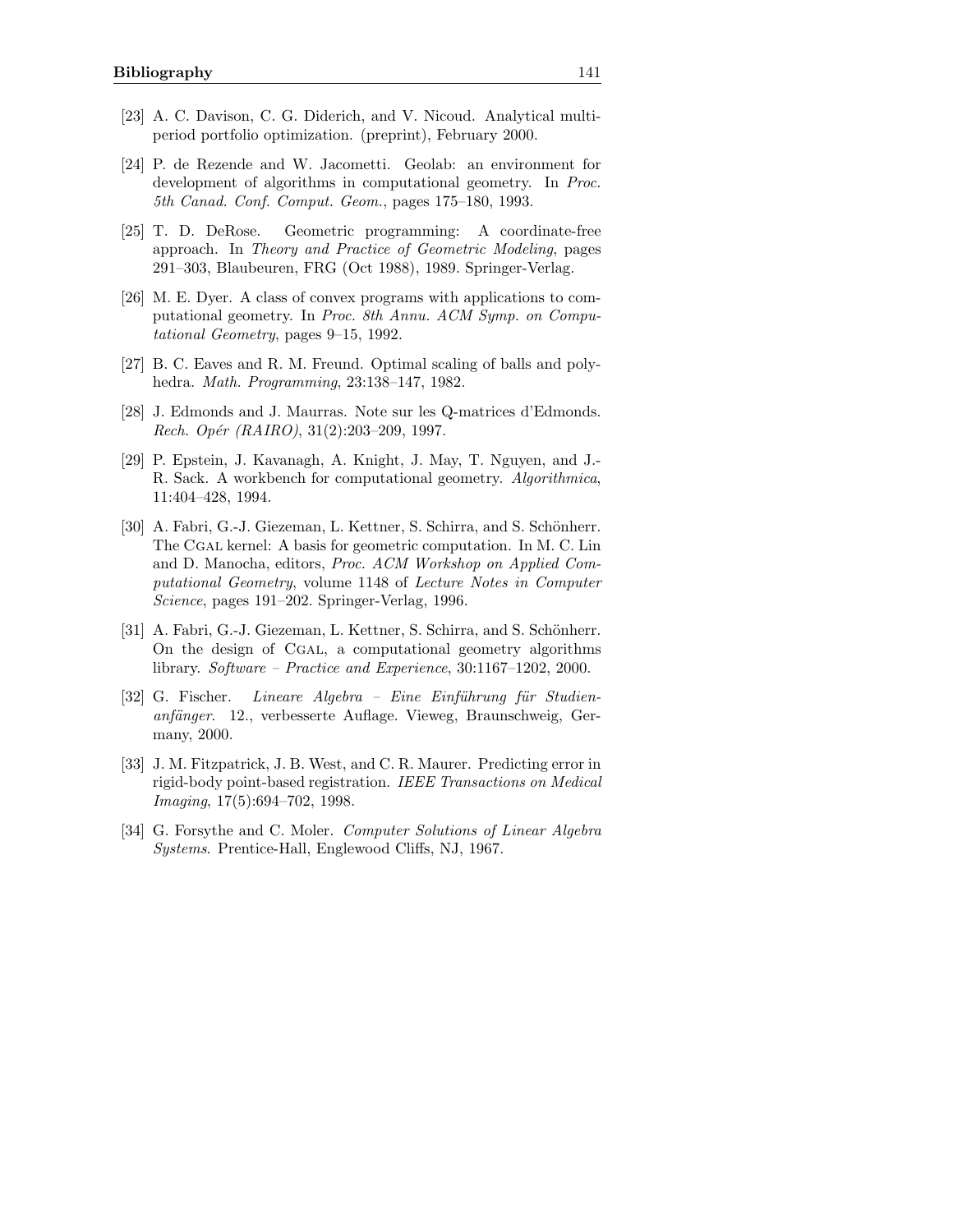[23] A. C. Davison, C. G. Diderich, and V. Nicoud. Analytical multi-period portfolio optimization. (preprint), February 2000.

[24] P. de Rezende and W. Jacometti. Geolab: an environment for development of algorithms in computational geometry. In *Proc. 5th Canad. Conf. Comput. Geom.*, pages 175–180, 1993.

[25] T. D. DeRose. Geometric programming: A coordinate-free approach. In *Theory and Practice of Geometric Modeling*, pages 291–303, Blaubeuren, FRG (Oct 1988), 1989. Springer-Verlag.

[26] M. E. Dyer. A class of convex programs with applications to computational geometry. In *Proc. 8th Annu. ACM Symp. on Computational Geometry*, pages 9–15, 1992.

[27] B. C. Eaves and R. M. Freund. Optimal scaling of balls and polyhedra. *Math. Programming*, 23:138–147, 1982.

[28] J. Edmonds and J. Maurras. Note sur les Q-matrices d'Edmonds. *Rech. Opér (RAIRO)*, 31(2):203–209, 1997.

[29] P. Epstein, J. Kavanagh, A. Knight, J. May, T. Nguyen, and J.-R. Sack. A workbench for computational geometry. *Algorithmica*, 11:404–428, 1994.

[30] A. Fabri, G.-J. Giezeman, L. Kettner, S. Schirra, and S. Schönherr. The CGAL kernel: A basis for geometric computation. In M. C. Lin and D. Manocha, editors, *Proc. ACM Workshop on Applied Computational Geometry*, volume 1148 of *Lecture Notes in Computer Science*, pages 191–202. Springer-Verlag, 1996.

[31] A. Fabri, G.-J. Giezeman, L. Kettner, S. Schirra, and S. Schönherr. On the design of CGAL, a computational geometry algorithms library. *Software – Practice and Experience*, 30:1167–1202, 2000.

[32] G. Fischer. *Lineare Algebra – Eine Einführung für Studienanfänger*. 12., verbesserte Auflage. Vieweg, Braunschweig, Germany, 2000.

[33] J. M. Fitzpatrick, J. B. West, and C. R. Maurer. Predicting error in rigid-body point-based registration. *IEEE Transactions on Medical Imaging*, 17(5):694–702, 1998.

[34] G. Forsythe and C. Moler. *Computer Solutions of Linear Algebra Systems*. Prentice-Hall, Englewood Cliffs, NJ, 1967.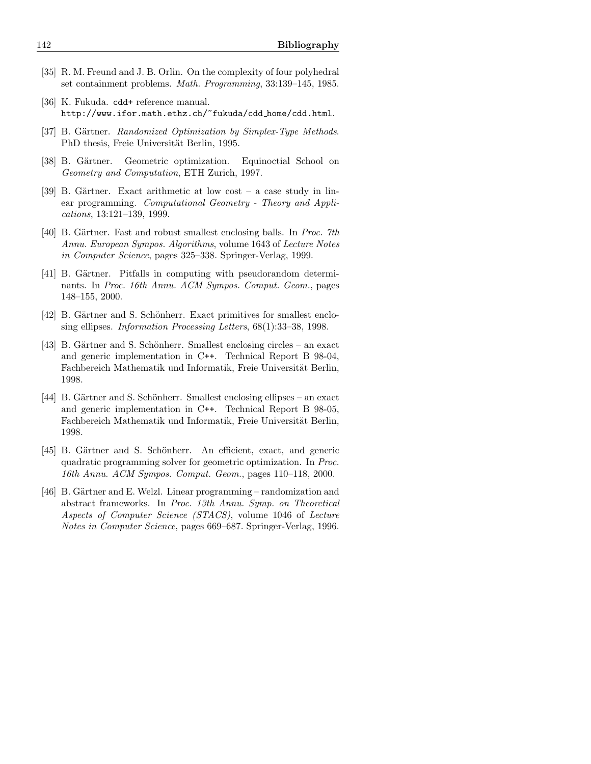[35] R. M. Freund and J. B. Orlin. On the complexity of four polyhedral set containment problems. *Math. Programming*, 33:139–145, 1985.

[36] K. Fukuda. `cdd+` reference manual. `http://www.ifor.math.ethz.ch/~fukuda/cdd_home/cdd.html`.

[37] B. Gärtner. *Randomized Optimization by Simplex-Type Methods*. PhD thesis, Freie Universität Berlin, 1995.

[38] B. Gärtner. Geometric optimization. Equinoctial School on *Geometry and Computation*, ETH Zurich, 1997.

[39] B. Gärtner. Exact arithmetic at low cost – a case study in linear programming. *Computational Geometry - Theory and Applications*, 13:121–139, 1999.

[40] B. Gärtner. Fast and robust smallest enclosing balls. In *Proc. 7th Annu. European Sympos. Algorithms*, volume 1643 of *Lecture Notes in Computer Science*, pages 325–338. Springer-Verlag, 1999.

[41] B. Gärtner. Pitfalls in computing with pseudorandom determinants. In *Proc. 16th Annu. ACM Sympos. Comput. Geom.*, pages 148–155, 2000.

[42] B. Gärtner and S. Schönherr. Exact primitives for smallest enclosing ellipses. *Information Processing Letters*, 68(1):33–38, 1998.

[43] B. Gärtner and S. Schönherr. Smallest enclosing circles – an exact and generic implementation in C++. Technical Report B 98-04, Fachbereich Mathematik und Informatik, Freie Universität Berlin, 1998.

[44] B. Gärtner and S. Schönherr. Smallest enclosing ellipses – an exact and generic implementation in C++. Technical Report B 98-05, Fachbereich Mathematik und Informatik, Freie Universität Berlin, 1998.

[45] B. Gärtner and S. Schönherr. An efficient, exact, and generic quadratic programming solver for geometric optimization. In *Proc. 16th Annu. ACM Sympos. Comput. Geom.*, pages 110–118, 2000.

[46] B. Gärtner and E. Welzl. Linear programming – randomization and abstract frameworks. In *Proc. 13th Annu. Symp. on Theoretical Aspects of Computer Science (STACS)*, volume 1046 of *Lecture Notes in Computer Science*, pages 669–687. Springer-Verlag, 1996.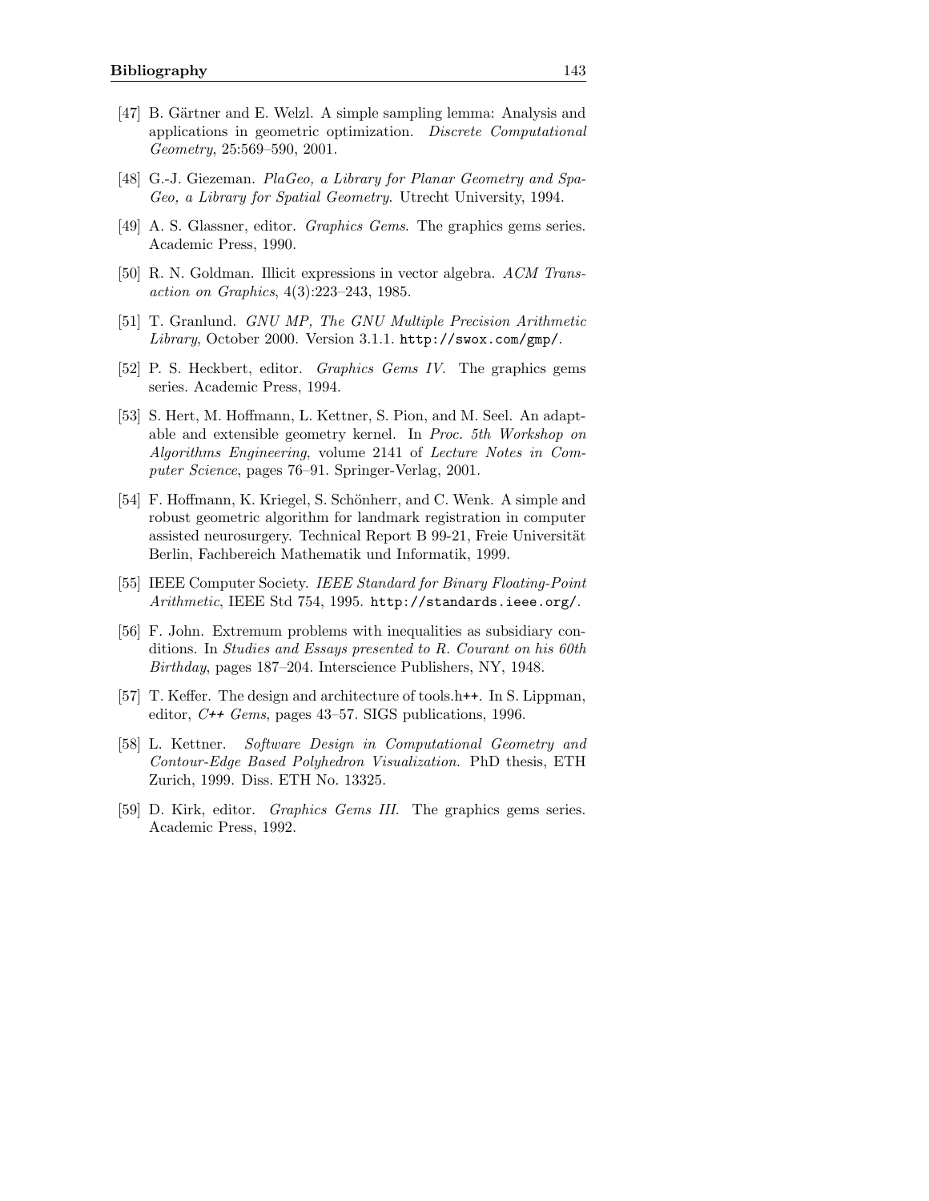[47] B. Gärtner and E. Welzl. A simple sampling lemma: Analysis and applications in geometric optimization. *Discrete Computational Geometry*, 25:569–590, 2001.

[48] G.-J. Giezeman. *PlaGeo, a Library for Planar Geometry and SpaGeo, a Library for Spatial Geometry*. Utrecht University, 1994.

[49] A. S. Glassner, editor. *Graphics Gems*. The graphics gems series. Academic Press, 1990.

[50] R. N. Goldman. Illicit expressions in vector algebra. *ACM Transaction on Graphics*, 4(3):223–243, 1985.

[51] T. Granlund. *GNU MP, The GNU Multiple Precision Arithmetic Library*, October 2000. Version 3.1.1. `http://swox.com/gmp/`.

[52] P. S. Heckbert, editor. *Graphics Gems IV*. The graphics gems series. Academic Press, 1994.

[53] S. Hert, M. Hoffmann, L. Kettner, S. Pion, and M. Seel. An adaptable and extensible geometry kernel. In *Proc. 5th Workshop on Algorithms Engineering*, volume 2141 of *Lecture Notes in Computer Science*, pages 76–91. Springer-Verlag, 2001.

[54] F. Hoffmann, K. Kriegel, S. Schönherr, and C. Wenk. A simple and robust geometric algorithm for landmark registration in computer assisted neurosurgery. Technical Report B 99-21, Freie Universität Berlin, Fachbereich Mathematik und Informatik, 1999.

[55] IEEE Computer Society. *IEEE Standard for Binary Floating-Point Arithmetic*, IEEE Std 754, 1995. `http://standards.ieee.org/`.

[56] F. John. Extremum problems with inequalities as subsidiary conditions. In *Studies and Essays presented to R. Courant on his 60th Birthday*, pages 187–204. Interscience Publishers, NY, 1948.

[57] T. Keffer. The design and architecture of tools.h++. In S. Lippman, editor, *C++ Gems*, pages 43–57. SIGS publications, 1996.

[58] L. Kettner. *Software Design in Computational Geometry and Contour-Edge Based Polyhedron Visualization*. PhD thesis, ETH Zurich, 1999. Diss. ETH No. 13325.

[59] D. Kirk, editor. *Graphics Gems III*. The graphics gems series. Academic Press, 1992.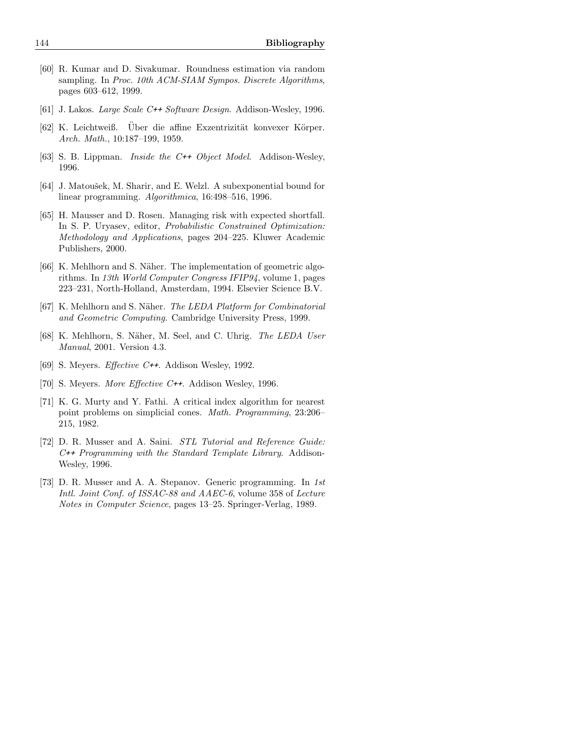[60] R. Kumar and D. Sivakumar. Roundness estimation via random sampling. In *Proc. 10th ACM-SIAM Sympos. Discrete Algorithms*, pages 603–612, 1999.

[61] J. Lakos. *Large Scale C++ Software Design*. Addison-Wesley, 1996.

[62] K. Leichtweiß. Über die affine Exzentrizität konvexer Körper. *Arch. Math.*, 10:187–199, 1959.

[63] S. B. Lippman. *Inside the C++ Object Model*. Addison-Wesley, 1996.

[64] J. Matoušek, M. Sharir, and E. Welzl. A subexponential bound for linear programming. *Algorithmica*, 16:498–516, 1996.

[65] H. Mausser and D. Rosen. Managing risk with expected shortfall. In S. P. Uryasev, editor, *Probabilistic Constrained Optimization: Methodology and Applications*, pages 204–225. Kluwer Academic Publishers, 2000.

[66] K. Mehlhorn and S. Näher. The implementation of geometric algorithms. In *13th World Computer Congress IFIP94*, volume 1, pages 223–231, North-Holland, Amsterdam, 1994. Elsevier Science B.V.

[67] K. Mehlhorn and S. Näher. *The LEDA Platform for Combinatorial and Geometric Computing*. Cambridge University Press, 1999.

[68] K. Mehlhorn, S. Näher, M. Seel, and C. Uhrig. *The LEDA User Manual*, 2001. Version 4.3.

[69] S. Meyers. *Effective C++*. Addison Wesley, 1992.

[70] S. Meyers. *More Effective C++*. Addison Wesley, 1996.

[71] K. G. Murty and Y. Fathi. A critical index algorithm for nearest point problems on simplicial cones. *Math. Programming*, 23:206–215, 1982.

[72] D. R. Musser and A. Saini. *STL Tutorial and Reference Guide: C++ Programming with the Standard Template Library*. Addison-Wesley, 1996.

[73] D. R. Musser and A. A. Stepanov. Generic programming. In *1st Intl. Joint Conf. of ISSAC-88 and AAEC-6*, volume 358 of *Lecture Notes in Computer Science*, pages 13–25. Springer-Verlag, 1989.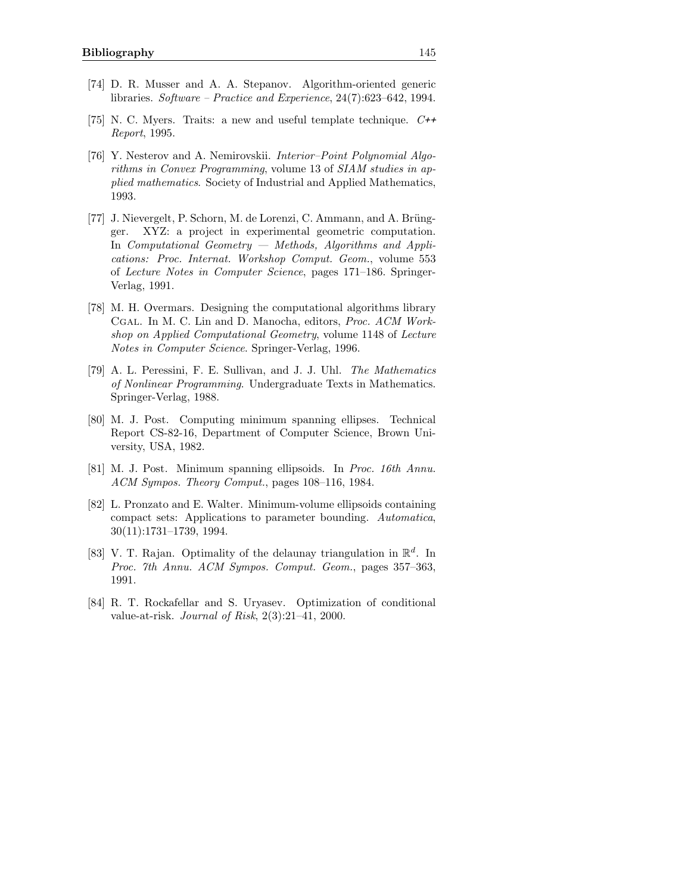[74] D. R. Musser and A. A. Stepanov. Algorithm-oriented generic libraries. *Software – Practice and Experience*, 24(7):623–642, 1994.

[75] N. C. Myers. Traits: a new and useful template technique. *C++ Report*, 1995.

[76] Y. Nesterov and A. Nemirovskii. *Interior–Point Polynomial Algorithms in Convex Programming*, volume 13 of *SIAM studies in applied mathematics*. Society of Industrial and Applied Mathematics, 1993.

[77] J. Nievergelt, P. Schorn, M. de Lorenzi, C. Ammann, and A. Brüngger. XYZ: a project in experimental geometric computation. In *Computational Geometry — Methods, Algorithms and Applications: Proc. Internat. Workshop Comput. Geom.*, volume 553 of *Lecture Notes in Computer Science*, pages 171–186. Springer-Verlag, 1991.

[78] M. H. Overmars. Designing the computational algorithms library Cgal. In M. C. Lin and D. Manocha, editors, *Proc. ACM Workshop on Applied Computational Geometry*, volume 1148 of *Lecture Notes in Computer Science*. Springer-Verlag, 1996.

[79] A. L. Peressini, F. E. Sullivan, and J. J. Uhl. *The Mathematics of Nonlinear Programming*. Undergraduate Texts in Mathematics. Springer-Verlag, 1988.

[80] M. J. Post. Computing minimum spanning ellipses. Technical Report CS-82-16, Department of Computer Science, Brown University, USA, 1982.

[81] M. J. Post. Minimum spanning ellipsoids. In *Proc. 16th Annu. ACM Sympos. Theory Comput.*, pages 108–116, 1984.

[82] L. Pronzato and E. Walter. Minimum-volume ellipsoids containing compact sets: Applications to parameter bounding. *Automatica*, 30(11):1731–1739, 1994.

[83] V. T. Rajan. Optimality of the delaunay triangulation in $\mathbb{R}^d$. In *Proc. 7th Annu. ACM Sympos. Comput. Geom.*, pages 357–363, 1991.

[84] R. T. Rockafellar and S. Uryasev. Optimization of conditional value-at-risk. *Journal of Risk*, 2(3):21–41, 2000.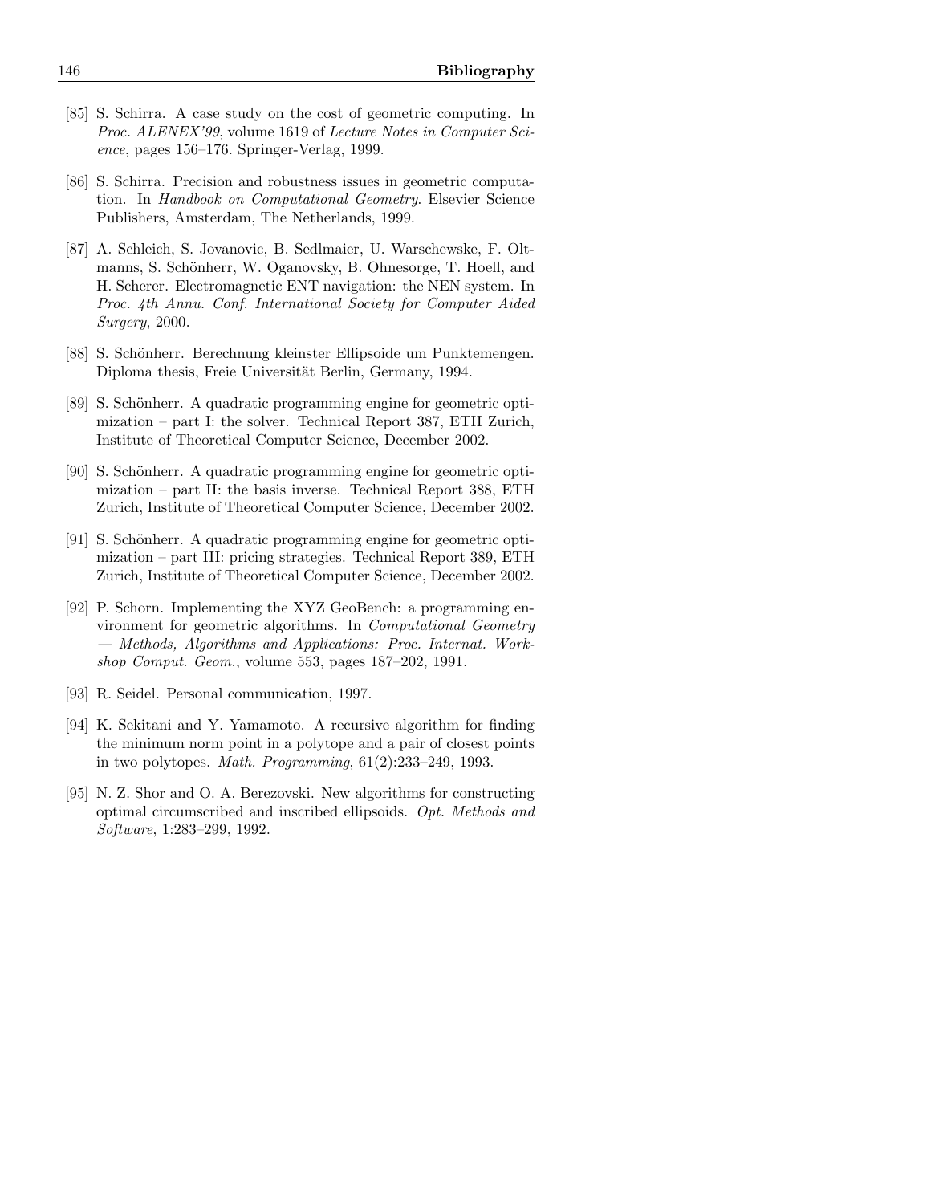[85] S. Schirra. A case study on the cost of geometric computing. In *Proc. ALENEX'99*, volume 1619 of *Lecture Notes in Computer Science*, pages 156–176. Springer-Verlag, 1999.

[86] S. Schirra. Precision and robustness issues in geometric computation. In *Handbook on Computational Geometry*. Elsevier Science Publishers, Amsterdam, The Netherlands, 1999.

[87] A. Schleich, S. Jovanovic, B. Sedlmaier, U. Warschewske, F. Oltmanns, S. Schönherr, W. Oganovsky, B. Ohnesorge, T. Hoell, and H. Scherer. Electromagnetic ENT navigation: the NEN system. In *Proc. 4th Annu. Conf. International Society for Computer Aided Surgery*, 2000.

[88] S. Schönherr. Berechnung kleinster Ellipsoide um Punktemengen. Diploma thesis, Freie Universität Berlin, Germany, 1994.

[89] S. Schönherr. A quadratic programming engine for geometric optimization – part I: the solver. Technical Report 387, ETH Zurich, Institute of Theoretical Computer Science, December 2002.

[90] S. Schönherr. A quadratic programming engine for geometric optimization – part II: the basis inverse. Technical Report 388, ETH Zurich, Institute of Theoretical Computer Science, December 2002.

[91] S. Schönherr. A quadratic programming engine for geometric optimization – part III: pricing strategies. Technical Report 389, ETH Zurich, Institute of Theoretical Computer Science, December 2002.

[92] P. Schorn. Implementing the XYZ GeoBench: a programming environment for geometric algorithms. In *Computational Geometry — Methods, Algorithms and Applications: Proc. Internat. Workshop Comput. Geom.*, volume 553, pages 187–202, 1991.

[93] R. Seidel. Personal communication, 1997.

[94] K. Sekitani and Y. Yamamoto. A recursive algorithm for finding the minimum norm point in a polytope and a pair of closest points in two polytopes. *Math. Programming*, 61(2):233–249, 1993.

[95] N. Z. Shor and O. A. Berezovski. New algorithms for constructing optimal circumscribed and inscribed ellipsoids. *Opt. Methods and Software*, 1:283–299, 1992.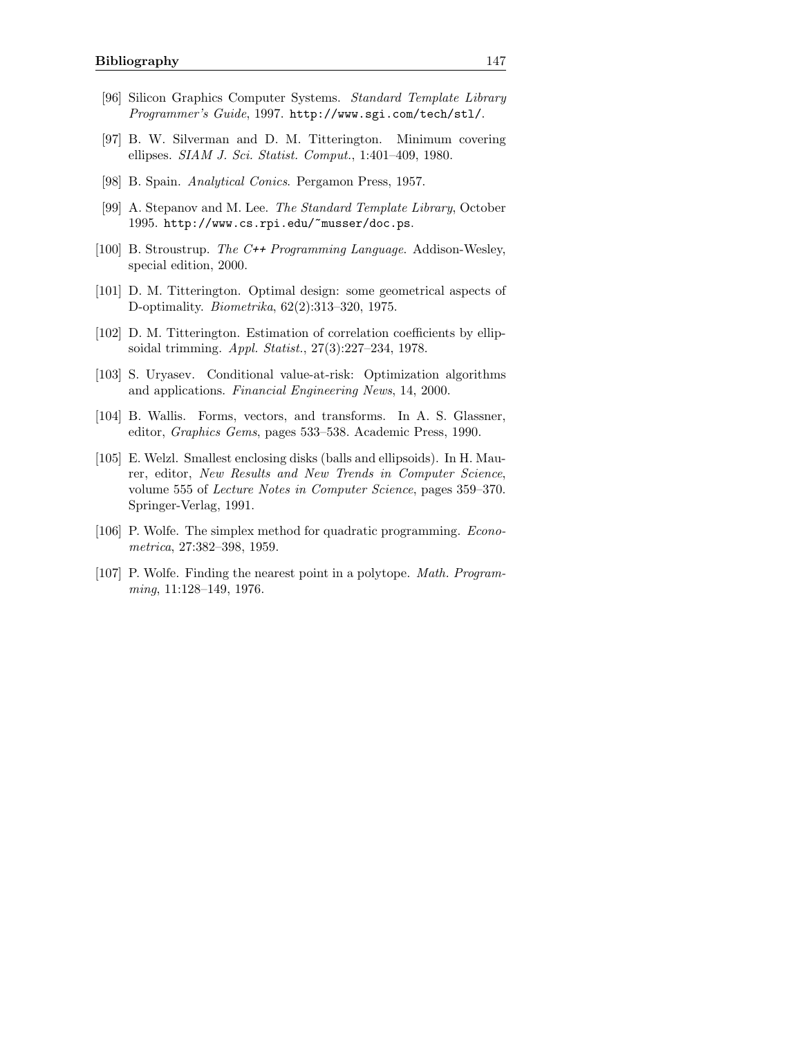[96] Silicon Graphics Computer Systems. *Standard Template Library Programmer's Guide*, 1997. `http://www.sgi.com/tech/stl/`.

[97] B. W. Silverman and D. M. Titterington. Minimum covering ellipses. *SIAM J. Sci. Statist. Comput.*, 1:401–409, 1980.

[98] B. Spain. *Analytical Conics*. Pergamon Press, 1957.

[99] A. Stepanov and M. Lee. *The Standard Template Library*, October 1995. `http://www.cs.rpi.edu/~musser/doc.ps`.

[100] B. Stroustrup. *The C++ Programming Language*. Addison-Wesley, special edition, 2000.

[101] D. M. Titterington. Optimal design: some geometrical aspects of D-optimality. *Biometrika*, 62(2):313–320, 1975.

[102] D. M. Titterington. Estimation of correlation coefficients by ellipsoidal trimming. *Appl. Statist.*, 27(3):227–234, 1978.

[103] S. Uryasev. Conditional value-at-risk: Optimization algorithms and applications. *Financial Engineering News*, 14, 2000.

[104] B. Wallis. Forms, vectors, and transforms. In A. S. Glassner, editor, *Graphics Gems*, pages 533–538. Academic Press, 1990.

[105] E. Welzl. Smallest enclosing disks (balls and ellipsoids). In H. Maurer, editor, *New Results and New Trends in Computer Science*, volume 555 of *Lecture Notes in Computer Science*, pages 359–370. Springer-Verlag, 1991.

[106] P. Wolfe. The simplex method for quadratic programming. *Econometrica*, 27:382–398, 1959.

[107] P. Wolfe. Finding the nearest point in a polytope. *Math. Programming*, 11:128–149, 1976.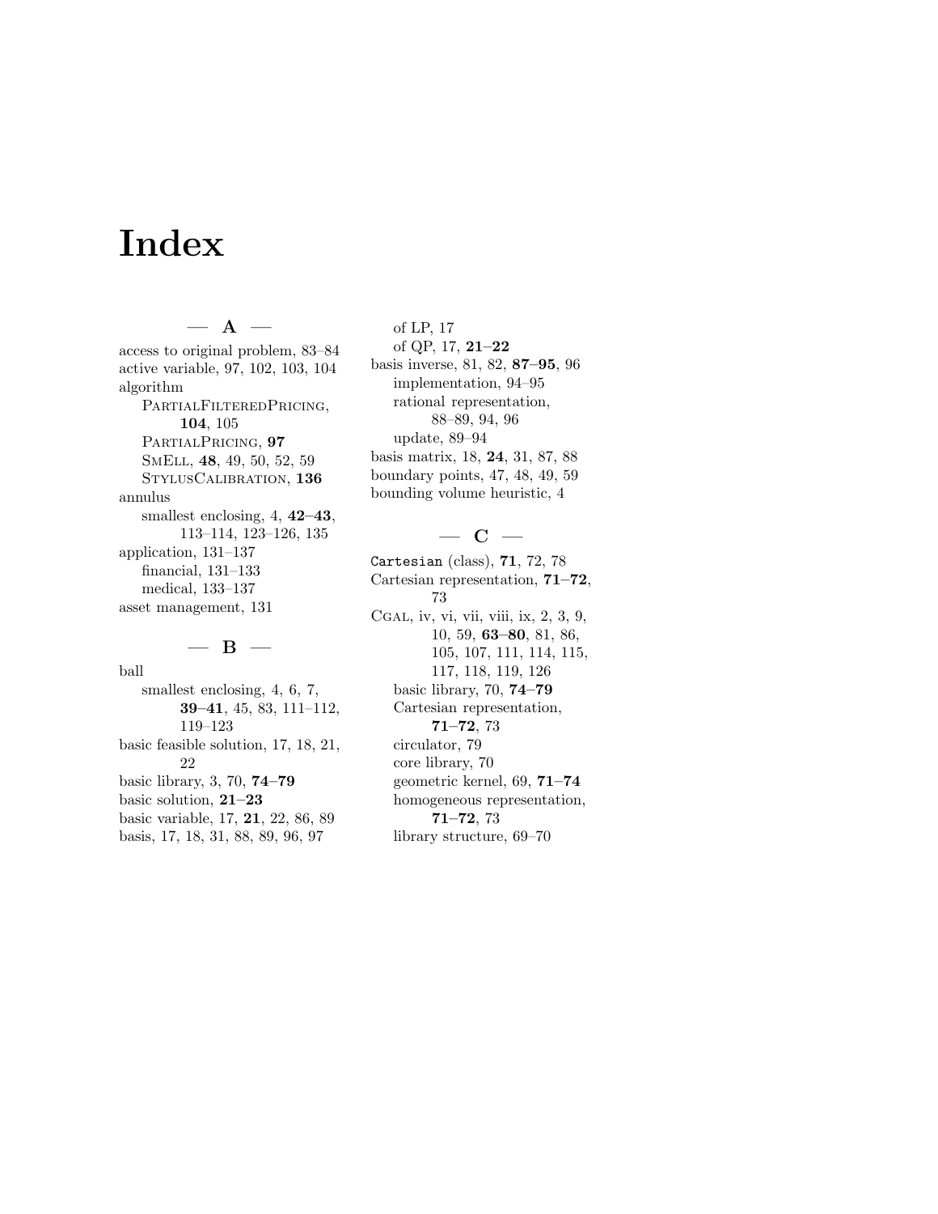# Index

— **A** —

access to original problem, 83–84
active variable, 97, 102, 103, 104
algorithm
  PartialFilteredPricing, **104**, 105
  PartialPricing, **97**
  SmEll, **48**, 49, 50, 52, 59
  StylusCalibration, **136**
annulus
  smallest enclosing, 4, **42–43**, 113–114, 123–126, 135
application, 131–137
  financial, 131–133
  medical, 133–137
asset management, 131

— **B** —

ball
  smallest enclosing, 4, 6, 7, **39–41**, 45, 83, 111–112, 119–123
basic feasible solution, 17, 18, 21, 22
basic library, 3, 70, **74–79**
basic solution, **21–23**
basic variable, 17, **21**, 22, 86, 89
basis, 17, 18, 31, 88, 89, 96, 97
  of LP, 17
  of QP, 17, **21–22**
basis inverse, 81, 82, **87–95**, 96
  implementation, 94–95
  rational representation, 88–89, 94, 96
  update, 89–94
basis matrix, 18, **24**, 31, 87, 88
boundary points, 47, 48, 49, 59
bounding volume heuristic, 4

— **C** —

`Cartesian` (class), **71**, 72, 78
Cartesian representation, **71–72**, 73
Cgal, iv, vi, vii, viii, ix, 2, 3, 9, 10, 59, **63–80**, 81, 86, 105, 107, 111, 114, 115, 117, 118, 119, 126
  basic library, 70, **74–79**
  Cartesian representation, **71–72**, 73
  circulator, 79
  core library, 70
  geometric kernel, 69, **71–74**
  homogeneous representation, **71–72**, 73
  library structure, 69–70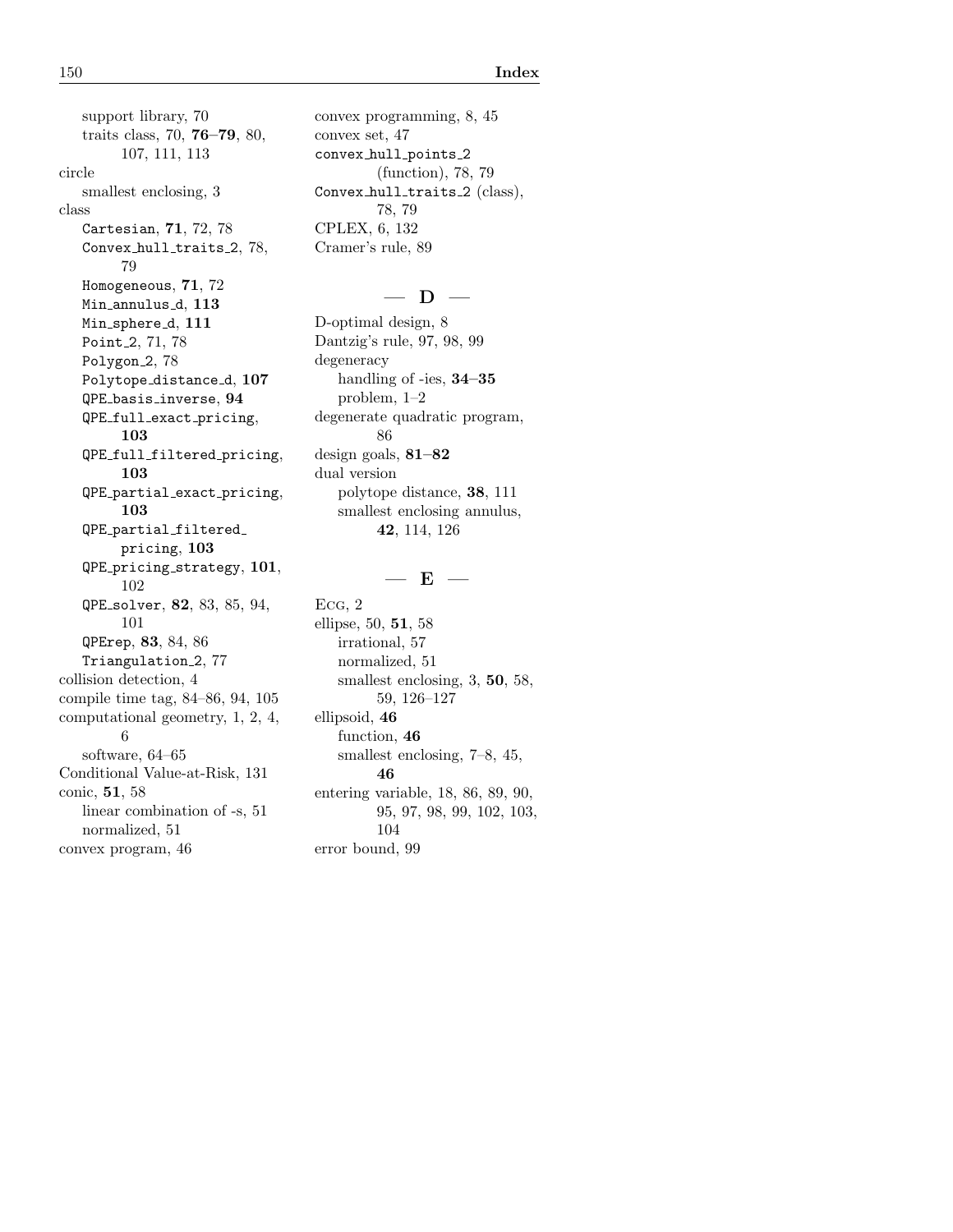support library, 70
traits class, 70, **76–79**, 80, 107, 111, 113

circle
smallest enclosing, 3

class
`Cartesian`, **71**, 72, 78
`Convex_hull_traits_2`, 78, 79
`Homogeneous`, **71**, 72
`Min_annulus_d`, **113**
`Min_sphere_d`, **111**
`Point_2`, 71, 78
`Polygon_2`, 78
`Polytope_distance_d`, **107**
`QPE_basis_inverse`, **94**
`QPE_full_exact_pricing`, **103**
`QPE_full_filtered_pricing`, **103**
`QPE_partial_exact_pricing`, **103**
`QPE_partial_filtered_pricing`, **103**
`QPE_pricing_strategy`, **101**, 102
`QPE_solver`, **82**, 83, 85, 94, 101
`QPErep`, **83**, 84, 86
`Triangulation_2`, 77

collision detection, 4
compile time tag, 84–86, 94, 105
computational geometry, 1, 2, 4, 6
software, 64–65
Conditional Value-at-Risk, 131
conic, **51**, 58
linear combination of -s, 51
normalized, 51
convex program, 46
convex programming, 8, 45
convex set, 47
`convex_hull_points_2` (function), 78, 79
`Convex_hull_traits_2` (class), 78, 79
CPLEX, 6, 132
Cramer's rule, 89

## — D —

D-optimal design, 8
Dantzig's rule, 97, 98, 99
degeneracy
handling of -ies, **34–35**
problem, 1–2
degenerate quadratic program, 86
design goals, **81–82**
dual version
polytope distance, **38**, 111
smallest enclosing annulus, **42**, 114, 126

## — E —

ECG, 2
ellipse, 50, **51**, 58
irrational, 57
normalized, 51
smallest enclosing, 3, **50**, 58, 59, 126–127
ellipsoid, **46**
function, **46**
smallest enclosing, 7–8, 45, **46**
entering variable, 18, 86, 89, 90, 95, 97, 98, 99, 102, 103, 104
error bound, 99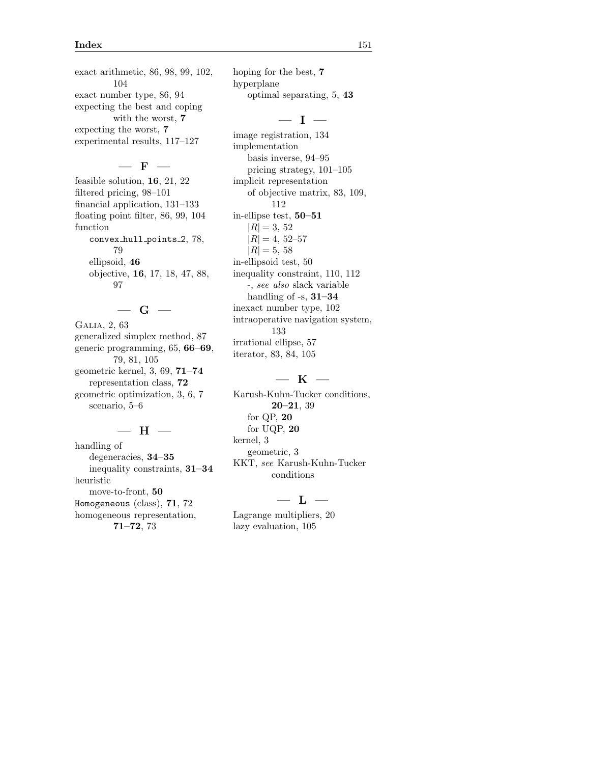exact arithmetic, 86, 98, 99, 102, 104
exact number type, 86, 94
expecting the best and coping with the worst, **7**
expecting the worst, **7**
experimental results, 117–127

## — F —

feasible solution, **16**, 21, 22
filtered pricing, 98–101
financial application, 131–133
floating point filter, 86, 99, 104
function
  `convex_hull_points_2`, 78, 79
  ellipsoid, **46**
  objective, **16**, 17, 18, 47, 88, 97

## — G —

Galia, 2, 63
generalized simplex method, 87
generic programming, 65, **66–69**, 79, 81, 105
geometric kernel, 3, 69, **71–74**
  representation class, **72**
geometric optimization, 3, 6, 7
  scenario, 5–6

## — H —

handling of
  degeneracies, **34–35**
  inequality constraints, **31–34**
heuristic
  move-to-front, **50**
`Homogeneous` (class), **71**, 72
homogeneous representation, **71–72**, 73
hoping for the best, **7**
hyperplane
  optimal separating, 5, **43**

## — I —

image registration, 134
implementation
  basis inverse, 94–95
  pricing strategy, 101–105
implicit representation
  of objective matrix, 83, 109, 112
in-ellipse test, **50–51**
  $|R| = 3$, 52
  $|R| = 4$, 52–57
  $|R| = 5$, 58
in-ellipsoid test, 50
inequality constraint, 110, 112
  -, *see also* slack variable
  handling of -s, **31–34**
inexact number type, 102
intraoperative navigation system, 133
irrational ellipse, 57
iterator, 83, 84, 105

## — K —

Karush-Kuhn-Tucker conditions, **20–21**, 39
  for QP, **20**
  for UQP, **20**
kernel, 3
  geometric, 3
KKT, *see* Karush-Kuhn-Tucker conditions

## — L —

Lagrange multipliers, 20
lazy evaluation, 105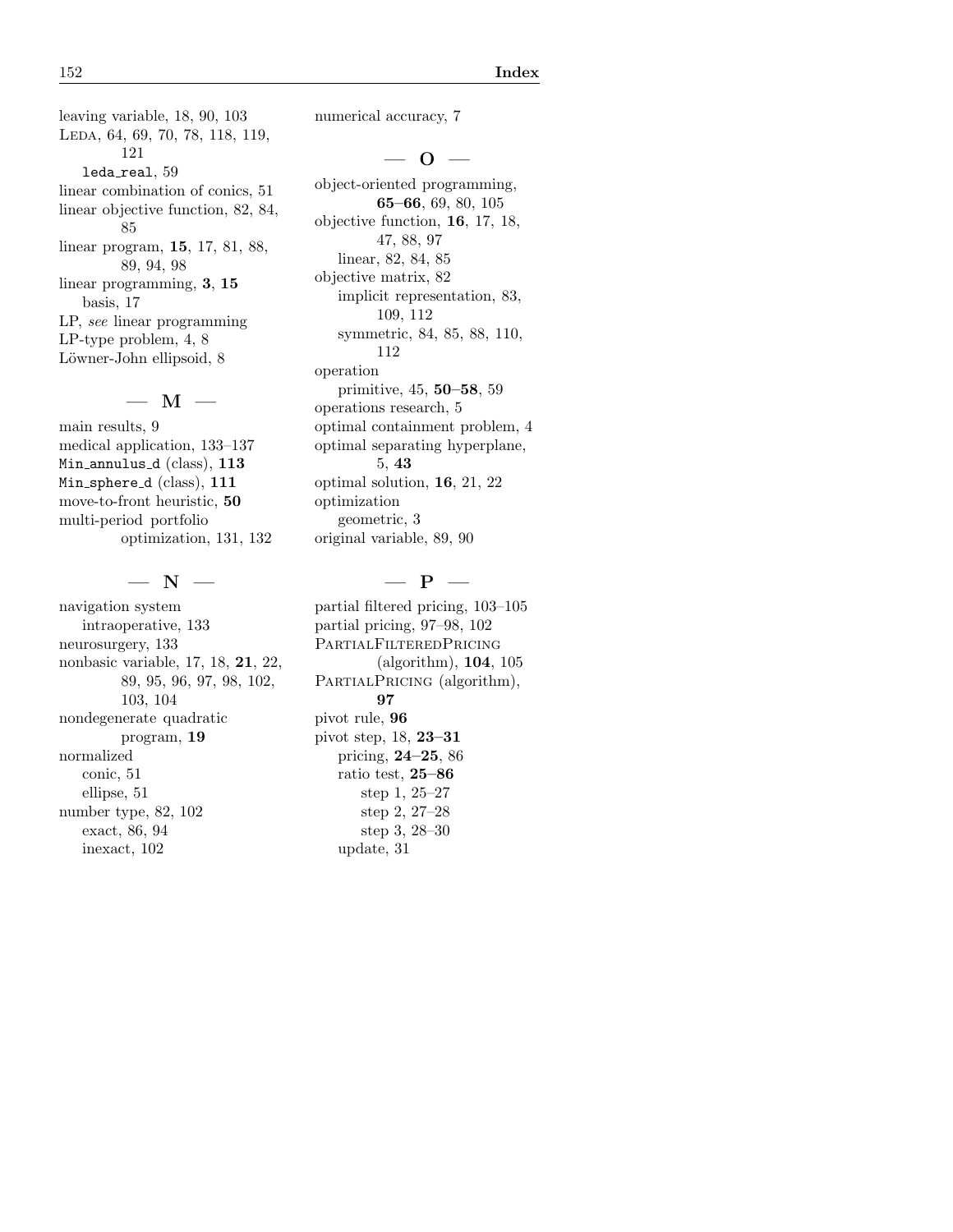leaving variable, 18, 90, 103
LEDA, 64, 69, 70, 78, 118, 119, 121
  leda_real, 59
linear combination of conics, 51
linear objective function, 82, 84, 85
linear program, **15**, 17, 81, 88, 89, 94, 98
linear programming, **3**, **15**
  basis, 17
LP, *see* linear programming
LP-type problem, 4, 8
Löwner-John ellipsoid, 8

## — M —

main results, 9
medical application, 133–137
Min_annulus_d (class), **113**
Min_sphere_d (class), **111**
move-to-front heuristic, **50**
multi-period portfolio optimization, 131, 132

## — N —

navigation system
  intraoperative, 133
neurosurgery, 133
nonbasic variable, 17, 18, **21**, 22, 89, 95, 96, 97, 98, 102, 103, 104
nondegenerate quadratic program, **19**
normalized
  conic, 51
  ellipse, 51
number type, 82, 102
  exact, 86, 94
  inexact, 102

numerical accuracy, 7

## — O —

object-oriented programming, **65–66**, 69, 80, 105
objective function, **16**, 17, 18, 47, 88, 97
  linear, 82, 84, 85
objective matrix, 82
  implicit representation, 83, 109, 112
  symmetric, 84, 85, 88, 110, 112
operation
  primitive, 45, **50–58**, 59
operations research, 5
optimal containment problem, 4
optimal separating hyperplane, 5, **43**
optimal solution, **16**, 21, 22
optimization
  geometric, 3
original variable, 89, 90

## — P —

partial filtered pricing, 103–105
partial pricing, 97–98, 102
PARTIALFILTEREDPRICING (algorithm), **104**, 105
PARTIALPRICING (algorithm), **97**
pivot rule, **96**
pivot step, 18, **23–31**
  pricing, **24–25**, 86
  ratio test, **25–86**
    step 1, 25–27
    step 2, 27–28
    step 3, 28–30
  update, 31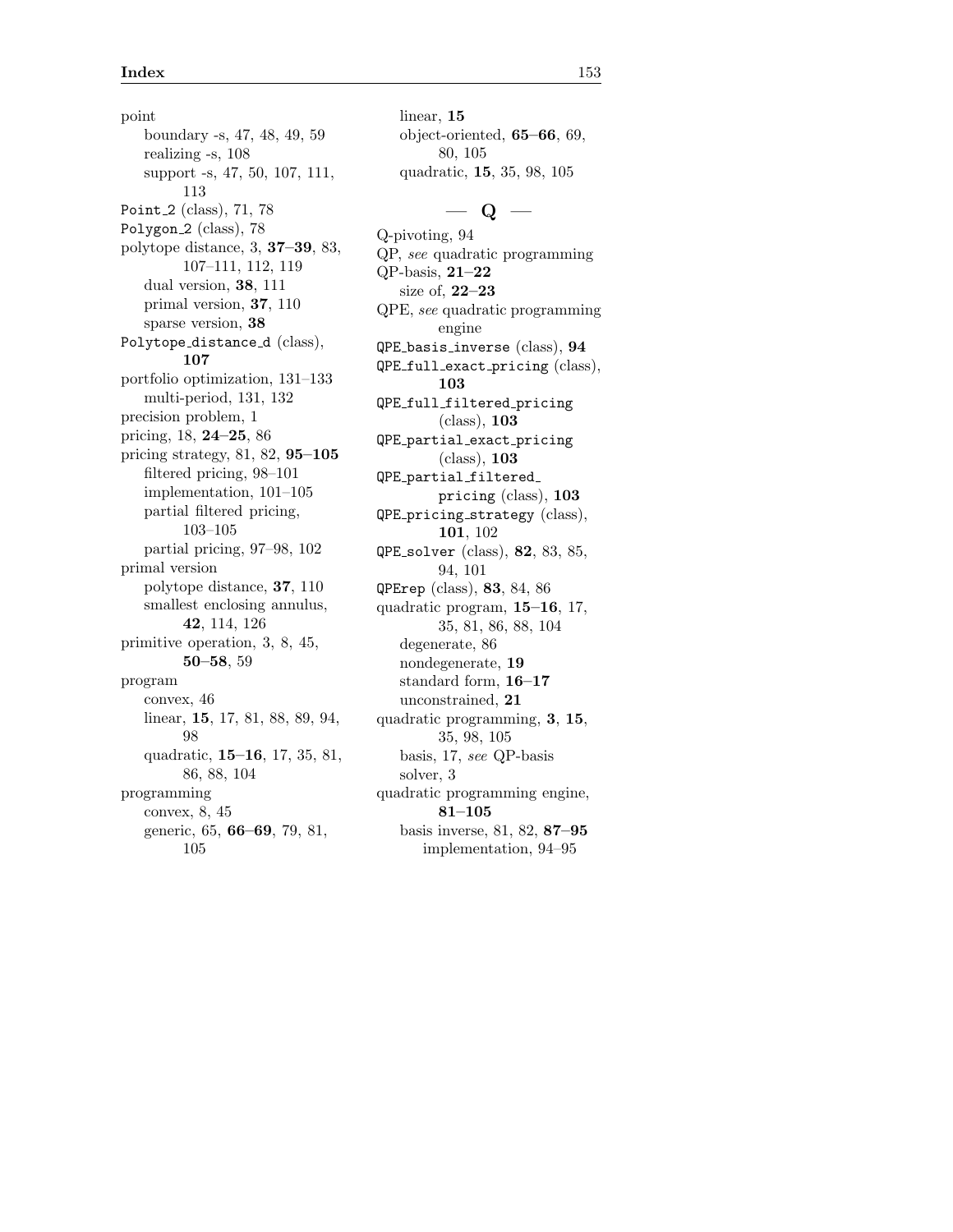point
- boundary -s, 47, 48, 49, 59
- realizing -s, 108
- support -s, 47, 50, 107, 111, 113

`Point_2` (class), 71, 78

`Polygon_2` (class), 78

polytope distance, 3, **37–39**, 83, 107–111, 112, 119
- dual version, **38**, 111
- primal version, **37**, 110
- sparse version, **38**

`Polytope_distance_d` (class), **107**

portfolio optimization, 131–133
- multi-period, 131, 132

precision problem, 1

pricing, 18, **24–25**, 86

pricing strategy, 81, 82, **95–105**
- filtered pricing, 98–101
- implementation, 101–105
- partial filtered pricing, 103–105
- partial pricing, 97–98, 102

primal version
- polytope distance, **37**, 110
- smallest enclosing annulus, **42**, 114, 126

primitive operation, 3, 8, 45, **50–58**, 59

program
- convex, 46
- linear, **15**, 17, 81, 88, 89, 94, 98
- quadratic, **15–16**, 17, 35, 81, 86, 88, 104

programming
- convex, 8, 45
- generic, 65, **66–69**, 79, 81, 105
- linear, **15**
- object-oriented, **65–66**, 69, 80, 105
- quadratic, **15**, 35, 98, 105

## — Q —

Q-pivoting, 94

QP, *see* quadratic programming

QP-basis, **21–22**
- size of, **22–23**

QPE, *see* quadratic programming engine

`QPE_basis_inverse` (class), **94**

`QPE_full_exact_pricing` (class), **103**

`QPE_full_filtered_pricing` (class), **103**

`QPE_partial_exact_pricing` (class), **103**

`QPE_partial_filtered_pricing` (class), **103**

`QPE_pricing_strategy` (class), **101**, 102

`QPE_solver` (class), **82**, 83, 85, 94, 101

`QPErep` (class), **83**, 84, 86

quadratic program, **15–16**, 17, 35, 81, 86, 88, 104
- degenerate, 86
- nondegenerate, **19**
- standard form, **16–17**
- unconstrained, **21**

quadratic programming, **3**, **15**, 35, 98, 105
- basis, 17, *see* QP-basis
- solver, 3

quadratic programming engine, **81–105**
- basis inverse, 81, 82, **87–95**
  - implementation, 94–95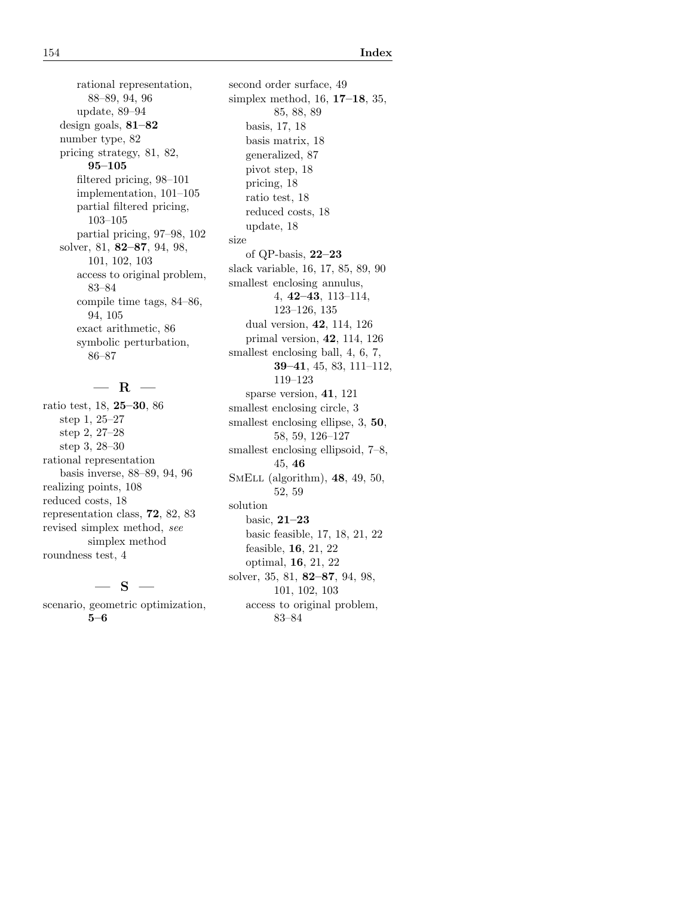rational representation, 88–89, 94, 96
update, 89–94
design goals, **81–82**
number type, 82
pricing strategy, 81, 82, **95–105**
filtered pricing, 98–101
implementation, 101–105
partial filtered pricing, 103–105
partial pricing, 97–98, 102
solver, 81, **82–87**, 94, 98, 101, 102, 103
access to original problem, 83–84
compile time tags, 84–86, 94, 105
exact arithmetic, 86
symbolic perturbation, 86–87

## — R —

ratio test, 18, **25–30**, 86
step 1, 25–27
step 2, 27–28
step 3, 28–30
rational representation
basis inverse, 88–89, 94, 96
realizing points, 108
reduced costs, 18
representation class, **72**, 82, 83
revised simplex method, *see* simplex method
roundness test, 4

## — S —

scenario, geometric optimization, **5–6**
second order surface, 49
simplex method, 16, **17–18**, 35, 85, 88, 89
basis, 17, 18
basis matrix, 18
generalized, 87
pivot step, 18
pricing, 18
ratio test, 18
reduced costs, 18
update, 18
size
of QP-basis, **22–23**
slack variable, 16, 17, 85, 89, 90
smallest enclosing annulus, 4, **42–43**, 113–114, 123–126, 135
dual version, **42**, 114, 126
primal version, **42**, 114, 126
smallest enclosing ball, 4, 6, 7, **39–41**, 45, 83, 111–112, 119–123
sparse version, **41**, 121
smallest enclosing circle, 3
smallest enclosing ellipse, 3, **50**, 58, 59, 126–127
smallest enclosing ellipsoid, 7–8, 45, **46**
SmEll (algorithm), **48**, 49, 50, 52, 59
solution
basic, **21–23**
basic feasible, 17, 18, 21, 22
feasible, **16**, 21, 22
optimal, **16**, 21, 22
solver, 35, 81, **82–87**, 94, 98, 101, 102, 103
access to original problem, 83–84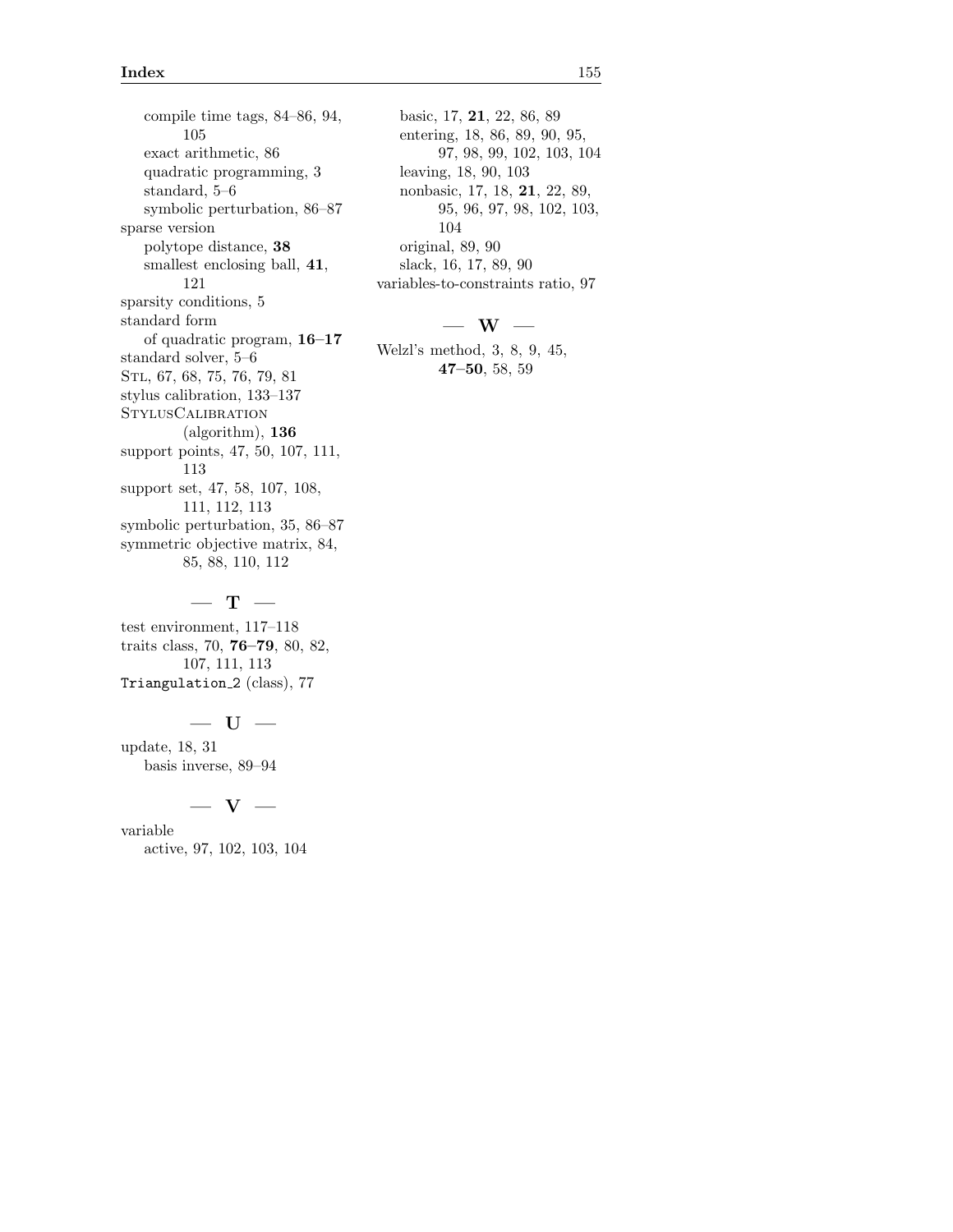compile time tags, 84–86, 94, 105
exact arithmetic, 86
quadratic programming, 3
standard, 5–6
symbolic perturbation, 86–87

sparse version
polytope distance, **38**
smallest enclosing ball, **41**, 121

sparsity conditions, 5

standard form
of quadratic program, **16–17**

standard solver, 5–6

STL, 67, 68, 75, 76, 79, 81

stylus calibration, 133–137

STYLUSCALIBRATION (algorithm), **136**

support points, 47, 50, 107, 111, 113

support set, 47, 58, 107, 108, 111, 112, 113

symbolic perturbation, 35, 86–87

symmetric objective matrix, 84, 85, 88, 110, 112

## — T —

test environment, 117–118

traits class, 70, **76–79**, 80, 82, 107, 111, 113

`Triangulation_2` (class), 77

## — U —

update, 18, 31
basis inverse, 89–94

## — V —

variable
active, 97, 102, 103, 104
basic, 17, **21**, 22, 86, 89
entering, 18, 86, 89, 90, 95, 97, 98, 99, 102, 103, 104
leaving, 18, 90, 103
nonbasic, 17, 18, **21**, 22, 89, 95, 96, 97, 98, 102, 103, 104
original, 89, 90
slack, 16, 17, 89, 90

variables-to-constraints ratio, 97

## — W —

Welzl's method, 3, 8, 9, 45, **47–50**, 58, 59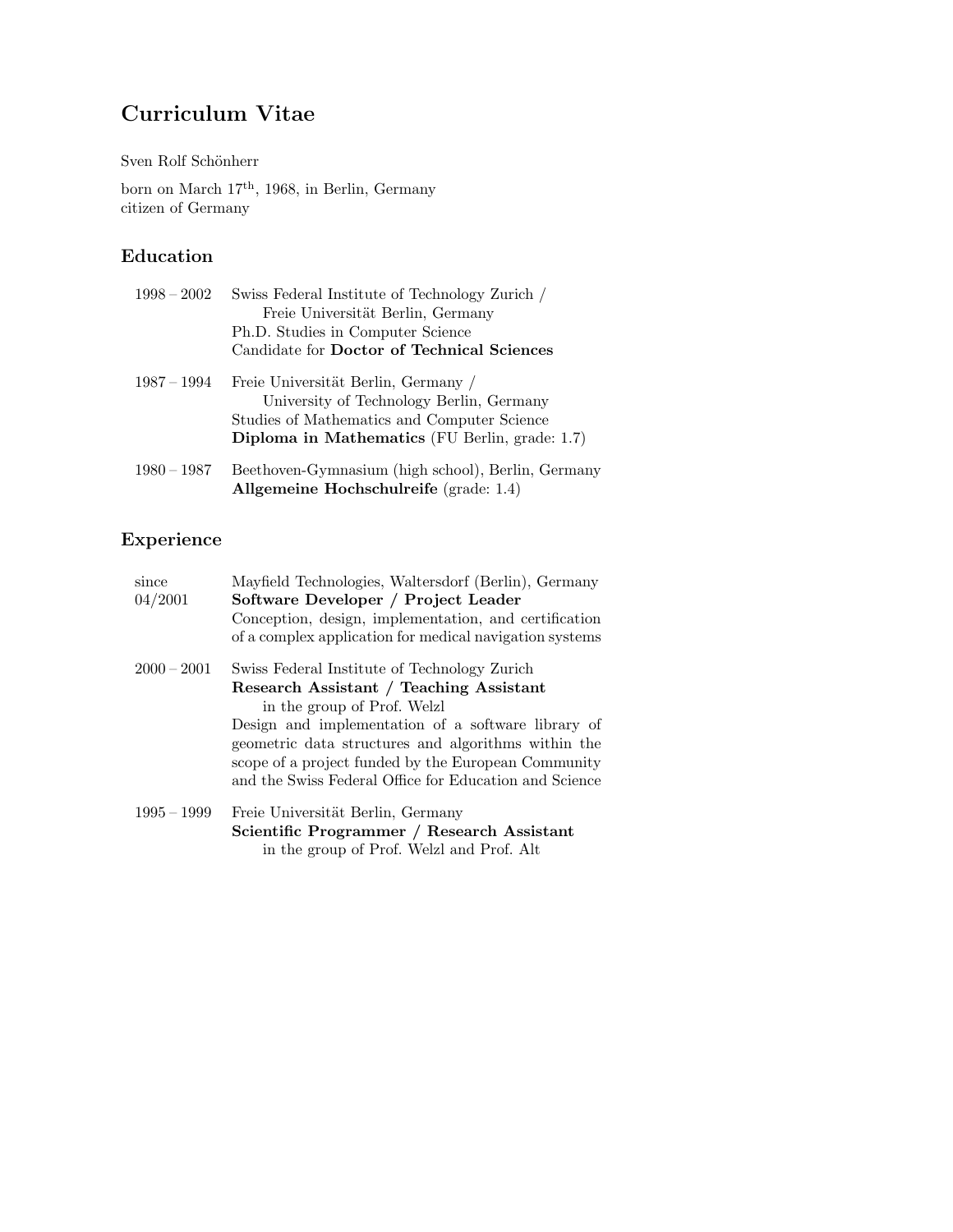# Curriculum Vitae

Sven Rolf Schönherr

born on March 17$^{\text{th}}$, 1968, in Berlin, Germany
citizen of Germany

## Education

| | |
|---|---|
| 1998 – 2002 | Swiss Federal Institute of Technology Zurich / Freie Universität Berlin, Germany<br>Ph.D. Studies in Computer Science<br>Candidate for **Doctor of Technical Sciences** |
| 1987 – 1994 | Freie Universität Berlin, Germany / University of Technology Berlin, Germany<br>Studies of Mathematics and Computer Science<br>**Diploma in Mathematics** (FU Berlin, grade: 1.7) |
| 1980 – 1987 | Beethoven-Gymnasium (high school), Berlin, Germany<br>**Allgemeine Hochschulreife** (grade: 1.4) |

## Experience

| | |
|---|---|
| since 04/2001 | Mayfield Technologies, Waltersdorf (Berlin), Germany<br>**Software Developer / Project Leader**<br>Conception, design, implementation, and certification of a complex application for medical navigation systems |
| 2000 – 2001 | Swiss Federal Institute of Technology Zurich<br>**Research Assistant / Teaching Assistant** in the group of Prof. Welzl<br>Design and implementation of a software library of geometric data structures and algorithms within the scope of a project funded by the European Community and the Swiss Federal Office for Education and Science |
| 1995 – 1999 | Freie Universität Berlin, Germany<br>**Scientific Programmer / Research Assistant** in the group of Prof. Welzl and Prof. Alt |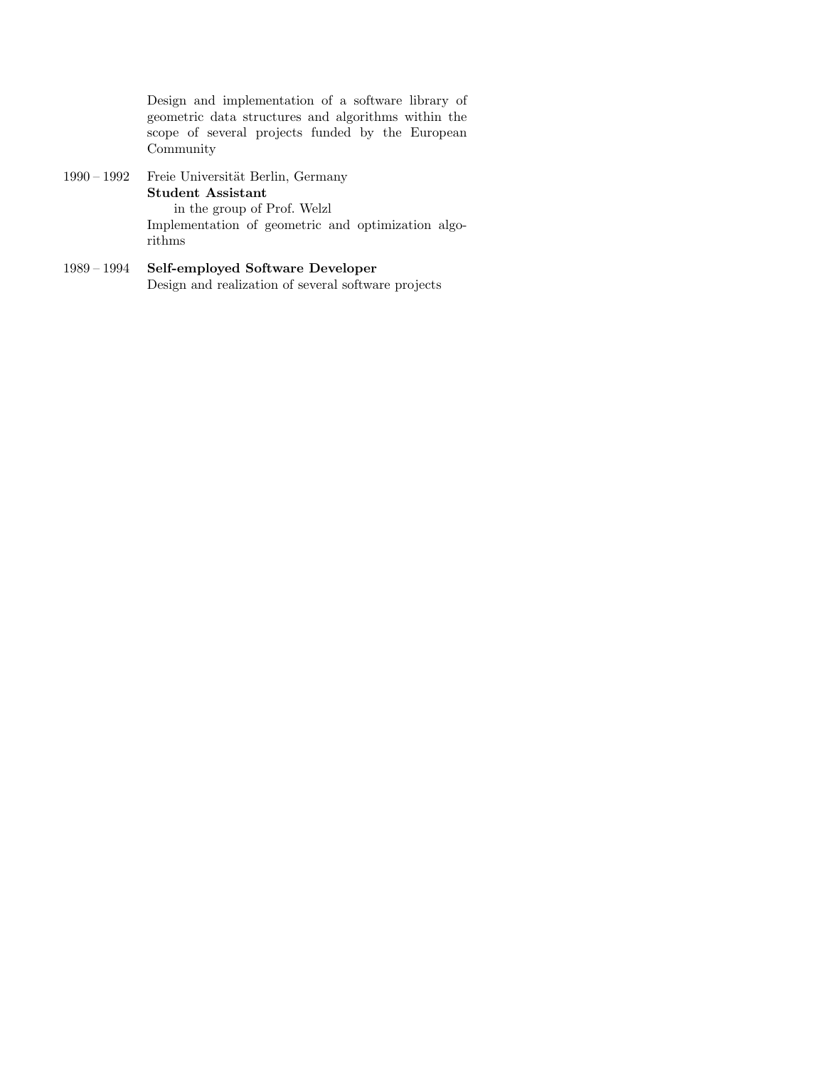Design and implementation of a software library of geometric data structures and algorithms within the scope of several projects funded by the European Community

1990 – 1992 Freie Universität Berlin, Germany
**Student Assistant**
in the group of Prof. Welzl
Implementation of geometric and optimization algorithms

1989 – 1994 **Self-employed Software Developer**
Design and realization of several software projects